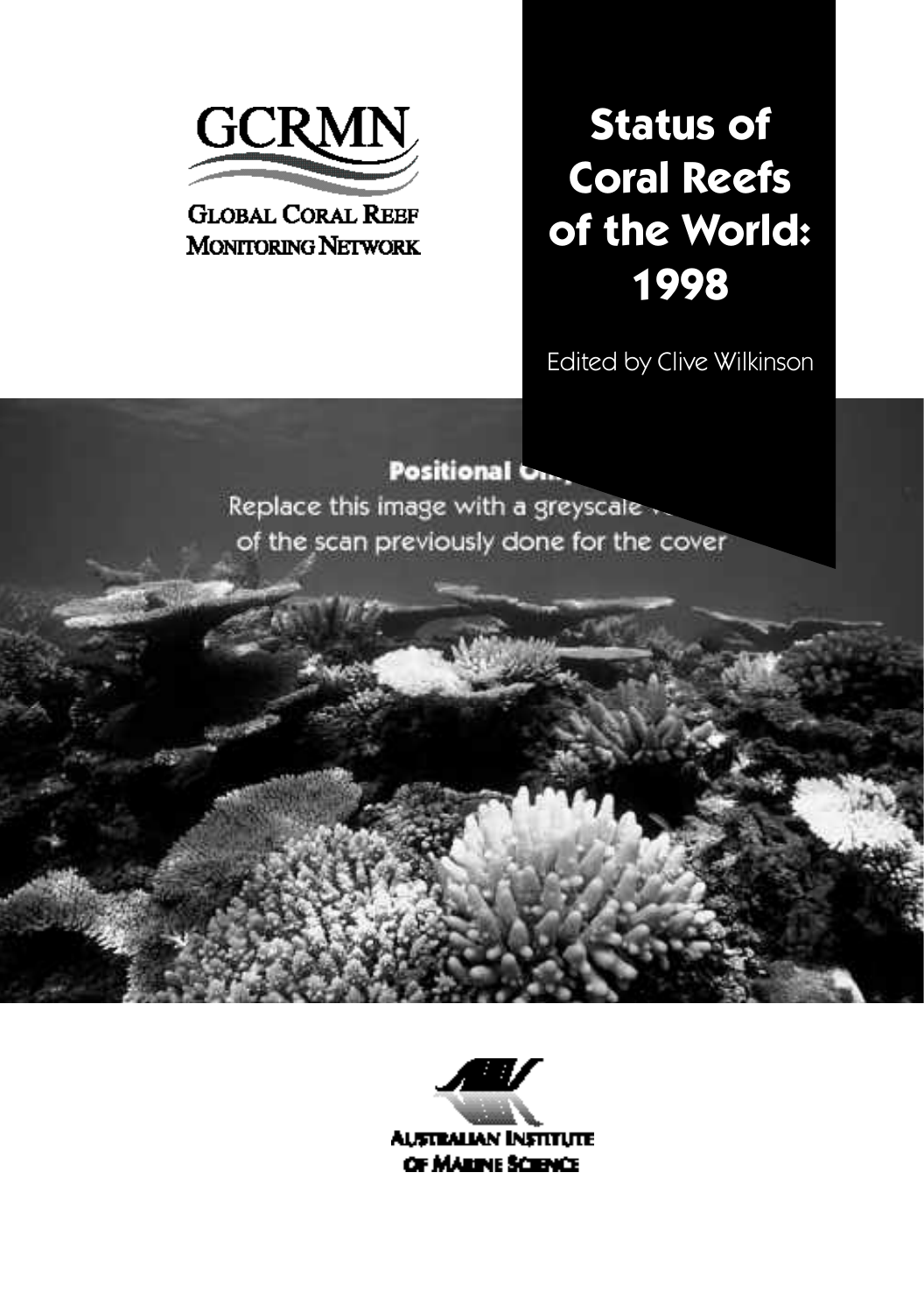GCRMN

GLOBAL CORAL REEF MONITORING NETWORK

# Status of Coral Reefs of the World: 1998

Edited by Clive Wilkinson

Positional Only
Replace this image with a greyscale version of the scan previously done for the cover

AUSTRALIAN INSTITUTE OF MARINE SCIENCE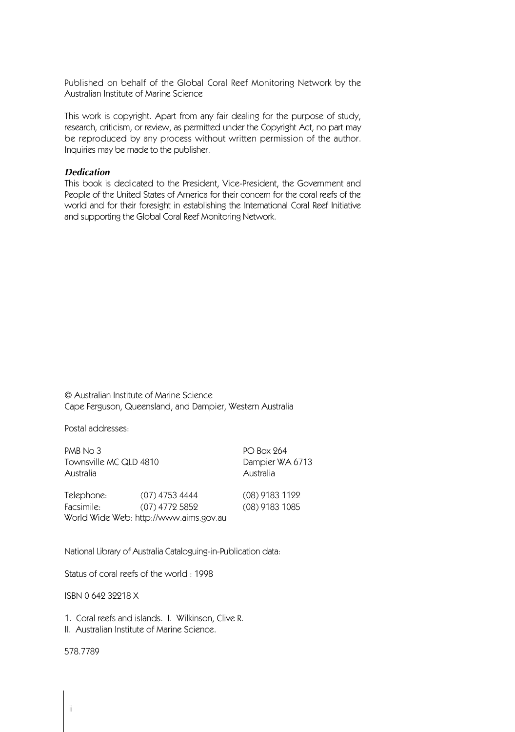Published on behalf of the Global Coral Reef Monitoring Network by the Australian Institute of Marine Science

This work is copyright. Apart from any fair dealing for the purpose of study, research, criticism, or review, as permitted under the Copyright Act, no part may be reproduced by any process without written permission of the author. Inquiries may be made to the publisher.

***Dedication***

This book is dedicated to the President, Vice-President, the Government and People of the United States of America for their concern for the coral reefs of the world and for their foresight in establishing the International Coral Reef Initiative and supporting the Global Coral Reef Monitoring Network.

© Australian Institute of Marine Science
Cape Ferguson, Queensland, and Dampier, Western Australia

Postal addresses:

| | | |
|---|---|---|
| PMB No 3 | | PO Box 264 |
| Townsville MC QLD 4810 | | Dampier WA 6713 |
| Australia | | Australia |
| Telephone: | (07) 4753 4444 | (08) 9183 1122 |
| Facsimile: | (07) 4772 5852 | (08) 9183 1085 |

World Wide Web: http://www.aims.gov.au

National Library of Australia Cataloguing-in-Publication data:

Status of coral reefs of the world : 1998

ISBN 0 642 32218 X

1. Coral reefs and islands. I. Wilkinson, Clive R.
II. Australian Institute of Marine Science.

578.7789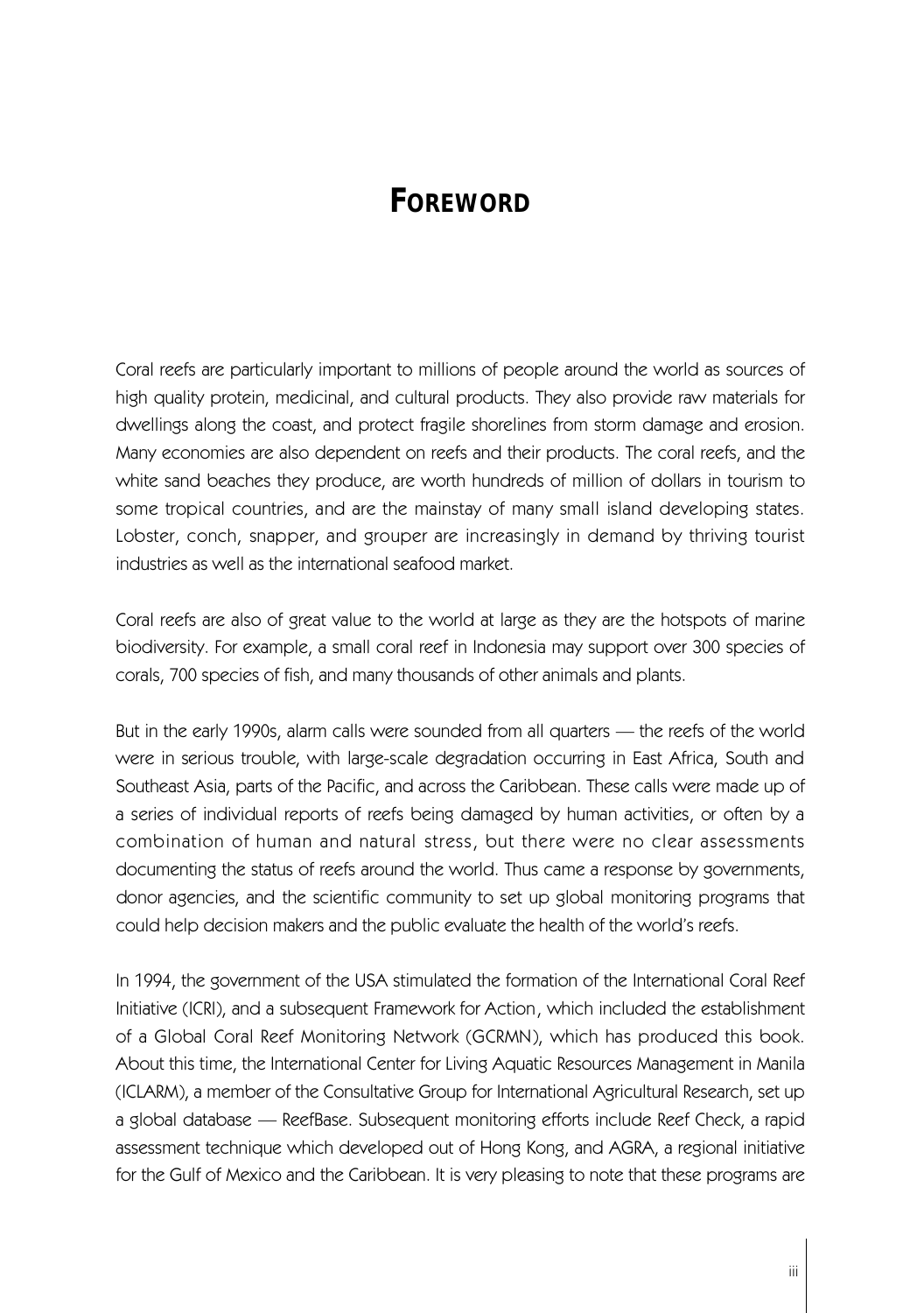# FOREWORD

Coral reefs are particularly important to millions of people around the world as sources of high quality protein, medicinal, and cultural products. They also provide raw materials for dwellings along the coast, and protect fragile shorelines from storm damage and erosion. Many economies are also dependent on reefs and their products. The coral reefs, and the white sand beaches they produce, are worth hundreds of million of dollars in tourism to some tropical countries, and are the mainstay of many small island developing states. Lobster, conch, snapper, and grouper are increasingly in demand by thriving tourist industries as well as the international seafood market.

Coral reefs are also of great value to the world at large as they are the hotspots of marine biodiversity. For example, a small coral reef in Indonesia may support over 300 species of corals, 700 species of fish, and many thousands of other animals and plants.

But in the early 1990s, alarm calls were sounded from all quarters — the reefs of the world were in serious trouble, with large-scale degradation occurring in East Africa, South and Southeast Asia, parts of the Pacific, and across the Caribbean. These calls were made up of a series of individual reports of reefs being damaged by human activities, or often by a combination of human and natural stress, but there were no clear assessments documenting the status of reefs around the world. Thus came a response by governments, donor agencies, and the scientific community to set up global monitoring programs that could help decision makers and the public evaluate the health of the world's reefs.

In 1994, the government of the USA stimulated the formation of the International Coral Reef Initiative (ICRI), and a subsequent Framework for Action, which included the establishment of a Global Coral Reef Monitoring Network (GCRMN), which has produced this book. About this time, the International Center for Living Aquatic Resources Management in Manila (ICLARM), a member of the Consultative Group for International Agricultural Research, set up a global database — ReefBase. Subsequent monitoring efforts include Reef Check, a rapid assessment technique which developed out of Hong Kong, and AGRA, a regional initiative for the Gulf of Mexico and the Caribbean. It is very pleasing to note that these programs are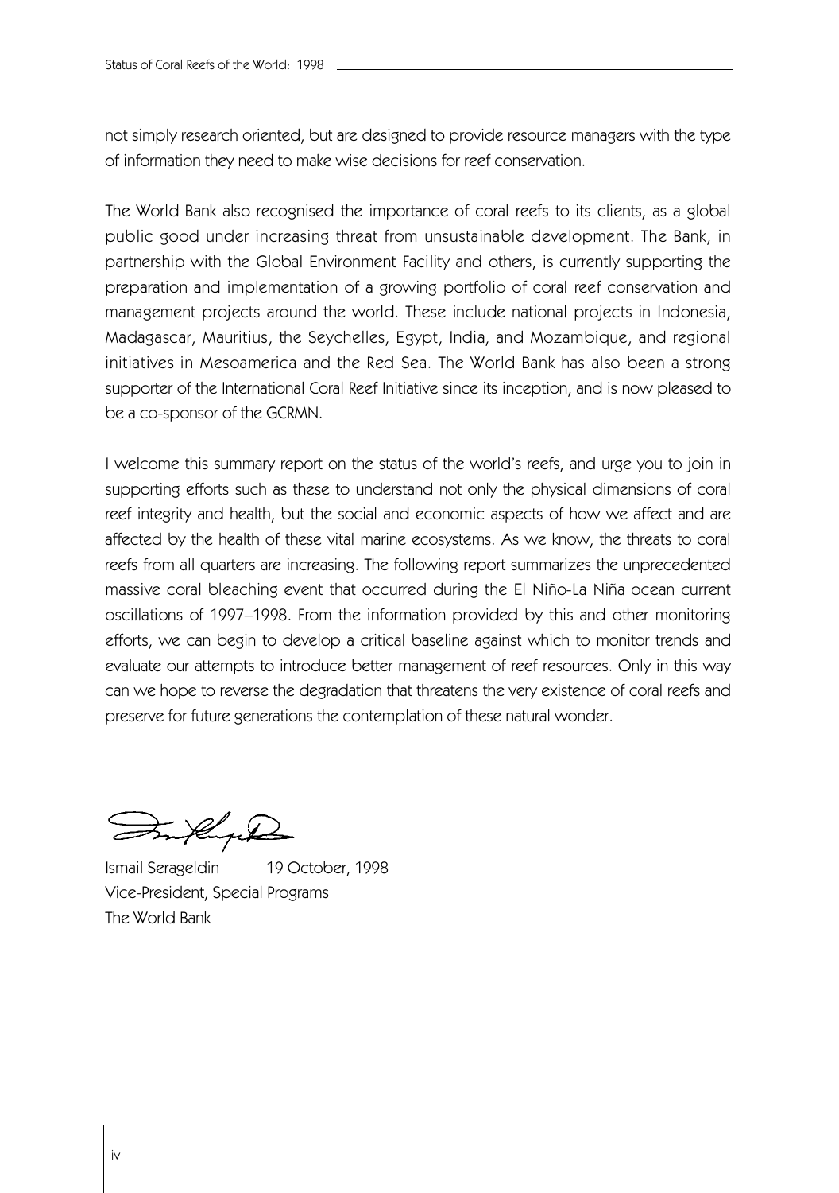not simply research oriented, but are designed to provide resource managers with the type of information they need to make wise decisions for reef conservation.

The World Bank also recognised the importance of coral reefs to its clients, as a global public good under increasing threat from unsustainable development. The Bank, in partnership with the Global Environment Facility and others, is currently supporting the preparation and implementation of a growing portfolio of coral reef conservation and management projects around the world. These include national projects in Indonesia, Madagascar, Mauritius, the Seychelles, Egypt, India, and Mozambique, and regional initiatives in Mesoamerica and the Red Sea. The World Bank has also been a strong supporter of the International Coral Reef Initiative since its inception, and is now pleased to be a co-sponsor of the GCRMN.

I welcome this summary report on the status of the world's reefs, and urge you to join in supporting efforts such as these to understand not only the physical dimensions of coral reef integrity and health, but the social and economic aspects of how we affect and are affected by the health of these vital marine ecosystems. As we know, the threats to coral reefs from all quarters are increasing. The following report summarizes the unprecedented massive coral bleaching event that occurred during the El Niño-La Niña ocean current oscillations of 1997–1998. From the information provided by this and other monitoring efforts, we can begin to develop a critical baseline against which to monitor trends and evaluate our attempts to introduce better management of reef resources. Only in this way can we hope to reverse the degradation that threatens the very existence of coral reefs and preserve for future generations the contemplation of these natural wonder.

Ismail Serageldin 19 October, 1998
Vice-President, Special Programs
The World Bank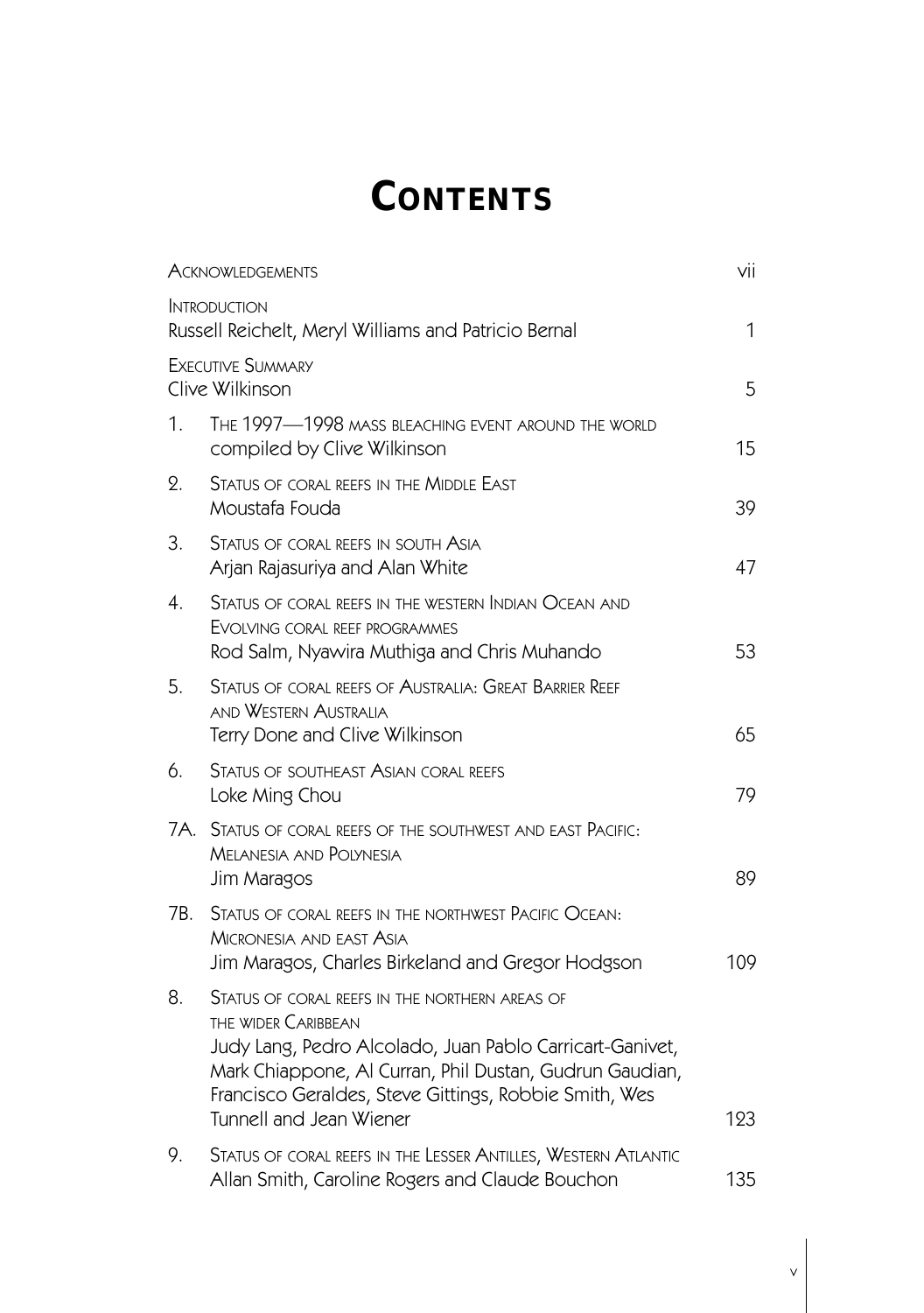# Contents

| | | |
|---|---|---|
| | Acknowledgements | vii |
| | Introduction<br>Russell Reichelt, Meryl Williams and Patricio Bernal | 1 |
| | Executive Summary<br>Clive Wilkinson | 5 |
| 1. | The 1997—1998 mass bleaching event around the world<br>compiled by Clive Wilkinson | 15 |
| 2. | Status of coral reefs in the Middle East<br>Moustafa Fouda | 39 |
| 3. | Status of coral reefs in south Asia<br>Arjan Rajasuriya and Alan White | 47 |
| 4. | Status of coral reefs in the western Indian Ocean and Evolving coral reef programmes<br>Rod Salm, Nyawira Muthiga and Chris Muhando | 53 |
| 5. | Status of coral reefs of Australia: Great Barrier Reef and Western Australia<br>Terry Done and Clive Wilkinson | 65 |
| 6. | Status of southeast Asian coral reefs<br>Loke Ming Chou | 79 |
| 7A. | Status of coral reefs of the southwest and east Pacific: Melanesia and Polynesia<br>Jim Maragos | 89 |
| 7B. | Status of coral reefs in the northwest Pacific Ocean: Micronesia and east Asia<br>Jim Maragos, Charles Birkeland and Gregor Hodgson | 109 |
| 8. | Status of coral reefs in the northern areas of the wider Caribbean<br>Judy Lang, Pedro Alcolado, Juan Pablo Carricart-Ganivet, Mark Chiappone, Al Curran, Phil Dustan, Gudrun Gaudian, Francisco Geraldes, Steve Gittings, Robbie Smith, Wes Tunnell and Jean Wiener | 123 |
| 9. | Status of coral reefs in the Lesser Antilles, Western Atlantic<br>Allan Smith, Caroline Rogers and Claude Bouchon | 135 |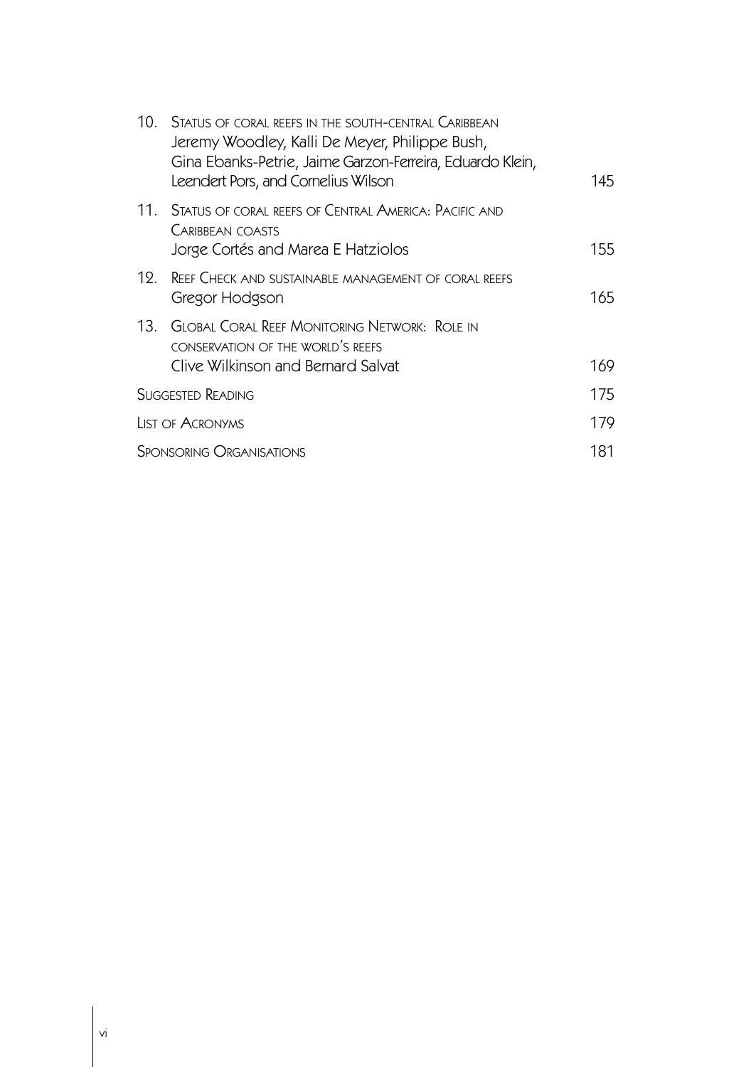| | | |
|---|---|---|
| 10. | Status of coral reefs in the south-central Caribbean<br>Jeremy Woodley, Kalli De Meyer, Philippe Bush, Gina Ebanks-Petrie, Jaime Garzon-Ferreira, Eduardo Klein, Leendert Pors, and Cornelius Wilson | 145 |
| 11. | Status of coral reefs of Central America: Pacific and Caribbean coasts<br>Jorge Cortés and Marea E Hatziolos | 155 |
| 12. | Reef Check and sustainable management of coral reefs<br>Gregor Hodgson | 165 |
| 13. | Global Coral Reef Monitoring Network: Role in conservation of the world's reefs<br>Clive Wilkinson and Bernard Salvat | 169 |
| | Suggested Reading | 175 |
| | List of Acronyms | 179 |
| | Sponsoring Organisations | 181 |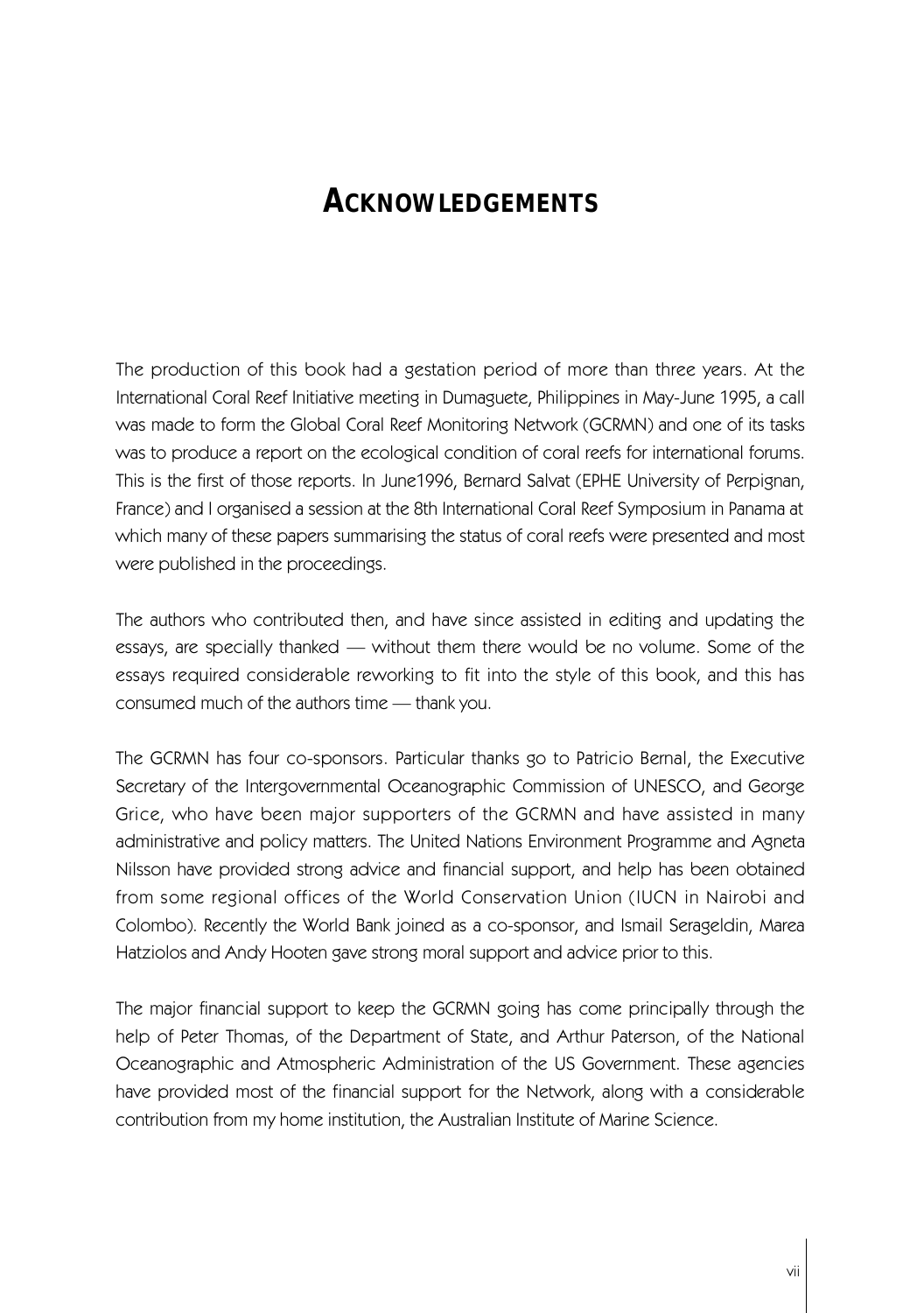# Acknowledgements

The production of this book had a gestation period of more than three years. At the International Coral Reef Initiative meeting in Dumaguete, Philippines in May-June 1995, a call was made to form the Global Coral Reef Monitoring Network (GCRMN) and one of its tasks was to produce a report on the ecological condition of coral reefs for international forums. This is the first of those reports. In June1996, Bernard Salvat (EPHE University of Perpignan, France) and I organised a session at the 8th International Coral Reef Symposium in Panama at which many of these papers summarising the status of coral reefs were presented and most were published in the proceedings.

The authors who contributed then, and have since assisted in editing and updating the essays, are specially thanked — without them there would be no volume. Some of the essays required considerable reworking to fit into the style of this book, and this has consumed much of the authors time — thank you.

The GCRMN has four co-sponsors. Particular thanks go to Patricio Bernal, the Executive Secretary of the Intergovernmental Oceanographic Commission of UNESCO, and George Grice, who have been major supporters of the GCRMN and have assisted in many administrative and policy matters. The United Nations Environment Programme and Agneta Nilsson have provided strong advice and financial support, and help has been obtained from some regional offices of the World Conservation Union (IUCN in Nairobi and Colombo). Recently the World Bank joined as a co-sponsor, and Ismail Serageldin, Marea Hatziolos and Andy Hooten gave strong moral support and advice prior to this.

The major financial support to keep the GCRMN going has come principally through the help of Peter Thomas, of the Department of State, and Arthur Paterson, of the National Oceanographic and Atmospheric Administration of the US Government. These agencies have provided most of the financial support for the Network, along with a considerable contribution from my home institution, the Australian Institute of Marine Science.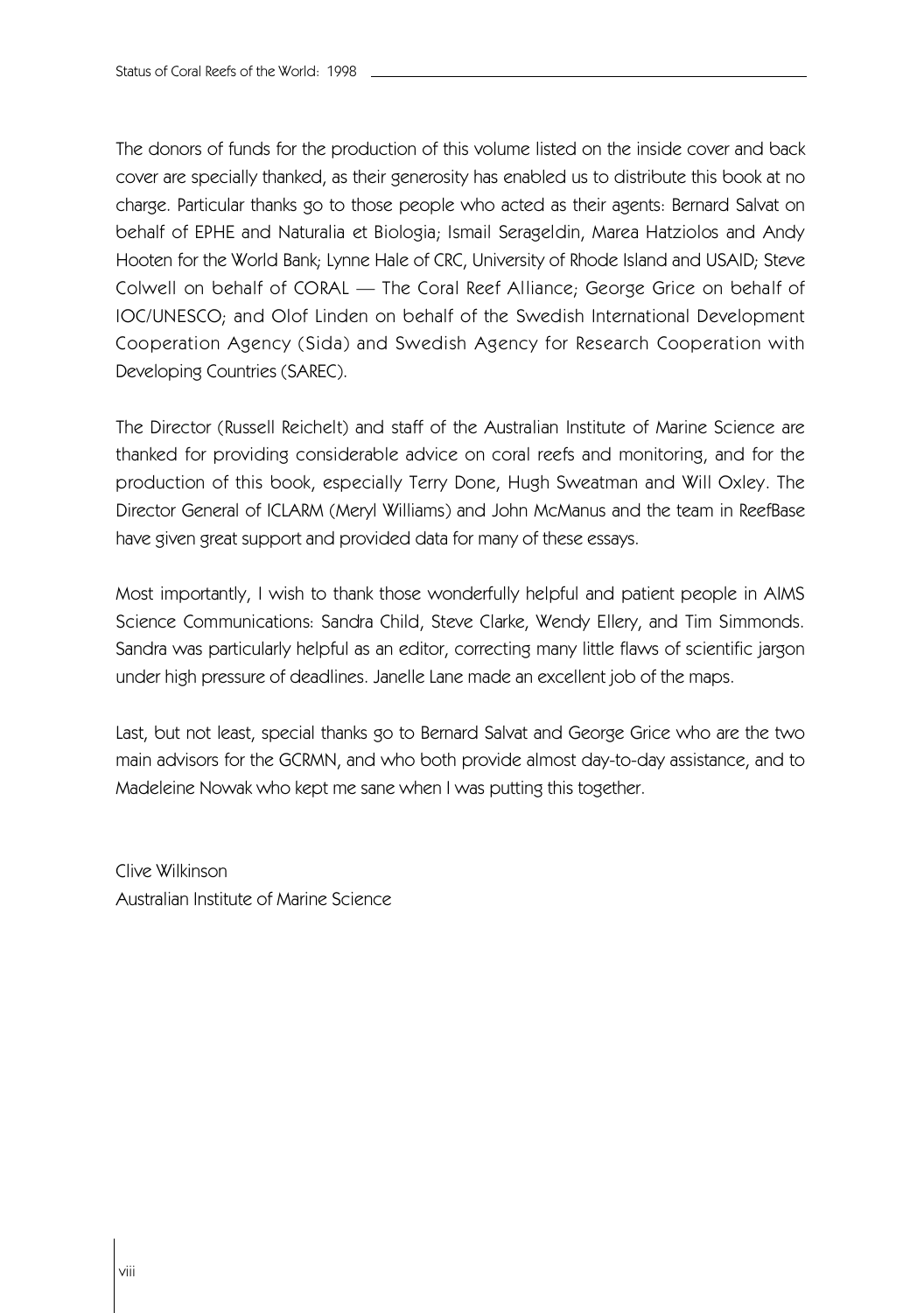The donors of funds for the production of this volume listed on the inside cover and back cover are specially thanked, as their generosity has enabled us to distribute this book at no charge. Particular thanks go to those people who acted as their agents: Bernard Salvat on behalf of EPHE and Naturalia et Biologia; Ismail Serageldin, Marea Hatziolos and Andy Hooten for the World Bank; Lynne Hale of CRC, University of Rhode Island and USAID; Steve Colwell on behalf of CORAL — The Coral Reef Alliance; George Grice on behalf of IOC/UNESCO; and Olof Linden on behalf of the Swedish International Development Cooperation Agency (Sida) and Swedish Agency for Research Cooperation with Developing Countries (SAREC).

The Director (Russell Reichelt) and staff of the Australian Institute of Marine Science are thanked for providing considerable advice on coral reefs and monitoring, and for the production of this book, especially Terry Done, Hugh Sweatman and Will Oxley. The Director General of ICLARM (Meryl Williams) and John McManus and the team in ReefBase have given great support and provided data for many of these essays.

Most importantly, I wish to thank those wonderfully helpful and patient people in AIMS Science Communications: Sandra Child, Steve Clarke, Wendy Ellery, and Tim Simmonds. Sandra was particularly helpful as an editor, correcting many little flaws of scientific jargon under high pressure of deadlines. Janelle Lane made an excellent job of the maps.

Last, but not least, special thanks go to Bernard Salvat and George Grice who are the two main advisors for the GCRMN, and who both provide almost day-to-day assistance, and to Madeleine Nowak who kept me sane when I was putting this together.

Clive Wilkinson
Australian Institute of Marine Science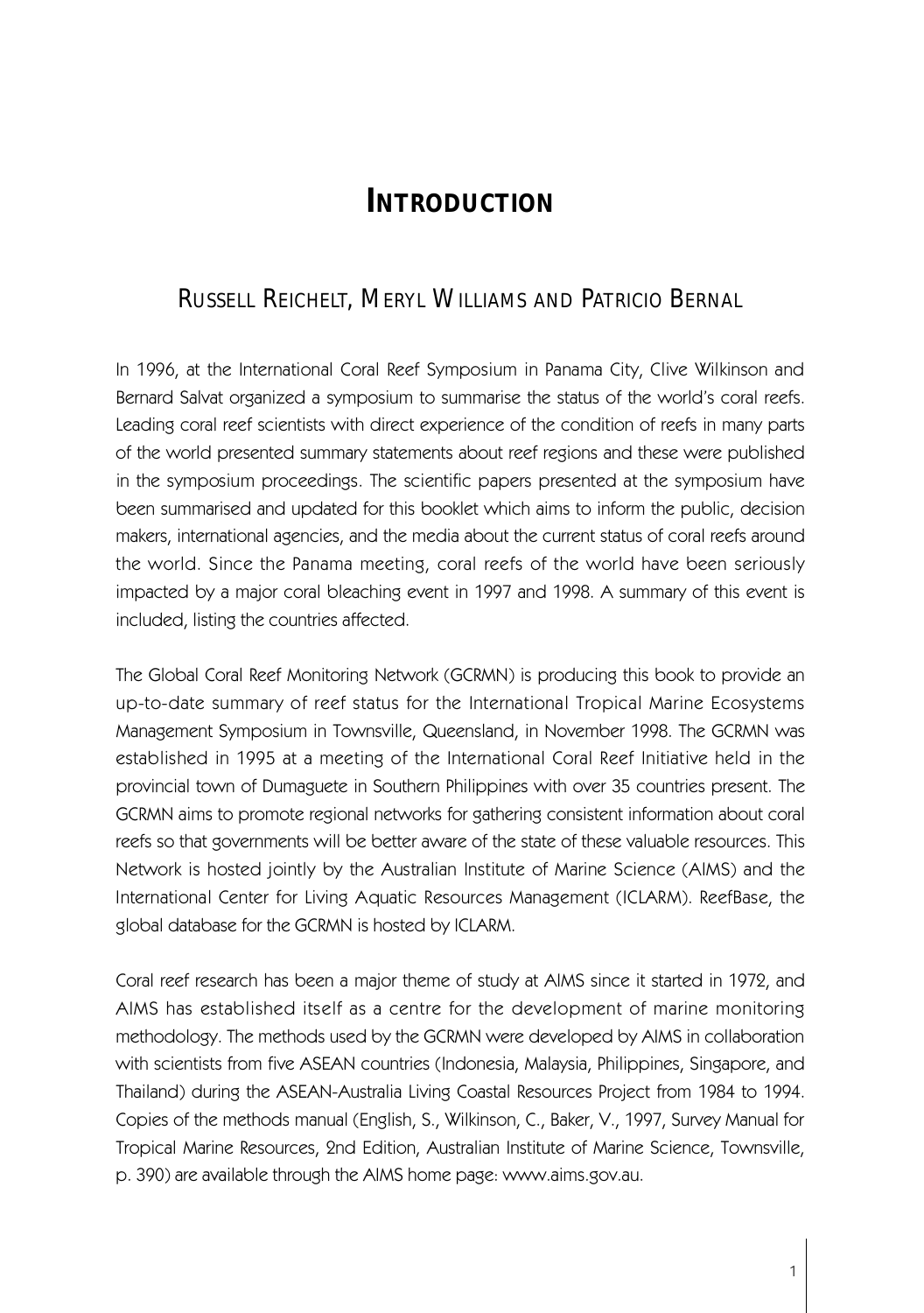# Introduction

## Russell Reichelt, Meryl Williams and Patricio Bernal

In 1996, at the International Coral Reef Symposium in Panama City, Clive Wilkinson and Bernard Salvat organized a symposium to summarise the status of the world's coral reefs. Leading coral reef scientists with direct experience of the condition of reefs in many parts of the world presented summary statements about reef regions and these were published in the symposium proceedings. The scientific papers presented at the symposium have been summarised and updated for this booklet which aims to inform the public, decision makers, international agencies, and the media about the current status of coral reefs around the world. Since the Panama meeting, coral reefs of the world have been seriously impacted by a major coral bleaching event in 1997 and 1998. A summary of this event is included, listing the countries affected.

The Global Coral Reef Monitoring Network (GCRMN) is producing this book to provide an up-to-date summary of reef status for the International Tropical Marine Ecosystems Management Symposium in Townsville, Queensland, in November 1998. The GCRMN was established in 1995 at a meeting of the International Coral Reef Initiative held in the provincial town of Dumaguete in Southern Philippines with over 35 countries present. The GCRMN aims to promote regional networks for gathering consistent information about coral reefs so that governments will be better aware of the state of these valuable resources. This Network is hosted jointly by the Australian Institute of Marine Science (AIMS) and the International Center for Living Aquatic Resources Management (ICLARM). ReefBase, the global database for the GCRMN is hosted by ICLARM.

Coral reef research has been a major theme of study at AIMS since it started in 1972, and AIMS has established itself as a centre for the development of marine monitoring methodology. The methods used by the GCRMN were developed by AIMS in collaboration with scientists from five ASEAN countries (Indonesia, Malaysia, Philippines, Singapore, and Thailand) during the ASEAN-Australia Living Coastal Resources Project from 1984 to 1994. Copies of the methods manual (English, S., Wilkinson, C., Baker, V., 1997, Survey Manual for Tropical Marine Resources, 2nd Edition, Australian Institute of Marine Science, Townsville, p. 390) are available through the AIMS home page: www.aims.gov.au.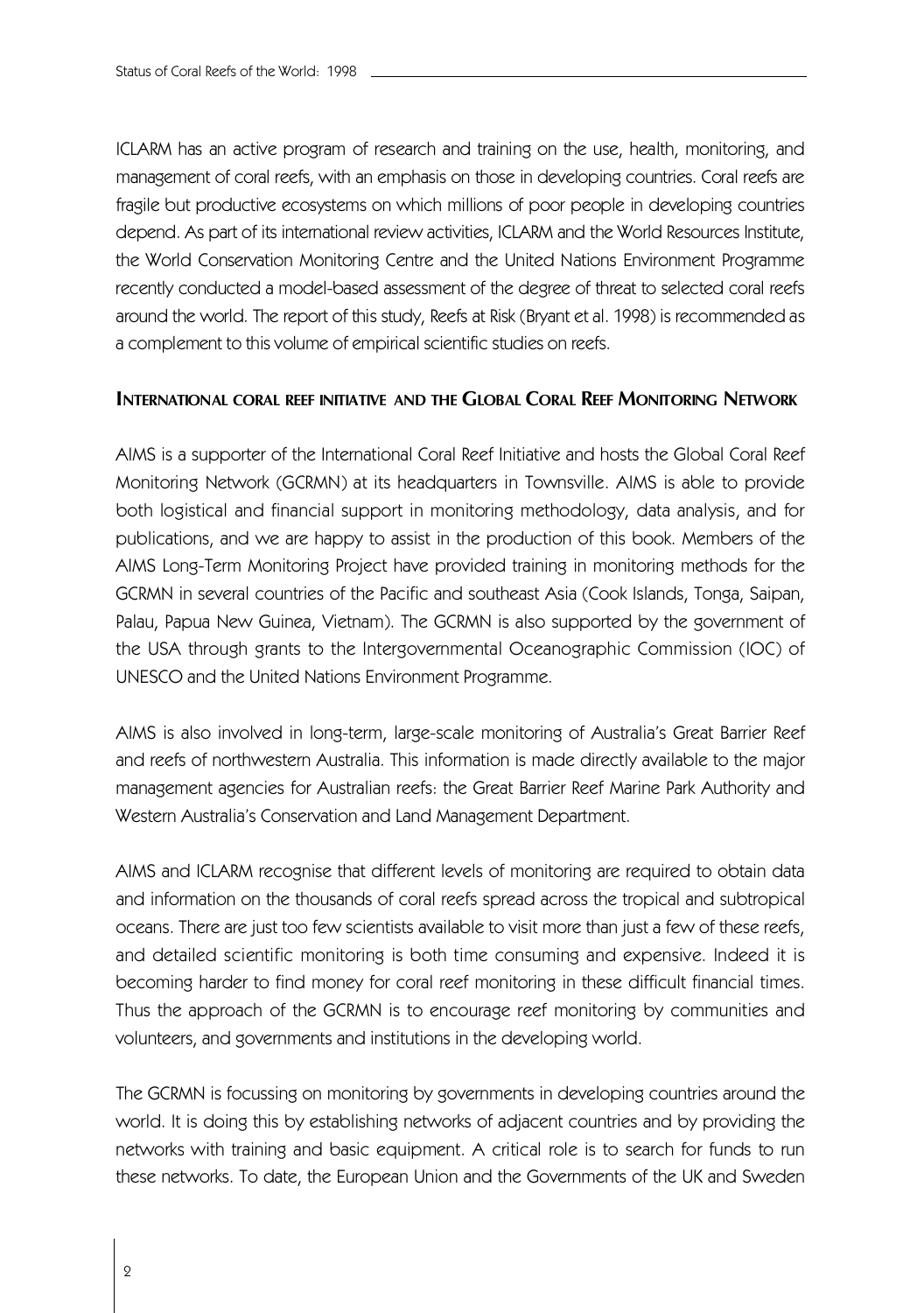ICLARM has an active program of research and training on the use, health, monitoring, and management of coral reefs, with an emphasis on those in developing countries. Coral reefs are fragile but productive ecosystems on which millions of poor people in developing countries depend. As part of its international review activities, ICLARM and the World Resources Institute, the World Conservation Monitoring Centre and the United Nations Environment Programme recently conducted a model-based assessment of the degree of threat to selected coral reefs around the world. The report of this study, Reefs at Risk (Bryant et al. 1998) is recommended as a complement to this volume of empirical scientific studies on reefs.

## International coral reef initiative and the Global Coral Reef Monitoring Network

AIMS is a supporter of the International Coral Reef Initiative and hosts the Global Coral Reef Monitoring Network (GCRMN) at its headquarters in Townsville. AIMS is able to provide both logistical and financial support in monitoring methodology, data analysis, and for publications, and we are happy to assist in the production of this book. Members of the AIMS Long-Term Monitoring Project have provided training in monitoring methods for the GCRMN in several countries of the Pacific and southeast Asia (Cook Islands, Tonga, Saipan, Palau, Papua New Guinea, Vietnam). The GCRMN is also supported by the government of the USA through grants to the Intergovernmental Oceanographic Commission (IOC) of UNESCO and the United Nations Environment Programme.

AIMS is also involved in long-term, large-scale monitoring of Australia's Great Barrier Reef and reefs of northwestern Australia. This information is made directly available to the major management agencies for Australian reefs: the Great Barrier Reef Marine Park Authority and Western Australia's Conservation and Land Management Department.

AIMS and ICLARM recognise that different levels of monitoring are required to obtain data and information on the thousands of coral reefs spread across the tropical and subtropical oceans. There are just too few scientists available to visit more than just a few of these reefs, and detailed scientific monitoring is both time consuming and expensive. Indeed it is becoming harder to find money for coral reef monitoring in these difficult financial times. Thus the approach of the GCRMN is to encourage reef monitoring by communities and volunteers, and governments and institutions in the developing world.

The GCRMN is focussing on monitoring by governments in developing countries around the world. It is doing this by establishing networks of adjacent countries and by providing the networks with training and basic equipment. A critical role is to search for funds to run these networks. To date, the European Union and the Governments of the UK and Sweden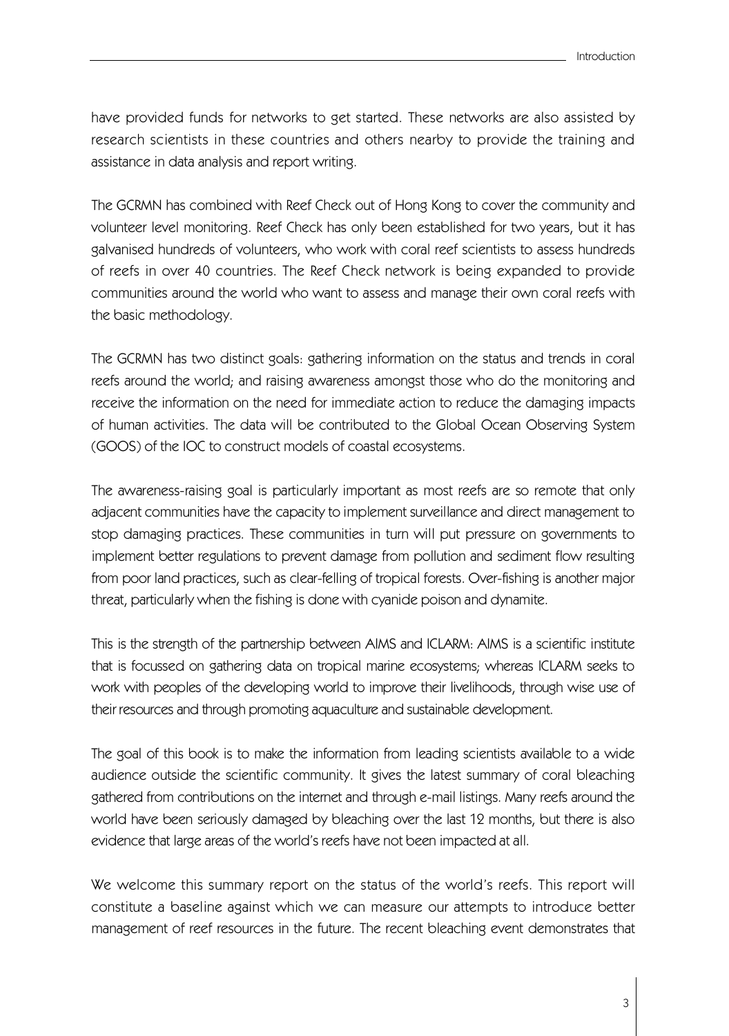have provided funds for networks to get started. These networks are also assisted by research scientists in these countries and others nearby to provide the training and assistance in data analysis and report writing.

The GCRMN has combined with Reef Check out of Hong Kong to cover the community and volunteer level monitoring. Reef Check has only been established for two years, but it has galvanised hundreds of volunteers, who work with coral reef scientists to assess hundreds of reefs in over 40 countries. The Reef Check network is being expanded to provide communities around the world who want to assess and manage their own coral reefs with the basic methodology.

The GCRMN has two distinct goals: gathering information on the status and trends in coral reefs around the world; and raising awareness amongst those who do the monitoring and receive the information on the need for immediate action to reduce the damaging impacts of human activities. The data will be contributed to the Global Ocean Observing System (GOOS) of the IOC to construct models of coastal ecosystems.

The awareness-raising goal is particularly important as most reefs are so remote that only adjacent communities have the capacity to implement surveillance and direct management to stop damaging practices. These communities in turn will put pressure on governments to implement better regulations to prevent damage from pollution and sediment flow resulting from poor land practices, such as clear-felling of tropical forests. Over-fishing is another major threat, particularly when the fishing is done with cyanide poison and dynamite.

This is the strength of the partnership between AIMS and ICLARM: AIMS is a scientific institute that is focussed on gathering data on tropical marine ecosystems; whereas ICLARM seeks to work with peoples of the developing world to improve their livelihoods, through wise use of their resources and through promoting aquaculture and sustainable development.

The goal of this book is to make the information from leading scientists available to a wide audience outside the scientific community. It gives the latest summary of coral bleaching gathered from contributions on the internet and through e-mail listings. Many reefs around the world have been seriously damaged by bleaching over the last 12 months, but there is also evidence that large areas of the world's reefs have not been impacted at all.

We welcome this summary report on the status of the world's reefs. This report will constitute a baseline against which we can measure our attempts to introduce better management of reef resources in the future. The recent bleaching event demonstrates that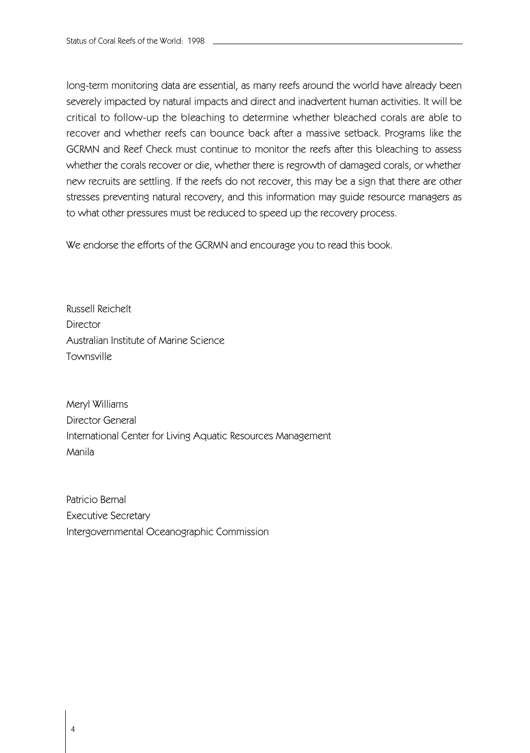long-term monitoring data are essential, as many reefs around the world have already been severely impacted by natural impacts and direct and inadvertent human activities. It will be critical to follow-up the bleaching to determine whether bleached corals are able to recover and whether reefs can bounce back after a massive setback. Programs like the GCRMN and Reef Check must continue to monitor the reefs after this bleaching to assess whether the corals recover or die, whether there is regrowth of damaged corals, or whether new recruits are settling. If the reefs do not recover, this may be a sign that there are other stresses preventing natural recovery, and this information may guide resource managers as to what other pressures must be reduced to speed up the recovery process.

We endorse the efforts of the GCRMN and encourage you to read this book.

Russell Reichelt
Director
Australian Institute of Marine Science
Townsville

Meryl Williams
Director General
International Center for Living Aquatic Resources Management
Manila

Patricio Bernal
Executive Secretary
Intergovernmental Oceanographic Commission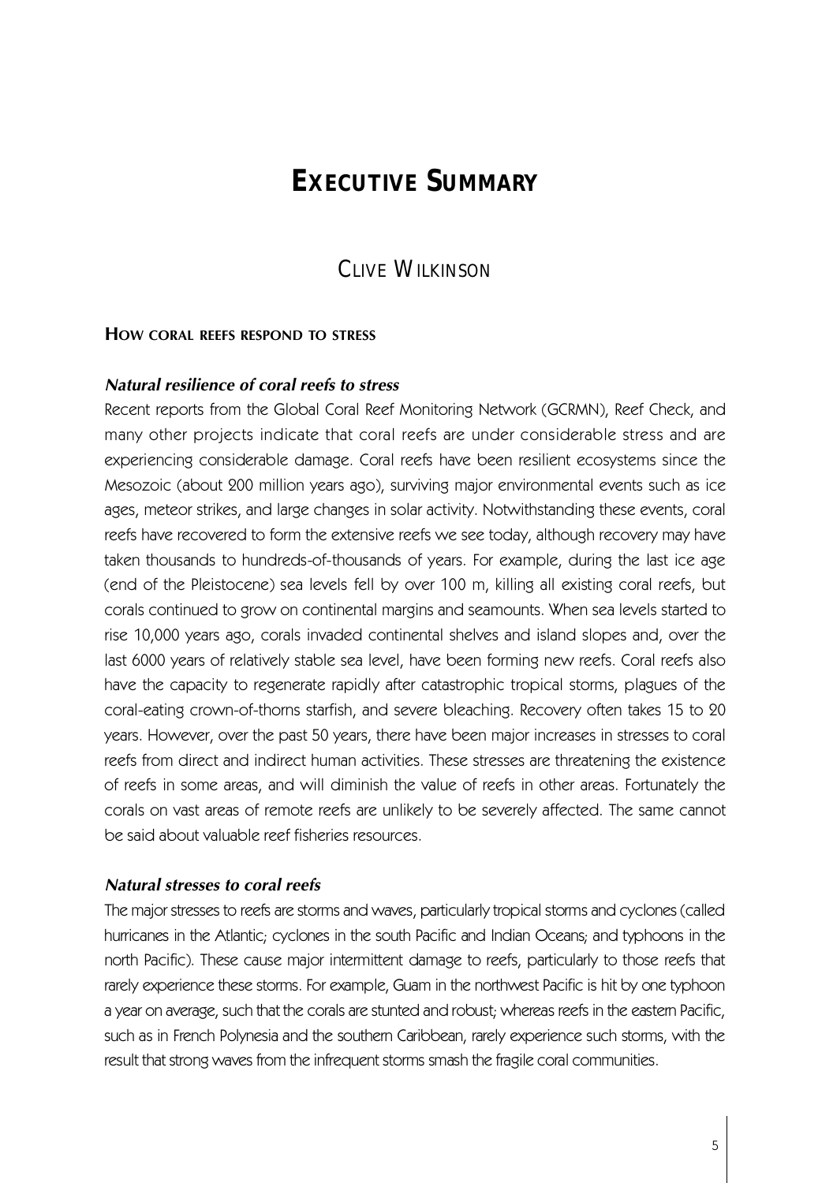# EXECUTIVE SUMMARY

## CLIVE WILKINSON

### HOW CORAL REEFS RESPOND TO STRESS

#### *Natural resilience of coral reefs to stress*

Recent reports from the Global Coral Reef Monitoring Network (GCRMN), Reef Check, and many other projects indicate that coral reefs are under considerable stress and are experiencing considerable damage. Coral reefs have been resilient ecosystems since the Mesozoic (about 200 million years ago), surviving major environmental events such as ice ages, meteor strikes, and large changes in solar activity. Notwithstanding these events, coral reefs have recovered to form the extensive reefs we see today, although recovery may have taken thousands to hundreds-of-thousands of years. For example, during the last ice age (end of the Pleistocene) sea levels fell by over 100 m, killing all existing coral reefs, but corals continued to grow on continental margins and seamounts. When sea levels started to rise 10,000 years ago, corals invaded continental shelves and island slopes and, over the last 6000 years of relatively stable sea level, have been forming new reefs. Coral reefs also have the capacity to regenerate rapidly after catastrophic tropical storms, plagues of the coral-eating crown-of-thorns starfish, and severe bleaching. Recovery often takes 15 to 20 years. However, over the past 50 years, there have been major increases in stresses to coral reefs from direct and indirect human activities. These stresses are threatening the existence of reefs in some areas, and will diminish the value of reefs in other areas. Fortunately the corals on vast areas of remote reefs are unlikely to be severely affected. The same cannot be said about valuable reef fisheries resources.

#### *Natural stresses to coral reefs*

The major stresses to reefs are storms and waves, particularly tropical storms and cyclones (called hurricanes in the Atlantic; cyclones in the south Pacific and Indian Oceans; and typhoons in the north Pacific). These cause major intermittent damage to reefs, particularly to those reefs that rarely experience these storms. For example, Guam in the northwest Pacific is hit by one typhoon a year on average, such that the corals are stunted and robust; whereas reefs in the eastern Pacific, such as in French Polynesia and the southern Caribbean, rarely experience such storms, with the result that strong waves from the infrequent storms smash the fragile coral communities.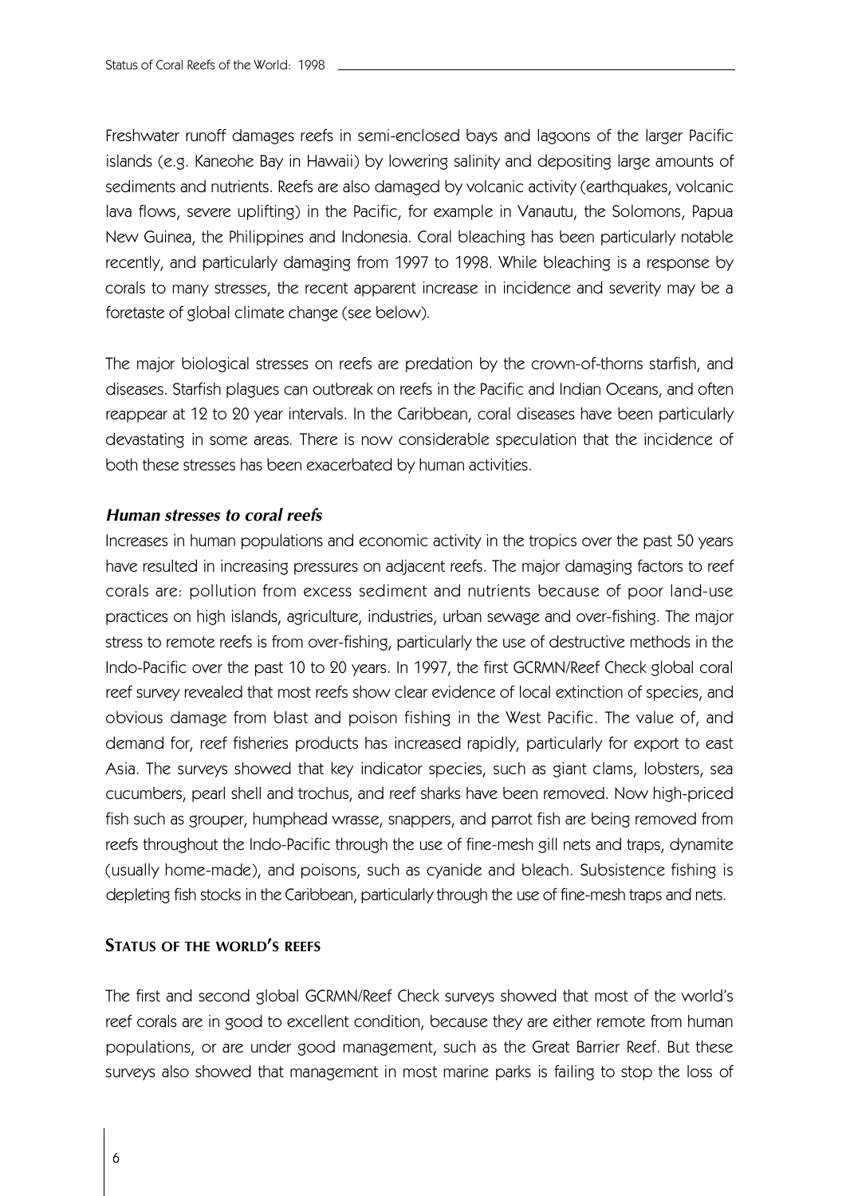Freshwater runoff damages reefs in semi-enclosed bays and lagoons of the larger Pacific islands (e.g. Kaneohe Bay in Hawaii) by lowering salinity and depositing large amounts of sediments and nutrients. Reefs are also damaged by volcanic activity (earthquakes, volcanic lava flows, severe uplifting) in the Pacific, for example in Vanautu, the Solomons, Papua New Guinea, the Philippines and Indonesia. Coral bleaching has been particularly notable recently, and particularly damaging from 1997 to 1998. While bleaching is a response by corals to many stresses, the recent apparent increase in incidence and severity may be a foretaste of global climate change (see below).

The major biological stresses on reefs are predation by the crown-of-thorns starfish, and diseases. Starfish plagues can outbreak on reefs in the Pacific and Indian Oceans, and often reappear at 12 to 20 year intervals. In the Caribbean, coral diseases have been particularly devastating in some areas. There is now considerable speculation that the incidence of both these stresses has been exacerbated by human activities.

### *Human stresses to coral reefs*

Increases in human populations and economic activity in the tropics over the past 50 years have resulted in increasing pressures on adjacent reefs. The major damaging factors to reef corals are: pollution from excess sediment and nutrients because of poor land-use practices on high islands, agriculture, industries, urban sewage and over-fishing. The major stress to remote reefs is from over-fishing, particularly the use of destructive methods in the Indo-Pacific over the past 10 to 20 years. In 1997, the first GCRMN/Reef Check global coral reef survey revealed that most reefs show clear evidence of local extinction of species, and obvious damage from blast and poison fishing in the West Pacific. The value of, and demand for, reef fisheries products has increased rapidly, particularly for export to east Asia. The surveys showed that key indicator species, such as giant clams, lobsters, sea cucumbers, pearl shell and trochus, and reef sharks have been removed. Now high-priced fish such as grouper, humphead wrasse, snappers, and parrot fish are being removed from reefs throughout the Indo-Pacific through the use of fine-mesh gill nets and traps, dynamite (usually home-made), and poisons, such as cyanide and bleach. Subsistence fishing is depleting fish stocks in the Caribbean, particularly through the use of fine-mesh traps and nets.

## Status of the world's reefs

The first and second global GCRMN/Reef Check surveys showed that most of the world's reef corals are in good to excellent condition, because they are either remote from human populations, or are under good management, such as the Great Barrier Reef. But these surveys also showed that management in most marine parks is failing to stop the loss of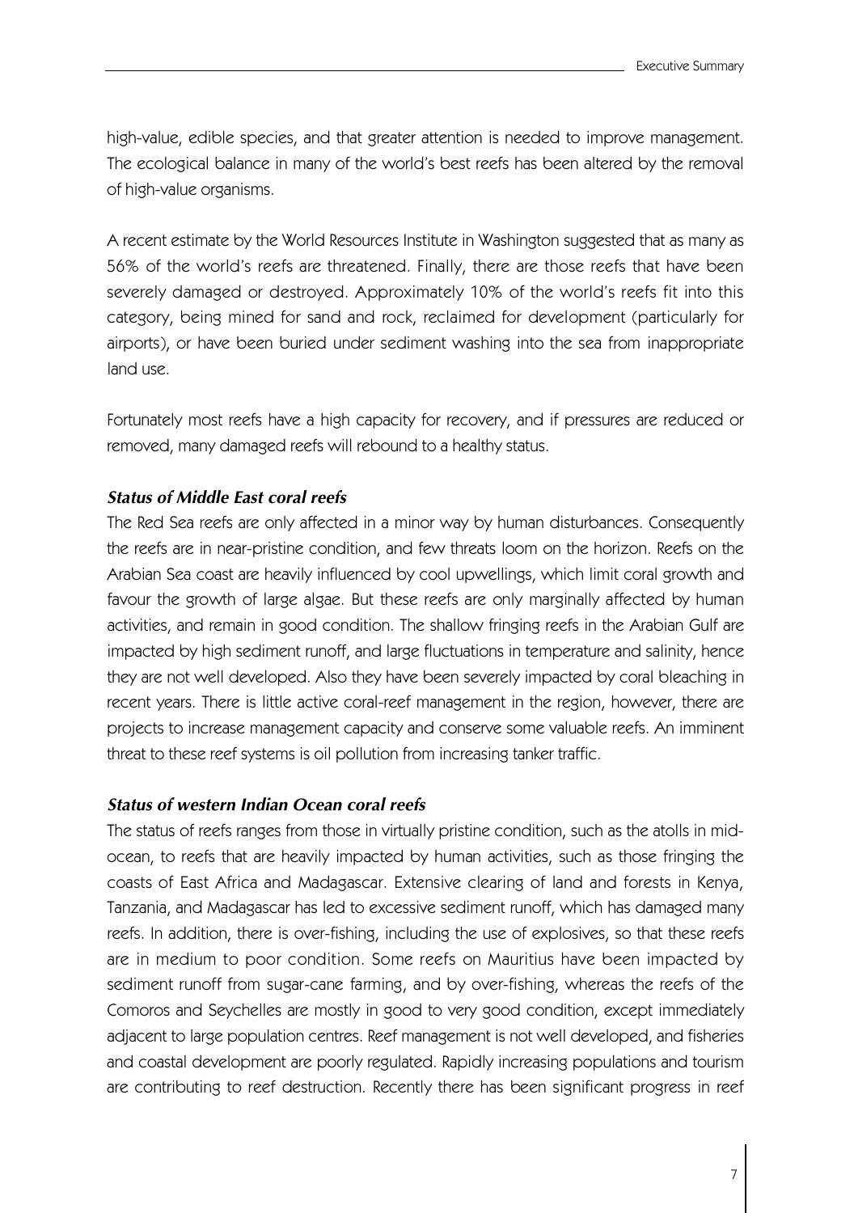high-value, edible species, and that greater attention is needed to improve management. The ecological balance in many of the world's best reefs has been altered by the removal of high-value organisms.

A recent estimate by the World Resources Institute in Washington suggested that as many as 56% of the world's reefs are threatened. Finally, there are those reefs that have been severely damaged or destroyed. Approximately 10% of the world's reefs fit into this category, being mined for sand and rock, reclaimed for development (particularly for airports), or have been buried under sediment washing into the sea from inappropriate land use.

Fortunately most reefs have a high capacity for recovery, and if pressures are reduced or removed, many damaged reefs will rebound to a healthy status.

### *Status of Middle East coral reefs*

The Red Sea reefs are only affected in a minor way by human disturbances. Consequently the reefs are in near-pristine condition, and few threats loom on the horizon. Reefs on the Arabian Sea coast are heavily influenced by cool upwellings, which limit coral growth and favour the growth of large algae. But these reefs are only marginally affected by human activities, and remain in good condition. The shallow fringing reefs in the Arabian Gulf are impacted by high sediment runoff, and large fluctuations in temperature and salinity, hence they are not well developed. Also they have been severely impacted by coral bleaching in recent years. There is little active coral-reef management in the region, however, there are projects to increase management capacity and conserve some valuable reefs. An imminent threat to these reef systems is oil pollution from increasing tanker traffic.

### *Status of western Indian Ocean coral reefs*

The status of reefs ranges from those in virtually pristine condition, such as the atolls in mid-ocean, to reefs that are heavily impacted by human activities, such as those fringing the coasts of East Africa and Madagascar. Extensive clearing of land and forests in Kenya, Tanzania, and Madagascar has led to excessive sediment runoff, which has damaged many reefs. In addition, there is over-fishing, including the use of explosives, so that these reefs are in medium to poor condition. Some reefs on Mauritius have been impacted by sediment runoff from sugar-cane farming, and by over-fishing, whereas the reefs of the Comoros and Seychelles are mostly in good to very good condition, except immediately adjacent to large population centres. Reef management is not well developed, and fisheries and coastal development are poorly regulated. Rapidly increasing populations and tourism are contributing to reef destruction. Recently there has been significant progress in reef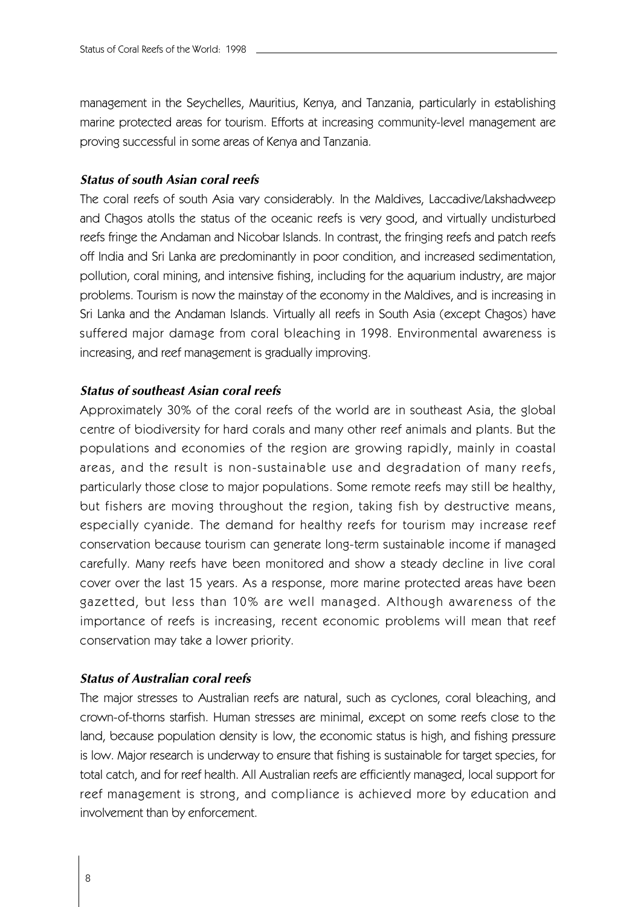management in the Seychelles, Mauritius, Kenya, and Tanzania, particularly in establishing marine protected areas for tourism. Efforts at increasing community-level management are proving successful in some areas of Kenya and Tanzania.

### *Status of south Asian coral reefs*

The coral reefs of south Asia vary considerably. In the Maldives, Laccadive/Lakshadweep and Chagos atolls the status of the oceanic reefs is very good, and virtually undisturbed reefs fringe the Andaman and Nicobar Islands. In contrast, the fringing reefs and patch reefs off India and Sri Lanka are predominantly in poor condition, and increased sedimentation, pollution, coral mining, and intensive fishing, including for the aquarium industry, are major problems. Tourism is now the mainstay of the economy in the Maldives, and is increasing in Sri Lanka and the Andaman Islands. Virtually all reefs in South Asia (except Chagos) have suffered major damage from coral bleaching in 1998. Environmental awareness is increasing, and reef management is gradually improving.

### *Status of southeast Asian coral reefs*

Approximately 30% of the coral reefs of the world are in southeast Asia, the global centre of biodiversity for hard corals and many other reef animals and plants. But the populations and economies of the region are growing rapidly, mainly in coastal areas, and the result is non-sustainable use and degradation of many reefs, particularly those close to major populations. Some remote reefs may still be healthy, but fishers are moving throughout the region, taking fish by destructive means, especially cyanide. The demand for healthy reefs for tourism may increase reef conservation because tourism can generate long-term sustainable income if managed carefully. Many reefs have been monitored and show a steady decline in live coral cover over the last 15 years. As a response, more marine protected areas have been gazetted, but less than 10% are well managed. Although awareness of the importance of reefs is increasing, recent economic problems will mean that reef conservation may take a lower priority.

### *Status of Australian coral reefs*

The major stresses to Australian reefs are natural, such as cyclones, coral bleaching, and crown-of-thorns starfish. Human stresses are minimal, except on some reefs close to the land, because population density is low, the economic status is high, and fishing pressure is low. Major research is underway to ensure that fishing is sustainable for target species, for total catch, and for reef health. All Australian reefs are efficiently managed, local support for reef management is strong, and compliance is achieved more by education and involvement than by enforcement.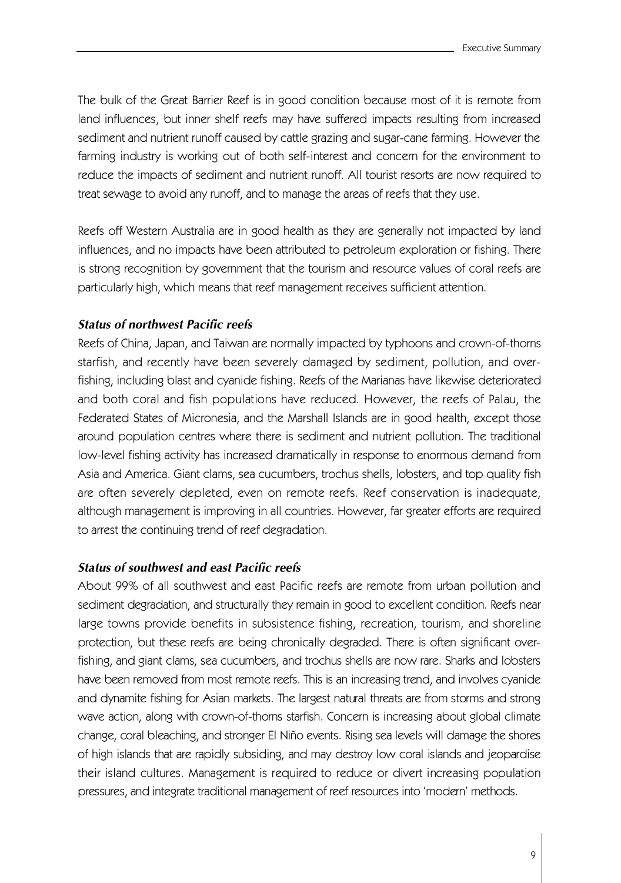The bulk of the Great Barrier Reef is in good condition because most of it is remote from land influences, but inner shelf reefs may have suffered impacts resulting from increased sediment and nutrient runoff caused by cattle grazing and sugar-cane farming. However the farming industry is working out of both self-interest and concern for the environment to reduce the impacts of sediment and nutrient runoff. All tourist resorts are now required to treat sewage to avoid any runoff, and to manage the areas of reefs that they use.

Reefs off Western Australia are in good health as they are generally not impacted by land influences, and no impacts have been attributed to petroleum exploration or fishing. There is strong recognition by government that the tourism and resource values of coral reefs are particularly high, which means that reef management receives sufficient attention.

### *Status of northwest Pacific reefs*

Reefs of China, Japan, and Taiwan are normally impacted by typhoons and crown-of-thorns starfish, and recently have been severely damaged by sediment, pollution, and over-fishing, including blast and cyanide fishing. Reefs of the Marianas have likewise deteriorated and both coral and fish populations have reduced. However, the reefs of Palau, the Federated States of Micronesia, and the Marshall Islands are in good health, except those around population centres where there is sediment and nutrient pollution. The traditional low-level fishing activity has increased dramatically in response to enormous demand from Asia and America. Giant clams, sea cucumbers, trochus shells, lobsters, and top quality fish are often severely depleted, even on remote reefs. Reef conservation is inadequate, although management is improving in all countries. However, far greater efforts are required to arrest the continuing trend of reef degradation.

### *Status of southwest and east Pacific reefs*

About 99% of all southwest and east Pacific reefs are remote from urban pollution and sediment degradation, and structurally they remain in good to excellent condition. Reefs near large towns provide benefits in subsistence fishing, recreation, tourism, and shoreline protection, but these reefs are being chronically degraded. There is often significant over-fishing, and giant clams, sea cucumbers, and trochus shells are now rare. Sharks and lobsters have been removed from most remote reefs. This is an increasing trend, and involves cyanide and dynamite fishing for Asian markets. The largest natural threats are from storms and strong wave action, along with crown-of-thorns starfish. Concern is increasing about global climate change, coral bleaching, and stronger El Niño events. Rising sea levels will damage the shores of high islands that are rapidly subsiding, and may destroy low coral islands and jeopardise their island cultures. Management is required to reduce or divert increasing population pressures, and integrate traditional management of reef resources into 'modern' methods.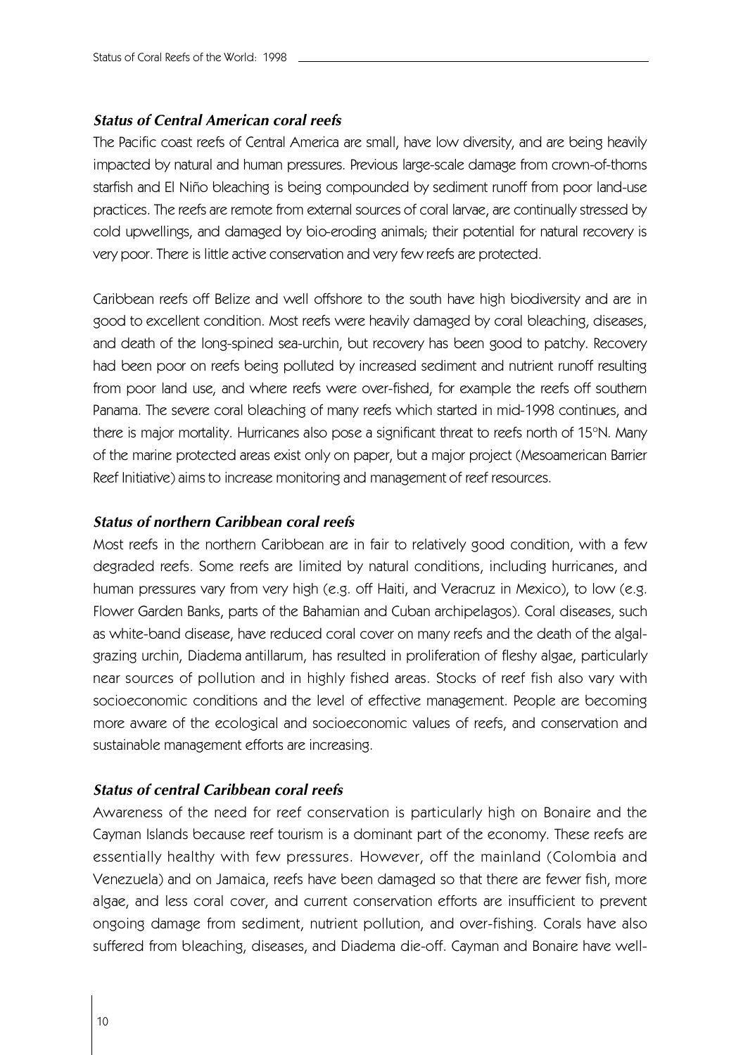### *Status of Central American coral reefs*

The Pacific coast reefs of Central America are small, have low diversity, and are being heavily impacted by natural and human pressures. Previous large-scale damage from crown-of-thorns starfish and El Niño bleaching is being compounded by sediment runoff from poor land-use practices. The reefs are remote from external sources of coral larvae, are continually stressed by cold upwellings, and damaged by bio-eroding animals; their potential for natural recovery is very poor. There is little active conservation and very few reefs are protected.

Caribbean reefs off Belize and well offshore to the south have high biodiversity and are in good to excellent condition. Most reefs were heavily damaged by coral bleaching, diseases, and death of the long-spined sea-urchin, but recovery has been good to patchy. Recovery had been poor on reefs being polluted by increased sediment and nutrient runoff resulting from poor land use, and where reefs were over-fished, for example the reefs off southern Panama. The severe coral bleaching of many reefs which started in mid-1998 continues, and there is major mortality. Hurricanes also pose a significant threat to reefs north of 15°N. Many of the marine protected areas exist only on paper, but a major project (Mesoamerican Barrier Reef Initiative) aims to increase monitoring and management of reef resources.

### *Status of northern Caribbean coral reefs*

Most reefs in the northern Caribbean are in fair to relatively good condition, with a few degraded reefs. Some reefs are limited by natural conditions, including hurricanes, and human pressures vary from very high (e.g. off Haiti, and Veracruz in Mexico), to low (e.g. Flower Garden Banks, parts of the Bahamian and Cuban archipelagos). Coral diseases, such as white-band disease, have reduced coral cover on many reefs and the death of the algal-grazing urchin, Diadema antillarum, has resulted in proliferation of fleshy algae, particularly near sources of pollution and in highly fished areas. Stocks of reef fish also vary with socioeconomic conditions and the level of effective management. People are becoming more aware of the ecological and socioeconomic values of reefs, and conservation and sustainable management efforts are increasing.

### *Status of central Caribbean coral reefs*

Awareness of the need for reef conservation is particularly high on Bonaire and the Cayman Islands because reef tourism is a dominant part of the economy. These reefs are essentially healthy with few pressures. However, off the mainland (Colombia and Venezuela) and on Jamaica, reefs have been damaged so that there are fewer fish, more algae, and less coral cover, and current conservation efforts are insufficient to prevent ongoing damage from sediment, nutrient pollution, and over-fishing. Corals have also suffered from bleaching, diseases, and Diadema die-off. Cayman and Bonaire have well-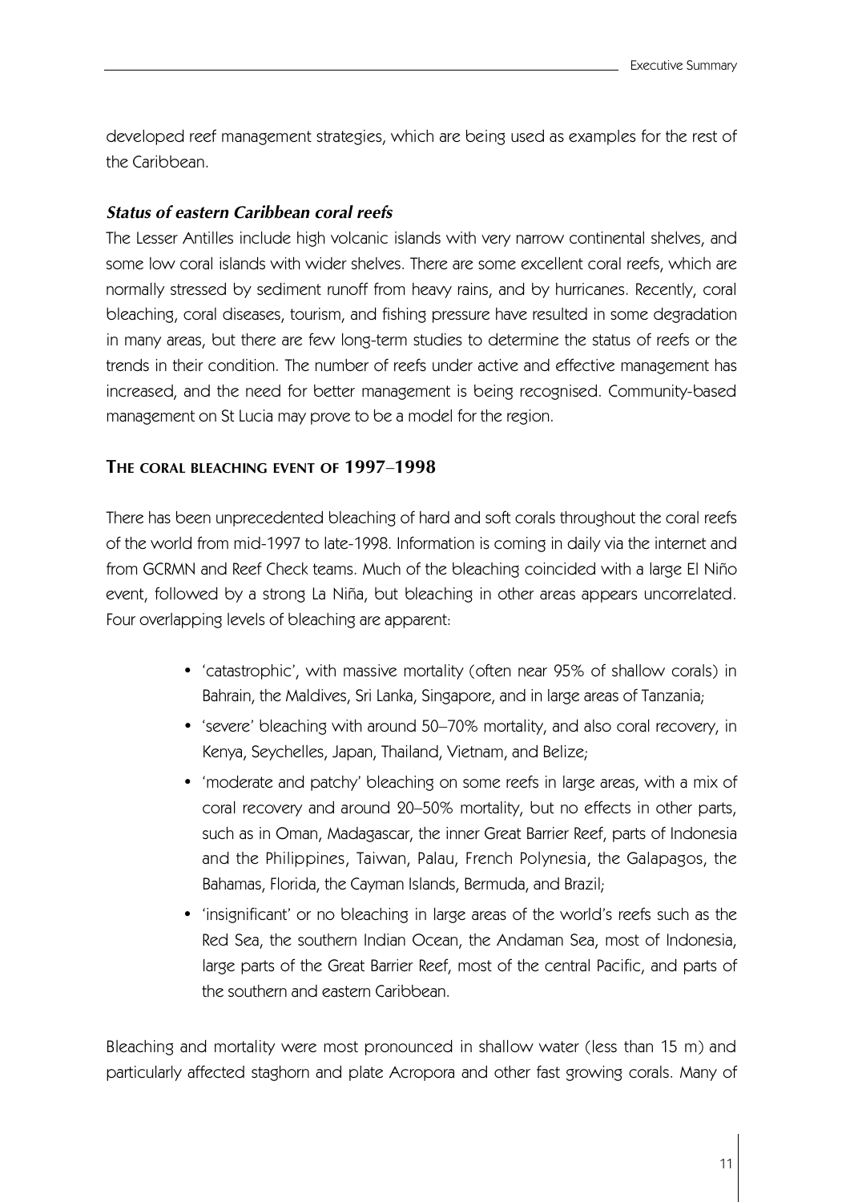developed reef management strategies, which are being used as examples for the rest of the Caribbean.

### *Status of eastern Caribbean coral reefs*

The Lesser Antilles include high volcanic islands with very narrow continental shelves, and some low coral islands with wider shelves. There are some excellent coral reefs, which are normally stressed by sediment runoff from heavy rains, and by hurricanes. Recently, coral bleaching, coral diseases, tourism, and fishing pressure have resulted in some degradation in many areas, but there are few long-term studies to determine the status of reefs or the trends in their condition. The number of reefs under active and effective management has increased, and the need for better management is being recognised. Community-based management on St Lucia may prove to be a model for the region.

## The coral bleaching event of 1997–1998

There has been unprecedented bleaching of hard and soft corals throughout the coral reefs of the world from mid-1997 to late-1998. Information is coming in daily via the internet and from GCRMN and Reef Check teams. Much of the bleaching coincided with a large El Niño event, followed by a strong La Niña, but bleaching in other areas appears uncorrelated. Four overlapping levels of bleaching are apparent:

- 'catastrophic', with massive mortality (often near 95% of shallow corals) in Bahrain, the Maldives, Sri Lanka, Singapore, and in large areas of Tanzania;
- 'severe' bleaching with around 50–70% mortality, and also coral recovery, in Kenya, Seychelles, Japan, Thailand, Vietnam, and Belize;
- 'moderate and patchy' bleaching on some reefs in large areas, with a mix of coral recovery and around 20–50% mortality, but no effects in other parts, such as in Oman, Madagascar, the inner Great Barrier Reef, parts of Indonesia and the Philippines, Taiwan, Palau, French Polynesia, the Galapagos, the Bahamas, Florida, the Cayman Islands, Bermuda, and Brazil;
- 'insignificant' or no bleaching in large areas of the world's reefs such as the Red Sea, the southern Indian Ocean, the Andaman Sea, most of Indonesia, large parts of the Great Barrier Reef, most of the central Pacific, and parts of the southern and eastern Caribbean.

Bleaching and mortality were most pronounced in shallow water (less than 15 m) and particularly affected staghorn and plate Acropora and other fast growing corals. Many of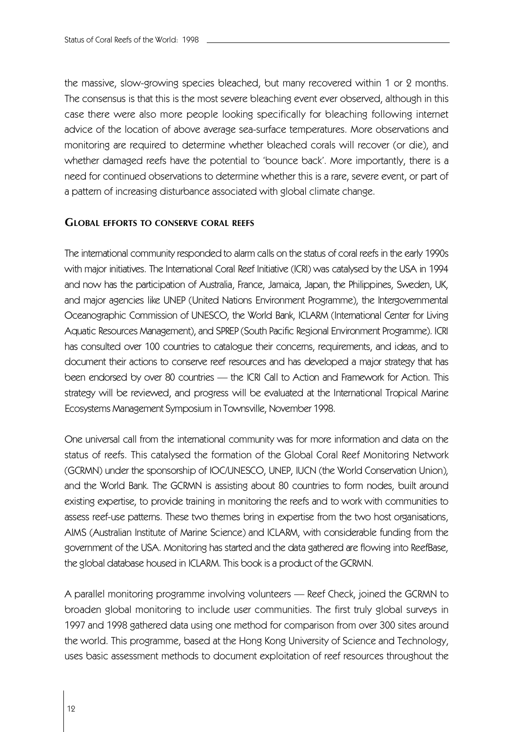the massive, slow-growing species bleached, but many recovered within 1 or 2 months. The consensus is that this is the most severe bleaching event ever observed, although in this case there were also more people looking specifically for bleaching following internet advice of the location of above average sea-surface temperatures. More observations and monitoring are required to determine whether bleached corals will recover (or die), and whether damaged reefs have the potential to 'bounce back'. More importantly, there is a need for continued observations to determine whether this is a rare, severe event, or part of a pattern of increasing disturbance associated with global climate change.

## Global efforts to conserve coral reefs

The international community responded to alarm calls on the status of coral reefs in the early 1990s with major initiatives. The International Coral Reef Initiative (ICRI) was catalysed by the USA in 1994 and now has the participation of Australia, France, Jamaica, Japan, the Philippines, Sweden, UK, and major agencies like UNEP (United Nations Environment Programme), the Intergovernmental Oceanographic Commission of UNESCO, the World Bank, ICLARM (International Center for Living Aquatic Resources Management), and SPREP (South Pacific Regional Environment Programme). ICRI has consulted over 100 countries to catalogue their concerns, requirements, and ideas, and to document their actions to conserve reef resources and has developed a major strategy that has been endorsed by over 80 countries — the ICRI Call to Action and Framework for Action. This strategy will be reviewed, and progress will be evaluated at the International Tropical Marine Ecosystems Management Symposium in Townsville, November 1998.

One universal call from the international community was for more information and data on the status of reefs. This catalysed the formation of the Global Coral Reef Monitoring Network (GCRMN) under the sponsorship of IOC/UNESCO, UNEP, IUCN (the World Conservation Union), and the World Bank. The GCRMN is assisting about 80 countries to form nodes, built around existing expertise, to provide training in monitoring the reefs and to work with communities to assess reef-use patterns. These two themes bring in expertise from the two host organisations, AIMS (Australian Institute of Marine Science) and ICLARM, with considerable funding from the government of the USA. Monitoring has started and the data gathered are flowing into ReefBase, the global database housed in ICLARM. This book is a product of the GCRMN.

A parallel monitoring programme involving volunteers — Reef Check, joined the GCRMN to broaden global monitoring to include user communities. The first truly global surveys in 1997 and 1998 gathered data using one method for comparison from over 300 sites around the world. This programme, based at the Hong Kong University of Science and Technology, uses basic assessment methods to document exploitation of reef resources throughout the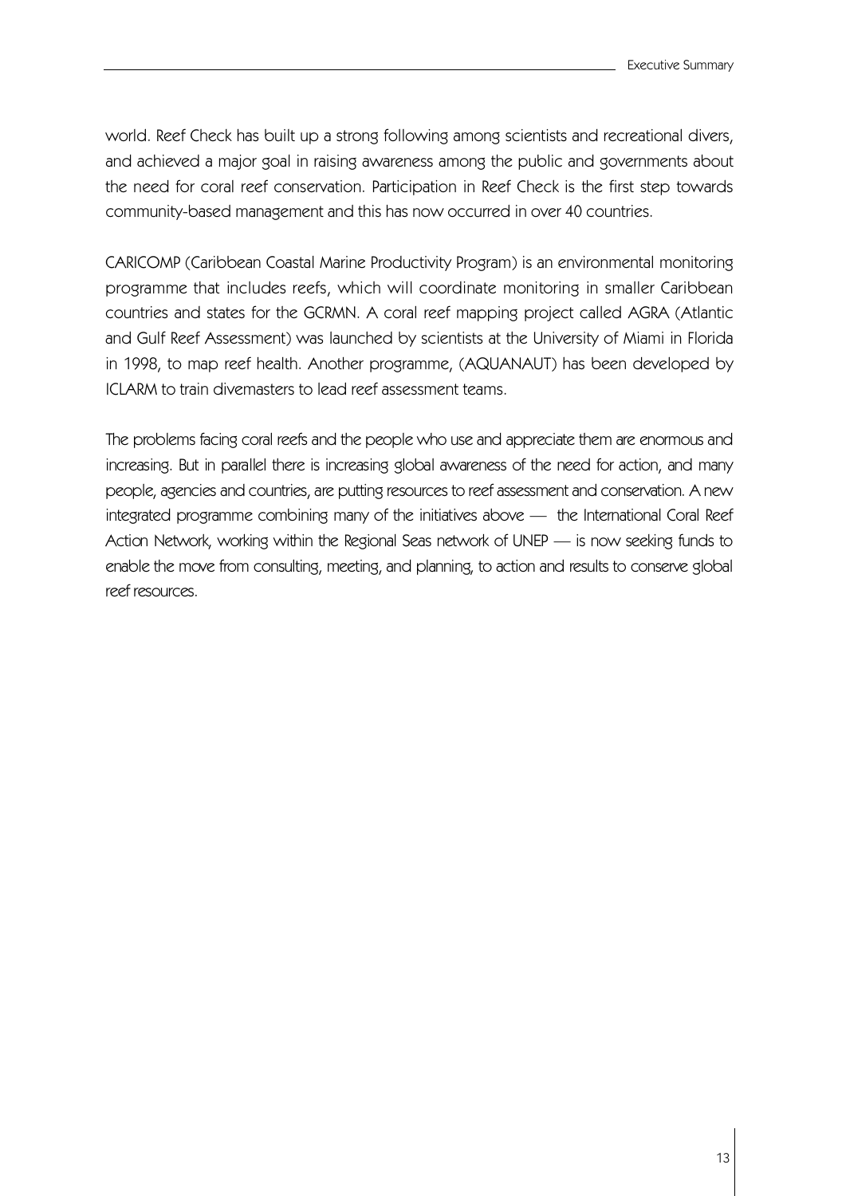world. Reef Check has built up a strong following among scientists and recreational divers, and achieved a major goal in raising awareness among the public and governments about the need for coral reef conservation. Participation in Reef Check is the first step towards community-based management and this has now occurred in over 40 countries.

CARICOMP (Caribbean Coastal Marine Productivity Program) is an environmental monitoring programme that includes reefs, which will coordinate monitoring in smaller Caribbean countries and states for the GCRMN. A coral reef mapping project called AGRA (Atlantic and Gulf Reef Assessment) was launched by scientists at the University of Miami in Florida in 1998, to map reef health. Another programme, (AQUANAUT) has been developed by ICLARM to train divemasters to lead reef assessment teams.

The problems facing coral reefs and the people who use and appreciate them are enormous and increasing. But in parallel there is increasing global awareness of the need for action, and many people, agencies and countries, are putting resources to reef assessment and conservation. A new integrated programme combining many of the initiatives above — the International Coral Reef Action Network, working within the Regional Seas network of UNEP — is now seeking funds to enable the move from consulting, meeting, and planning, to action and results to conserve global reef resources.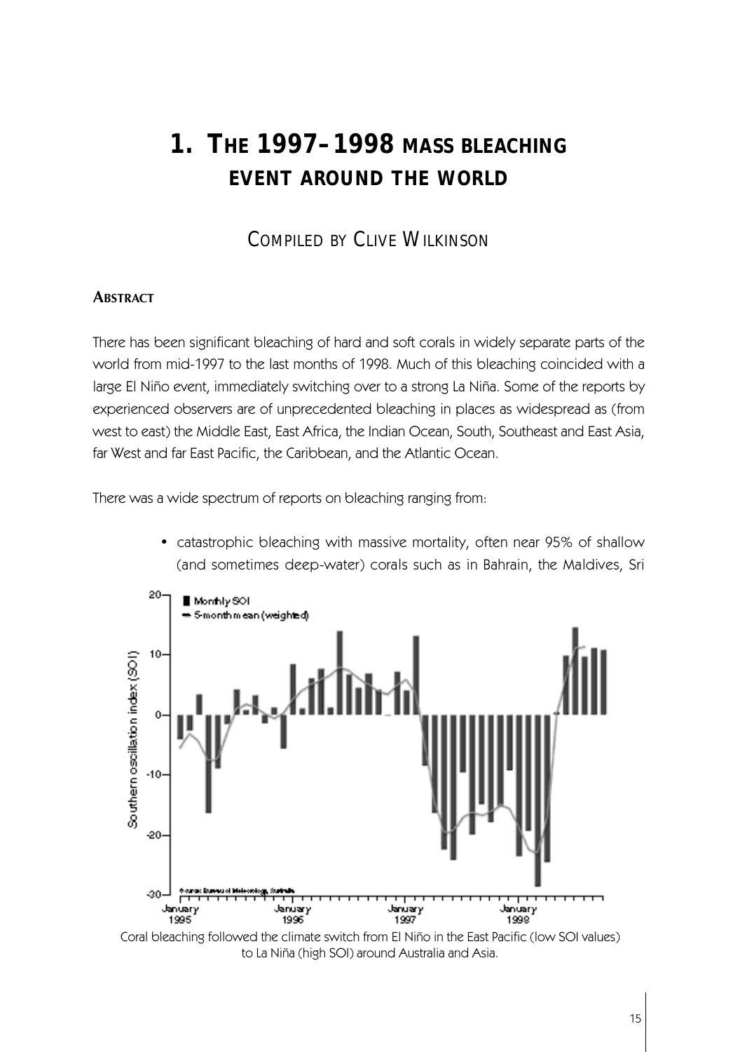# 1. THE 1997–1998 MASS BLEACHING EVENT AROUND THE WORLD

COMPILED BY CLIVE WILKINSON

## ABSTRACT

There has been significant bleaching of hard and soft corals in widely separate parts of the world from mid-1997 to the last months of 1998. Much of this bleaching coincided with a large El Niño event, immediately switching over to a strong La Niña. Some of the reports by experienced observers are of unprecedented bleaching in places as widespread as (from west to east) the Middle East, East Africa, the Indian Ocean, South, Southeast and East Asia, far West and far East Pacific, the Caribbean, and the Atlantic Ocean.

There was a wide spectrum of reports on bleaching ranging from:

- catastrophic bleaching with massive mortality, often near 95% of shallow (and sometimes deep-water) corals such as in Bahrain, the Maldives, Sri

Coral bleaching followed the climate switch from El Niño in the East Pacific (low SOI values) to La Niña (high SOI) around Australia and Asia.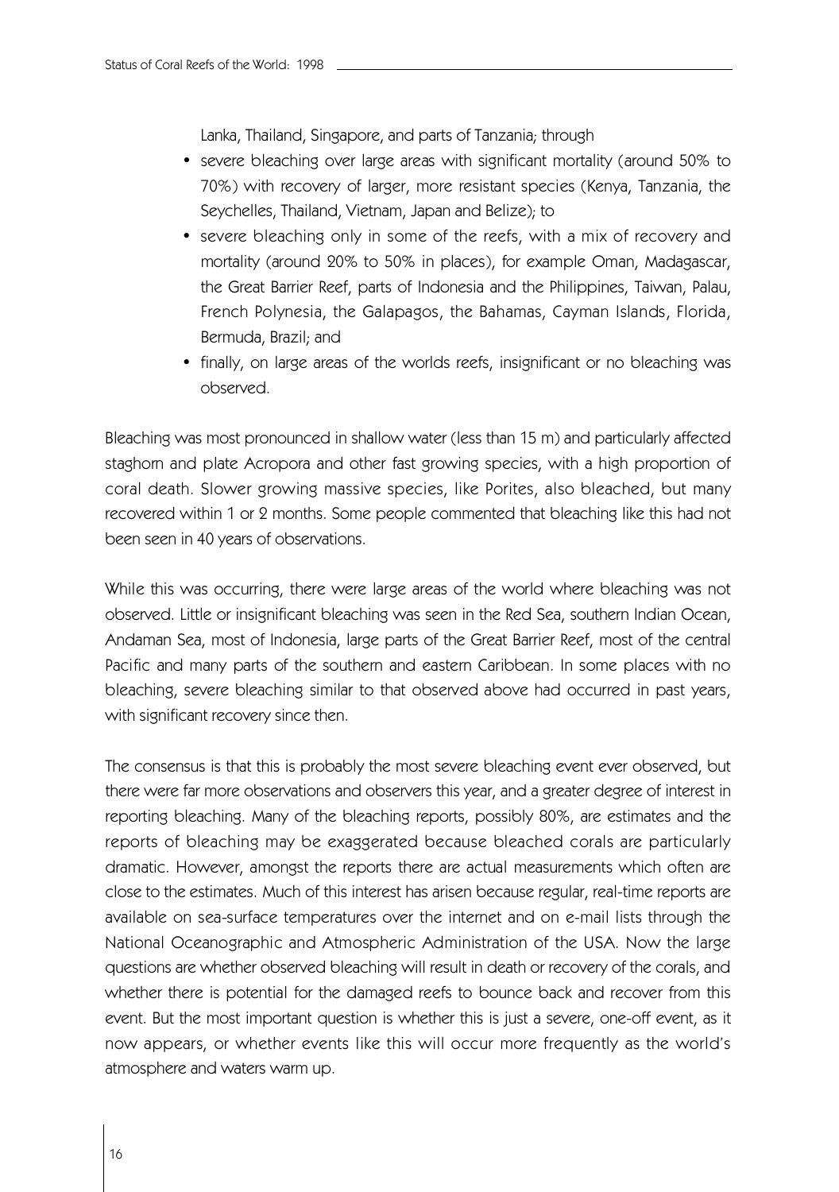Lanka, Thailand, Singapore, and parts of Tanzania; through

- severe bleaching over large areas with significant mortality (around 50% to 70%) with recovery of larger, more resistant species (Kenya, Tanzania, the Seychelles, Thailand, Vietnam, Japan and Belize); to
- severe bleaching only in some of the reefs, with a mix of recovery and mortality (around 20% to 50% in places), for example Oman, Madagascar, the Great Barrier Reef, parts of Indonesia and the Philippines, Taiwan, Palau, French Polynesia, the Galapagos, the Bahamas, Cayman Islands, Florida, Bermuda, Brazil; and
- finally, on large areas of the worlds reefs, insignificant or no bleaching was observed.

Bleaching was most pronounced in shallow water (less than 15 m) and particularly affected staghorn and plate Acropora and other fast growing species, with a high proportion of coral death. Slower growing massive species, like Porites, also bleached, but many recovered within 1 or 2 months. Some people commented that bleaching like this had not been seen in 40 years of observations.

While this was occurring, there were large areas of the world where bleaching was not observed. Little or insignificant bleaching was seen in the Red Sea, southern Indian Ocean, Andaman Sea, most of Indonesia, large parts of the Great Barrier Reef, most of the central Pacific and many parts of the southern and eastern Caribbean. In some places with no bleaching, severe bleaching similar to that observed above had occurred in past years, with significant recovery since then.

The consensus is that this is probably the most severe bleaching event ever observed, but there were far more observations and observers this year, and a greater degree of interest in reporting bleaching. Many of the bleaching reports, possibly 80%, are estimates and the reports of bleaching may be exaggerated because bleached corals are particularly dramatic. However, amongst the reports there are actual measurements which often are close to the estimates. Much of this interest has arisen because regular, real-time reports are available on sea-surface temperatures over the internet and on e-mail lists through the National Oceanographic and Atmospheric Administration of the USA. Now the large questions are whether observed bleaching will result in death or recovery of the corals, and whether there is potential for the damaged reefs to bounce back and recover from this event. But the most important question is whether this is just a severe, one-off event, as it now appears, or whether events like this will occur more frequently as the world's atmosphere and waters warm up.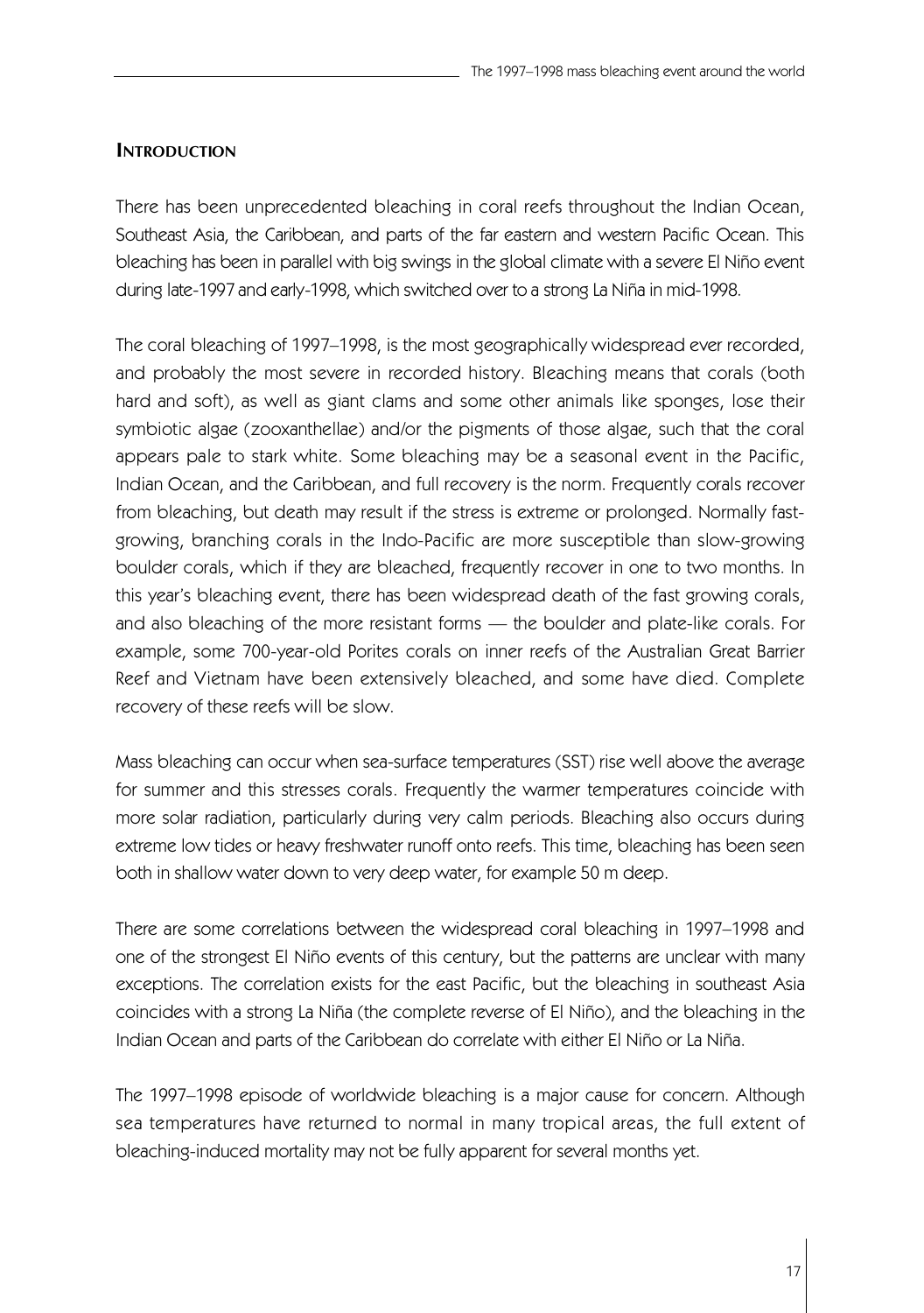## Introduction

There has been unprecedented bleaching in coral reefs throughout the Indian Ocean, Southeast Asia, the Caribbean, and parts of the far eastern and western Pacific Ocean. This bleaching has been in parallel with big swings in the global climate with a severe El Niño event during late-1997 and early-1998, which switched over to a strong La Niña in mid-1998.

The coral bleaching of 1997–1998, is the most geographically widespread ever recorded, and probably the most severe in recorded history. Bleaching means that corals (both hard and soft), as well as giant clams and some other animals like sponges, lose their symbiotic algae (zooxanthellae) and/or the pigments of those algae, such that the coral appears pale to stark white. Some bleaching may be a seasonal event in the Pacific, Indian Ocean, and the Caribbean, and full recovery is the norm. Frequently corals recover from bleaching, but death may result if the stress is extreme or prolonged. Normally fast-growing, branching corals in the Indo-Pacific are more susceptible than slow-growing boulder corals, which if they are bleached, frequently recover in one to two months. In this year's bleaching event, there has been widespread death of the fast growing corals, and also bleaching of the more resistant forms — the boulder and plate-like corals. For example, some 700-year-old Porites corals on inner reefs of the Australian Great Barrier Reef and Vietnam have been extensively bleached, and some have died. Complete recovery of these reefs will be slow.

Mass bleaching can occur when sea-surface temperatures (SST) rise well above the average for summer and this stresses corals. Frequently the warmer temperatures coincide with more solar radiation, particularly during very calm periods. Bleaching also occurs during extreme low tides or heavy freshwater runoff onto reefs. This time, bleaching has been seen both in shallow water down to very deep water, for example 50 m deep.

There are some correlations between the widespread coral bleaching in 1997–1998 and one of the strongest El Niño events of this century, but the patterns are unclear with many exceptions. The correlation exists for the east Pacific, but the bleaching in southeast Asia coincides with a strong La Niña (the complete reverse of El Niño), and the bleaching in the Indian Ocean and parts of the Caribbean do correlate with either El Niño or La Niña.

The 1997–1998 episode of worldwide bleaching is a major cause for concern. Although sea temperatures have returned to normal in many tropical areas, the full extent of bleaching-induced mortality may not be fully apparent for several months yet.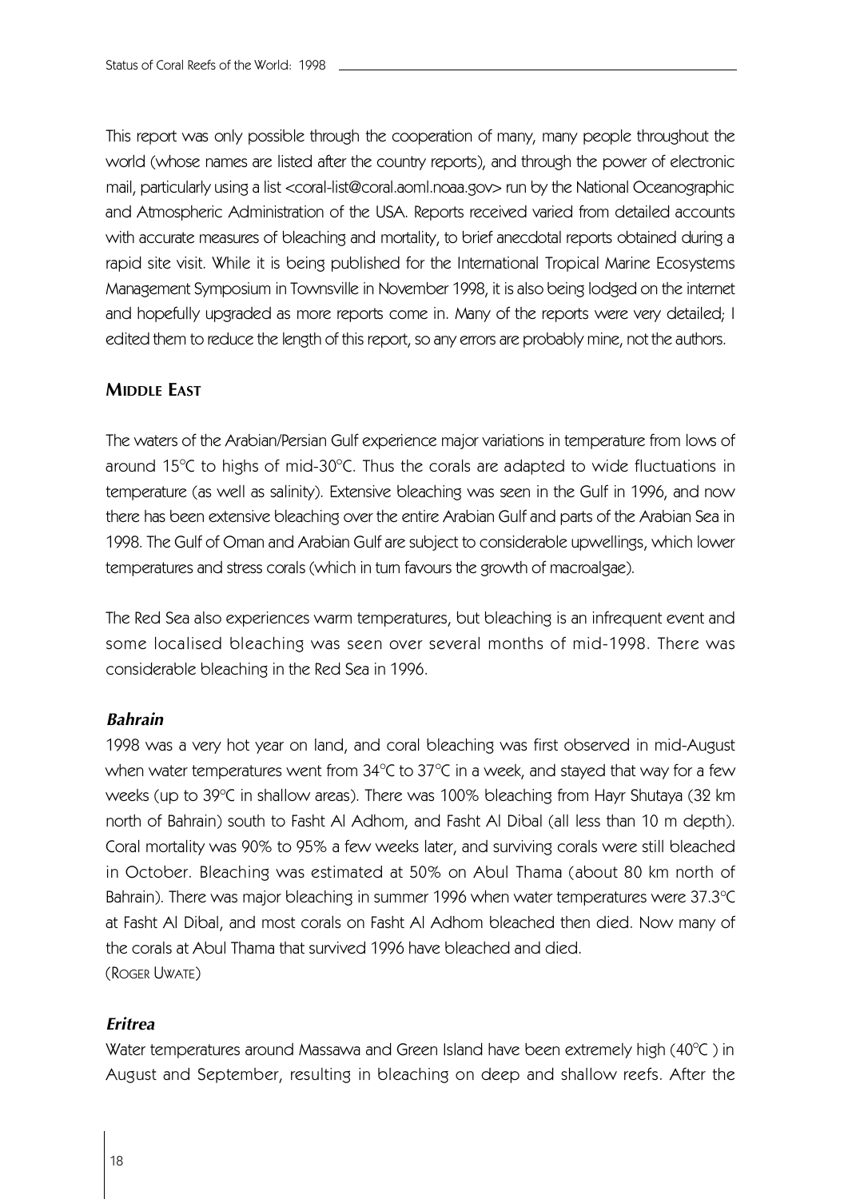This report was only possible through the cooperation of many, many people throughout the world (whose names are listed after the country reports), and through the power of electronic mail, particularly using a list <coral-list@coral.aoml.noaa.gov> run by the National Oceanographic and Atmospheric Administration of the USA. Reports received varied from detailed accounts with accurate measures of bleaching and mortality, to brief anecdotal reports obtained during a rapid site visit. While it is being published for the International Tropical Marine Ecosystems Management Symposium in Townsville in November 1998, it is also being lodged on the internet and hopefully upgraded as more reports come in. Many of the reports were very detailed; I edited them to reduce the length of this report, so any errors are probably mine, not the authors.

## MIDDLE EAST

The waters of the Arabian/Persian Gulf experience major variations in temperature from lows of around 15°C to highs of mid-30°C. Thus the corals are adapted to wide fluctuations in temperature (as well as salinity). Extensive bleaching was seen in the Gulf in 1996, and now there has been extensive bleaching over the entire Arabian Gulf and parts of the Arabian Sea in 1998. The Gulf of Oman and Arabian Gulf are subject to considerable upwellings, which lower temperatures and stress corals (which in turn favours the growth of macroalgae).

The Red Sea also experiences warm temperatures, but bleaching is an infrequent event and some localised bleaching was seen over several months of mid-1998. There was considerable bleaching in the Red Sea in 1996.

### *Bahrain*

1998 was a very hot year on land, and coral bleaching was first observed in mid-August when water temperatures went from 34°C to 37°C in a week, and stayed that way for a few weeks (up to 39°C in shallow areas). There was 100% bleaching from Hayr Shutaya (32 km north of Bahrain) south to Fasht Al Adhom, and Fasht Al Dibal (all less than 10 m depth). Coral mortality was 90% to 95% a few weeks later, and surviving corals were still bleached in October. Bleaching was estimated at 50% on Abul Thama (about 80 km north of Bahrain). There was major bleaching in summer 1996 when water temperatures were 37.3°C at Fasht Al Dibal, and most corals on Fasht Al Adhom bleached then died. Now many of the corals at Abul Thama that survived 1996 have bleached and died.
(ROGER UWATE)

### *Eritrea*

Water temperatures around Massawa and Green Island have been extremely high (40°C ) in August and September, resulting in bleaching on deep and shallow reefs. After the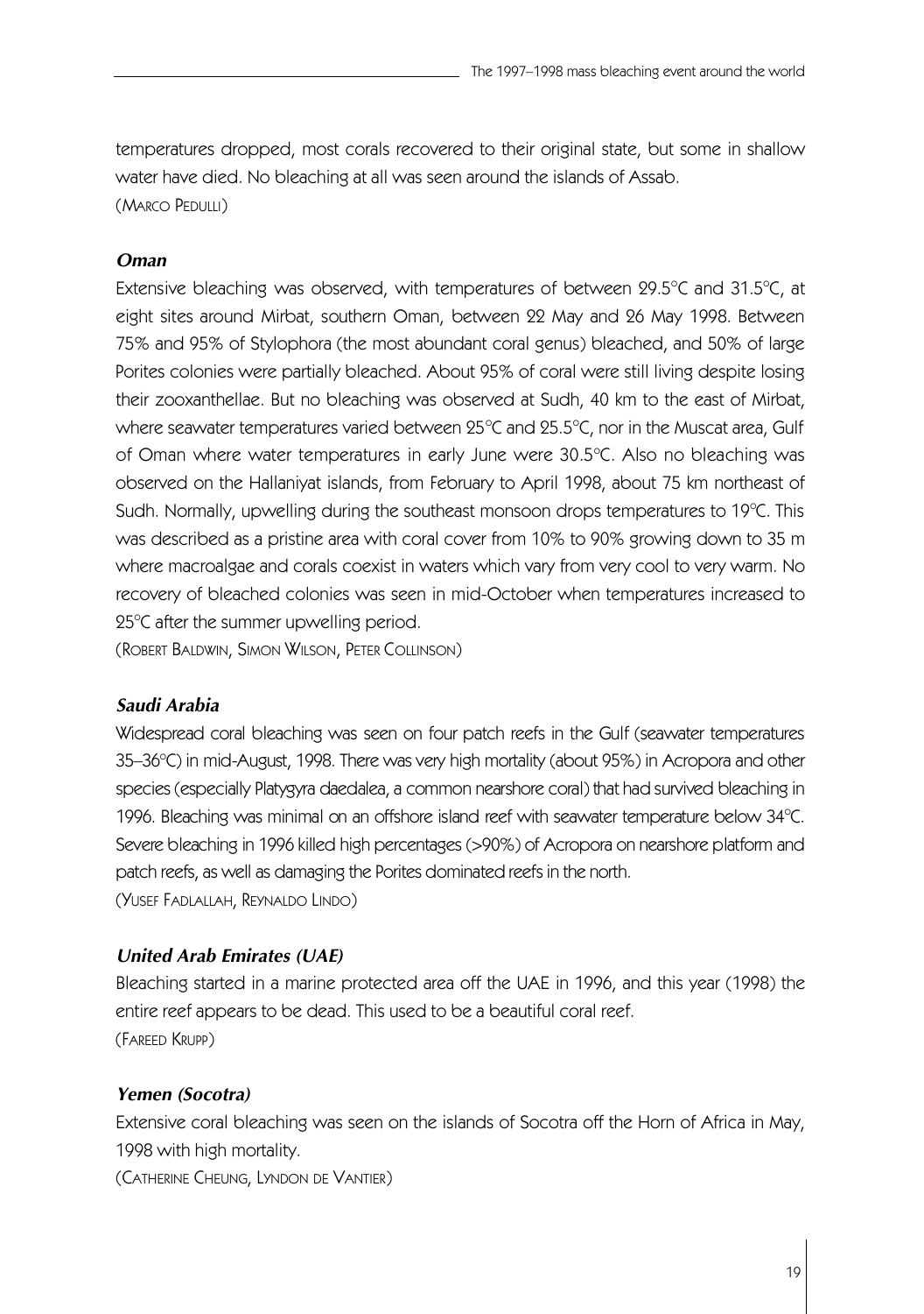temperatures dropped, most corals recovered to their original state, but some in shallow water have died. No bleaching at all was seen around the islands of Assab.
(MARCO PEDULLI)

### *Oman*

Extensive bleaching was observed, with temperatures of between 29.5°C and 31.5°C, at eight sites around Mirbat, southern Oman, between 22 May and 26 May 1998. Between 75% and 95% of Stylophora (the most abundant coral genus) bleached, and 50% of large Porites colonies were partially bleached. About 95% of coral were still living despite losing their zooxanthellae. But no bleaching was observed at Sudh, 40 km to the east of Mirbat, where seawater temperatures varied between 25°C and 25.5°C, nor in the Muscat area, Gulf of Oman where water temperatures in early June were 30.5°C. Also no bleaching was observed on the Hallaniyat islands, from February to April 1998, about 75 km northeast of Sudh. Normally, upwelling during the southeast monsoon drops temperatures to 19°C. This was described as a pristine area with coral cover from 10% to 90% growing down to 35 m where macroalgae and corals coexist in waters which vary from very cool to very warm. No recovery of bleached colonies was seen in mid-October when temperatures increased to 25°C after the summer upwelling period.
(ROBERT BALDWIN, SIMON WILSON, PETER COLLINSON)

### *Saudi Arabia*

Widespread coral bleaching was seen on four patch reefs in the Gulf (seawater temperatures 35–36°C) in mid-August, 1998. There was very high mortality (about 95%) in Acropora and other species (especially Platygyra daedalea, a common nearshore coral) that had survived bleaching in 1996. Bleaching was minimal on an offshore island reef with seawater temperature below 34°C. Severe bleaching in 1996 killed high percentages (>90%) of Acropora on nearshore platform and patch reefs, as well as damaging the Porites dominated reefs in the north.
(YUSEF FADLALLAH, REYNALDO LINDO)

### *United Arab Emirates (UAE)*

Bleaching started in a marine protected area off the UAE in 1996, and this year (1998) the entire reef appears to be dead. This used to be a beautiful coral reef.
(FAREED KRUPP)

### *Yemen (Socotra)*

Extensive coral bleaching was seen on the islands of Socotra off the Horn of Africa in May, 1998 with high mortality.
(CATHERINE CHEUNG, LYNDON DE VANTIER)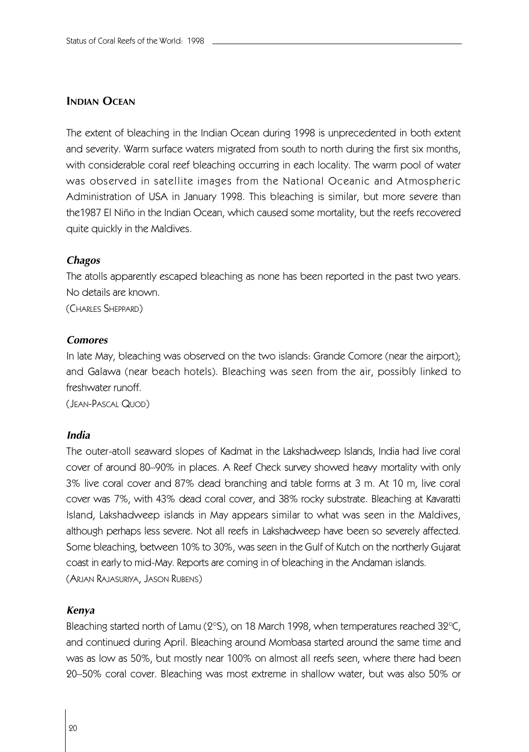## Indian Ocean

The extent of bleaching in the Indian Ocean during 1998 is unprecedented in both extent and severity. Warm surface waters migrated from south to north during the first six months, with considerable coral reef bleaching occurring in each locality. The warm pool of water was observed in satellite images from the National Oceanic and Atmospheric Administration of USA in January 1998. This bleaching is similar, but more severe than the1987 El Niño in the Indian Ocean, which caused some mortality, but the reefs recovered quite quickly in the Maldives.

### *Chagos*

The atolls apparently escaped bleaching as none has been reported in the past two years. No details are known.

(Charles Sheppard)

### *Comores*

In late May, bleaching was observed on the two islands: Grande Comore (near the airport); and Galawa (near beach hotels). Bleaching was seen from the air, possibly linked to freshwater runoff.

(Jean-Pascal Quod)

### *India*

The outer-atoll seaward slopes of Kadmat in the Lakshadweep Islands, India had live coral cover of around 80–90% in places. A Reef Check survey showed heavy mortality with only 3% live coral cover and 87% dead branching and table forms at 3 m. At 10 m, live coral cover was 7%, with 43% dead coral cover, and 38% rocky substrate. Bleaching at Kavaratti Island, Lakshadweep islands in May appears similar to what was seen in the Maldives, although perhaps less severe. Not all reefs in Lakshadweep have been so severely affected. Some bleaching, between 10% to 30%, was seen in the Gulf of Kutch on the northerly Gujarat coast in early to mid-May. Reports are coming in of bleaching in the Andaman islands.

(Arjan Rajasuriya, Jason Rubens)

### *Kenya*

Bleaching started north of Lamu (2°S), on 18 March 1998, when temperatures reached 32°C, and continued during April. Bleaching around Mombasa started around the same time and was as low as 50%, but mostly near 100% on almost all reefs seen, where there had been 20–50% coral cover. Bleaching was most extreme in shallow water, but was also 50% or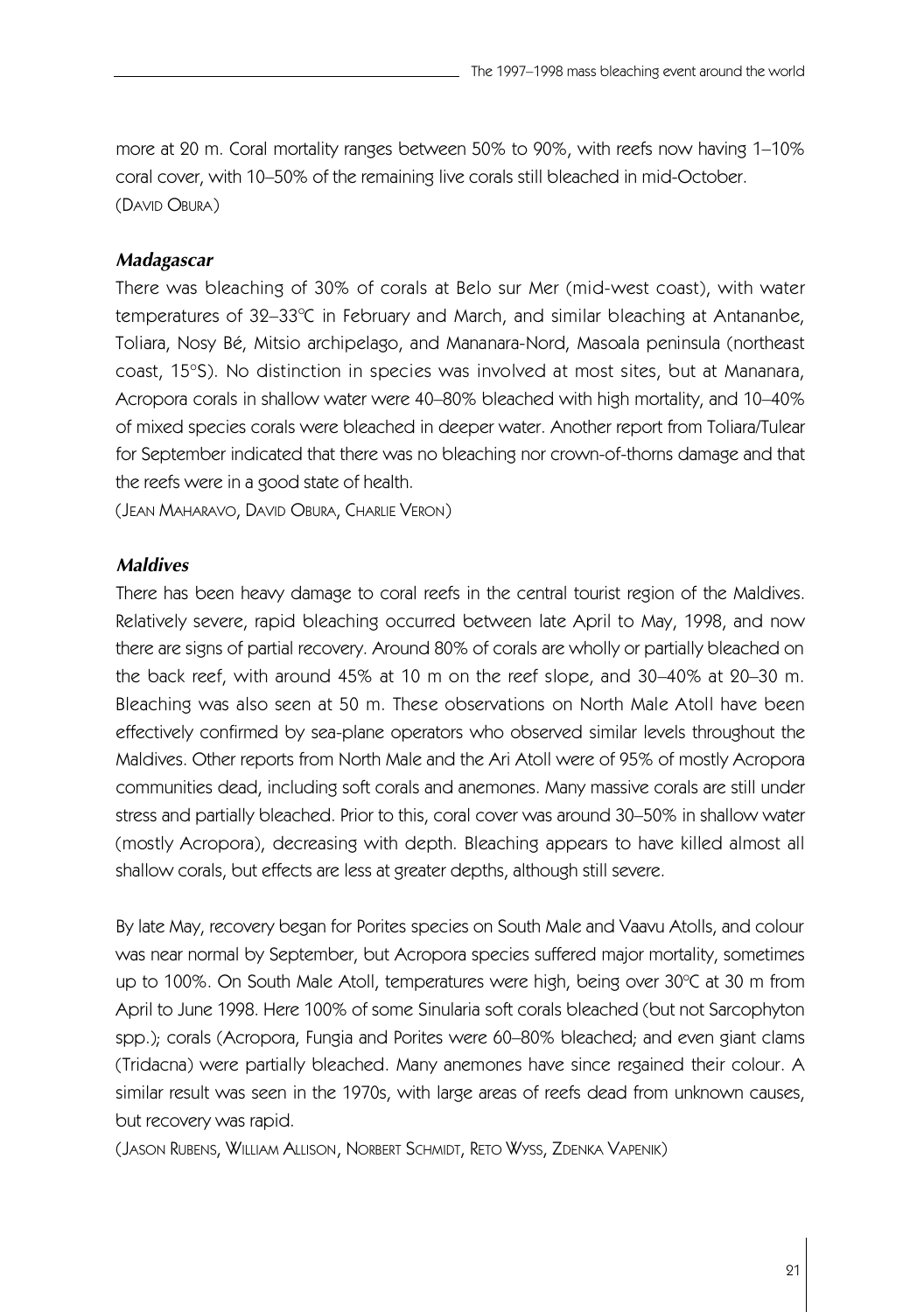more at 20 m. Coral mortality ranges between 50% to 90%, with reefs now having 1–10% coral cover, with 10–50% of the remaining live corals still bleached in mid-October.
(David Obura)

### *Madagascar*

There was bleaching of 30% of corals at Belo sur Mer (mid-west coast), with water temperatures of 32–33°C in February and March, and similar bleaching at Antananbe, Toliara, Nosy Bé, Mitsio archipelago, and Mananara-Nord, Masoala peninsula (northeast coast, 15°S). No distinction in species was involved at most sites, but at Mananara, Acropora corals in shallow water were 40–80% bleached with high mortality, and 10–40% of mixed species corals were bleached in deeper water. Another report from Toliara/Tulear for September indicated that there was no bleaching nor crown-of-thorns damage and that the reefs were in a good state of health.
(Jean Maharavo, David Obura, Charlie Veron)

### *Maldives*

There has been heavy damage to coral reefs in the central tourist region of the Maldives. Relatively severe, rapid bleaching occurred between late April to May, 1998, and now there are signs of partial recovery. Around 80% of corals are wholly or partially bleached on the back reef, with around 45% at 10 m on the reef slope, and 30–40% at 20–30 m. Bleaching was also seen at 50 m. These observations on North Male Atoll have been effectively confirmed by sea-plane operators who observed similar levels throughout the Maldives. Other reports from North Male and the Ari Atoll were of 95% of mostly Acropora communities dead, including soft corals and anemones. Many massive corals are still under stress and partially bleached. Prior to this, coral cover was around 30–50% in shallow water (mostly Acropora), decreasing with depth. Bleaching appears to have killed almost all shallow corals, but effects are less at greater depths, although still severe.

By late May, recovery began for Porites species on South Male and Vaavu Atolls, and colour was near normal by September, but Acropora species suffered major mortality, sometimes up to 100%. On South Male Atoll, temperatures were high, being over 30°C at 30 m from April to June 1998. Here 100% of some Sinularia soft corals bleached (but not Sarcophyton spp.); corals (Acropora, Fungia and Porites were 60–80% bleached; and even giant clams (Tridacna) were partially bleached. Many anemones have since regained their colour. A similar result was seen in the 1970s, with large areas of reefs dead from unknown causes, but recovery was rapid.
(Jason Rubens, William Allison, Norbert Schmidt, Reto Wyss, Zdenka Vapenik)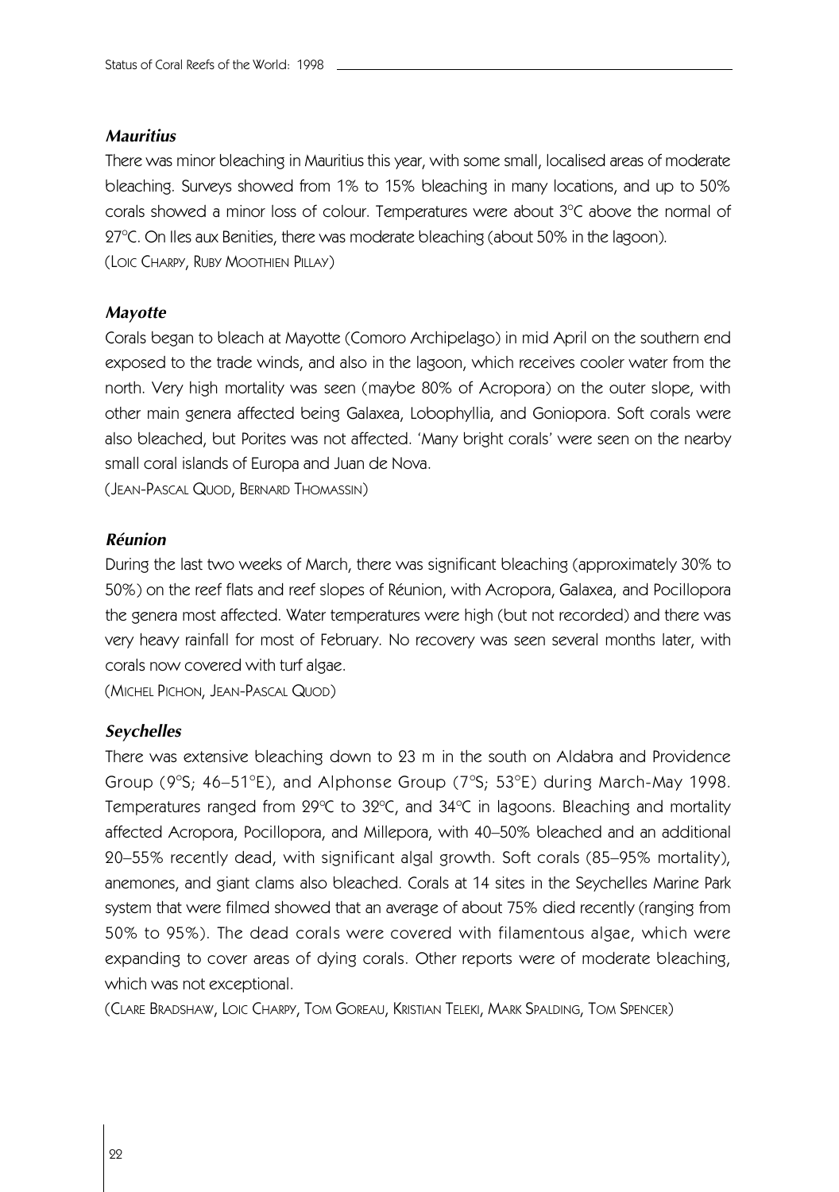### *Mauritius*

There was minor bleaching in Mauritius this year, with some small, localised areas of moderate bleaching. Surveys showed from 1% to 15% bleaching in many locations, and up to 50% corals showed a minor loss of colour. Temperatures were about 3°C above the normal of 27°C. On Iles aux Benities, there was moderate bleaching (about 50% in the lagoon).
(LOIC CHARPY, RUBY MOOTHIEN PILLAY)

### *Mayotte*

Corals began to bleach at Mayotte (Comoro Archipelago) in mid April on the southern end exposed to the trade winds, and also in the lagoon, which receives cooler water from the north. Very high mortality was seen (maybe 80% of Acropora) on the outer slope, with other main genera affected being Galaxea, Lobophyllia, and Goniopora. Soft corals were also bleached, but Porites was not affected. 'Many bright corals' were seen on the nearby small coral islands of Europa and Juan de Nova.
(JEAN-PASCAL QUOD, BERNARD THOMASSIN)

### *Réunion*

During the last two weeks of March, there was significant bleaching (approximately 30% to 50%) on the reef flats and reef slopes of Réunion, with Acropora, Galaxea, and Pocillopora the genera most affected. Water temperatures were high (but not recorded) and there was very heavy rainfall for most of February. No recovery was seen several months later, with corals now covered with turf algae.
(MICHEL PICHON, JEAN-PASCAL QUOD)

### *Seychelles*

There was extensive bleaching down to 23 m in the south on Aldabra and Providence Group (9°S; 46–51°E), and Alphonse Group (7°S; 53°E) during March-May 1998. Temperatures ranged from 29°C to 32°C, and 34°C in lagoons. Bleaching and mortality affected Acropora, Pocillopora, and Millepora, with 40–50% bleached and an additional 20–55% recently dead, with significant algal growth. Soft corals (85–95% mortality), anemones, and giant clams also bleached. Corals at 14 sites in the Seychelles Marine Park system that were filmed showed that an average of about 75% died recently (ranging from 50% to 95%). The dead corals were covered with filamentous algae, which were expanding to cover areas of dying corals. Other reports were of moderate bleaching, which was not exceptional.
(CLARE BRADSHAW, LOIC CHARPY, TOM GOREAU, KRISTIAN TELEKI, MARK SPALDING, TOM SPENCER)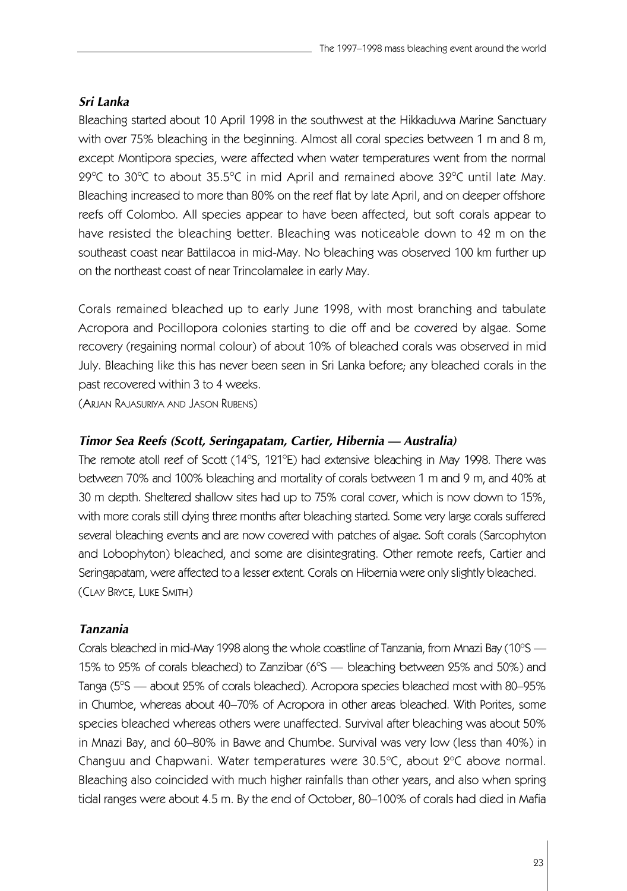### *Sri Lanka*

Bleaching started about 10 April 1998 in the southwest at the Hikkaduwa Marine Sanctuary with over 75% bleaching in the beginning. Almost all coral species between 1 m and 8 m, except Montipora species, were affected when water temperatures went from the normal 29°C to 30°C to about 35.5°C in mid April and remained above 32°C until late May. Bleaching increased to more than 80% on the reef flat by late April, and on deeper offshore reefs off Colombo. All species appear to have been affected, but soft corals appear to have resisted the bleaching better. Bleaching was noticeable down to 42 m on the southeast coast near Battilacoa in mid-May. No bleaching was observed 100 km further up on the northeast coast of near Trincolamalee in early May.

Corals remained bleached up to early June 1998, with most branching and tabulate Acropora and Pocillopora colonies starting to die off and be covered by algae. Some recovery (regaining normal colour) of about 10% of bleached corals was observed in mid July. Bleaching like this has never been seen in Sri Lanka before; any bleached corals in the past recovered within 3 to 4 weeks.

(ARJAN RAJASURIYA AND JASON RUBENS)

### *Timor Sea Reefs (Scott, Seringapatam, Cartier, Hibernia — Australia)*

The remote atoll reef of Scott (14°S, 121°E) had extensive bleaching in May 1998. There was between 70% and 100% bleaching and mortality of corals between 1 m and 9 m, and 40% at 30 m depth. Sheltered shallow sites had up to 75% coral cover, which is now down to 15%, with more corals still dying three months after bleaching started. Some very large corals suffered several bleaching events and are now covered with patches of algae. Soft corals (Sarcophyton and Lobophyton) bleached, and some are disintegrating. Other remote reefs, Cartier and Seringapatam, were affected to a lesser extent. Corals on Hibernia were only slightly bleached.
(CLAY BRYCE, LUKE SMITH)

### *Tanzania*

Corals bleached in mid-May 1998 along the whole coastline of Tanzania, from Mnazi Bay (10°S — 15% to 25% of corals bleached) to Zanzibar (6°S — bleaching between 25% and 50%) and Tanga (5°S — about 25% of corals bleached). Acropora species bleached most with 80–95% in Chumbe, whereas about 40–70% of Acropora in other areas bleached. With Porites, some species bleached whereas others were unaffected. Survival after bleaching was about 50% in Mnazi Bay, and 60–80% in Bawe and Chumbe. Survival was very low (less than 40%) in Changuu and Chapwani. Water temperatures were 30.5°C, about 2°C above normal. Bleaching also coincided with much higher rainfalls than other years, and also when spring tidal ranges were about 4.5 m. By the end of October, 80–100% of corals had died in Mafia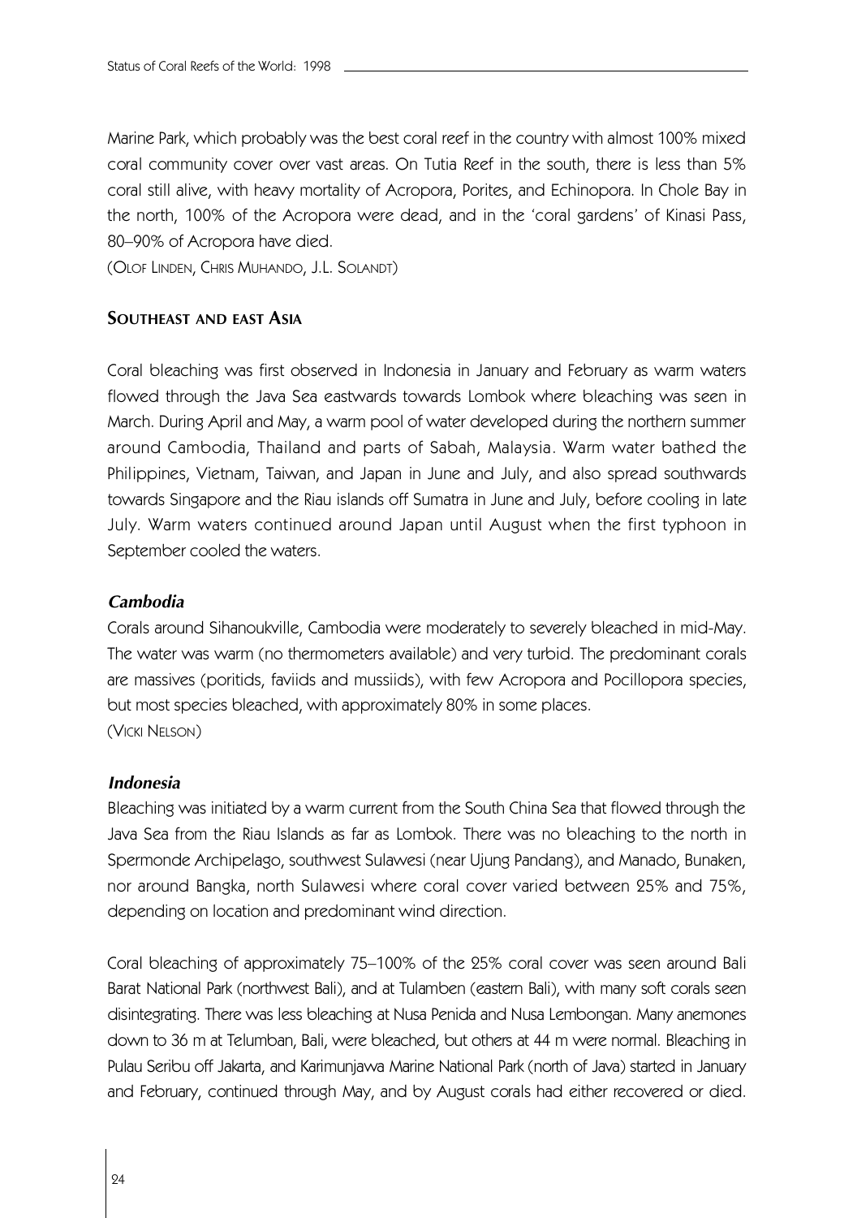Marine Park, which probably was the best coral reef in the country with almost 100% mixed coral community cover over vast areas. On Tutia Reef in the south, there is less than 5% coral still alive, with heavy mortality of Acropora, Porites, and Echinopora. In Chole Bay in the north, 100% of the Acropora were dead, and in the 'coral gardens' of Kinasi Pass, 80–90% of Acropora have died.

(Olof Linden, Chris Muhando, J.L. Solandt)

## Southeast and east Asia

Coral bleaching was first observed in Indonesia in January and February as warm waters flowed through the Java Sea eastwards towards Lombok where bleaching was seen in March. During April and May, a warm pool of water developed during the northern summer around Cambodia, Thailand and parts of Sabah, Malaysia. Warm water bathed the Philippines, Vietnam, Taiwan, and Japan in June and July, and also spread southwards towards Singapore and the Riau islands off Sumatra in June and July, before cooling in late July. Warm waters continued around Japan until August when the first typhoon in September cooled the waters.

### *Cambodia*

Corals around Sihanoukville, Cambodia were moderately to severely bleached in mid-May. The water was warm (no thermometers available) and very turbid. The predominant corals are massives (poritids, faviids and mussiids), with few Acropora and Pocillopora species, but most species bleached, with approximately 80% in some places.

(Vicki Nelson)

### *Indonesia*

Bleaching was initiated by a warm current from the South China Sea that flowed through the Java Sea from the Riau Islands as far as Lombok. There was no bleaching to the north in Spermonde Archipelago, southwest Sulawesi (near Ujung Pandang), and Manado, Bunaken, nor around Bangka, north Sulawesi where coral cover varied between 25% and 75%, depending on location and predominant wind direction.

Coral bleaching of approximately 75–100% of the 25% coral cover was seen around Bali Barat National Park (northwest Bali), and at Tulamben (eastern Bali), with many soft corals seen disintegrating. There was less bleaching at Nusa Penida and Nusa Lembongan. Many anemones down to 36 m at Telumban, Bali, were bleached, but others at 44 m were normal. Bleaching in Pulau Seribu off Jakarta, and Karimunjawa Marine National Park (north of Java) started in January and February, continued through May, and by August corals had either recovered or died.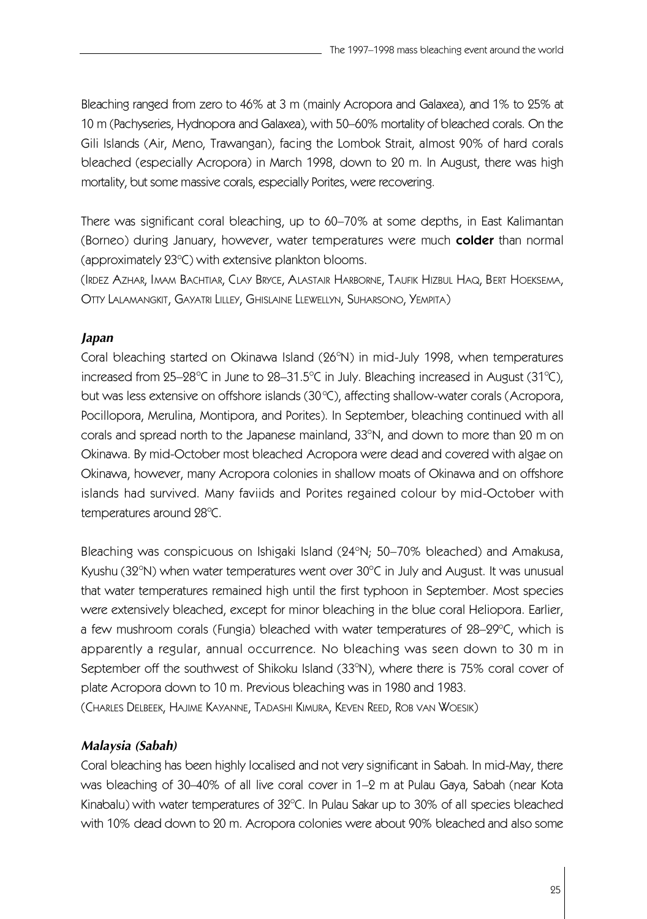Bleaching ranged from zero to 46% at 3 m (mainly Acropora and Galaxea), and 1% to 25% at 10 m (Pachyseries, Hydnopora and Galaxea), with 50–60% mortality of bleached corals. On the Gili Islands (Air, Meno, Trawangan), facing the Lombok Strait, almost 90% of hard corals bleached (especially Acropora) in March 1998, down to 20 m. In August, there was high mortality, but some massive corals, especially Porites, were recovering.

There was significant coral bleaching, up to 60–70% at some depths, in East Kalimantan (Borneo) during January, however, water temperatures were much **colder** than normal (approximately 23°C) with extensive plankton blooms.

(Irdez Azhar, Imam Bachtiar, Clay Bryce, Alastair Harborne, Taufik Hizbul Haq, Bert Hoeksema, Otty Lalamangkit, Gayatri Lilley, Ghislaine Llewellyn, Suharsono, Yempita)

### *Japan*

Coral bleaching started on Okinawa Island (26°N) in mid-July 1998, when temperatures increased from 25–28°C in June to 28–31.5°C in July. Bleaching increased in August (31°C), but was less extensive on offshore islands (30°C), affecting shallow-water corals (Acropora, Pocillopora, Merulina, Montipora, and Porites). In September, bleaching continued with all corals and spread north to the Japanese mainland, 33°N, and down to more than 20 m on Okinawa. By mid-October most bleached Acropora were dead and covered with algae on Okinawa, however, many Acropora colonies in shallow moats of Okinawa and on offshore islands had survived. Many faviids and Porites regained colour by mid-October with temperatures around 28°C.

Bleaching was conspicuous on Ishigaki Island (24°N; 50–70% bleached) and Amakusa, Kyushu (32°N) when water temperatures went over 30°C in July and August. It was unusual that water temperatures remained high until the first typhoon in September. Most species were extensively bleached, except for minor bleaching in the blue coral Heliopora. Earlier, a few mushroom corals (Fungia) bleached with water temperatures of 28–29°C, which is apparently a regular, annual occurrence. No bleaching was seen down to 30 m in September off the southwest of Shikoku Island (33°N), where there is 75% coral cover of plate Acropora down to 10 m. Previous bleaching was in 1980 and 1983.

(Charles Delbeek, Hajime Kayanne, Tadashi Kimura, Keven Reed, Rob van Woesik)

### *Malaysia (Sabah)*

Coral bleaching has been highly localised and not very significant in Sabah. In mid-May, there was bleaching of 30–40% of all live coral cover in 1–2 m at Pulau Gaya, Sabah (near Kota Kinabalu) with water temperatures of 32°C. In Pulau Sakar up to 30% of all species bleached with 10% dead down to 20 m. Acropora colonies were about 90% bleached and also some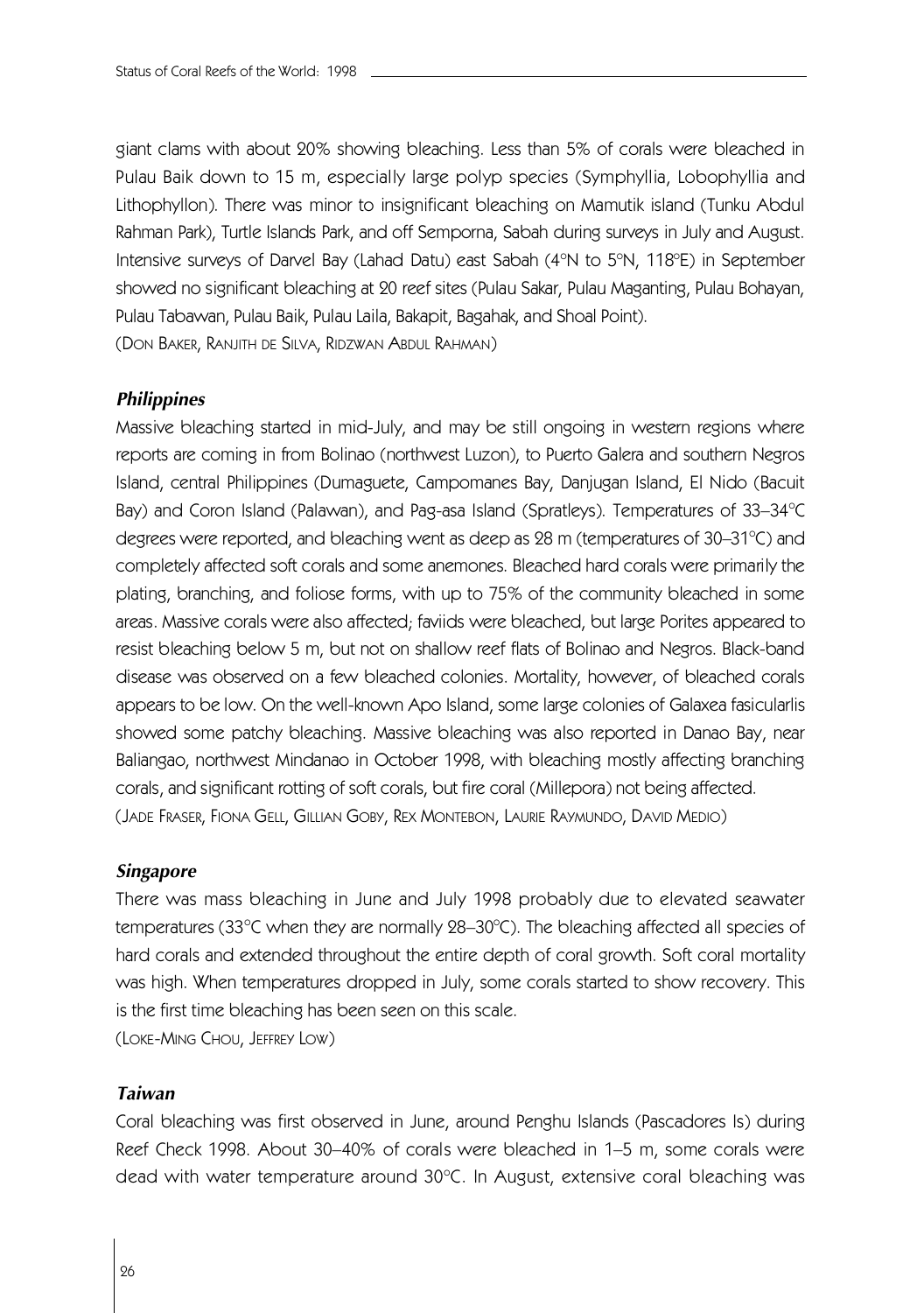giant clams with about 20% showing bleaching. Less than 5% of corals were bleached in Pulau Baik down to 15 m, especially large polyp species (Symphyllia, Lobophyllia and Lithophyllon). There was minor to insignificant bleaching on Mamutik island (Tunku Abdul Rahman Park), Turtle Islands Park, and off Semporna, Sabah during surveys in July and August. Intensive surveys of Darvel Bay (Lahad Datu) east Sabah (4°N to 5°N, 118°E) in September showed no significant bleaching at 20 reef sites (Pulau Sakar, Pulau Maganting, Pulau Bohayan, Pulau Tabawan, Pulau Baik, Pulau Laila, Bakapit, Bagahak, and Shoal Point).
(Don Baker, Ranjith de Silva, Ridzwan Abdul Rahman)

### *Philippines*

Massive bleaching started in mid-July, and may be still ongoing in western regions where reports are coming in from Bolinao (northwest Luzon), to Puerto Galera and southern Negros Island, central Philippines (Dumaguete, Campomanes Bay, Danjugan Island, El Nido (Bacuit Bay) and Coron Island (Palawan), and Pag-asa Island (Spratleys). Temperatures of 33–34°C degrees were reported, and bleaching went as deep as 28 m (temperatures of 30–31°C) and completely affected soft corals and some anemones. Bleached hard corals were primarily the plating, branching, and foliose forms, with up to 75% of the community bleached in some areas. Massive corals were also affected; faviids were bleached, but large Porites appeared to resist bleaching below 5 m, but not on shallow reef flats of Bolinao and Negros. Black-band disease was observed on a few bleached colonies. Mortality, however, of bleached corals appears to be low. On the well-known Apo Island, some large colonies of Galaxea fasicularlis showed some patchy bleaching. Massive bleaching was also reported in Danao Bay, near Baliangao, northwest Mindanao in October 1998, with bleaching mostly affecting branching corals, and significant rotting of soft corals, but fire coral (Millepora) not being affected.
(Jade Fraser, Fiona Gell, Gillian Goby, Rex Montebon, Laurie Raymundo, David Medio)

### *Singapore*

There was mass bleaching in June and July 1998 probably due to elevated seawater temperatures (33°C when they are normally 28–30°C). The bleaching affected all species of hard corals and extended throughout the entire depth of coral growth. Soft coral mortality was high. When temperatures dropped in July, some corals started to show recovery. This is the first time bleaching has been seen on this scale.
(Loke-Ming Chou, Jeffrey Low)

### *Taiwan*

Coral bleaching was first observed in June, around Penghu Islands (Pascadores Is) during Reef Check 1998. About 30–40% of corals were bleached in 1–5 m, some corals were dead with water temperature around 30°C. In August, extensive coral bleaching was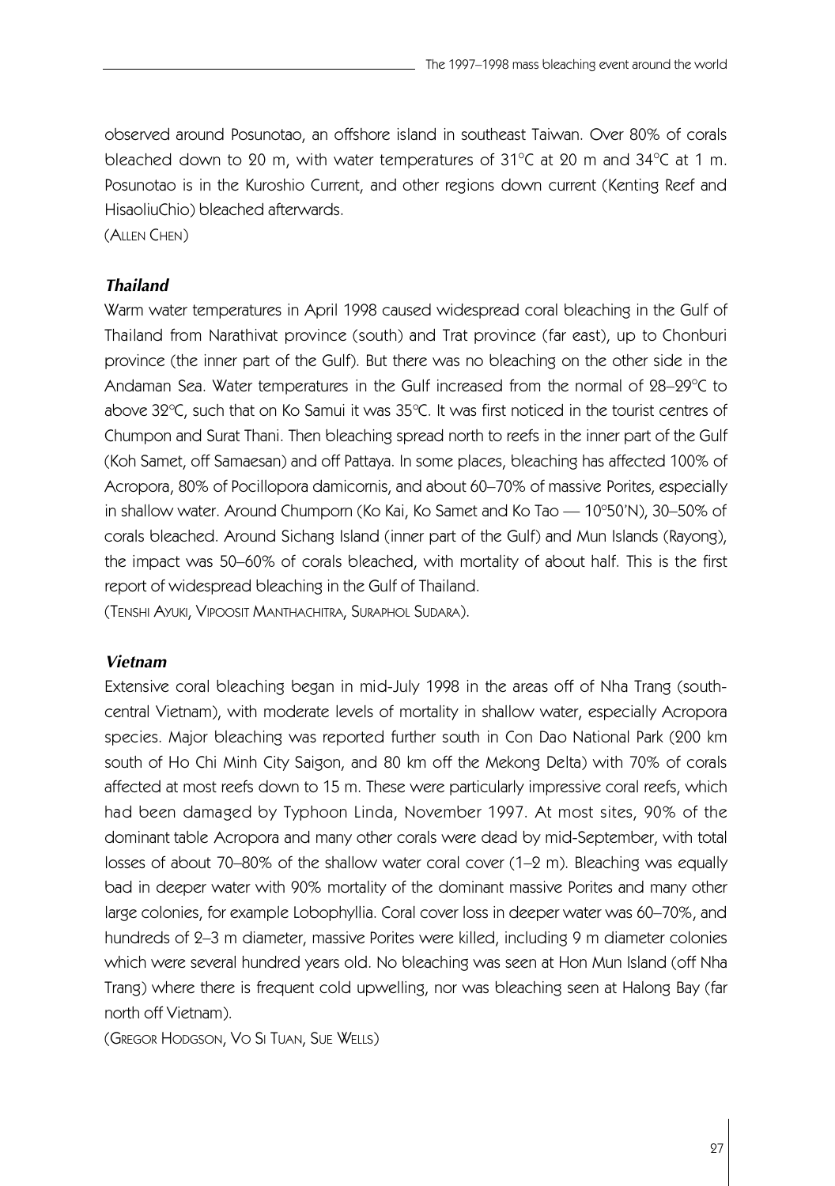observed around Posunotao, an offshore island in southeast Taiwan. Over 80% of corals bleached down to 20 m, with water temperatures of 31°C at 20 m and 34°C at 1 m. Posunotao is in the Kuroshio Current, and other regions down current (Kenting Reef and HisaoliuChio) bleached afterwards.

(ALLEN CHEN)

### *Thailand*

Warm water temperatures in April 1998 caused widespread coral bleaching in the Gulf of Thailand from Narathivat province (south) and Trat province (far east), up to Chonburi province (the inner part of the Gulf). But there was no bleaching on the other side in the Andaman Sea. Water temperatures in the Gulf increased from the normal of 28–29°C to above 32°C, such that on Ko Samui it was 35°C. It was first noticed in the tourist centres of Chumpon and Surat Thani. Then bleaching spread north to reefs in the inner part of the Gulf (Koh Samet, off Samaesan) and off Pattaya. In some places, bleaching has affected 100% of Acropora, 80% of Pocillopora damicornis, and about 60–70% of massive Porites, especially in shallow water. Around Chumporn (Ko Kai, Ko Samet and Ko Tao — 10°50'N), 30–50% of corals bleached. Around Sichang Island (inner part of the Gulf) and Mun Islands (Rayong), the impact was 50–60% of corals bleached, with mortality of about half. This is the first report of widespread bleaching in the Gulf of Thailand.

(TENSHI AYUKI, VIPOOSIT MANTHACHITRA, SURAPHOL SUDARA).

### *Vietnam*

Extensive coral bleaching began in mid-July 1998 in the areas off of Nha Trang (south-central Vietnam), with moderate levels of mortality in shallow water, especially Acropora species. Major bleaching was reported further south in Con Dao National Park (200 km south of Ho Chi Minh City Saigon, and 80 km off the Mekong Delta) with 70% of corals affected at most reefs down to 15 m. These were particularly impressive coral reefs, which had been damaged by Typhoon Linda, November 1997. At most sites, 90% of the dominant table Acropora and many other corals were dead by mid-September, with total losses of about 70–80% of the shallow water coral cover (1–2 m). Bleaching was equally bad in deeper water with 90% mortality of the dominant massive Porites and many other large colonies, for example Lobophyllia. Coral cover loss in deeper water was 60–70%, and hundreds of 2–3 m diameter, massive Porites were killed, including 9 m diameter colonies which were several hundred years old. No bleaching was seen at Hon Mun Island (off Nha Trang) where there is frequent cold upwelling, nor was bleaching seen at Halong Bay (far north off Vietnam).

(GREGOR HODGSON, VO SI TUAN, SUE WELLS)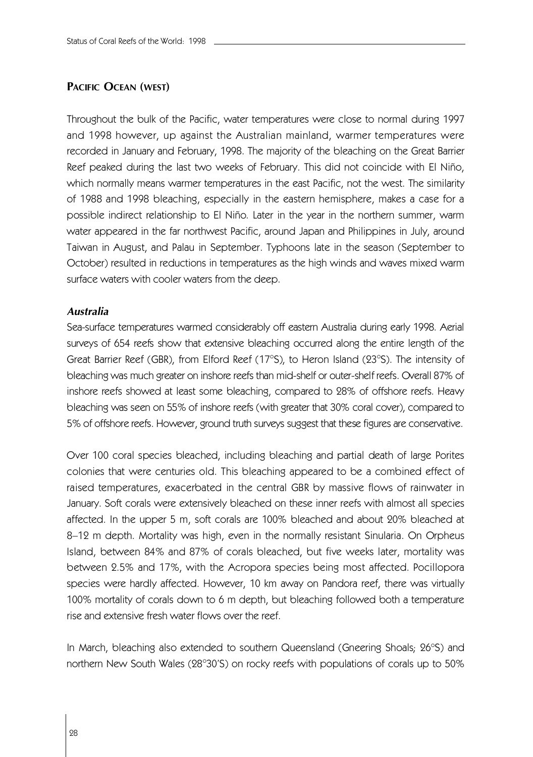## Pacific Ocean (west)

Throughout the bulk of the Pacific, water temperatures were close to normal during 1997 and 1998 however, up against the Australian mainland, warmer temperatures were recorded in January and February, 1998. The majority of the bleaching on the Great Barrier Reef peaked during the last two weeks of February. This did not coincide with El Niño, which normally means warmer temperatures in the east Pacific, not the west. The similarity of 1988 and 1998 bleaching, especially in the eastern hemisphere, makes a case for a possible indirect relationship to El Niño. Later in the year in the northern summer, warm water appeared in the far northwest Pacific, around Japan and Philippines in July, around Taiwan in August, and Palau in September. Typhoons late in the season (September to October) resulted in reductions in temperatures as the high winds and waves mixed warm surface waters with cooler waters from the deep.

### *Australia*

Sea-surface temperatures warmed considerably off eastern Australia during early 1998. Aerial surveys of 654 reefs show that extensive bleaching occurred along the entire length of the Great Barrier Reef (GBR), from Elford Reef (17°S), to Heron Island (23°S). The intensity of bleaching was much greater on inshore reefs than mid-shelf or outer-shelf reefs. Overall 87% of inshore reefs showed at least some bleaching, compared to 28% of offshore reefs. Heavy bleaching was seen on 55% of inshore reefs (with greater that 30% coral cover), compared to 5% of offshore reefs. However, ground truth surveys suggest that these figures are conservative.

Over 100 coral species bleached, including bleaching and partial death of large Porites colonies that were centuries old. This bleaching appeared to be a combined effect of raised temperatures, exacerbated in the central GBR by massive flows of rainwater in January. Soft corals were extensively bleached on these inner reefs with almost all species affected. In the upper 5 m, soft corals are 100% bleached and about 20% bleached at 8–12 m depth. Mortality was high, even in the normally resistant Sinularia. On Orpheus Island, between 84% and 87% of corals bleached, but five weeks later, mortality was between 2.5% and 17%, with the Acropora species being most affected. Pocillopora species were hardly affected. However, 10 km away on Pandora reef, there was virtually 100% mortality of corals down to 6 m depth, but bleaching followed both a temperature rise and extensive fresh water flows over the reef.

In March, bleaching also extended to southern Queensland (Gneering Shoals; 26°S) and northern New South Wales (28°30'S) on rocky reefs with populations of corals up to 50%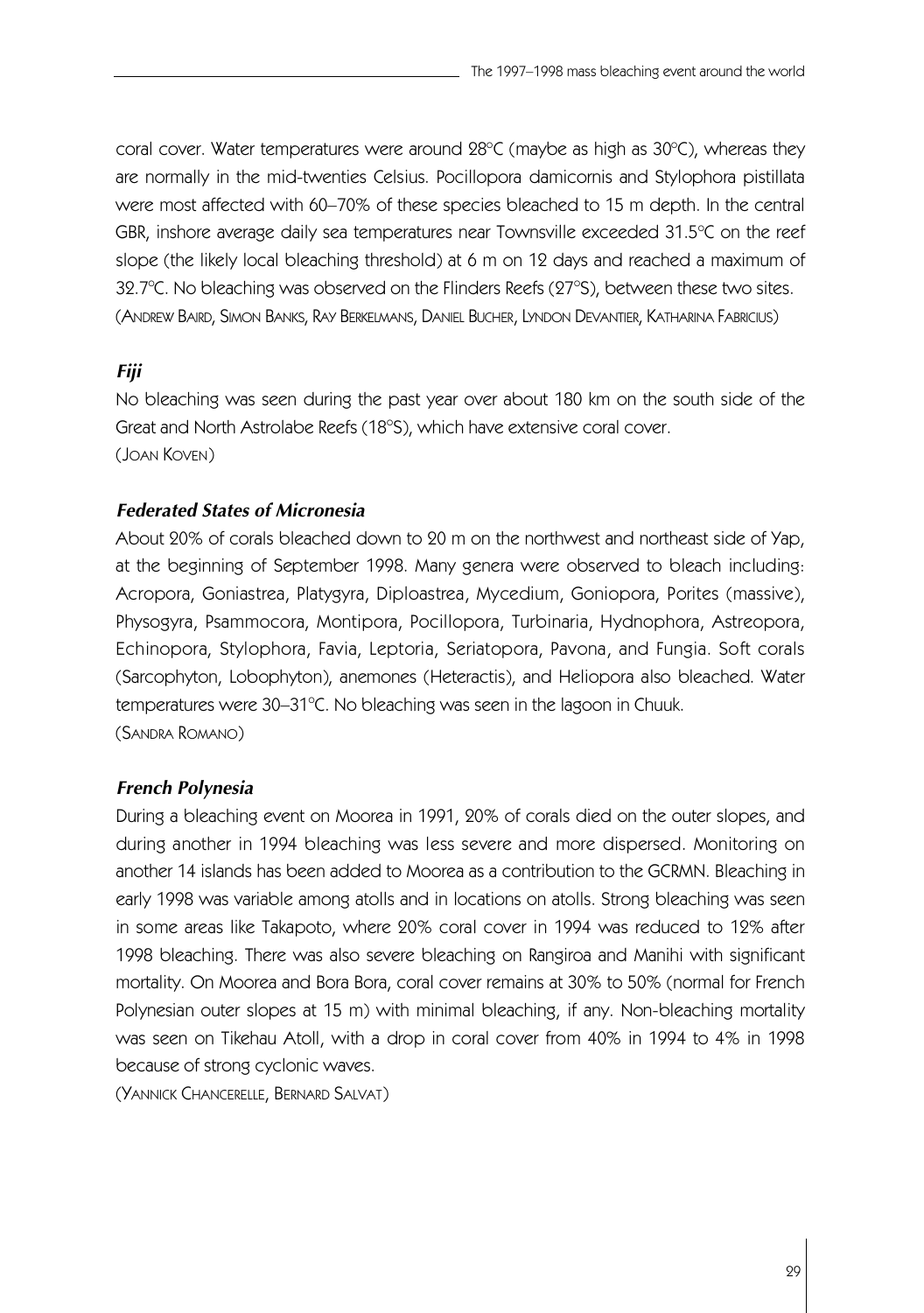coral cover. Water temperatures were around 28°C (maybe as high as 30°C), whereas they are normally in the mid-twenties Celsius. Pocillopora damicornis and Stylophora pistillata were most affected with 60–70% of these species bleached to 15 m depth. In the central GBR, inshore average daily sea temperatures near Townsville exceeded 31.5°C on the reef slope (the likely local bleaching threshold) at 6 m on 12 days and reached a maximum of 32.7°C. No bleaching was observed on the Flinders Reefs (27°S), between these two sites.
(Andrew Baird, Simon Banks, Ray Berkelmans, Daniel Bucher, Lyndon Devantier, Katharina Fabricius)

### *Fiji*

No bleaching was seen during the past year over about 180 km on the south side of the Great and North Astrolabe Reefs (18°S), which have extensive coral cover.
(Joan Koven)

### *Federated States of Micronesia*

About 20% of corals bleached down to 20 m on the northwest and northeast side of Yap, at the beginning of September 1998. Many genera were observed to bleach including: Acropora, Goniastrea, Platygyra, Diploastrea, Mycedium, Goniopora, Porites (massive), Physogyra, Psammocora, Montipora, Pocillopora, Turbinaria, Hydnophora, Astreopora, Echinopora, Stylophora, Favia, Leptoria, Seriatopora, Pavona, and Fungia. Soft corals (Sarcophyton, Lobophyton), anemones (Heteractis), and Heliopora also bleached. Water temperatures were 30–31°C. No bleaching was seen in the lagoon in Chuuk.
(Sandra Romano)

### *French Polynesia*

During a bleaching event on Moorea in 1991, 20% of corals died on the outer slopes, and during another in 1994 bleaching was less severe and more dispersed. Monitoring on another 14 islands has been added to Moorea as a contribution to the GCRMN. Bleaching in early 1998 was variable among atolls and in locations on atolls. Strong bleaching was seen in some areas like Takapoto, where 20% coral cover in 1994 was reduced to 12% after 1998 bleaching. There was also severe bleaching on Rangiroa and Manihi with significant mortality. On Moorea and Bora Bora, coral cover remains at 30% to 50% (normal for French Polynesian outer slopes at 15 m) with minimal bleaching, if any. Non-bleaching mortality was seen on Tikehau Atoll, with a drop in coral cover from 40% in 1994 to 4% in 1998 because of strong cyclonic waves.
(Yannick Chancerelle, Bernard Salvat)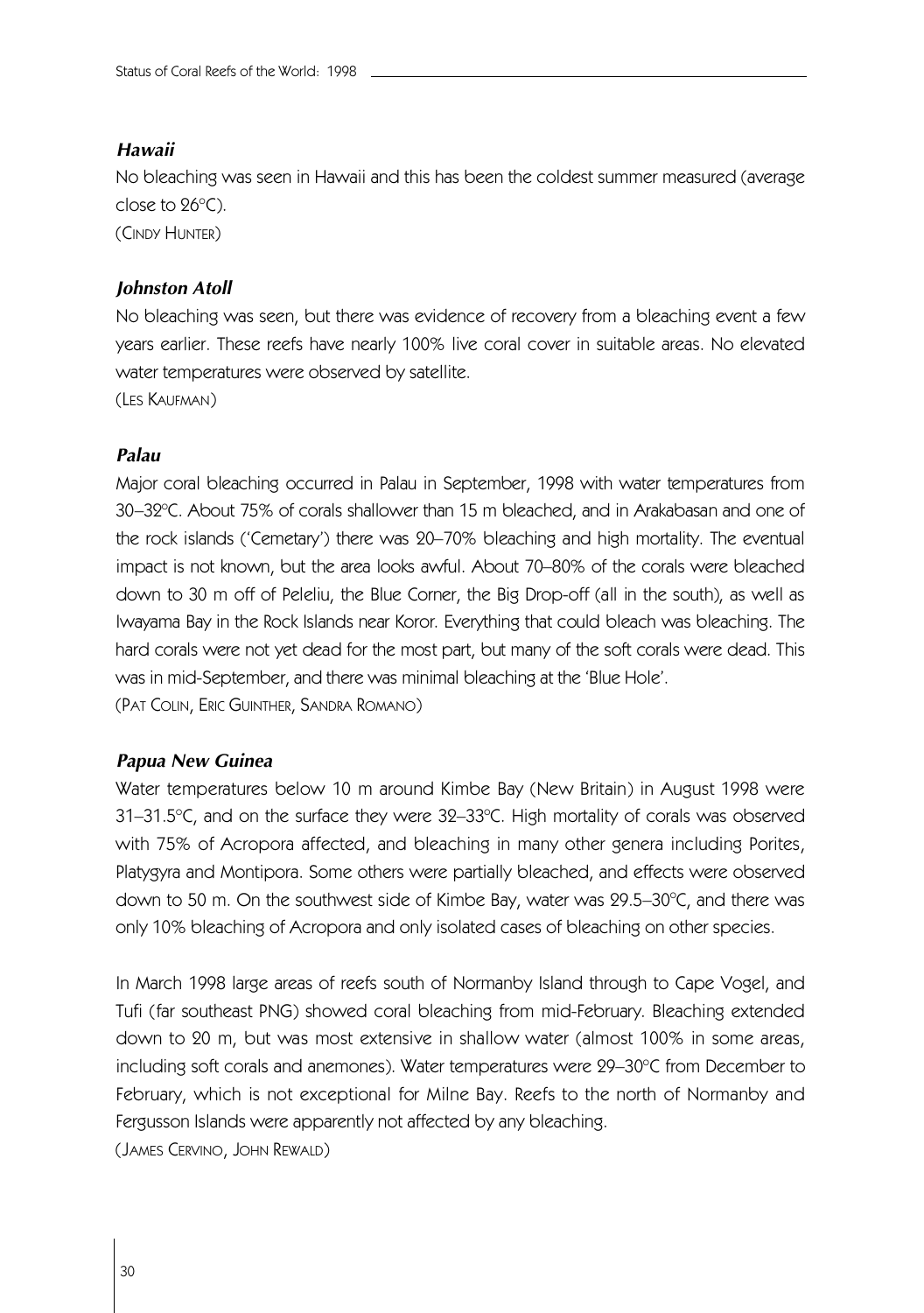### *Hawaii*

No bleaching was seen in Hawaii and this has been the coldest summer measured (average close to 26°C).

(CINDY HUNTER)

### *Johnston Atoll*

No bleaching was seen, but there was evidence of recovery from a bleaching event a few years earlier. These reefs have nearly 100% live coral cover in suitable areas. No elevated water temperatures were observed by satellite.

(LES KAUFMAN)

### *Palau*

Major coral bleaching occurred in Palau in September, 1998 with water temperatures from 30–32°C. About 75% of corals shallower than 15 m bleached, and in Arakabasan and one of the rock islands ('Cemetary') there was 20–70% bleaching and high mortality. The eventual impact is not known, but the area looks awful. About 70–80% of the corals were bleached down to 30 m off of Peleliu, the Blue Corner, the Big Drop-off (all in the south), as well as Iwayama Bay in the Rock Islands near Koror. Everything that could bleach was bleaching. The hard corals were not yet dead for the most part, but many of the soft corals were dead. This was in mid-September, and there was minimal bleaching at the 'Blue Hole'.

(PAT COLIN, ERIC GUINTHER, SANDRA ROMANO)

### *Papua New Guinea*

Water temperatures below 10 m around Kimbe Bay (New Britain) in August 1998 were 31–31.5°C, and on the surface they were 32–33°C. High mortality of corals was observed with 75% of Acropora affected, and bleaching in many other genera including Porites, Platygyra and Montipora. Some others were partially bleached, and effects were observed down to 50 m. On the southwest side of Kimbe Bay, water was 29.5–30°C, and there was only 10% bleaching of Acropora and only isolated cases of bleaching on other species.

In March 1998 large areas of reefs south of Normanby Island through to Cape Vogel, and Tufi (far southeast PNG) showed coral bleaching from mid-February. Bleaching extended down to 20 m, but was most extensive in shallow water (almost 100% in some areas, including soft corals and anemones). Water temperatures were 29–30°C from December to February, which is not exceptional for Milne Bay. Reefs to the north of Normanby and Fergusson Islands were apparently not affected by any bleaching.

(JAMES CERVINO, JOHN REWALD)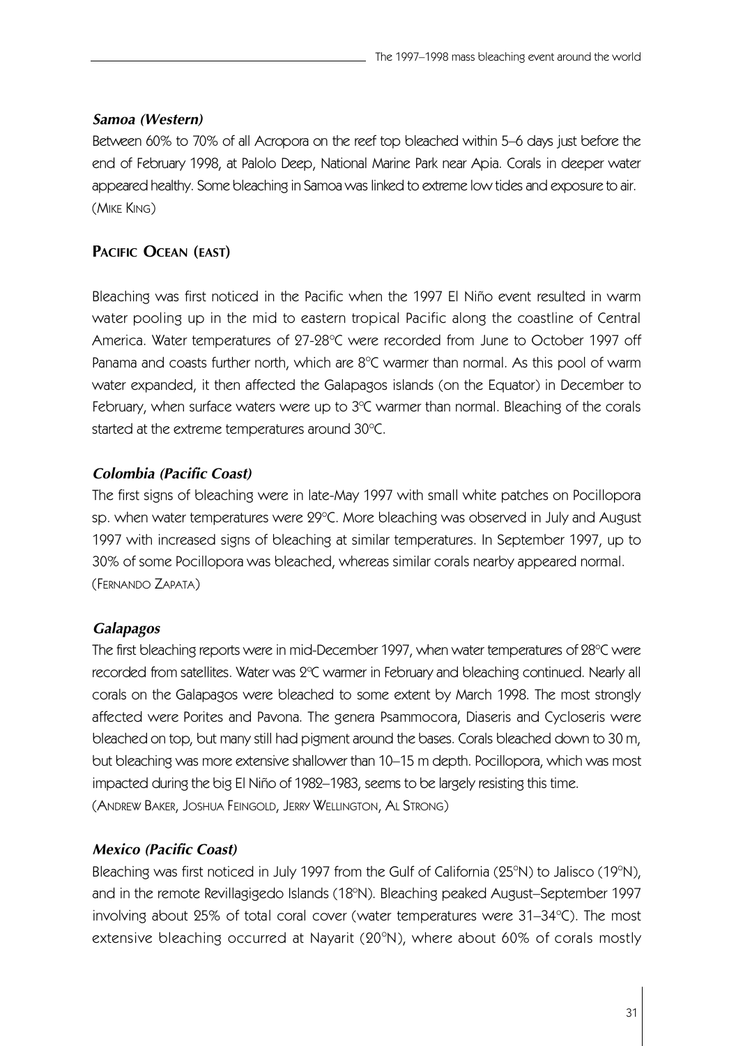### *Samoa (Western)*

Between 60% to 70% of all Acropora on the reef top bleached within 5–6 days just before the end of February 1998, at Palolo Deep, National Marine Park near Apia. Corals in deeper water appeared healthy. Some bleaching in Samoa was linked to extreme low tides and exposure to air. (Mike King)

## Pacific Ocean (east)

Bleaching was first noticed in the Pacific when the 1997 El Niño event resulted in warm water pooling up in the mid to eastern tropical Pacific along the coastline of Central America. Water temperatures of 27-28°C were recorded from June to October 1997 off Panama and coasts further north, which are 8°C warmer than normal. As this pool of warm water expanded, it then affected the Galapagos islands (on the Equator) in December to February, when surface waters were up to 3°C warmer than normal. Bleaching of the corals started at the extreme temperatures around 30°C.

### *Colombia (Pacific Coast)*

The first signs of bleaching were in late-May 1997 with small white patches on Pocillopora sp. when water temperatures were 29°C. More bleaching was observed in July and August 1997 with increased signs of bleaching at similar temperatures. In September 1997, up to 30% of some Pocillopora was bleached, whereas similar corals nearby appeared normal. (Fernando Zapata)

### *Galapagos*

The first bleaching reports were in mid-December 1997, when water temperatures of 28°C were recorded from satellites. Water was 2°C warmer in February and bleaching continued. Nearly all corals on the Galapagos were bleached to some extent by March 1998. The most strongly affected were Porites and Pavona. The genera Psammocora, Diaseris and Cycloseris were bleached on top, but many still had pigment around the bases. Corals bleached down to 30 m, but bleaching was more extensive shallower than 10–15 m depth. Pocillopora, which was most impacted during the big El Niño of 1982–1983, seems to be largely resisting this time. (Andrew Baker, Joshua Feingold, Jerry Wellington, Al Strong)

### *Mexico (Pacific Coast)*

Bleaching was first noticed in July 1997 from the Gulf of California (25°N) to Jalisco (19°N), and in the remote Revillagigedo Islands (18°N). Bleaching peaked August–September 1997 involving about 25% of total coral cover (water temperatures were 31–34°C). The most extensive bleaching occurred at Nayarit (20°N), where about 60% of corals mostly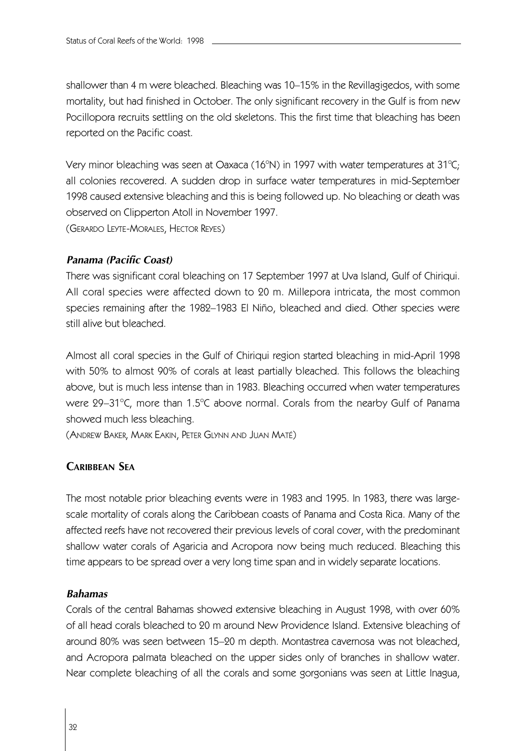shallower than 4 m were bleached. Bleaching was 10–15% in the Revillagigedos, with some mortality, but had finished in October. The only significant recovery in the Gulf is from new Pocillopora recruits settling on the old skeletons. This the first time that bleaching has been reported on the Pacific coast.

Very minor bleaching was seen at Oaxaca (16°N) in 1997 with water temperatures at 31°C; all colonies recovered. A sudden drop in surface water temperatures in mid-September 1998 caused extensive bleaching and this is being followed up. No bleaching or death was observed on Clipperton Atoll in November 1997.
(Gerardo Leyte-Morales, Hector Reyes)

### *Panama (Pacific Coast)*

There was significant coral bleaching on 17 September 1997 at Uva Island, Gulf of Chiriqui. All coral species were affected down to 20 m. Millepora intricata, the most common species remaining after the 1982–1983 El Niño, bleached and died. Other species were still alive but bleached.

Almost all coral species in the Gulf of Chiriqui region started bleaching in mid-April 1998 with 50% to almost 90% of corals at least partially bleached. This follows the bleaching above, but is much less intense than in 1983. Bleaching occurred when water temperatures were 29–31°C, more than 1.5°C above normal. Corals from the nearby Gulf of Panama showed much less bleaching.
(Andrew Baker, Mark Eakin, Peter Glynn and Juan Maté)

## Caribbean Sea

The most notable prior bleaching events were in 1983 and 1995. In 1983, there was large-scale mortality of corals along the Caribbean coasts of Panama and Costa Rica. Many of the affected reefs have not recovered their previous levels of coral cover, with the predominant shallow water corals of Agaricia and Acropora now being much reduced. Bleaching this time appears to be spread over a very long time span and in widely separate locations.

### *Bahamas*

Corals of the central Bahamas showed extensive bleaching in August 1998, with over 60% of all head corals bleached to 20 m around New Providence Island. Extensive bleaching of around 80% was seen between 15–20 m depth. Montastrea cavernosa was not bleached, and Acropora palmata bleached on the upper sides only of branches in shallow water. Near complete bleaching of all the corals and some gorgonians was seen at Little Inagua,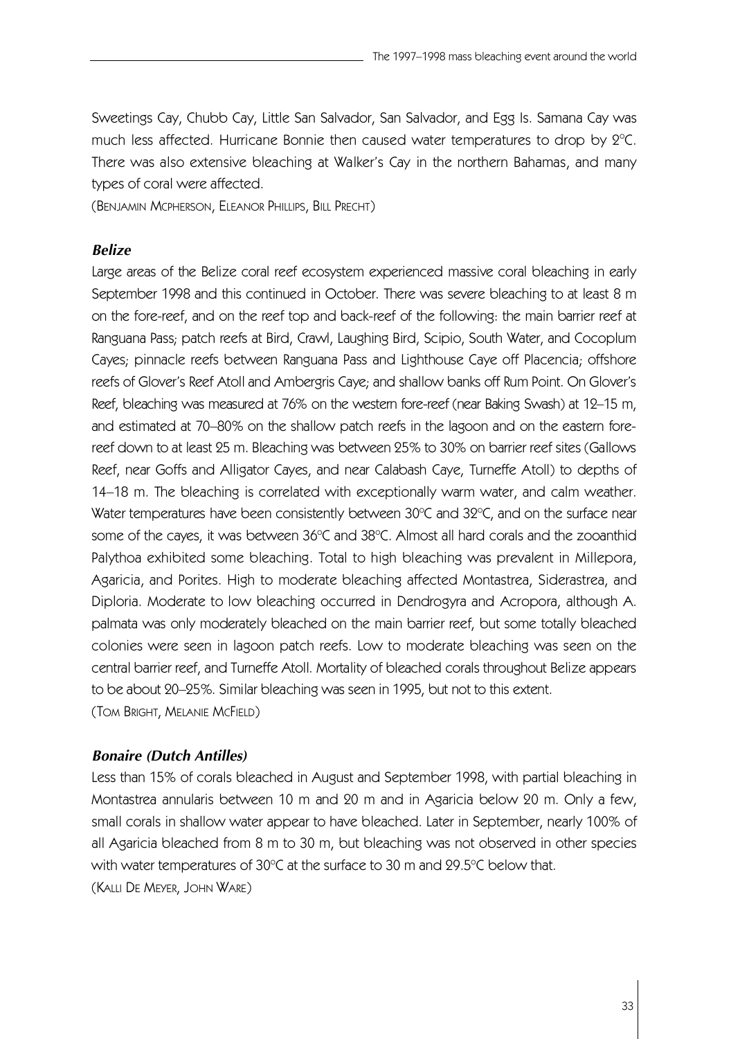Sweetings Cay, Chubb Cay, Little San Salvador, San Salvador, and Egg Is. Samana Cay was much less affected. Hurricane Bonnie then caused water temperatures to drop by 2°C. There was also extensive bleaching at Walker's Cay in the northern Bahamas, and many types of coral were affected.

(Benjamin McPherson, Eleanor Phillips, Bill Precht)

### *Belize*

Large areas of the Belize coral reef ecosystem experienced massive coral bleaching in early September 1998 and this continued in October. There was severe bleaching to at least 8 m on the fore-reef, and on the reef top and back-reef of the following: the main barrier reef at Ranguana Pass; patch reefs at Bird, Crawl, Laughing Bird, Scipio, South Water, and Cocoplum Cayes; pinnacle reefs between Ranguana Pass and Lighthouse Caye off Placencia; offshore reefs of Glover's Reef Atoll and Ambergris Caye; and shallow banks off Rum Point. On Glover's Reef, bleaching was measured at 76% on the western fore-reef (near Baking Swash) at 12–15 m, and estimated at 70–80% on the shallow patch reefs in the lagoon and on the eastern fore-reef down to at least 25 m. Bleaching was between 25% to 30% on barrier reef sites (Gallows Reef, near Goffs and Alligator Cayes, and near Calabash Caye, Turneffe Atoll) to depths of 14–18 m. The bleaching is correlated with exceptionally warm water, and calm weather. Water temperatures have been consistently between 30°C and 32°C, and on the surface near some of the cayes, it was between 36°C and 38°C. Almost all hard corals and the zooanthid Palythoa exhibited some bleaching. Total to high bleaching was prevalent in Millepora, Agaricia, and Porites. High to moderate bleaching affected Montastrea, Siderastrea, and Diploria. Moderate to low bleaching occurred in Dendrogyra and Acropora, although A. palmata was only moderately bleached on the main barrier reef, but some totally bleached colonies were seen in lagoon patch reefs. Low to moderate bleaching was seen on the central barrier reef, and Turneffe Atoll. Mortality of bleached corals throughout Belize appears to be about 20–25%. Similar bleaching was seen in 1995, but not to this extent.

(Tom Bright, Melanie McField)

### *Bonaire (Dutch Antilles)*

Less than 15% of corals bleached in August and September 1998, with partial bleaching in Montastrea annularis between 10 m and 20 m and in Agaricia below 20 m. Only a few, small corals in shallow water appear to have bleached. Later in September, nearly 100% of all Agaricia bleached from 8 m to 30 m, but bleaching was not observed in other species with water temperatures of 30°C at the surface to 30 m and 29.5°C below that.

(Kalli De Meyer, John Ware)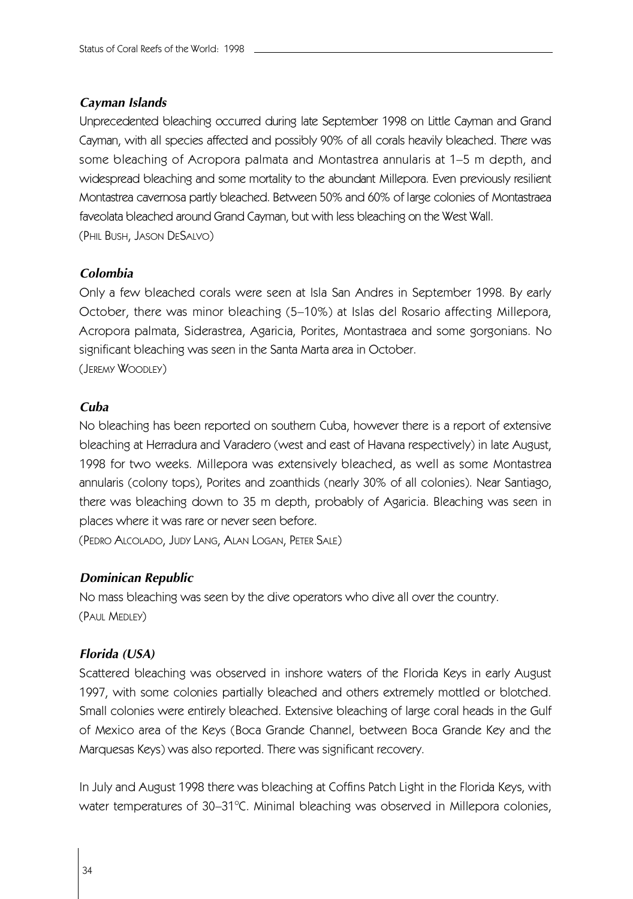### *Cayman Islands*

Unprecedented bleaching occurred during late September 1998 on Little Cayman and Grand Cayman, with all species affected and possibly 90% of all corals heavily bleached. There was some bleaching of Acropora palmata and Montastrea annularis at 1–5 m depth, and widespread bleaching and some mortality to the abundant Millepora. Even previously resilient Montastrea cavernosa partly bleached. Between 50% and 60% of large colonies of Montastraea faveolata bleached around Grand Cayman, but with less bleaching on the West Wall.
(Phil Bush, Jason DeSalvo)

### *Colombia*

Only a few bleached corals were seen at Isla San Andres in September 1998. By early October, there was minor bleaching (5–10%) at Islas del Rosario affecting Millepora, Acropora palmata, Siderastrea, Agaricia, Porites, Montastraea and some gorgonians. No significant bleaching was seen in the Santa Marta area in October.
(Jeremy Woodley)

### *Cuba*

No bleaching has been reported on southern Cuba, however there is a report of extensive bleaching at Herradura and Varadero (west and east of Havana respectively) in late August, 1998 for two weeks. Millepora was extensively bleached, as well as some Montastrea annularis (colony tops), Porites and zoanthids (nearly 30% of all colonies). Near Santiago, there was bleaching down to 35 m depth, probably of Agaricia. Bleaching was seen in places where it was rare or never seen before.
(Pedro Alcolado, Judy Lang, Alan Logan, Peter Sale)

### *Dominican Republic*

No mass bleaching was seen by the dive operators who dive all over the country.
(Paul Medley)

### *Florida (USA)*

Scattered bleaching was observed in inshore waters of the Florida Keys in early August 1997, with some colonies partially bleached and others extremely mottled or blotched. Small colonies were entirely bleached. Extensive bleaching of large coral heads in the Gulf of Mexico area of the Keys (Boca Grande Channel, between Boca Grande Key and the Marquesas Keys) was also reported. There was significant recovery.

In July and August 1998 there was bleaching at Coffins Patch Light in the Florida Keys, with water temperatures of 30–31°C. Minimal bleaching was observed in Millepora colonies,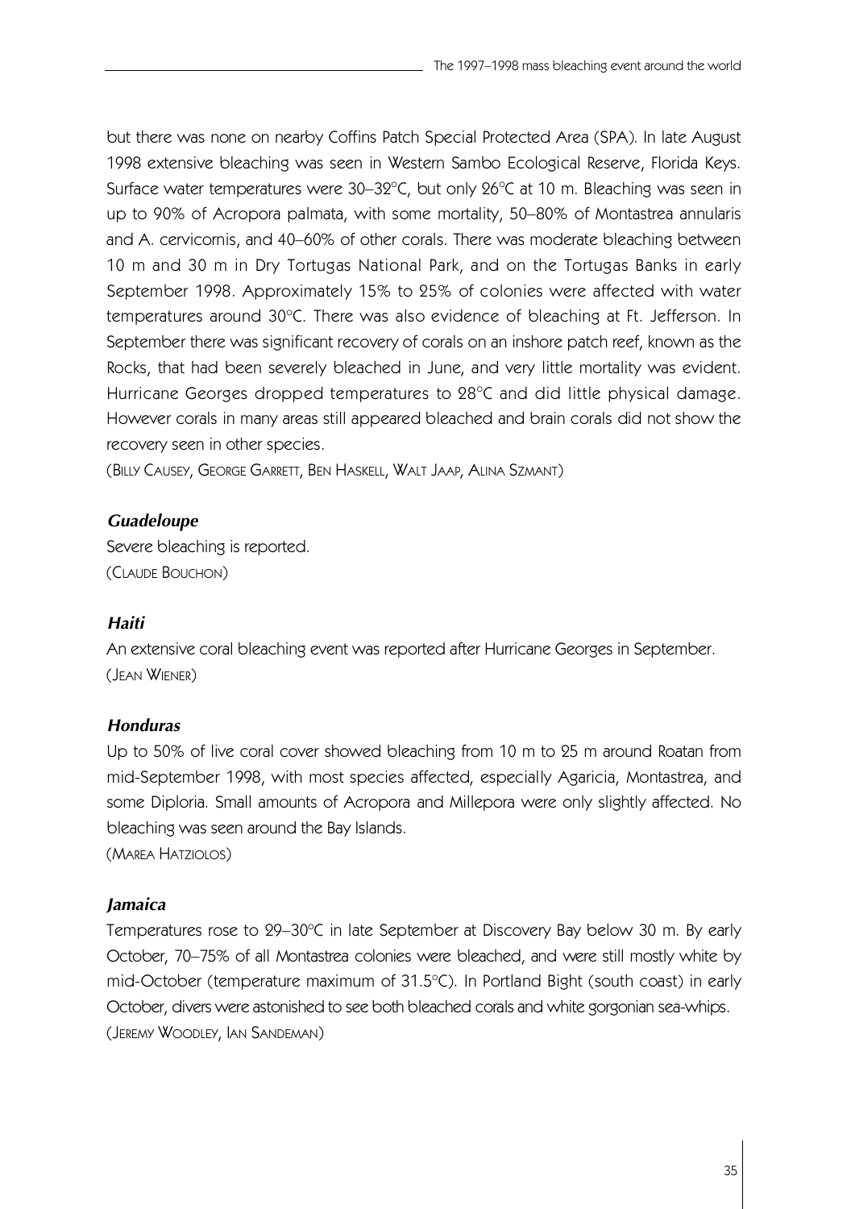but there was none on nearby Coffins Patch Special Protected Area (SPA). In late August 1998 extensive bleaching was seen in Western Sambo Ecological Reserve, Florida Keys. Surface water temperatures were 30–32°C, but only 26°C at 10 m. Bleaching was seen in up to 90% of Acropora palmata, with some mortality, 50–80% of Montastrea annularis and A. cervicornis, and 40–60% of other corals. There was moderate bleaching between 10 m and 30 m in Dry Tortugas National Park, and on the Tortugas Banks in early September 1998. Approximately 15% to 25% of colonies were affected with water temperatures around 30°C. There was also evidence of bleaching at Ft. Jefferson. In September there was significant recovery of corals on an inshore patch reef, known as the Rocks, that had been severely bleached in June, and very little mortality was evident. Hurricane Georges dropped temperatures to 28°C and did little physical damage. However corals in many areas still appeared bleached and brain corals did not show the recovery seen in other species.

(Billy Causey, George Garrett, Ben Haskell, Walt Jaap, Alina Szmant)

### *Guadeloupe*

Severe bleaching is reported.

(Claude Bouchon)

### *Haiti*

An extensive coral bleaching event was reported after Hurricane Georges in September.

(Jean Wiener)

### *Honduras*

Up to 50% of live coral cover showed bleaching from 10 m to 25 m around Roatan from mid-September 1998, with most species affected, especially Agaricia, Montastrea, and some Diploria. Small amounts of Acropora and Millepora were only slightly affected. No bleaching was seen around the Bay Islands.

(Marea Hatziolos)

### *Jamaica*

Temperatures rose to 29–30°C in late September at Discovery Bay below 30 m. By early October, 70–75% of all Montastrea colonies were bleached, and were still mostly white by mid-October (temperature maximum of 31.5°C). In Portland Bight (south coast) in early October, divers were astonished to see both bleached corals and white gorgonian sea-whips.

(Jeremy Woodley, Ian Sandeman)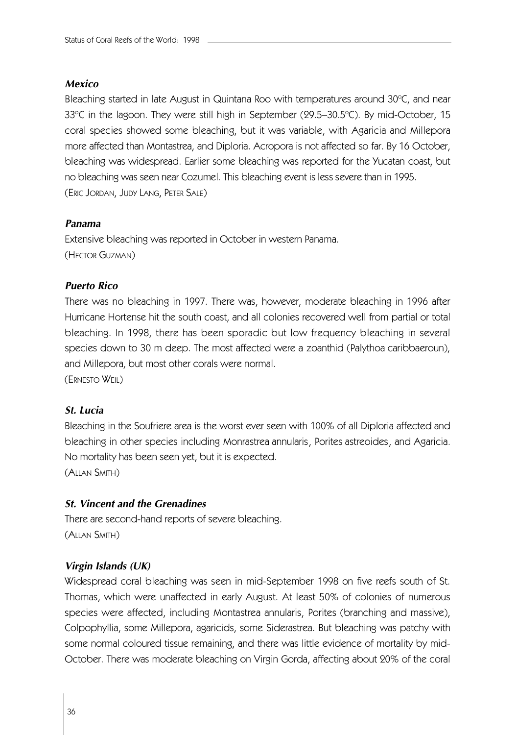### *Mexico*

Bleaching started in late August in Quintana Roo with temperatures around 30°C, and near 33°C in the lagoon. They were still high in September (29.5–30.5°C). By mid-October, 15 coral species showed some bleaching, but it was variable, with Agaricia and Millepora more affected than Montastrea, and Diploria. Acropora is not affected so far. By 16 October, bleaching was widespread. Earlier some bleaching was reported for the Yucatan coast, but no bleaching was seen near Cozumel. This bleaching event is less severe than in 1995.
(ERIC JORDAN, JUDY LANG, PETER SALE)

### *Panama*

Extensive bleaching was reported in October in western Panama.
(HECTOR GUZMAN)

### *Puerto Rico*

There was no bleaching in 1997. There was, however, moderate bleaching in 1996 after Hurricane Hortense hit the south coast, and all colonies recovered well from partial or total bleaching. In 1998, there has been sporadic but low frequency bleaching in several species down to 30 m deep. The most affected were a zoanthid (Palythoa caribbaeroun), and Millepora, but most other corals were normal.
(ERNESTO WEIL)

### *St. Lucia*

Bleaching in the Soufriere area is the worst ever seen with 100% of all Diploria affected and bleaching in other species including Monrastrea annularis, Porites astreoides, and Agaricia. No mortality has been seen yet, but it is expected.
(ALLAN SMITH)

### *St. Vincent and the Grenadines*

There are second-hand reports of severe bleaching.
(ALLAN SMITH)

### *Virgin Islands (UK)*

Widespread coral bleaching was seen in mid-September 1998 on five reefs south of St. Thomas, which were unaffected in early August. At least 50% of colonies of numerous species were affected, including Montastrea annularis, Porites (branching and massive), Colpophyllia, some Millepora, agaricids, some Siderastrea. But bleaching was patchy with some normal coloured tissue remaining, and there was little evidence of mortality by mid-October. There was moderate bleaching on Virgin Gorda, affecting about 20% of the coral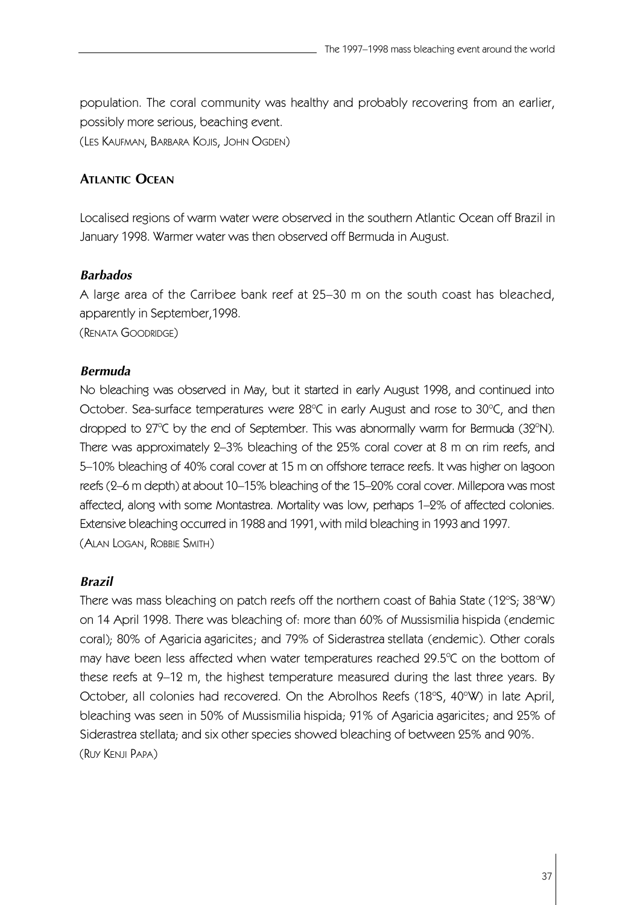population. The coral community was healthy and probably recovering from an earlier, possibly more serious, beaching event.
(Les Kaufman, Barbara Kojis, John Ogden)

## Atlantic Ocean

Localised regions of warm water were observed in the southern Atlantic Ocean off Brazil in January 1998. Warmer water was then observed off Bermuda in August.

### *Barbados*

A large area of the Carribee bank reef at 25–30 m on the south coast has bleached, apparently in September,1998.
(Renata Goodridge)

### *Bermuda*

No bleaching was observed in May, but it started in early August 1998, and continued into October. Sea-surface temperatures were 28°C in early August and rose to 30°C, and then dropped to 27°C by the end of September. This was abnormally warm for Bermuda (32°N). There was approximately 2–3% bleaching of the 25% coral cover at 8 m on rim reefs, and 5–10% bleaching of 40% coral cover at 15 m on offshore terrace reefs. It was higher on lagoon reefs (2–6 m depth) at about 10–15% bleaching of the 15–20% coral cover. Millepora was most affected, along with some Montastrea. Mortality was low, perhaps 1–2% of affected colonies. Extensive bleaching occurred in 1988 and 1991, with mild bleaching in 1993 and 1997.
(Alan Logan, Robbie Smith)

### *Brazil*

There was mass bleaching on patch reefs off the northern coast of Bahia State (12°S; 38°W) on 14 April 1998. There was bleaching of: more than 60% of Mussismilia hispida (endemic coral); 80% of Agaricia agaricites; and 79% of Siderastrea stellata (endemic). Other corals may have been less affected when water temperatures reached 29.5°C on the bottom of these reefs at 9–12 m, the highest temperature measured during the last three years. By October, all colonies had recovered. On the Abrolhos Reefs (18°S, 40°W) in late April, bleaching was seen in 50% of Mussismilia hispida; 91% of Agaricia agaricites; and 25% of Siderastrea stellata; and six other species showed bleaching of between 25% and 90%.
(Ruy Kenji Papa)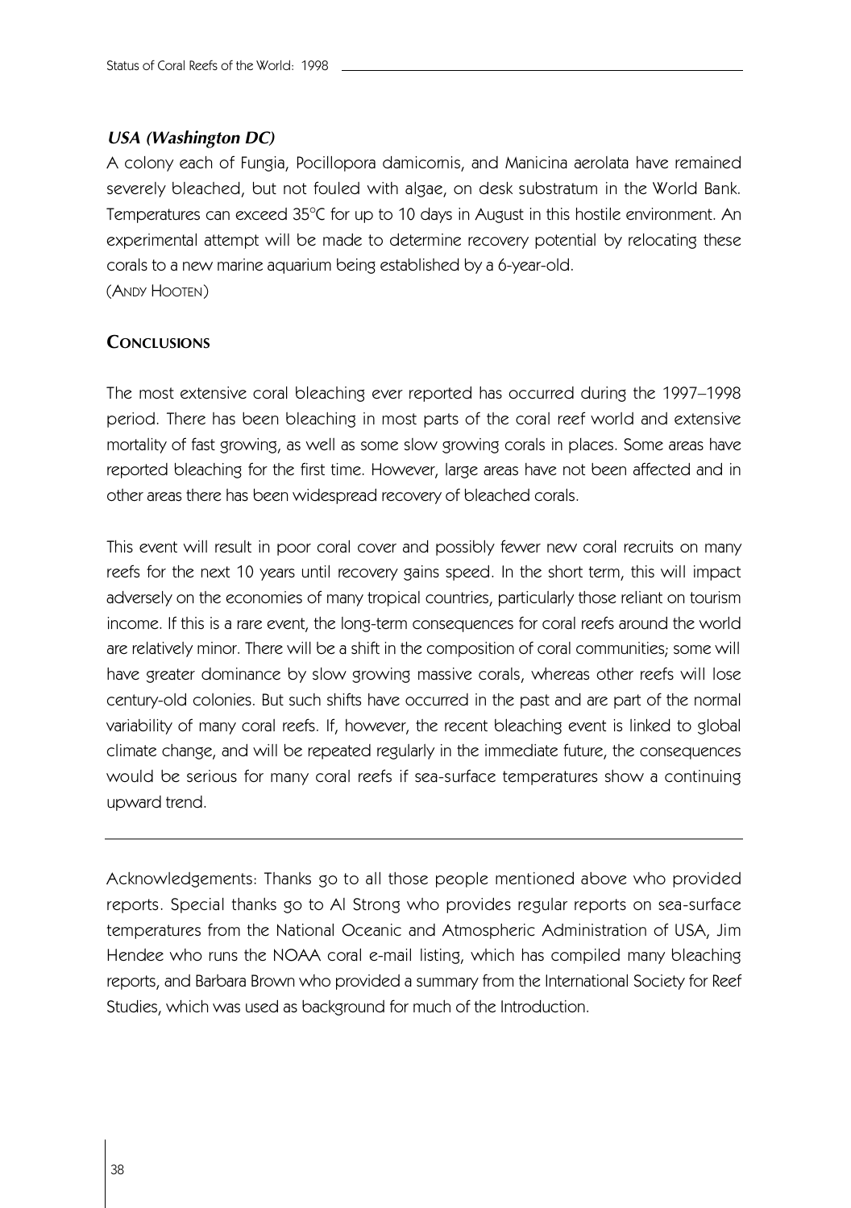### *USA (Washington DC)*

A colony each of Fungia, Pocillopora damicornis, and Manicina aerolata have remained severely bleached, but not fouled with algae, on desk substratum in the World Bank. Temperatures can exceed 35°C for up to 10 days in August in this hostile environment. An experimental attempt will be made to determine recovery potential by relocating these corals to a new marine aquarium being established by a 6-year-old.
(Andy Hooten)

## Conclusions

The most extensive coral bleaching ever reported has occurred during the 1997–1998 period. There has been bleaching in most parts of the coral reef world and extensive mortality of fast growing, as well as some slow growing corals in places. Some areas have reported bleaching for the first time. However, large areas have not been affected and in other areas there has been widespread recovery of bleached corals.

This event will result in poor coral cover and possibly fewer new coral recruits on many reefs for the next 10 years until recovery gains speed. In the short term, this will impact adversely on the economies of many tropical countries, particularly those reliant on tourism income. If this is a rare event, the long-term consequences for coral reefs around the world are relatively minor. There will be a shift in the composition of coral communities; some will have greater dominance by slow growing massive corals, whereas other reefs will lose century-old colonies. But such shifts have occurred in the past and are part of the normal variability of many coral reefs. If, however, the recent bleaching event is linked to global climate change, and will be repeated regularly in the immediate future, the consequences would be serious for many coral reefs if sea-surface temperatures show a continuing upward trend.

---

Acknowledgements: Thanks go to all those people mentioned above who provided reports. Special thanks go to Al Strong who provides regular reports on sea-surface temperatures from the National Oceanic and Atmospheric Administration of USA, Jim Hendee who runs the NOAA coral e-mail listing, which has compiled many bleaching reports, and Barbara Brown who provided a summary from the International Society for Reef Studies, which was used as background for much of the Introduction.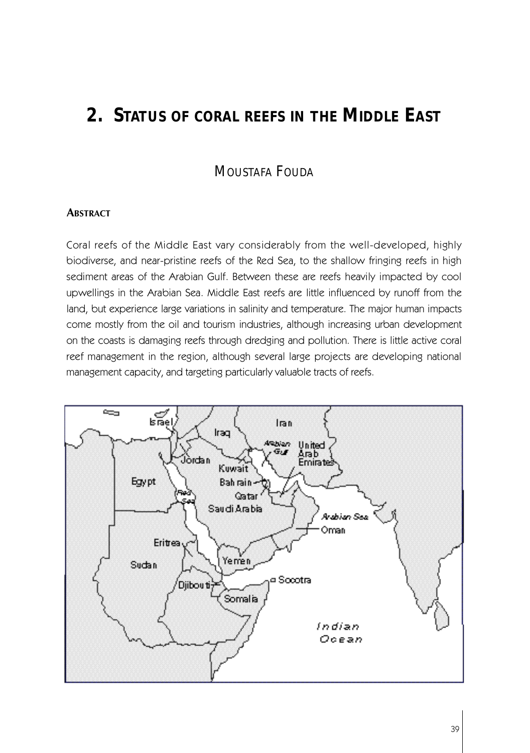# 2. STATUS OF CORAL REEFS IN THE MIDDLE EAST

MOUSTAFA FOUDA

## ABSTRACT

Coral reefs of the Middle East vary considerably from the well-developed, highly biodiverse, and near-pristine reefs of the Red Sea, to the shallow fringing reefs in high sediment areas of the Arabian Gulf. Between these are reefs heavily impacted by cool upwellings in the Arabian Sea. Middle East reefs are little influenced by runoff from the land, but experience large variations in salinity and temperature. The major human impacts come mostly from the oil and tourism industries, although increasing urban development on the coasts is damaging reefs through dredging and pollution. There is little active coral reef management in the region, although several large projects are developing national management capacity, and targeting particularly valuable tracts of reefs.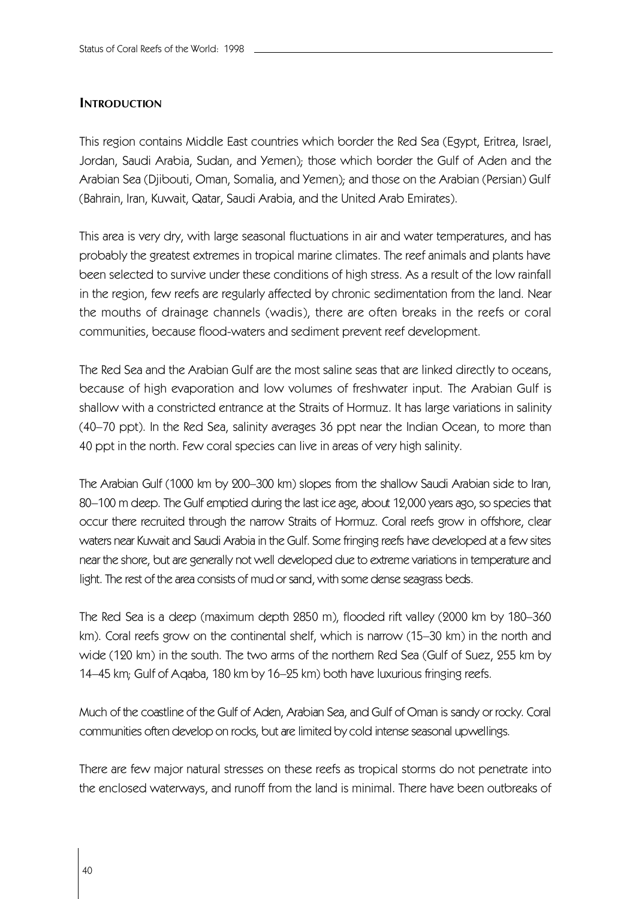## Introduction

This region contains Middle East countries which border the Red Sea (Egypt, Eritrea, Israel, Jordan, Saudi Arabia, Sudan, and Yemen); those which border the Gulf of Aden and the Arabian Sea (Djibouti, Oman, Somalia, and Yemen); and those on the Arabian (Persian) Gulf (Bahrain, Iran, Kuwait, Qatar, Saudi Arabia, and the United Arab Emirates).

This area is very dry, with large seasonal fluctuations in air and water temperatures, and has probably the greatest extremes in tropical marine climates. The reef animals and plants have been selected to survive under these conditions of high stress. As a result of the low rainfall in the region, few reefs are regularly affected by chronic sedimentation from the land. Near the mouths of drainage channels (wadis), there are often breaks in the reefs or coral communities, because flood-waters and sediment prevent reef development.

The Red Sea and the Arabian Gulf are the most saline seas that are linked directly to oceans, because of high evaporation and low volumes of freshwater input. The Arabian Gulf is shallow with a constricted entrance at the Straits of Hormuz. It has large variations in salinity (40–70 ppt). In the Red Sea, salinity averages 36 ppt near the Indian Ocean, to more than 40 ppt in the north. Few coral species can live in areas of very high salinity.

The Arabian Gulf (1000 km by 200–300 km) slopes from the shallow Saudi Arabian side to Iran, 80–100 m deep. The Gulf emptied during the last ice age, about 12,000 years ago, so species that occur there recruited through the narrow Straits of Hormuz. Coral reefs grow in offshore, clear waters near Kuwait and Saudi Arabia in the Gulf. Some fringing reefs have developed at a few sites near the shore, but are generally not well developed due to extreme variations in temperature and light. The rest of the area consists of mud or sand, with some dense seagrass beds.

The Red Sea is a deep (maximum depth 2850 m), flooded rift valley (2000 km by 180–360 km). Coral reefs grow on the continental shelf, which is narrow (15–30 km) in the north and wide (120 km) in the south. The two arms of the northern Red Sea (Gulf of Suez, 255 km by 14–45 km; Gulf of Aqaba, 180 km by 16–25 km) both have luxurious fringing reefs.

Much of the coastline of the Gulf of Aden, Arabian Sea, and Gulf of Oman is sandy or rocky. Coral communities often develop on rocks, but are limited by cold intense seasonal upwellings.

There are few major natural stresses on these reefs as tropical storms do not penetrate into the enclosed waterways, and runoff from the land is minimal. There have been outbreaks of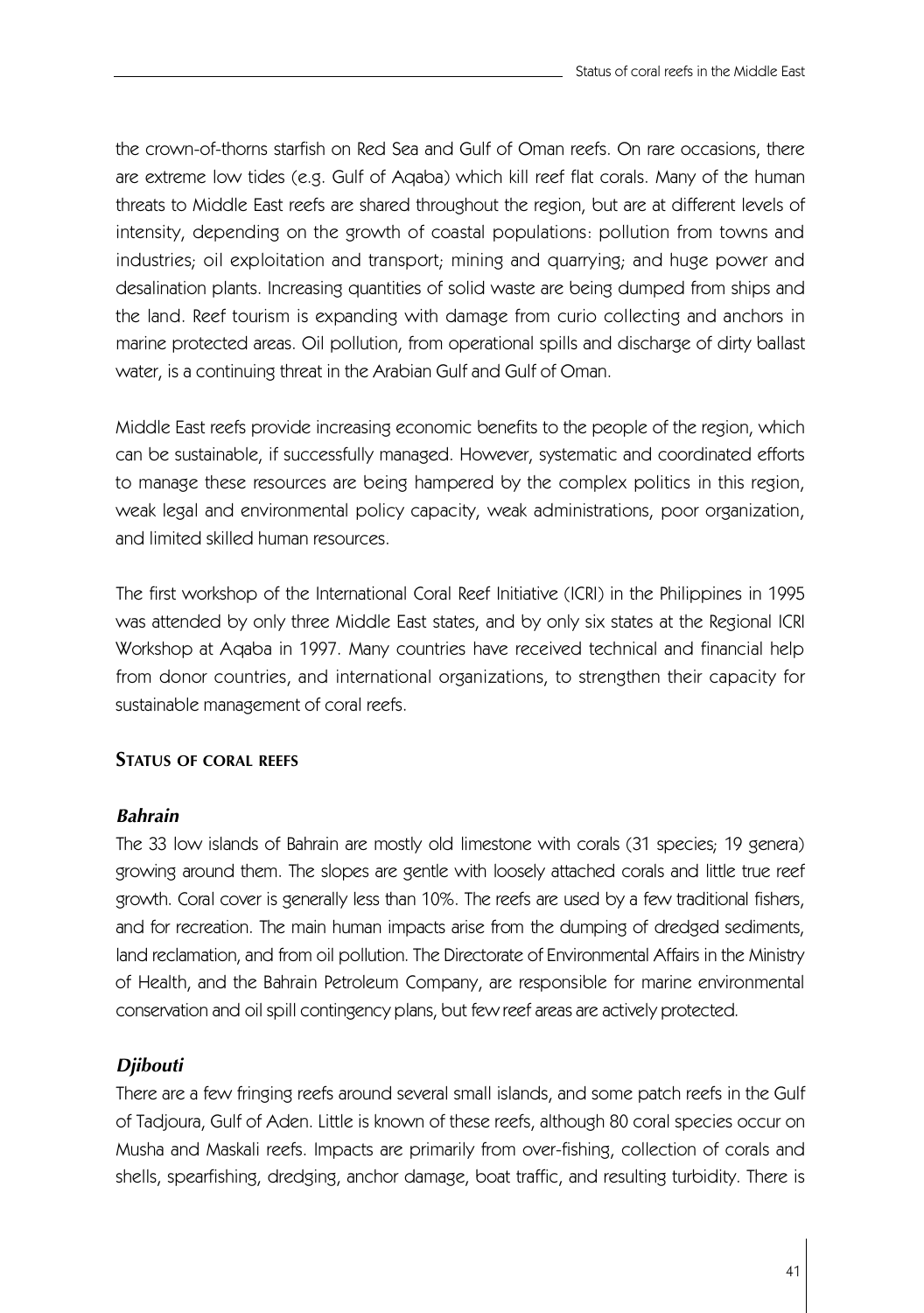the crown-of-thorns starfish on Red Sea and Gulf of Oman reefs. On rare occasions, there are extreme low tides (e.g. Gulf of Aqaba) which kill reef flat corals. Many of the human threats to Middle East reefs are shared throughout the region, but are at different levels of intensity, depending on the growth of coastal populations: pollution from towns and industries; oil exploitation and transport; mining and quarrying; and huge power and desalination plants. Increasing quantities of solid waste are being dumped from ships and the land. Reef tourism is expanding with damage from curio collecting and anchors in marine protected areas. Oil pollution, from operational spills and discharge of dirty ballast water, is a continuing threat in the Arabian Gulf and Gulf of Oman.

Middle East reefs provide increasing economic benefits to the people of the region, which can be sustainable, if successfully managed. However, systematic and coordinated efforts to manage these resources are being hampered by the complex politics in this region, weak legal and environmental policy capacity, weak administrations, poor organization, and limited skilled human resources.

The first workshop of the International Coral Reef Initiative (ICRI) in the Philippines in 1995 was attended by only three Middle East states, and by only six states at the Regional ICRI Workshop at Aqaba in 1997. Many countries have received technical and financial help from donor countries, and international organizations, to strengthen their capacity for sustainable management of coral reefs.

## Status of coral reefs

### *Bahrain*

The 33 low islands of Bahrain are mostly old limestone with corals (31 species; 19 genera) growing around them. The slopes are gentle with loosely attached corals and little true reef growth. Coral cover is generally less than 10%. The reefs are used by a few traditional fishers, and for recreation. The main human impacts arise from the dumping of dredged sediments, land reclamation, and from oil pollution. The Directorate of Environmental Affairs in the Ministry of Health, and the Bahrain Petroleum Company, are responsible for marine environmental conservation and oil spill contingency plans, but few reef areas are actively protected.

### *Djibouti*

There are a few fringing reefs around several small islands, and some patch reefs in the Gulf of Tadjoura, Gulf of Aden. Little is known of these reefs, although 80 coral species occur on Musha and Maskali reefs. Impacts are primarily from over-fishing, collection of corals and shells, spearfishing, dredging, anchor damage, boat traffic, and resulting turbidity. There is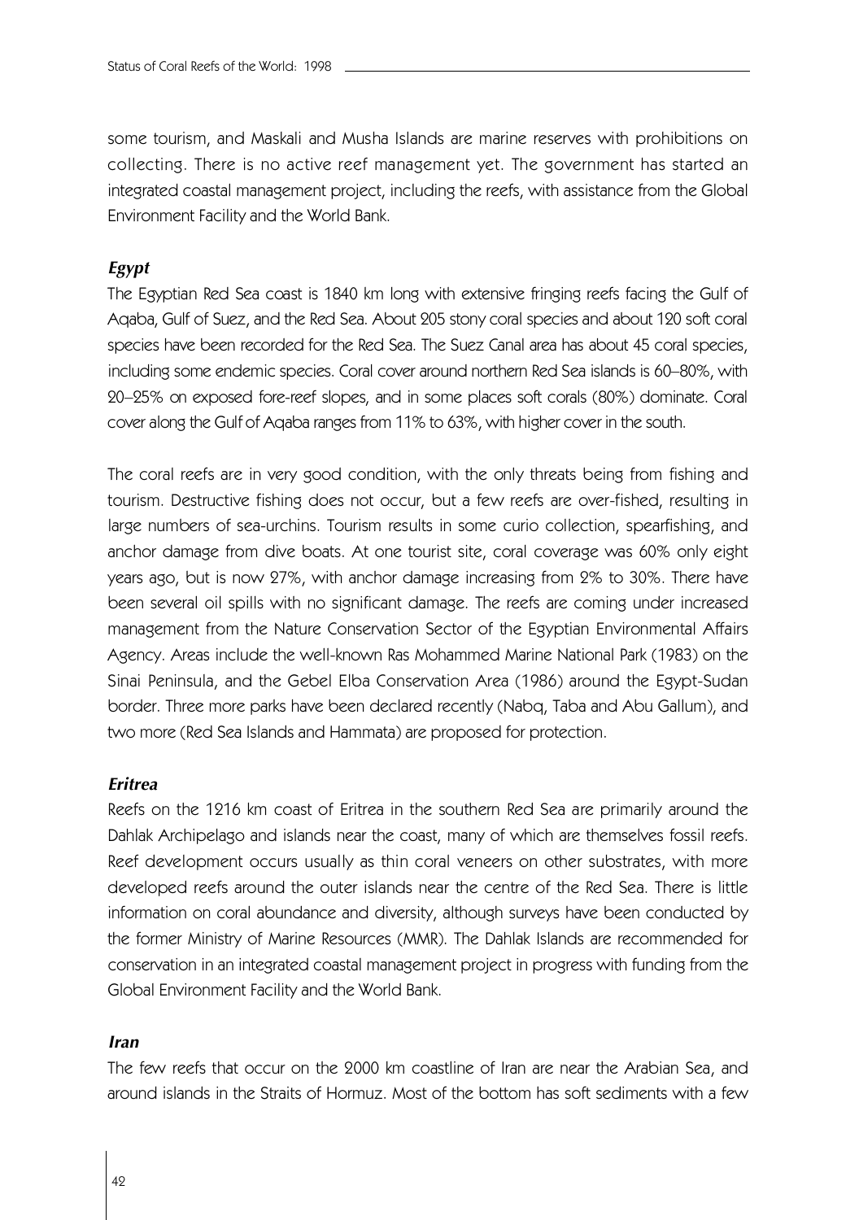some tourism, and Maskali and Musha Islands are marine reserves with prohibitions on collecting. There is no active reef management yet. The government has started an integrated coastal management project, including the reefs, with assistance from the Global Environment Facility and the World Bank.

### *Egypt*

The Egyptian Red Sea coast is 1840 km long with extensive fringing reefs facing the Gulf of Aqaba, Gulf of Suez, and the Red Sea. About 205 stony coral species and about 120 soft coral species have been recorded for the Red Sea. The Suez Canal area has about 45 coral species, including some endemic species. Coral cover around northern Red Sea islands is 60–80%, with 20–25% on exposed fore-reef slopes, and in some places soft corals (80%) dominate. Coral cover along the Gulf of Aqaba ranges from 11% to 63%, with higher cover in the south.

The coral reefs are in very good condition, with the only threats being from fishing and tourism. Destructive fishing does not occur, but a few reefs are over-fished, resulting in large numbers of sea-urchins. Tourism results in some curio collection, spearfishing, and anchor damage from dive boats. At one tourist site, coral coverage was 60% only eight years ago, but is now 27%, with anchor damage increasing from 2% to 30%. There have been several oil spills with no significant damage. The reefs are coming under increased management from the Nature Conservation Sector of the Egyptian Environmental Affairs Agency. Areas include the well-known Ras Mohammed Marine National Park (1983) on the Sinai Peninsula, and the Gebel Elba Conservation Area (1986) around the Egypt-Sudan border. Three more parks have been declared recently (Nabq, Taba and Abu Gallum), and two more (Red Sea Islands and Hammata) are proposed for protection.

### *Eritrea*

Reefs on the 1216 km coast of Eritrea in the southern Red Sea are primarily around the Dahlak Archipelago and islands near the coast, many of which are themselves fossil reefs. Reef development occurs usually as thin coral veneers on other substrates, with more developed reefs around the outer islands near the centre of the Red Sea. There is little information on coral abundance and diversity, although surveys have been conducted by the former Ministry of Marine Resources (MMR). The Dahlak Islands are recommended for conservation in an integrated coastal management project in progress with funding from the Global Environment Facility and the World Bank.

### *Iran*

The few reefs that occur on the 2000 km coastline of Iran are near the Arabian Sea, and around islands in the Straits of Hormuz. Most of the bottom has soft sediments with a few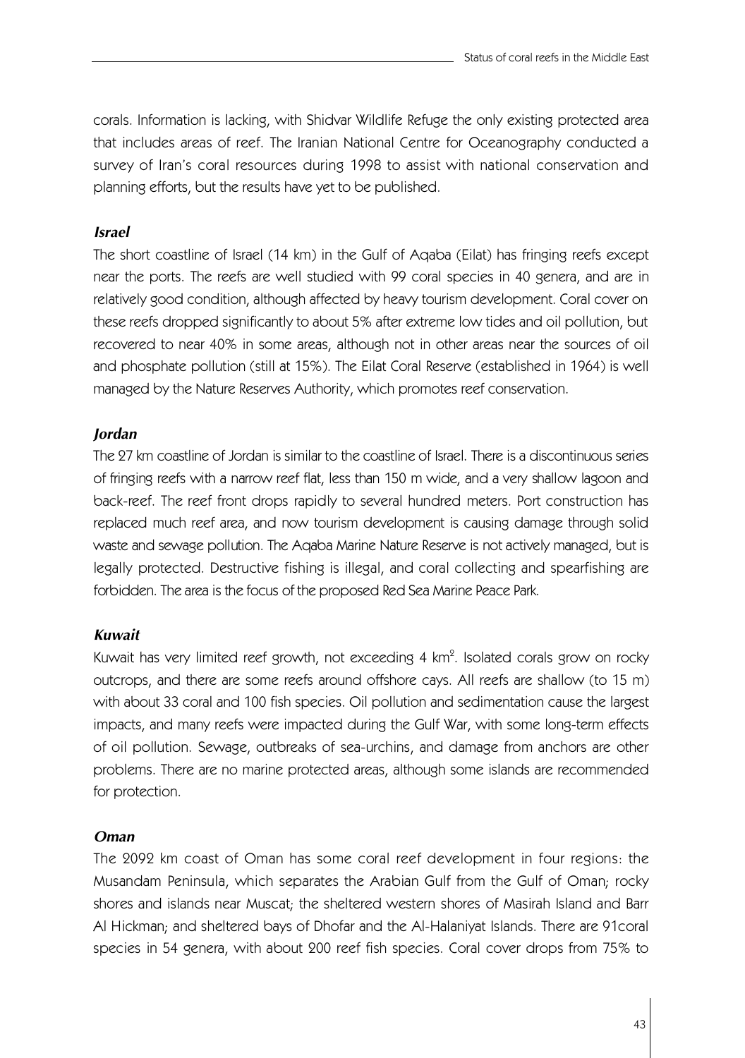corals. Information is lacking, with Shidvar Wildlife Refuge the only existing protected area that includes areas of reef. The Iranian National Centre for Oceanography conducted a survey of Iran's coral resources during 1998 to assist with national conservation and planning efforts, but the results have yet to be published.

### *Israel*

The short coastline of Israel (14 km) in the Gulf of Aqaba (Eilat) has fringing reefs except near the ports. The reefs are well studied with 99 coral species in 40 genera, and are in relatively good condition, although affected by heavy tourism development. Coral cover on these reefs dropped significantly to about 5% after extreme low tides and oil pollution, but recovered to near 40% in some areas, although not in other areas near the sources of oil and phosphate pollution (still at 15%). The Eilat Coral Reserve (established in 1964) is well managed by the Nature Reserves Authority, which promotes reef conservation.

### *Jordan*

The 27 km coastline of Jordan is similar to the coastline of Israel. There is a discontinuous series of fringing reefs with a narrow reef flat, less than 150 m wide, and a very shallow lagoon and back-reef. The reef front drops rapidly to several hundred meters. Port construction has replaced much reef area, and now tourism development is causing damage through solid waste and sewage pollution. The Aqaba Marine Nature Reserve is not actively managed, but is legally protected. Destructive fishing is illegal, and coral collecting and spearfishing are forbidden. The area is the focus of the proposed Red Sea Marine Peace Park.

### *Kuwait*

Kuwait has very limited reef growth, not exceeding 4 $km^2$. Isolated corals grow on rocky outcrops, and there are some reefs around offshore cays. All reefs are shallow (to 15 m) with about 33 coral and 100 fish species. Oil pollution and sedimentation cause the largest impacts, and many reefs were impacted during the Gulf War, with some long-term effects of oil pollution. Sewage, outbreaks of sea-urchins, and damage from anchors are other problems. There are no marine protected areas, although some islands are recommended for protection.

### *Oman*

The 2092 km coast of Oman has some coral reef development in four regions: the Musandam Peninsula, which separates the Arabian Gulf from the Gulf of Oman; rocky shores and islands near Muscat; the sheltered western shores of Masirah Island and Barr Al Hickman; and sheltered bays of Dhofar and the Al-Halaniyat Islands. There are 91coral species in 54 genera, with about 200 reef fish species. Coral cover drops from 75% to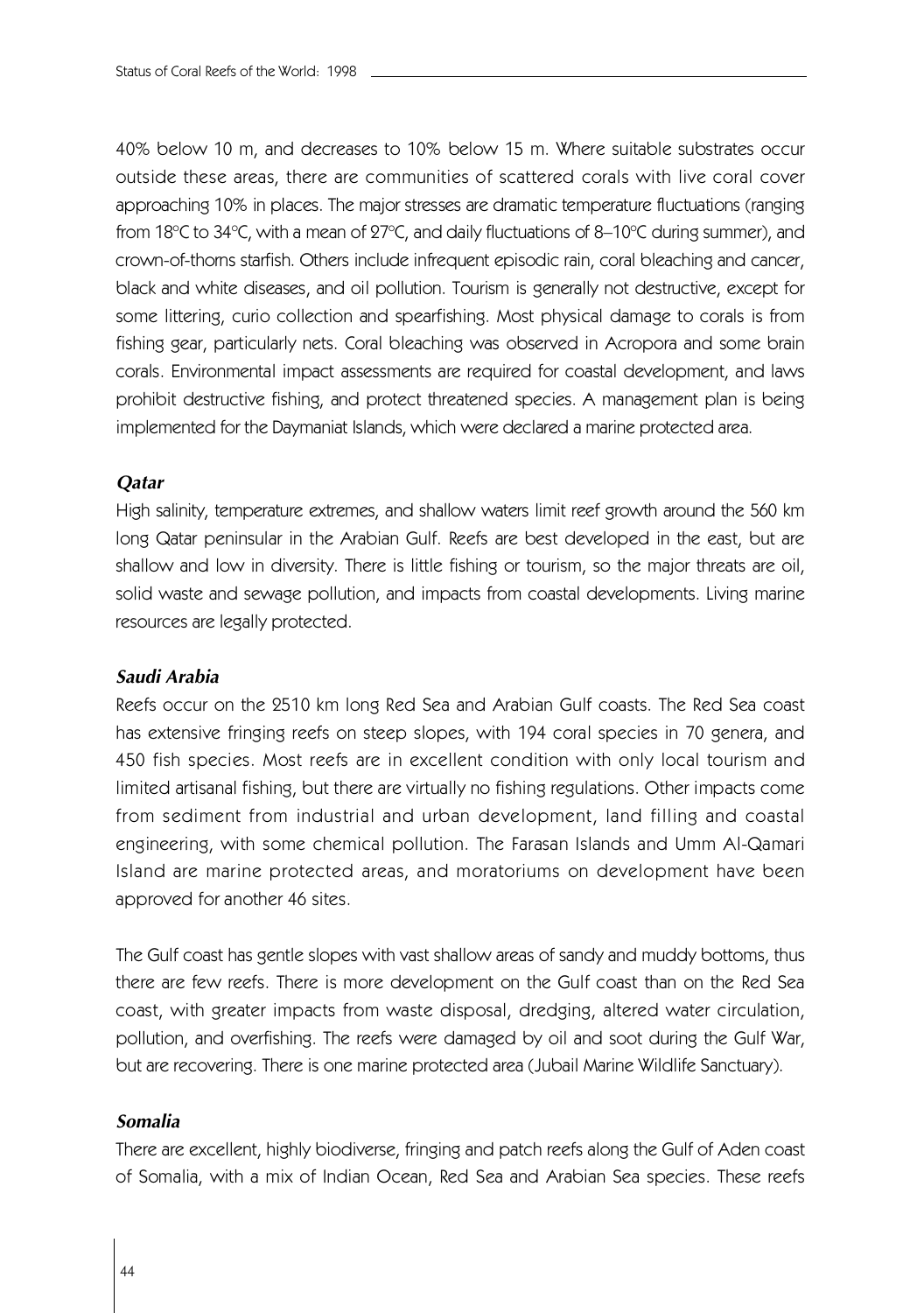40% below 10 m, and decreases to 10% below 15 m. Where suitable substrates occur outside these areas, there are communities of scattered corals with live coral cover approaching 10% in places. The major stresses are dramatic temperature fluctuations (ranging from 18°C to 34°C, with a mean of 27°C, and daily fluctuations of 8–10°C during summer), and crown-of-thorns starfish. Others include infrequent episodic rain, coral bleaching and cancer, black and white diseases, and oil pollution. Tourism is generally not destructive, except for some littering, curio collection and spearfishing. Most physical damage to corals is from fishing gear, particularly nets. Coral bleaching was observed in Acropora and some brain corals. Environmental impact assessments are required for coastal development, and laws prohibit destructive fishing, and protect threatened species. A management plan is being implemented for the Daymaniat Islands, which were declared a marine protected area.

### *Qatar*

High salinity, temperature extremes, and shallow waters limit reef growth around the 560 km long Qatar peninsular in the Arabian Gulf. Reefs are best developed in the east, but are shallow and low in diversity. There is little fishing or tourism, so the major threats are oil, solid waste and sewage pollution, and impacts from coastal developments. Living marine resources are legally protected.

### *Saudi Arabia*

Reefs occur on the 2510 km long Red Sea and Arabian Gulf coasts. The Red Sea coast has extensive fringing reefs on steep slopes, with 194 coral species in 70 genera, and 450 fish species. Most reefs are in excellent condition with only local tourism and limited artisanal fishing, but there are virtually no fishing regulations. Other impacts come from sediment from industrial and urban development, land filling and coastal engineering, with some chemical pollution. The Farasan Islands and Umm Al-Qamari Island are marine protected areas, and moratoriums on development have been approved for another 46 sites.

The Gulf coast has gentle slopes with vast shallow areas of sandy and muddy bottoms, thus there are few reefs. There is more development on the Gulf coast than on the Red Sea coast, with greater impacts from waste disposal, dredging, altered water circulation, pollution, and overfishing. The reefs were damaged by oil and soot during the Gulf War, but are recovering. There is one marine protected area (Jubail Marine Wildlife Sanctuary).

### *Somalia*

There are excellent, highly biodiverse, fringing and patch reefs along the Gulf of Aden coast of Somalia, with a mix of Indian Ocean, Red Sea and Arabian Sea species. These reefs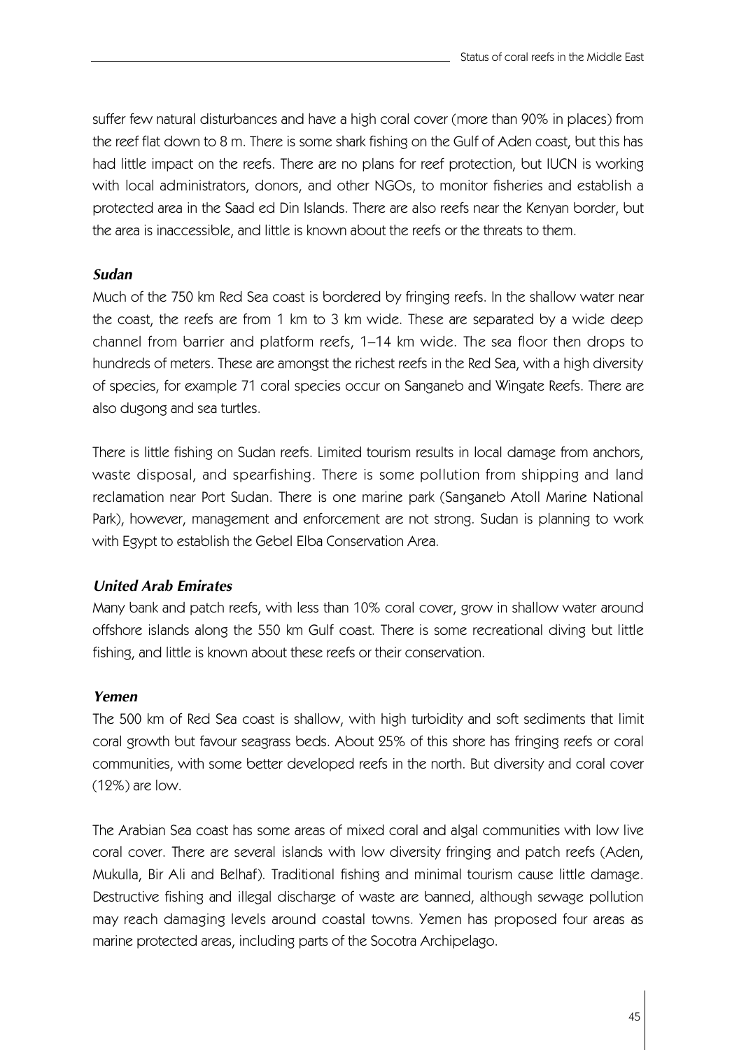suffer few natural disturbances and have a high coral cover (more than 90% in places) from the reef flat down to 8 m. There is some shark fishing on the Gulf of Aden coast, but this has had little impact on the reefs. There are no plans for reef protection, but IUCN is working with local administrators, donors, and other NGOs, to monitor fisheries and establish a protected area in the Saad ed Din Islands. There are also reefs near the Kenyan border, but the area is inaccessible, and little is known about the reefs or the threats to them.

### *Sudan*

Much of the 750 km Red Sea coast is bordered by fringing reefs. In the shallow water near the coast, the reefs are from 1 km to 3 km wide. These are separated by a wide deep channel from barrier and platform reefs, 1–14 km wide. The sea floor then drops to hundreds of meters. These are amongst the richest reefs in the Red Sea, with a high diversity of species, for example 71 coral species occur on Sanganeb and Wingate Reefs. There are also dugong and sea turtles.

There is little fishing on Sudan reefs. Limited tourism results in local damage from anchors, waste disposal, and spearfishing. There is some pollution from shipping and land reclamation near Port Sudan. There is one marine park (Sanganeb Atoll Marine National Park), however, management and enforcement are not strong. Sudan is planning to work with Egypt to establish the Gebel Elba Conservation Area.

### *United Arab Emirates*

Many bank and patch reefs, with less than 10% coral cover, grow in shallow water around offshore islands along the 550 km Gulf coast. There is some recreational diving but little fishing, and little is known about these reefs or their conservation.

### *Yemen*

The 500 km of Red Sea coast is shallow, with high turbidity and soft sediments that limit coral growth but favour seagrass beds. About 25% of this shore has fringing reefs or coral communities, with some better developed reefs in the north. But diversity and coral cover (12%) are low.

The Arabian Sea coast has some areas of mixed coral and algal communities with low live coral cover. There are several islands with low diversity fringing and patch reefs (Aden, Mukulla, Bir Ali and Belhaf). Traditional fishing and minimal tourism cause little damage. Destructive fishing and illegal discharge of waste are banned, although sewage pollution may reach damaging levels around coastal towns. Yemen has proposed four areas as marine protected areas, including parts of the Socotra Archipelago.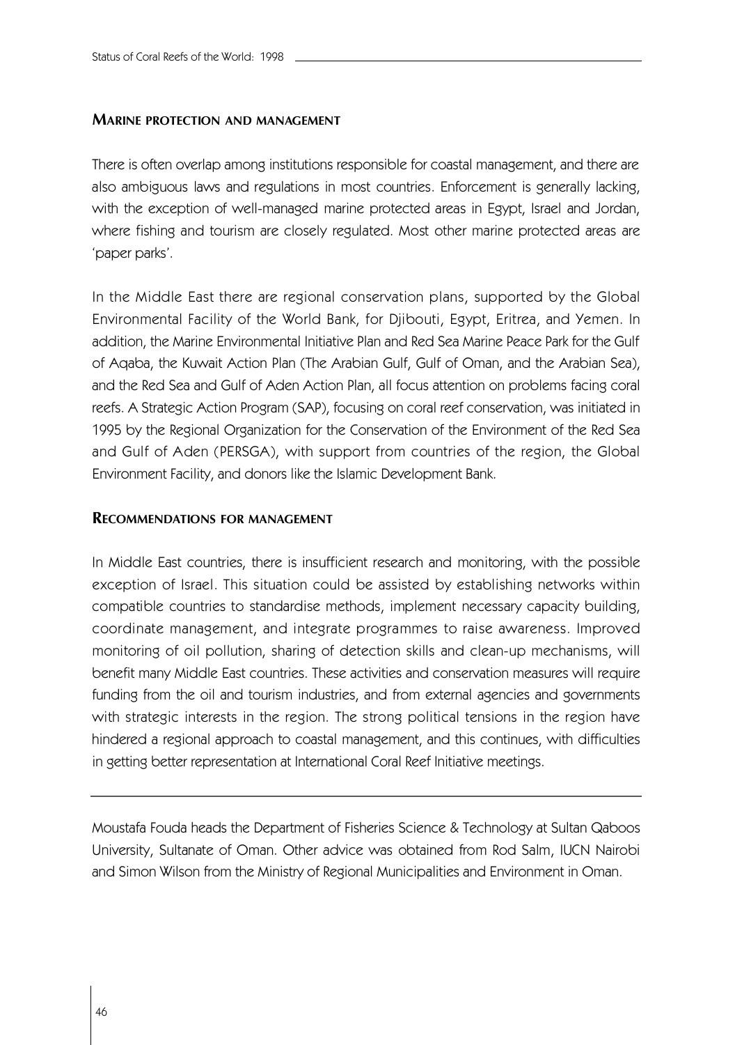## Marine protection and management

There is often overlap among institutions responsible for coastal management, and there are also ambiguous laws and regulations in most countries. Enforcement is generally lacking, with the exception of well-managed marine protected areas in Egypt, Israel and Jordan, where fishing and tourism are closely regulated. Most other marine protected areas are 'paper parks'.

In the Middle East there are regional conservation plans, supported by the Global Environmental Facility of the World Bank, for Djibouti, Egypt, Eritrea, and Yemen. In addition, the Marine Environmental Initiative Plan and Red Sea Marine Peace Park for the Gulf of Aqaba, the Kuwait Action Plan (The Arabian Gulf, Gulf of Oman, and the Arabian Sea), and the Red Sea and Gulf of Aden Action Plan, all focus attention on problems facing coral reefs. A Strategic Action Program (SAP), focusing on coral reef conservation, was initiated in 1995 by the Regional Organization for the Conservation of the Environment of the Red Sea and Gulf of Aden (PERSGA), with support from countries of the region, the Global Environment Facility, and donors like the Islamic Development Bank.

## Recommendations for management

In Middle East countries, there is insufficient research and monitoring, with the possible exception of Israel. This situation could be assisted by establishing networks within compatible countries to standardise methods, implement necessary capacity building, coordinate management, and integrate programmes to raise awareness. Improved monitoring of oil pollution, sharing of detection skills and clean-up mechanisms, will benefit many Middle East countries. These activities and conservation measures will require funding from the oil and tourism industries, and from external agencies and governments with strategic interests in the region. The strong political tensions in the region have hindered a regional approach to coastal management, and this continues, with difficulties in getting better representation at International Coral Reef Initiative meetings.

---

Moustafa Fouda heads the Department of Fisheries Science & Technology at Sultan Qaboos University, Sultanate of Oman. Other advice was obtained from Rod Salm, IUCN Nairobi and Simon Wilson from the Ministry of Regional Municipalities and Environment in Oman.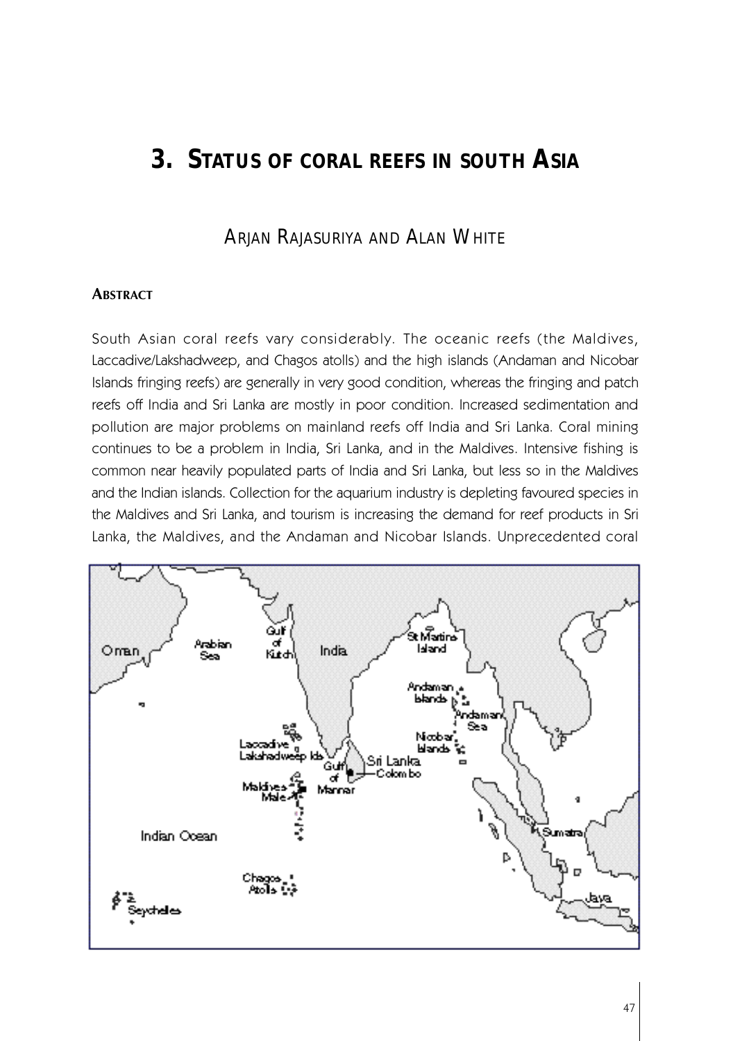# 3. STATUS OF CORAL REEFS IN SOUTH ASIA

ARJAN RAJASURIYA AND ALAN WHITE

### ABSTRACT

South Asian coral reefs vary considerably. The oceanic reefs (the Maldives, Laccadive/Lakshadweep, and Chagos atolls) and the high islands (Andaman and Nicobar Islands fringing reefs) are generally in very good condition, whereas the fringing and patch reefs off India and Sri Lanka are mostly in poor condition. Increased sedimentation and pollution are major problems on mainland reefs off India and Sri Lanka. Coral mining continues to be a problem in India, Sri Lanka, and in the Maldives. Intensive fishing is common near heavily populated parts of India and Sri Lanka, but less so in the Maldives and the Indian islands. Collection for the aquarium industry is depleting favoured species in the Maldives and Sri Lanka, and tourism is increasing the demand for reef products in Sri Lanka, the Maldives, and the Andaman and Nicobar Islands. Unprecedented coral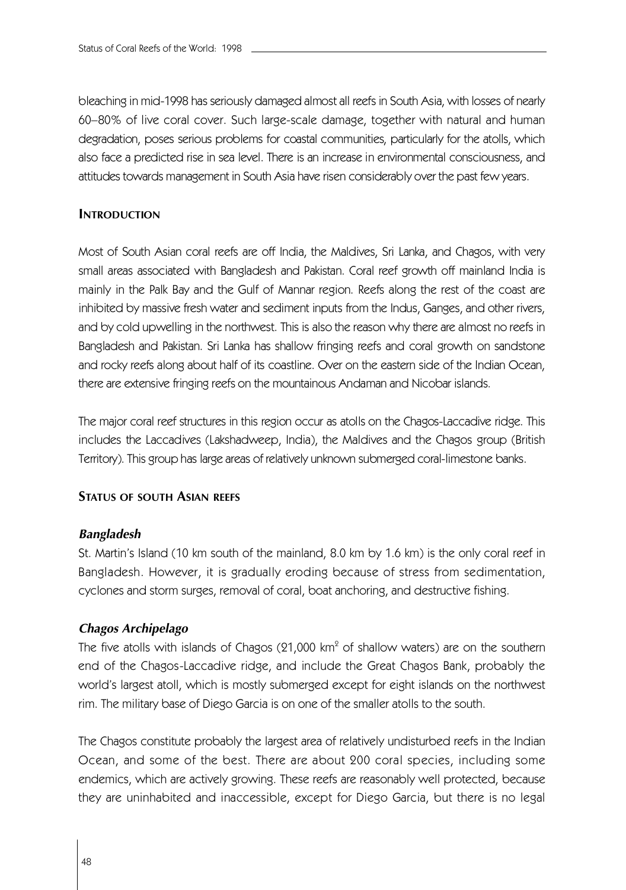bleaching in mid-1998 has seriously damaged almost all reefs in South Asia, with losses of nearly 60–80% of live coral cover. Such large-scale damage, together with natural and human degradation, poses serious problems for coastal communities, particularly for the atolls, which also face a predicted rise in sea level. There is an increase in environmental consciousness, and attitudes towards management in South Asia have risen considerably over the past few years.

## INTRODUCTION

Most of South Asian coral reefs are off India, the Maldives, Sri Lanka, and Chagos, with very small areas associated with Bangladesh and Pakistan. Coral reef growth off mainland India is mainly in the Palk Bay and the Gulf of Mannar region. Reefs along the rest of the coast are inhibited by massive fresh water and sediment inputs from the Indus, Ganges, and other rivers, and by cold upwelling in the northwest. This is also the reason why there are almost no reefs in Bangladesh and Pakistan. Sri Lanka has shallow fringing reefs and coral growth on sandstone and rocky reefs along about half of its coastline. Over on the eastern side of the Indian Ocean, there are extensive fringing reefs on the mountainous Andaman and Nicobar islands.

The major coral reef structures in this region occur as atolls on the Chagos-Laccadive ridge. This includes the Laccadives (Lakshadweep, India), the Maldives and the Chagos group (British Territory). This group has large areas of relatively unknown submerged coral-limestone banks.

## STATUS OF SOUTH ASIAN REEFS

### *Bangladesh*

St. Martin's Island (10 km south of the mainland, 8.0 km by 1.6 km) is the only coral reef in Bangladesh. However, it is gradually eroding because of stress from sedimentation, cyclones and storm surges, removal of coral, boat anchoring, and destructive fishing.

### *Chagos Archipelago*

The five atolls with islands of Chagos (21,000 $km^2$ of shallow waters) are on the southern end of the Chagos-Laccadive ridge, and include the Great Chagos Bank, probably the world's largest atoll, which is mostly submerged except for eight islands on the northwest rim. The military base of Diego Garcia is on one of the smaller atolls to the south.

The Chagos constitute probably the largest area of relatively undisturbed reefs in the Indian Ocean, and some of the best. There are about 200 coral species, including some endemics, which are actively growing. These reefs are reasonably well protected, because they are uninhabited and inaccessible, except for Diego Garcia, but there is no legal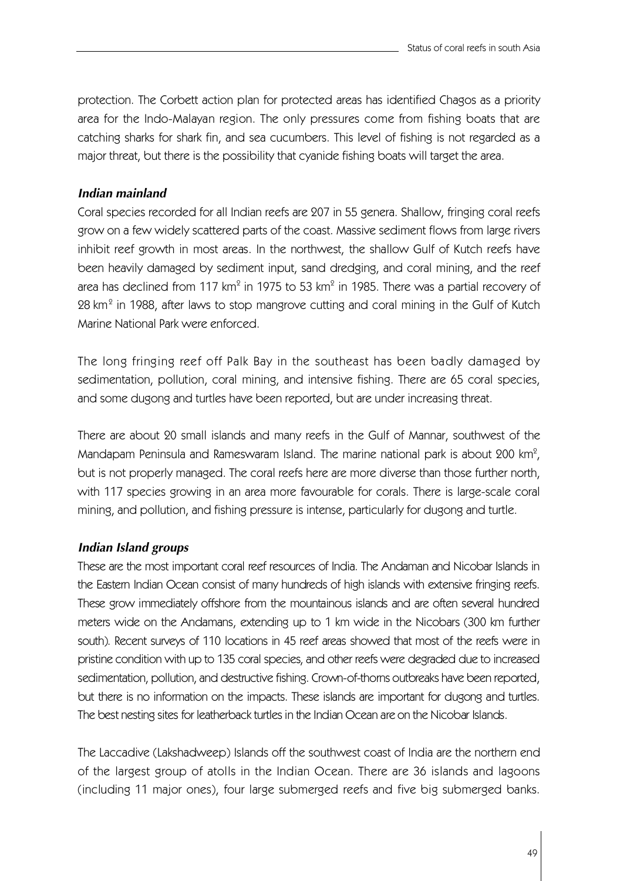protection. The Corbett action plan for protected areas has identified Chagos as a priority area for the Indo-Malayan region. The only pressures come from fishing boats that are catching sharks for shark fin, and sea cucumbers. This level of fishing is not regarded as a major threat, but there is the possibility that cyanide fishing boats will target the area.

### *Indian mainland*

Coral species recorded for all Indian reefs are 207 in 55 genera. Shallow, fringing coral reefs grow on a few widely scattered parts of the coast. Massive sediment flows from large rivers inhibit reef growth in most areas. In the northwest, the shallow Gulf of Kutch reefs have been heavily damaged by sediment input, sand dredging, and coral mining, and the reef area has declined from 117 km$^2$ in 1975 to 53 km$^2$ in 1985. There was a partial recovery of 28 km$^2$ in 1988, after laws to stop mangrove cutting and coral mining in the Gulf of Kutch Marine National Park were enforced.

The long fringing reef off Palk Bay in the southeast has been badly damaged by sedimentation, pollution, coral mining, and intensive fishing. There are 65 coral species, and some dugong and turtles have been reported, but are under increasing threat.

There are about 20 small islands and many reefs in the Gulf of Mannar, southwest of the Mandapam Peninsula and Rameswaram Island. The marine national park is about 200 km$^2$, but is not properly managed. The coral reefs here are more diverse than those further north, with 117 species growing in an area more favourable for corals. There is large-scale coral mining, and pollution, and fishing pressure is intense, particularly for dugong and turtle.

### *Indian Island groups*

These are the most important coral reef resources of India. The Andaman and Nicobar Islands in the Eastern Indian Ocean consist of many hundreds of high islands with extensive fringing reefs. These grow immediately offshore from the mountainous islands and are often several hundred meters wide on the Andamans, extending up to 1 km wide in the Nicobars (300 km further south). Recent surveys of 110 locations in 45 reef areas showed that most of the reefs were in pristine condition with up to 135 coral species, and other reefs were degraded due to increased sedimentation, pollution, and destructive fishing. Crown-of-thorns outbreaks have been reported, but there is no information on the impacts. These islands are important for dugong and turtles. The best nesting sites for leatherback turtles in the Indian Ocean are on the Nicobar Islands.

The Laccadive (Lakshadweep) Islands off the southwest coast of India are the northern end of the largest group of atolls in the Indian Ocean. There are 36 islands and lagoons (including 11 major ones), four large submerged reefs and five big submerged banks.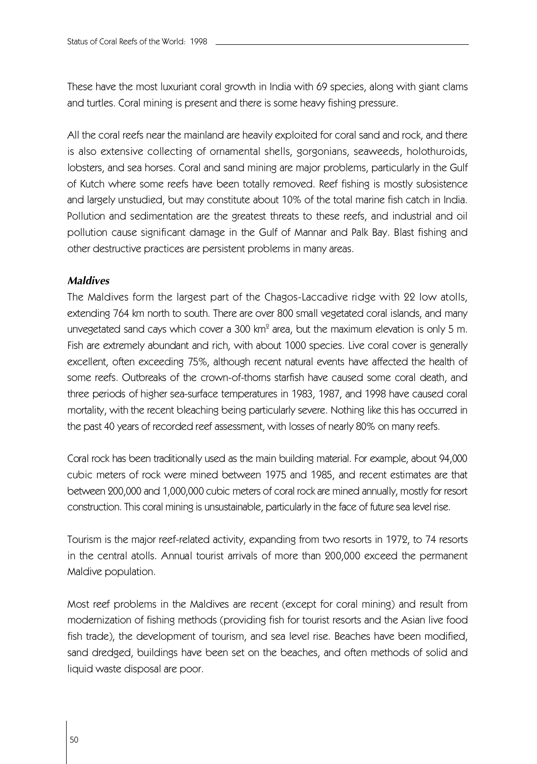These have the most luxuriant coral growth in India with 69 species, along with giant clams and turtles. Coral mining is present and there is some heavy fishing pressure.

All the coral reefs near the mainland are heavily exploited for coral sand and rock, and there is also extensive collecting of ornamental shells, gorgonians, seaweeds, holothuroids, lobsters, and sea horses. Coral and sand mining are major problems, particularly in the Gulf of Kutch where some reefs have been totally removed. Reef fishing is mostly subsistence and largely unstudied, but may constitute about 10% of the total marine fish catch in India. Pollution and sedimentation are the greatest threats to these reefs, and industrial and oil pollution cause significant damage in the Gulf of Mannar and Palk Bay. Blast fishing and other destructive practices are persistent problems in many areas.

### *Maldives*

The Maldives form the largest part of the Chagos-Laccadive ridge with 22 low atolls, extending 764 km north to south. There are over 800 small vegetated coral islands, and many unvegetated sand cays which cover a 300 km$^2$ area, but the maximum elevation is only 5 m. Fish are extremely abundant and rich, with about 1000 species. Live coral cover is generally excellent, often exceeding 75%, although recent natural events have affected the health of some reefs. Outbreaks of the crown-of-thorns starfish have caused some coral death, and three periods of higher sea-surface temperatures in 1983, 1987, and 1998 have caused coral mortality, with the recent bleaching being particularly severe. Nothing like this has occurred in the past 40 years of recorded reef assessment, with losses of nearly 80% on many reefs.

Coral rock has been traditionally used as the main building material. For example, about 94,000 cubic meters of rock were mined between 1975 and 1985, and recent estimates are that between 200,000 and 1,000,000 cubic meters of coral rock are mined annually, mostly for resort construction. This coral mining is unsustainable, particularly in the face of future sea level rise.

Tourism is the major reef-related activity, expanding from two resorts in 1972, to 74 resorts in the central atolls. Annual tourist arrivals of more than 200,000 exceed the permanent Maldive population.

Most reef problems in the Maldives are recent (except for coral mining) and result from modernization of fishing methods (providing fish for tourist resorts and the Asian live food fish trade), the development of tourism, and sea level rise. Beaches have been modified, sand dredged, buildings have been set on the beaches, and often methods of solid and liquid waste disposal are poor.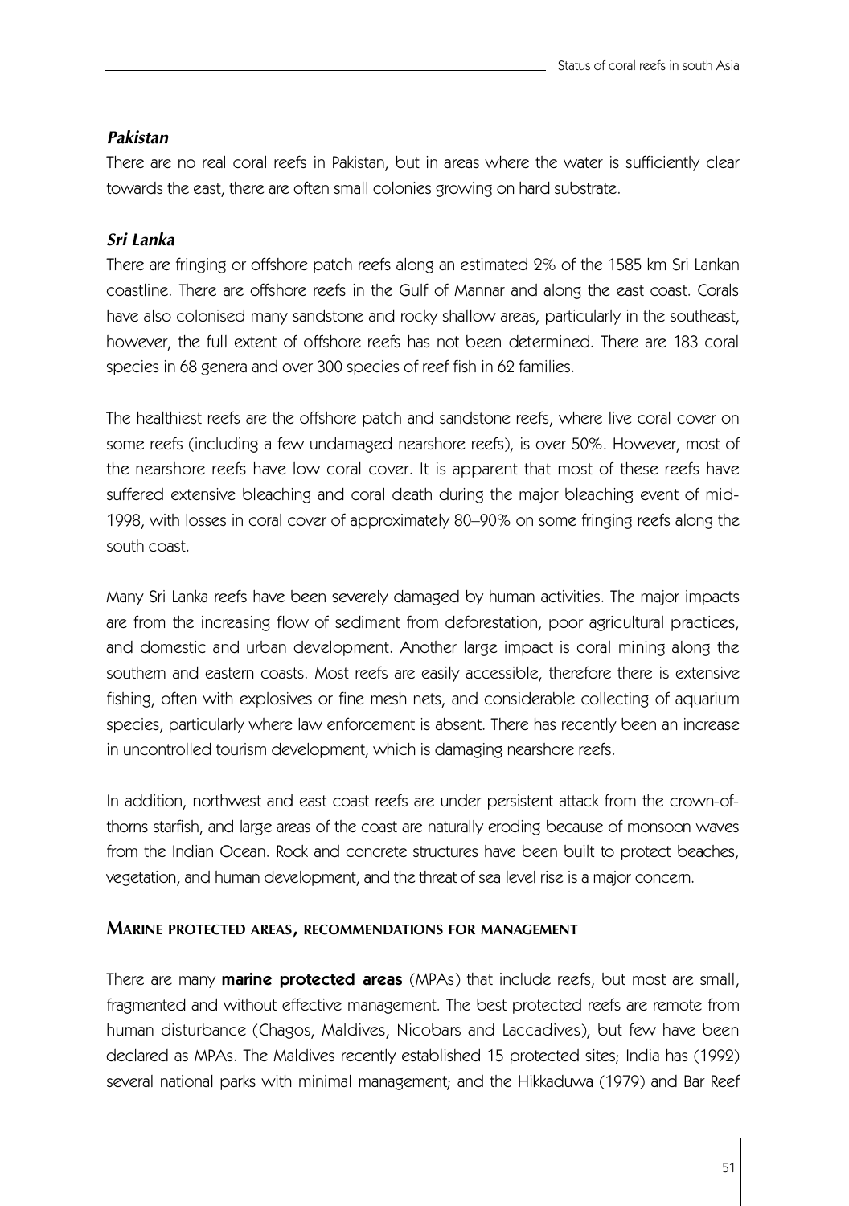### *Pakistan*

There are no real coral reefs in Pakistan, but in areas where the water is sufficiently clear towards the east, there are often small colonies growing on hard substrate.

### *Sri Lanka*

There are fringing or offshore patch reefs along an estimated 2% of the 1585 km Sri Lankan coastline. There are offshore reefs in the Gulf of Mannar and along the east coast. Corals have also colonised many sandstone and rocky shallow areas, particularly in the southeast, however, the full extent of offshore reefs has not been determined. There are 183 coral species in 68 genera and over 300 species of reef fish in 62 families.

The healthiest reefs are the offshore patch and sandstone reefs, where live coral cover on some reefs (including a few undamaged nearshore reefs), is over 50%. However, most of the nearshore reefs have low coral cover. It is apparent that most of these reefs have suffered extensive bleaching and coral death during the major bleaching event of mid-1998, with losses in coral cover of approximately 80–90% on some fringing reefs along the south coast.

Many Sri Lanka reefs have been severely damaged by human activities. The major impacts are from the increasing flow of sediment from deforestation, poor agricultural practices, and domestic and urban development. Another large impact is coral mining along the southern and eastern coasts. Most reefs are easily accessible, therefore there is extensive fishing, often with explosives or fine mesh nets, and considerable collecting of aquarium species, particularly where law enforcement is absent. There has recently been an increase in uncontrolled tourism development, which is damaging nearshore reefs.

In addition, northwest and east coast reefs are under persistent attack from the crown-of-thorns starfish, and large areas of the coast are naturally eroding because of monsoon waves from the Indian Ocean. Rock and concrete structures have been built to protect beaches, vegetation, and human development, and the threat of sea level rise is a major concern.

## MARINE PROTECTED AREAS, RECOMMENDATIONS FOR MANAGEMENT

There are many **marine protected areas** (MPAs) that include reefs, but most are small, fragmented and without effective management. The best protected reefs are remote from human disturbance (Chagos, Maldives, Nicobars and Laccadives), but few have been declared as MPAs. The Maldives recently established 15 protected sites; India has (1992) several national parks with minimal management; and the Hikkaduwa (1979) and Bar Reef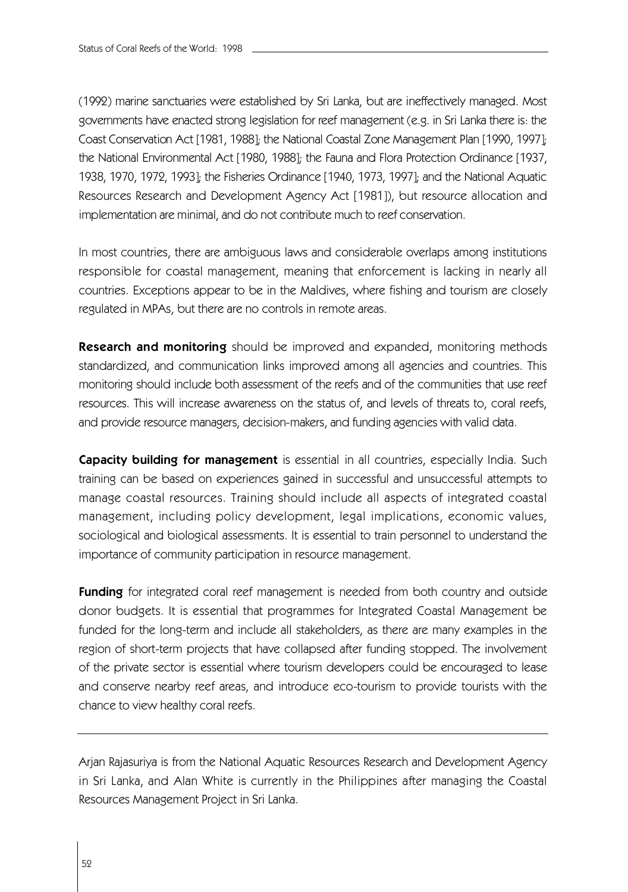(1992) marine sanctuaries were established by Sri Lanka, but are ineffectively managed. Most governments have enacted strong legislation for reef management (e.g. in Sri Lanka there is: the Coast Conservation Act [1981, 1988]; the National Coastal Zone Management Plan [1990, 1997]; the National Environmental Act [1980, 1988]; the Fauna and Flora Protection Ordinance [1937, 1938, 1970, 1972, 1993]; the Fisheries Ordinance [1940, 1973, 1997]; and the National Aquatic Resources Research and Development Agency Act [1981]), but resource allocation and implementation are minimal, and do not contribute much to reef conservation.

In most countries, there are ambiguous laws and considerable overlaps among institutions responsible for coastal management, meaning that enforcement is lacking in nearly all countries. Exceptions appear to be in the Maldives, where fishing and tourism are closely regulated in MPAs, but there are no controls in remote areas.

**Research and monitoring** should be improved and expanded, monitoring methods standardized, and communication links improved among all agencies and countries. This monitoring should include both assessment of the reefs and of the communities that use reef resources. This will increase awareness on the status of, and levels of threats to, coral reefs, and provide resource managers, decision-makers, and funding agencies with valid data.

**Capacity building for management** is essential in all countries, especially India. Such training can be based on experiences gained in successful and unsuccessful attempts to manage coastal resources. Training should include all aspects of integrated coastal management, including policy development, legal implications, economic values, sociological and biological assessments. It is essential to train personnel to understand the importance of community participation in resource management.

**Funding** for integrated coral reef management is needed from both country and outside donor budgets. It is essential that programmes for Integrated Coastal Management be funded for the long-term and include all stakeholders, as there are many examples in the region of short-term projects that have collapsed after funding stopped. The involvement of the private sector is essential where tourism developers could be encouraged to lease and conserve nearby reef areas, and introduce eco-tourism to provide tourists with the chance to view healthy coral reefs.

---

Arjan Rajasuriya is from the National Aquatic Resources Research and Development Agency in Sri Lanka, and Alan White is currently in the Philippines after managing the Coastal Resources Management Project in Sri Lanka.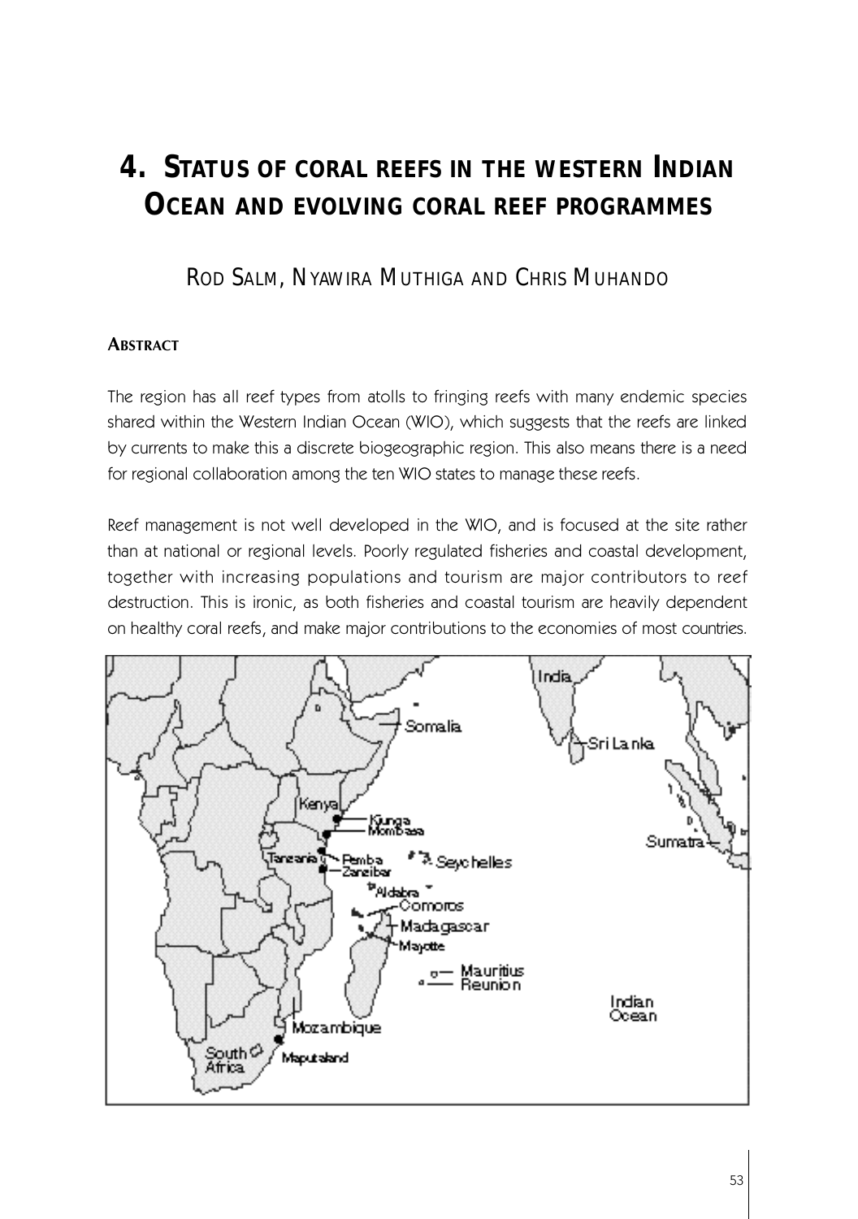# 4. Status of coral reefs in the western Indian Ocean and evolving coral reef programmes

Rod Salm, Nyawira Muthiga and Chris Muhando

## Abstract

The region has all reef types from atolls to fringing reefs with many endemic species shared within the Western Indian Ocean (WIO), which suggests that the reefs are linked by currents to make this a discrete biogeographic region. This also means there is a need for regional collaboration among the ten WIO states to manage these reefs.

Reef management is not well developed in the WIO, and is focused at the site rather than at national or regional levels. Poorly regulated fisheries and coastal development, together with increasing populations and tourism are major contributors to reef destruction. This is ironic, as both fisheries and coastal tourism are heavily dependent on healthy coral reefs, and make major contributions to the economies of most countries.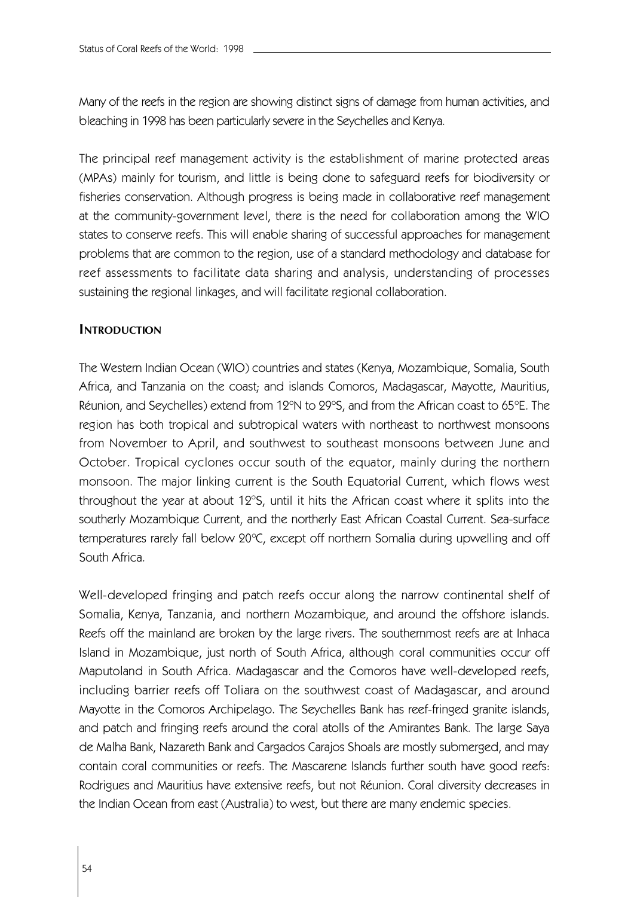Many of the reefs in the region are showing distinct signs of damage from human activities, and bleaching in 1998 has been particularly severe in the Seychelles and Kenya.

The principal reef management activity is the establishment of marine protected areas (MPAs) mainly for tourism, and little is being done to safeguard reefs for biodiversity or fisheries conservation. Although progress is being made in collaborative reef management at the community-government level, there is the need for collaboration among the WIO states to conserve reefs. This will enable sharing of successful approaches for management problems that are common to the region, use of a standard methodology and database for reef assessments to facilitate data sharing and analysis, understanding of processes sustaining the regional linkages, and will facilitate regional collaboration.

## INTRODUCTION

The Western Indian Ocean (WIO) countries and states (Kenya, Mozambique, Somalia, South Africa, and Tanzania on the coast; and islands Comoros, Madagascar, Mayotte, Mauritius, Réunion, and Seychelles) extend from 12°N to 29°S, and from the African coast to 65°E. The region has both tropical and subtropical waters with northeast to northwest monsoons from November to April, and southwest to southeast monsoons between June and October. Tropical cyclones occur south of the equator, mainly during the northern monsoon. The major linking current is the South Equatorial Current, which flows west throughout the year at about 12°S, until it hits the African coast where it splits into the southerly Mozambique Current, and the northerly East African Coastal Current. Sea-surface temperatures rarely fall below 20°C, except off northern Somalia during upwelling and off South Africa.

Well-developed fringing and patch reefs occur along the narrow continental shelf of Somalia, Kenya, Tanzania, and northern Mozambique, and around the offshore islands. Reefs off the mainland are broken by the large rivers. The southernmost reefs are at Inhaca Island in Mozambique, just north of South Africa, although coral communities occur off Maputoland in South Africa. Madagascar and the Comoros have well-developed reefs, including barrier reefs off Toliara on the southwest coast of Madagascar, and around Mayotte in the Comoros Archipelago. The Seychelles Bank has reef-fringed granite islands, and patch and fringing reefs around the coral atolls of the Amirantes Bank. The large Saya de Malha Bank, Nazareth Bank and Cargados Carajos Shoals are mostly submerged, and may contain coral communities or reefs. The Mascarene Islands further south have good reefs: Rodrigues and Mauritius have extensive reefs, but not Réunion. Coral diversity decreases in the Indian Ocean from east (Australia) to west, but there are many endemic species.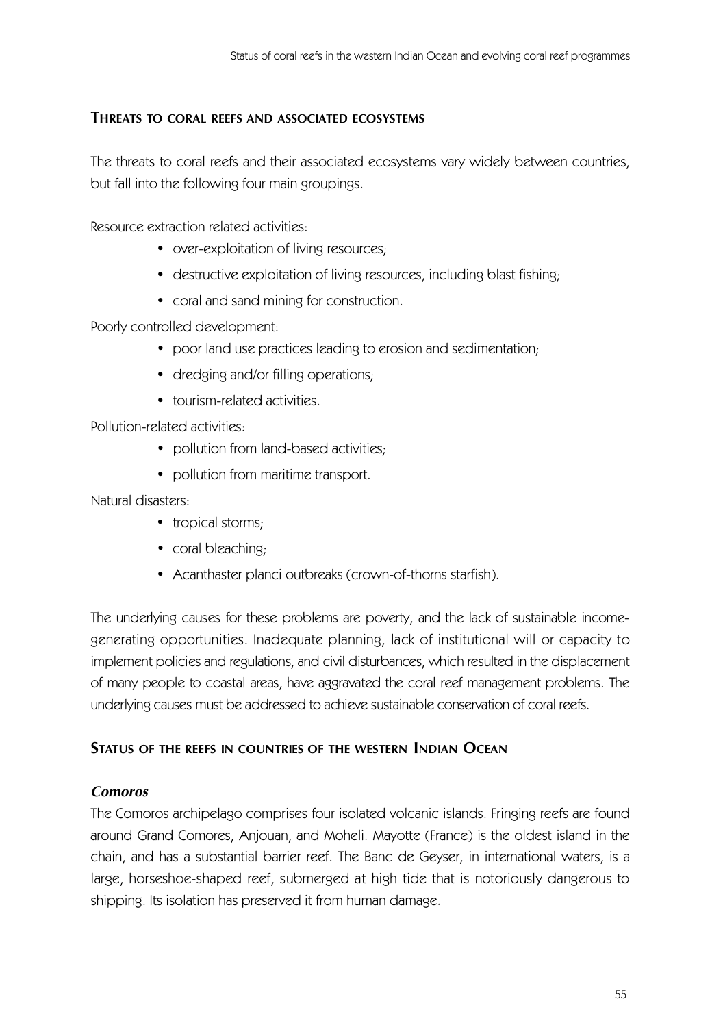## Threats to coral reefs and associated ecosystems

The threats to coral reefs and their associated ecosystems vary widely between countries, but fall into the following four main groupings.

Resource extraction related activities:

- over-exploitation of living resources;
- destructive exploitation of living resources, including blast fishing;
- coral and sand mining for construction.

Poorly controlled development:

- poor land use practices leading to erosion and sedimentation;
- dredging and/or filling operations;
- tourism-related activities.

Pollution-related activities:

- pollution from land-based activities;
- pollution from maritime transport.

Natural disasters:

- tropical storms;
- coral bleaching;
- Acanthaster planci outbreaks (crown-of-thorns starfish).

The underlying causes for these problems are poverty, and the lack of sustainable income-generating opportunities. Inadequate planning, lack of institutional will or capacity to implement policies and regulations, and civil disturbances, which resulted in the displacement of many people to coastal areas, have aggravated the coral reef management problems. The underlying causes must be addressed to achieve sustainable conservation of coral reefs.

## Status of the reefs in countries of the western Indian Ocean

### *Comoros*

The Comoros archipelago comprises four isolated volcanic islands. Fringing reefs are found around Grand Comores, Anjouan, and Moheli. Mayotte (France) is the oldest island in the chain, and has a substantial barrier reef. The Banc de Geyser, in international waters, is a large, horseshoe-shaped reef, submerged at high tide that is notoriously dangerous to shipping. Its isolation has preserved it from human damage.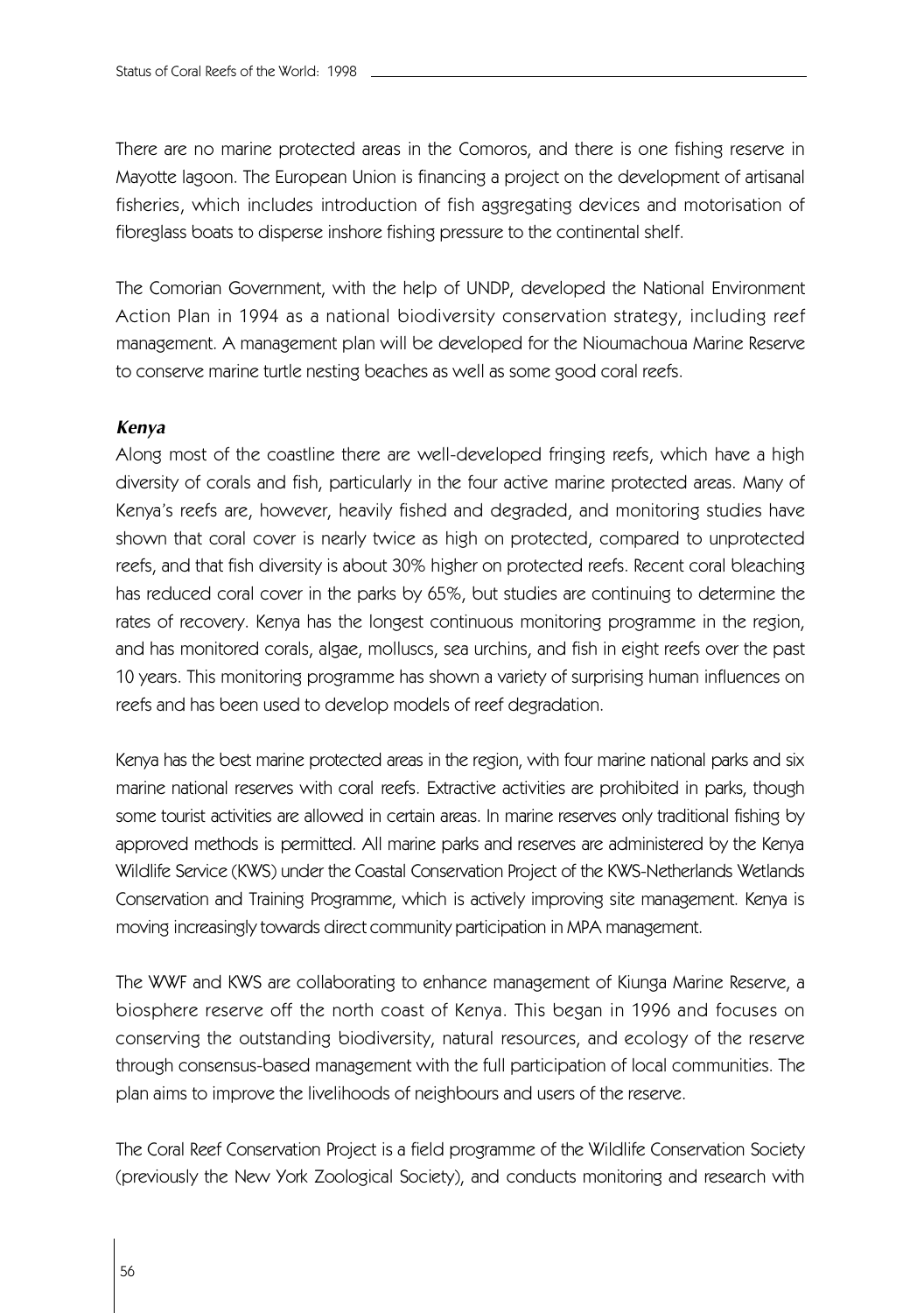There are no marine protected areas in the Comoros, and there is one fishing reserve in Mayotte lagoon. The European Union is financing a project on the development of artisanal fisheries, which includes introduction of fish aggregating devices and motorisation of fibreglass boats to disperse inshore fishing pressure to the continental shelf.

The Comorian Government, with the help of UNDP, developed the National Environment Action Plan in 1994 as a national biodiversity conservation strategy, including reef management. A management plan will be developed for the Nioumachoua Marine Reserve to conserve marine turtle nesting beaches as well as some good coral reefs.

### *Kenya*

Along most of the coastline there are well-developed fringing reefs, which have a high diversity of corals and fish, particularly in the four active marine protected areas. Many of Kenya's reefs are, however, heavily fished and degraded, and monitoring studies have shown that coral cover is nearly twice as high on protected, compared to unprotected reefs, and that fish diversity is about 30% higher on protected reefs. Recent coral bleaching has reduced coral cover in the parks by 65%, but studies are continuing to determine the rates of recovery. Kenya has the longest continuous monitoring programme in the region, and has monitored corals, algae, molluscs, sea urchins, and fish in eight reefs over the past 10 years. This monitoring programme has shown a variety of surprising human influences on reefs and has been used to develop models of reef degradation.

Kenya has the best marine protected areas in the region, with four marine national parks and six marine national reserves with coral reefs. Extractive activities are prohibited in parks, though some tourist activities are allowed in certain areas. In marine reserves only traditional fishing by approved methods is permitted. All marine parks and reserves are administered by the Kenya Wildlife Service (KWS) under the Coastal Conservation Project of the KWS-Netherlands Wetlands Conservation and Training Programme, which is actively improving site management. Kenya is moving increasingly towards direct community participation in MPA management.

The WWF and KWS are collaborating to enhance management of Kiunga Marine Reserve, a biosphere reserve off the north coast of Kenya. This began in 1996 and focuses on conserving the outstanding biodiversity, natural resources, and ecology of the reserve through consensus-based management with the full participation of local communities. The plan aims to improve the livelihoods of neighbours and users of the reserve.

The Coral Reef Conservation Project is a field programme of the Wildlife Conservation Society (previously the New York Zoological Society), and conducts monitoring and research with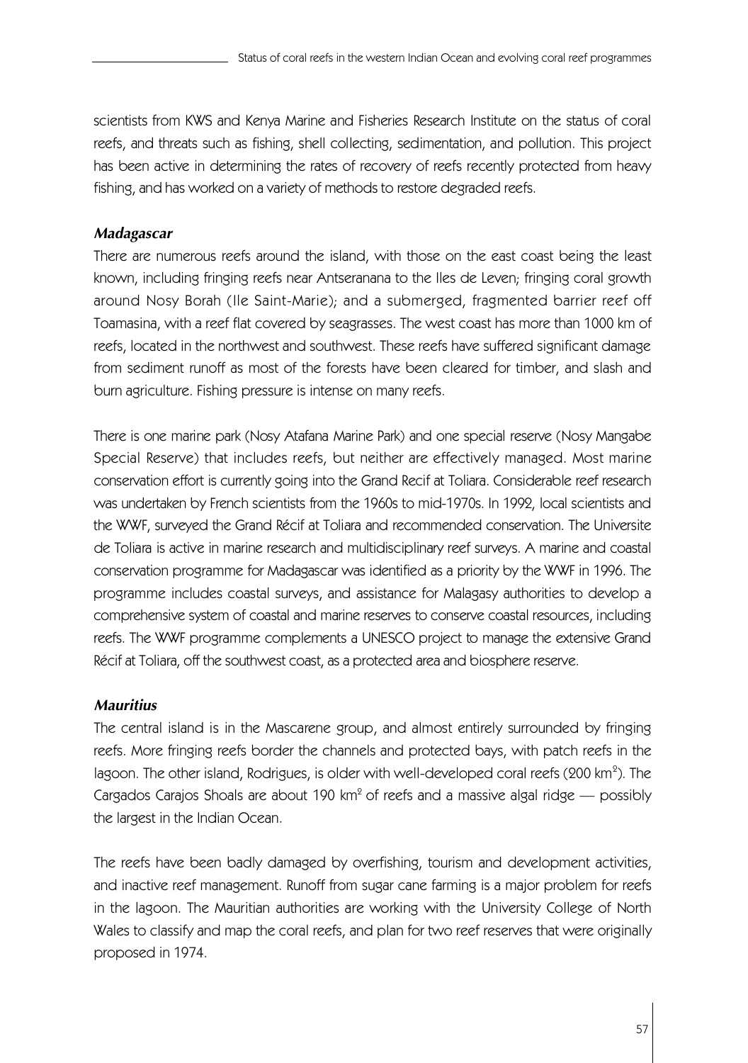scientists from KWS and Kenya Marine and Fisheries Research Institute on the status of coral reefs, and threats such as fishing, shell collecting, sedimentation, and pollution. This project has been active in determining the rates of recovery of reefs recently protected from heavy fishing, and has worked on a variety of methods to restore degraded reefs.

### *Madagascar*

There are numerous reefs around the island, with those on the east coast being the least known, including fringing reefs near Antseranana to the Iles de Leven; fringing coral growth around Nosy Borah (Ile Saint-Marie); and a submerged, fragmented barrier reef off Toamasina, with a reef flat covered by seagrasses. The west coast has more than 1000 km of reefs, located in the northwest and southwest. These reefs have suffered significant damage from sediment runoff as most of the forests have been cleared for timber, and slash and burn agriculture. Fishing pressure is intense on many reefs.

There is one marine park (Nosy Atafana Marine Park) and one special reserve (Nosy Mangabe Special Reserve) that includes reefs, but neither are effectively managed. Most marine conservation effort is currently going into the Grand Recif at Toliara. Considerable reef research was undertaken by French scientists from the 1960s to mid-1970s. In 1992, local scientists and the WWF, surveyed the Grand Récif at Toliara and recommended conservation. The Universite de Toliara is active in marine research and multidisciplinary reef surveys. A marine and coastal conservation programme for Madagascar was identified as a priority by the WWF in 1996. The programme includes coastal surveys, and assistance for Malagasy authorities to develop a comprehensive system of coastal and marine reserves to conserve coastal resources, including reefs. The WWF programme complements a UNESCO project to manage the extensive Grand Récif at Toliara, off the southwest coast, as a protected area and biosphere reserve.

### *Mauritius*

The central island is in the Mascarene group, and almost entirely surrounded by fringing reefs. More fringing reefs border the channels and protected bays, with patch reefs in the lagoon. The other island, Rodrigues, is older with well-developed coral reefs (200 km$^2$). The Cargados Carajos Shoals are about 190 km$^2$ of reefs and a massive algal ridge — possibly the largest in the Indian Ocean.

The reefs have been badly damaged by overfishing, tourism and development activities, and inactive reef management. Runoff from sugar cane farming is a major problem for reefs in the lagoon. The Mauritian authorities are working with the University College of North Wales to classify and map the coral reefs, and plan for two reef reserves that were originally proposed in 1974.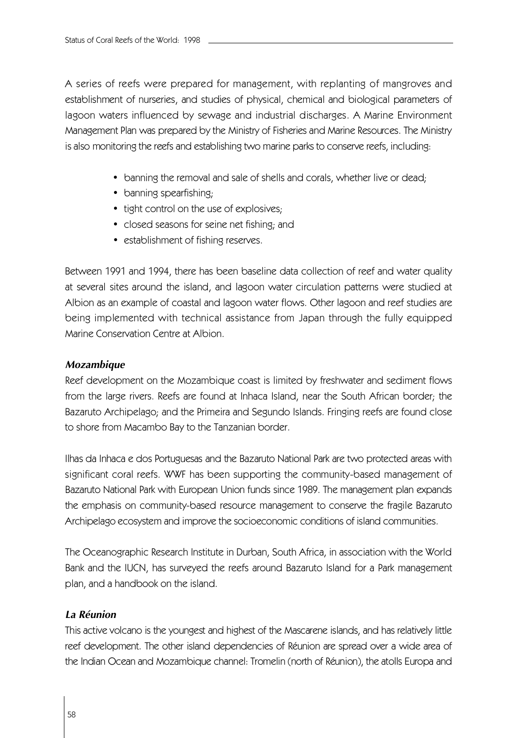A series of reefs were prepared for management, with replanting of mangroves and establishment of nurseries, and studies of physical, chemical and biological parameters of lagoon waters influenced by sewage and industrial discharges. A Marine Environment Management Plan was prepared by the Ministry of Fisheries and Marine Resources. The Ministry is also monitoring the reefs and establishing two marine parks to conserve reefs, including:

- banning the removal and sale of shells and corals, whether live or dead;
- banning spearfishing;
- tight control on the use of explosives;
- closed seasons for seine net fishing; and
- establishment of fishing reserves.

Between 1991 and 1994, there has been baseline data collection of reef and water quality at several sites around the island, and lagoon water circulation patterns were studied at Albion as an example of coastal and lagoon water flows. Other lagoon and reef studies are being implemented with technical assistance from Japan through the fully equipped Marine Conservation Centre at Albion.

### *Mozambique*

Reef development on the Mozambique coast is limited by freshwater and sediment flows from the large rivers. Reefs are found at Inhaca Island, near the South African border; the Bazaruto Archipelago; and the Primeira and Segundo Islands. Fringing reefs are found close to shore from Macambo Bay to the Tanzanian border.

Ilhas da Inhaca e dos Portuguesas and the Bazaruto National Park are two protected areas with significant coral reefs. WWF has been supporting the community-based management of Bazaruto National Park with European Union funds since 1989. The management plan expands the emphasis on community-based resource management to conserve the fragile Bazaruto Archipelago ecosystem and improve the socioeconomic conditions of island communities.

The Oceanographic Research Institute in Durban, South Africa, in association with the World Bank and the IUCN, has surveyed the reefs around Bazaruto Island for a Park management plan, and a handbook on the island.

### *La Réunion*

This active volcano is the youngest and highest of the Mascarene islands, and has relatively little reef development. The other island dependencies of Réunion are spread over a wide area of the Indian Ocean and Mozambique channel: Tromelin (north of Réunion), the atolls Europa and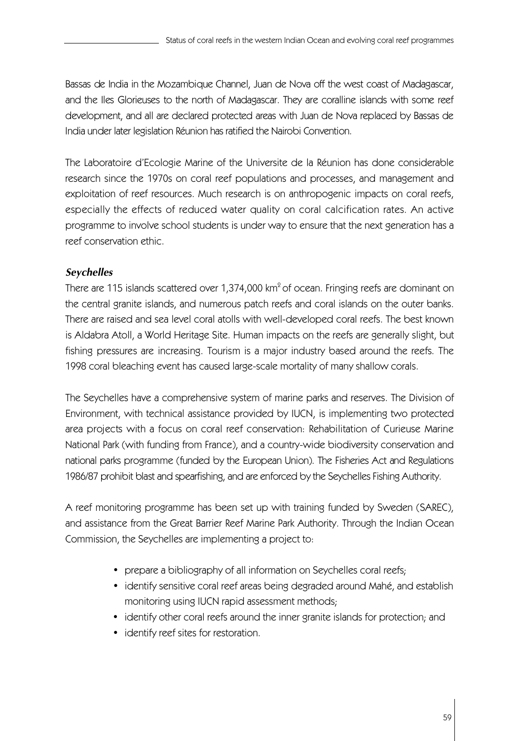Bassas de India in the Mozambique Channel, Juan de Nova off the west coast of Madagascar, and the Iles Glorieuses to the north of Madagascar. They are coralline islands with some reef development, and all are declared protected areas with Juan de Nova replaced by Bassas de India under later legislation Réunion has ratified the Nairobi Convention.

The Laboratoire d'Ecologie Marine of the Universite de la Réunion has done considerable research since the 1970s on coral reef populations and processes, and management and exploitation of reef resources. Much research is on anthropogenic impacts on coral reefs, especially the effects of reduced water quality on coral calcification rates. An active programme to involve school students is under way to ensure that the next generation has a reef conservation ethic.

### *Seychelles*

There are 115 islands scattered over 1,374,000 km$^2$ of ocean. Fringing reefs are dominant on the central granite islands, and numerous patch reefs and coral islands on the outer banks. There are raised and sea level coral atolls with well-developed coral reefs. The best known is Aldabra Atoll, a World Heritage Site. Human impacts on the reefs are generally slight, but fishing pressures are increasing. Tourism is a major industry based around the reefs. The 1998 coral bleaching event has caused large-scale mortality of many shallow corals.

The Seychelles have a comprehensive system of marine parks and reserves. The Division of Environment, with technical assistance provided by IUCN, is implementing two protected area projects with a focus on coral reef conservation: Rehabilitation of Curieuse Marine National Park (with funding from France), and a country-wide biodiversity conservation and national parks programme (funded by the European Union). The Fisheries Act and Regulations 1986/87 prohibit blast and spearfishing, and are enforced by the Seychelles Fishing Authority.

A reef monitoring programme has been set up with training funded by Sweden (SAREC), and assistance from the Great Barrier Reef Marine Park Authority. Through the Indian Ocean Commission, the Seychelles are implementing a project to:

- prepare a bibliography of all information on Seychelles coral reefs;
- identify sensitive coral reef areas being degraded around Mahé, and establish monitoring using IUCN rapid assessment methods;
- identify other coral reefs around the inner granite islands for protection; and
- identify reef sites for restoration.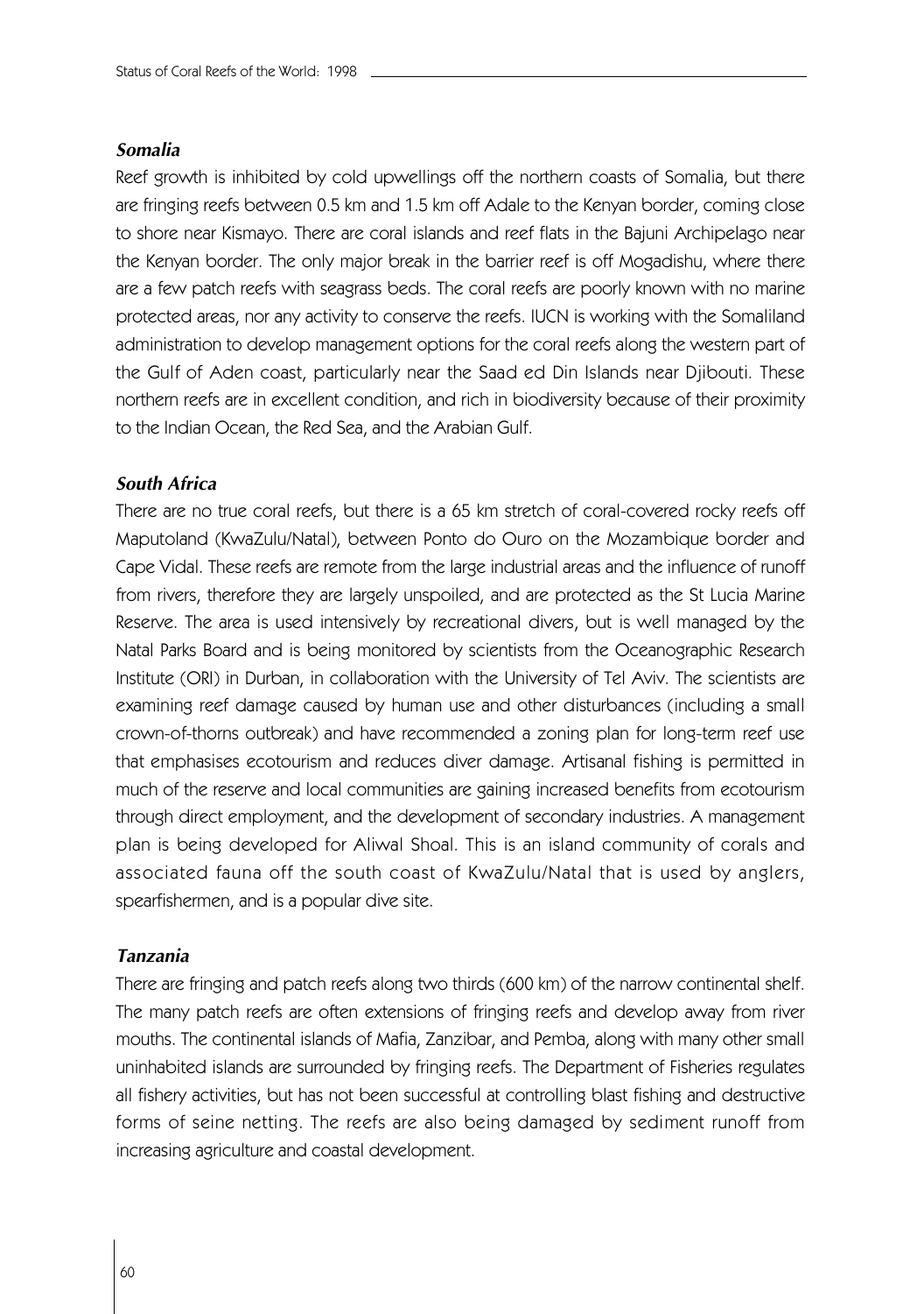### *Somalia*

Reef growth is inhibited by cold upwellings off the northern coasts of Somalia, but there are fringing reefs between 0.5 km and 1.5 km off Adale to the Kenyan border, coming close to shore near Kismayo. There are coral islands and reef flats in the Bajuni Archipelago near the Kenyan border. The only major break in the barrier reef is off Mogadishu, where there are a few patch reefs with seagrass beds. The coral reefs are poorly known with no marine protected areas, nor any activity to conserve the reefs. IUCN is working with the Somaliland administration to develop management options for the coral reefs along the western part of the Gulf of Aden coast, particularly near the Saad ed Din Islands near Djibouti. These northern reefs are in excellent condition, and rich in biodiversity because of their proximity to the Indian Ocean, the Red Sea, and the Arabian Gulf.

### *South Africa*

There are no true coral reefs, but there is a 65 km stretch of coral-covered rocky reefs off Maputoland (KwaZulu/Natal), between Ponto do Ouro on the Mozambique border and Cape Vidal. These reefs are remote from the large industrial areas and the influence of runoff from rivers, therefore they are largely unspoiled, and are protected as the St Lucia Marine Reserve. The area is used intensively by recreational divers, but is well managed by the Natal Parks Board and is being monitored by scientists from the Oceanographic Research Institute (ORI) in Durban, in collaboration with the University of Tel Aviv. The scientists are examining reef damage caused by human use and other disturbances (including a small crown-of-thorns outbreak) and have recommended a zoning plan for long-term reef use that emphasises ecotourism and reduces diver damage. Artisanal fishing is permitted in much of the reserve and local communities are gaining increased benefits from ecotourism through direct employment, and the development of secondary industries. A management plan is being developed for Aliwal Shoal. This is an island community of corals and associated fauna off the south coast of KwaZulu/Natal that is used by anglers, spearfishermen, and is a popular dive site.

### *Tanzania*

There are fringing and patch reefs along two thirds (600 km) of the narrow continental shelf. The many patch reefs are often extensions of fringing reefs and develop away from river mouths. The continental islands of Mafia, Zanzibar, and Pemba, along with many other small uninhabited islands are surrounded by fringing reefs. The Department of Fisheries regulates all fishery activities, but has not been successful at controlling blast fishing and destructive forms of seine netting. The reefs are also being damaged by sediment runoff from increasing agriculture and coastal development.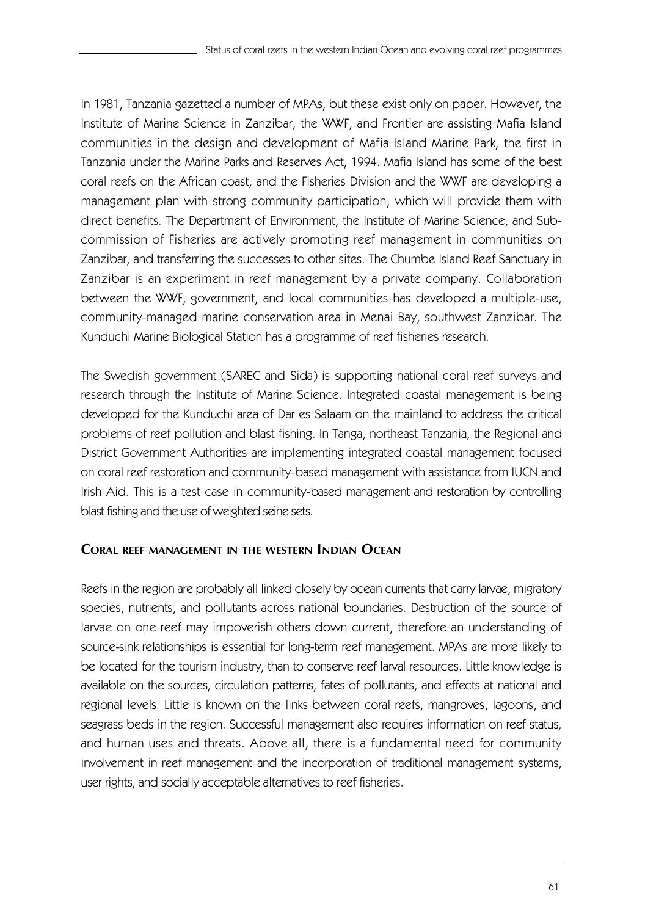In 1981, Tanzania gazetted a number of MPAs, but these exist only on paper. However, the Institute of Marine Science in Zanzibar, the WWF, and Frontier are assisting Mafia Island communities in the design and development of Mafia Island Marine Park, the first in Tanzania under the Marine Parks and Reserves Act, 1994. Mafia Island has some of the best coral reefs on the African coast, and the Fisheries Division and the WWF are developing a management plan with strong community participation, which will provide them with direct benefits. The Department of Environment, the Institute of Marine Science, and Sub-commission of Fisheries are actively promoting reef management in communities on Zanzibar, and transferring the successes to other sites. The Chumbe Island Reef Sanctuary in Zanzibar is an experiment in reef management by a private company. Collaboration between the WWF, government, and local communities has developed a multiple-use, community-managed marine conservation area in Menai Bay, southwest Zanzibar. The Kunduchi Marine Biological Station has a programme of reef fisheries research.

The Swedish government (SAREC and Sida) is supporting national coral reef surveys and research through the Institute of Marine Science. Integrated coastal management is being developed for the Kunduchi area of Dar es Salaam on the mainland to address the critical problems of reef pollution and blast fishing. In Tanga, northeast Tanzania, the Regional and District Government Authorities are implementing integrated coastal management focused on coral reef restoration and community-based management with assistance from IUCN and Irish Aid. This is a test case in community-based management and restoration by controlling blast fishing and the use of weighted seine sets.

## Coral reef management in the western Indian Ocean

Reefs in the region are probably all linked closely by ocean currents that carry larvae, migratory species, nutrients, and pollutants across national boundaries. Destruction of the source of larvae on one reef may impoverish others down current, therefore an understanding of source-sink relationships is essential for long-term reef management. MPAs are more likely to be located for the tourism industry, than to conserve reef larval resources. Little knowledge is available on the sources, circulation patterns, fates of pollutants, and effects at national and regional levels. Little is known on the links between coral reefs, mangroves, lagoons, and seagrass beds in the region. Successful management also requires information on reef status, and human uses and threats. Above all, there is a fundamental need for community involvement in reef management and the incorporation of traditional management systems, user rights, and socially acceptable alternatives to reef fisheries.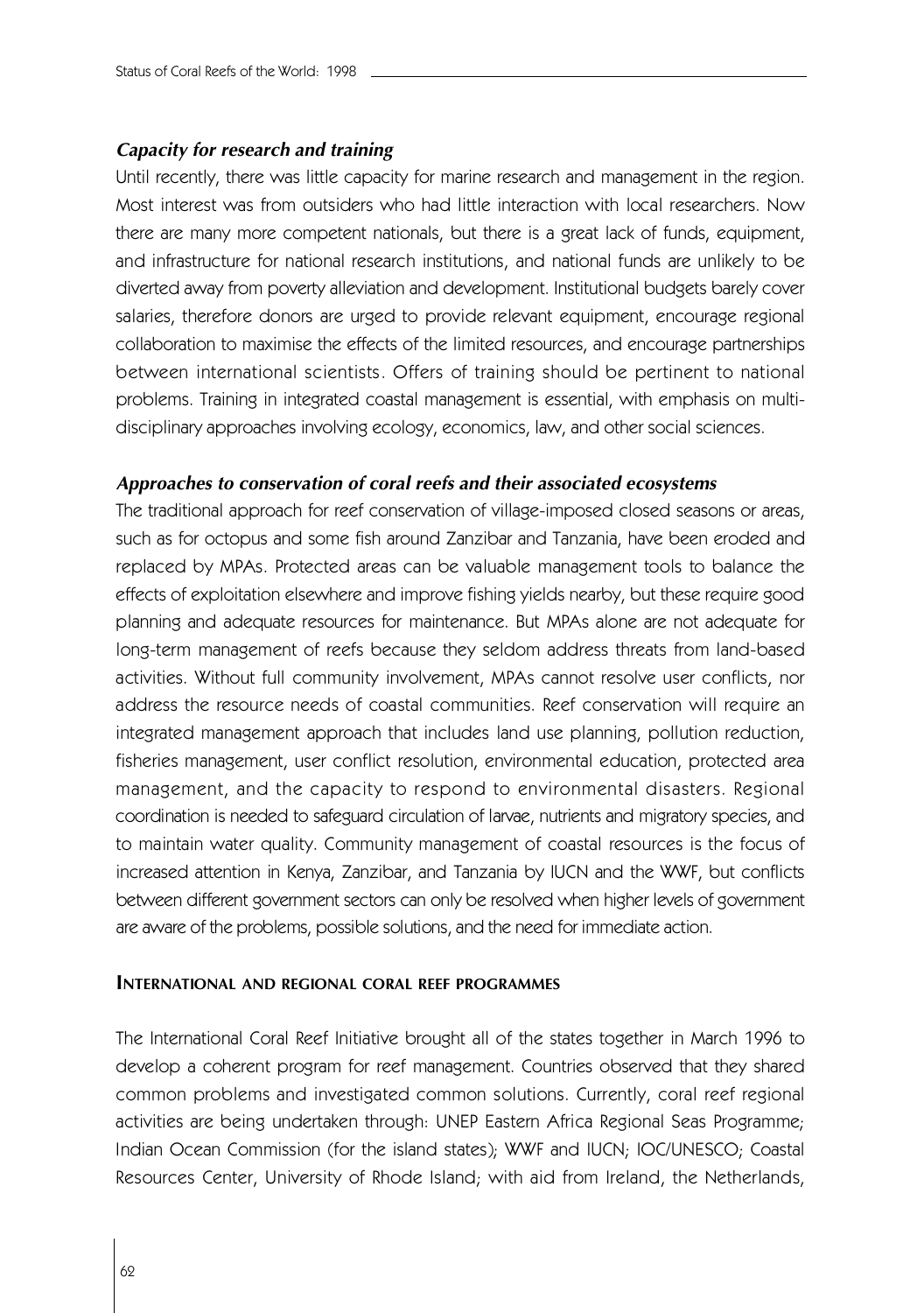### *Capacity for research and training*

Until recently, there was little capacity for marine research and management in the region. Most interest was from outsiders who had little interaction with local researchers. Now there are many more competent nationals, but there is a great lack of funds, equipment, and infrastructure for national research institutions, and national funds are unlikely to be diverted away from poverty alleviation and development. Institutional budgets barely cover salaries, therefore donors are urged to provide relevant equipment, encourage regional collaboration to maximise the effects of the limited resources, and encourage partnerships between international scientists. Offers of training should be pertinent to national problems. Training in integrated coastal management is essential, with emphasis on multi-disciplinary approaches involving ecology, economics, law, and other social sciences.

### *Approaches to conservation of coral reefs and their associated ecosystems*

The traditional approach for reef conservation of village-imposed closed seasons or areas, such as for octopus and some fish around Zanzibar and Tanzania, have been eroded and replaced by MPAs. Protected areas can be valuable management tools to balance the effects of exploitation elsewhere and improve fishing yields nearby, but these require good planning and adequate resources for maintenance. But MPAs alone are not adequate for long-term management of reefs because they seldom address threats from land-based activities. Without full community involvement, MPAs cannot resolve user conflicts, nor address the resource needs of coastal communities. Reef conservation will require an integrated management approach that includes land use planning, pollution reduction, fisheries management, user conflict resolution, environmental education, protected area management, and the capacity to respond to environmental disasters. Regional coordination is needed to safeguard circulation of larvae, nutrients and migratory species, and to maintain water quality. Community management of coastal resources is the focus of increased attention in Kenya, Zanzibar, and Tanzania by IUCN and the WWF, but conflicts between different government sectors can only be resolved when higher levels of government are aware of the problems, possible solutions, and the need for immediate action.

## International and regional coral reef programmes

The International Coral Reef Initiative brought all of the states together in March 1996 to develop a coherent program for reef management. Countries observed that they shared common problems and investigated common solutions. Currently, coral reef regional activities are being undertaken through: UNEP Eastern Africa Regional Seas Programme; Indian Ocean Commission (for the island states); WWF and IUCN; IOC/UNESCO; Coastal Resources Center, University of Rhode Island; with aid from Ireland, the Netherlands,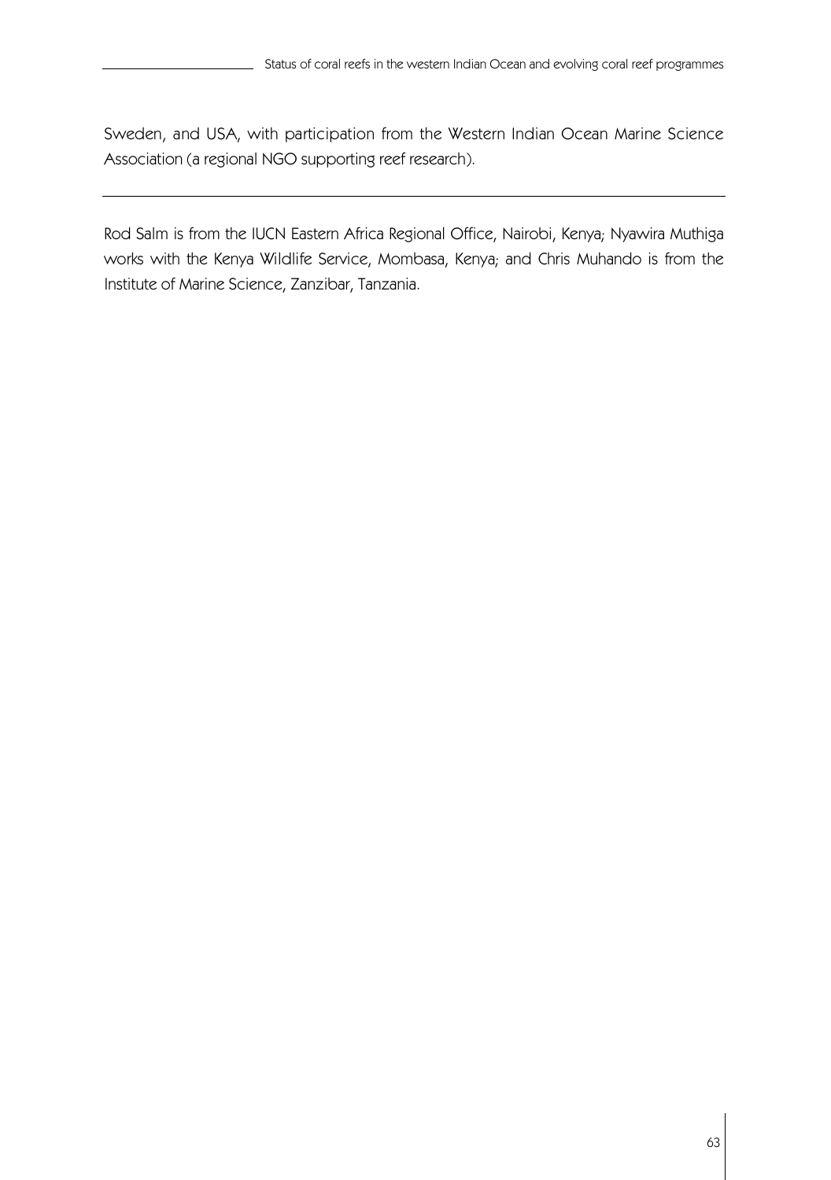Sweden, and USA, with participation from the Western Indian Ocean Marine Science Association (a regional NGO supporting reef research).

---

Rod Salm is from the IUCN Eastern Africa Regional Office, Nairobi, Kenya; Nyawira Muthiga works with the Kenya Wildlife Service, Mombasa, Kenya; and Chris Muhando is from the Institute of Marine Science, Zanzibar, Tanzania.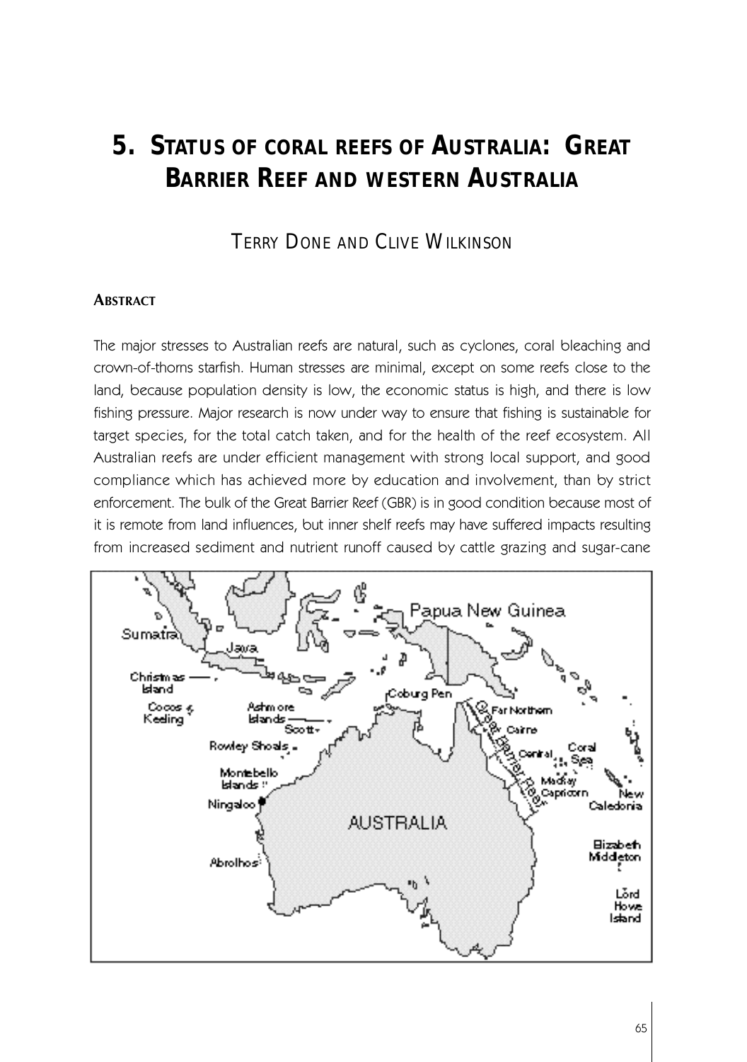# 5. STATUS OF CORAL REEFS OF AUSTRALIA: GREAT BARRIER REEF AND WESTERN AUSTRALIA

TERRY DONE AND CLIVE WILKINSON

### ABSTRACT

The major stresses to Australian reefs are natural, such as cyclones, coral bleaching and crown-of-thorns starfish. Human stresses are minimal, except on some reefs close to the land, because population density is low, the economic status is high, and there is low fishing pressure. Major research is now under way to ensure that fishing is sustainable for target species, for the total catch taken, and for the health of the reef ecosystem. All Australian reefs are under efficient management with strong local support, and good compliance which has achieved more by education and involvement, than by strict enforcement. The bulk of the Great Barrier Reef (GBR) is in good condition because most of it is remote from land influences, but inner shelf reefs may have suffered impacts resulting from increased sediment and nutrient runoff caused by cattle grazing and sugar-cane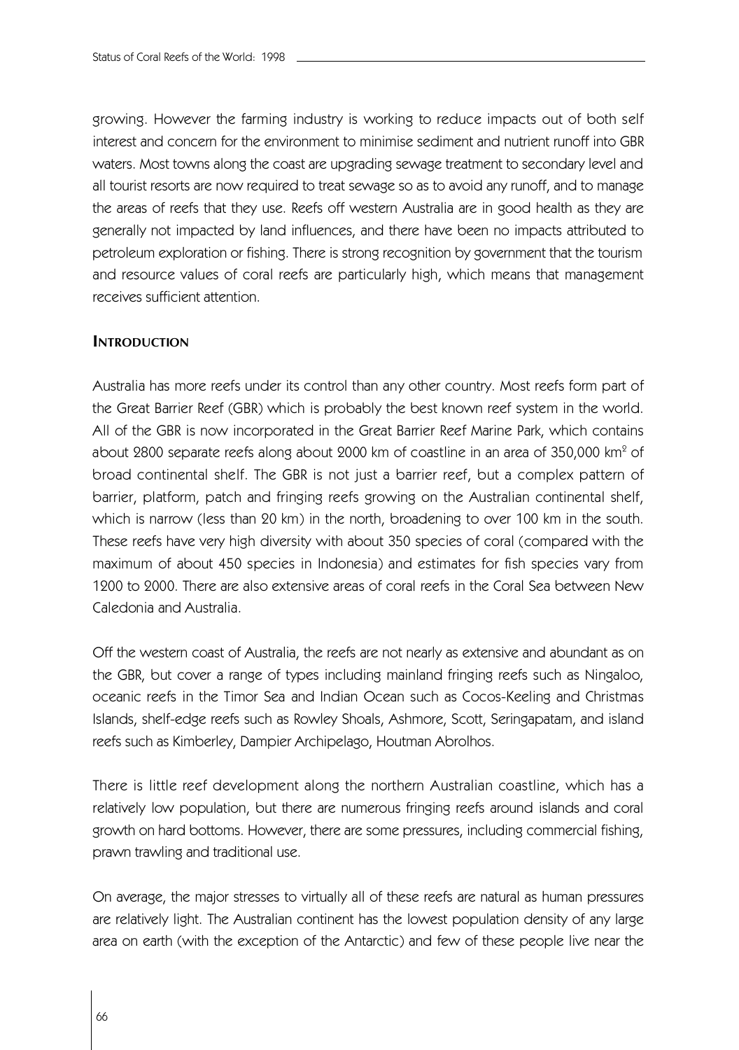growing. However the farming industry is working to reduce impacts out of both self interest and concern for the environment to minimise sediment and nutrient runoff into GBR waters. Most towns along the coast are upgrading sewage treatment to secondary level and all tourist resorts are now required to treat sewage so as to avoid any runoff, and to manage the areas of reefs that they use. Reefs off western Australia are in good health as they are generally not impacted by land influences, and there have been no impacts attributed to petroleum exploration or fishing. There is strong recognition by government that the tourism and resource values of coral reefs are particularly high, which means that management receives sufficient attention.

## Introduction

Australia has more reefs under its control than any other country. Most reefs form part of the Great Barrier Reef (GBR) which is probably the best known reef system in the world. All of the GBR is now incorporated in the Great Barrier Reef Marine Park, which contains about 2800 separate reefs along about 2000 km of coastline in an area of 350,000 km$^2$ of broad continental shelf. The GBR is not just a barrier reef, but a complex pattern of barrier, platform, patch and fringing reefs growing on the Australian continental shelf, which is narrow (less than 20 km) in the north, broadening to over 100 km in the south. These reefs have very high diversity with about 350 species of coral (compared with the maximum of about 450 species in Indonesia) and estimates for fish species vary from 1200 to 2000. There are also extensive areas of coral reefs in the Coral Sea between New Caledonia and Australia.

Off the western coast of Australia, the reefs are not nearly as extensive and abundant as on the GBR, but cover a range of types including mainland fringing reefs such as Ningaloo, oceanic reefs in the Timor Sea and Indian Ocean such as Cocos-Keeling and Christmas Islands, shelf-edge reefs such as Rowley Shoals, Ashmore, Scott, Seringapatam, and island reefs such as Kimberley, Dampier Archipelago, Houtman Abrolhos.

There is little reef development along the northern Australian coastline, which has a relatively low population, but there are numerous fringing reefs around islands and coral growth on hard bottoms. However, there are some pressures, including commercial fishing, prawn trawling and traditional use.

On average, the major stresses to virtually all of these reefs are natural as human pressures are relatively light. The Australian continent has the lowest population density of any large area on earth (with the exception of the Antarctic) and few of these people live near the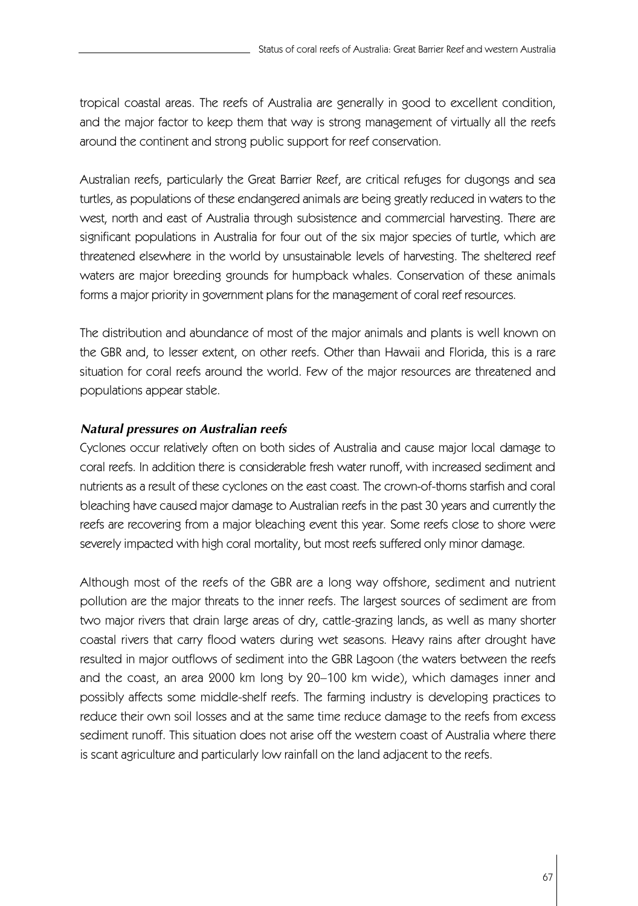tropical coastal areas. The reefs of Australia are generally in good to excellent condition, and the major factor to keep them that way is strong management of virtually all the reefs around the continent and strong public support for reef conservation.

Australian reefs, particularly the Great Barrier Reef, are critical refuges for dugongs and sea turtles, as populations of these endangered animals are being greatly reduced in waters to the west, north and east of Australia through subsistence and commercial harvesting. There are significant populations in Australia for four out of the six major species of turtle, which are threatened elsewhere in the world by unsustainable levels of harvesting. The sheltered reef waters are major breeding grounds for humpback whales. Conservation of these animals forms a major priority in government plans for the management of coral reef resources.

The distribution and abundance of most of the major animals and plants is well known on the GBR and, to lesser extent, on other reefs. Other than Hawaii and Florida, this is a rare situation for coral reefs around the world. Few of the major resources are threatened and populations appear stable.

### *Natural pressures on Australian reefs*

Cyclones occur relatively often on both sides of Australia and cause major local damage to coral reefs. In addition there is considerable fresh water runoff, with increased sediment and nutrients as a result of these cyclones on the east coast. The crown-of-thorns starfish and coral bleaching have caused major damage to Australian reefs in the past 30 years and currently the reefs are recovering from a major bleaching event this year. Some reefs close to shore were severely impacted with high coral mortality, but most reefs suffered only minor damage.

Although most of the reefs of the GBR are a long way offshore, sediment and nutrient pollution are the major threats to the inner reefs. The largest sources of sediment are from two major rivers that drain large areas of dry, cattle-grazing lands, as well as many shorter coastal rivers that carry flood waters during wet seasons. Heavy rains after drought have resulted in major outflows of sediment into the GBR Lagoon (the waters between the reefs and the coast, an area 2000 km long by 20–100 km wide), which damages inner and possibly affects some middle-shelf reefs. The farming industry is developing practices to reduce their own soil losses and at the same time reduce damage to the reefs from excess sediment runoff. This situation does not arise off the western coast of Australia where there is scant agriculture and particularly low rainfall on the land adjacent to the reefs.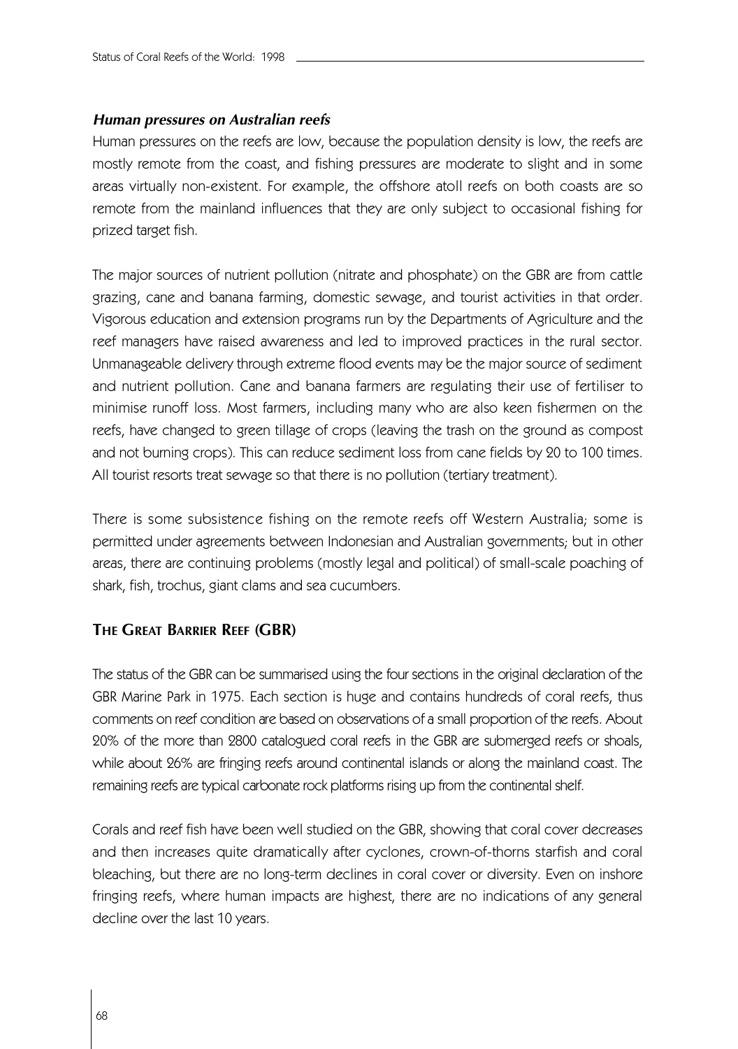### *Human pressures on Australian reefs*

Human pressures on the reefs are low, because the population density is low, the reefs are mostly remote from the coast, and fishing pressures are moderate to slight and in some areas virtually non-existent. For example, the offshore atoll reefs on both coasts are so remote from the mainland influences that they are only subject to occasional fishing for prized target fish.

The major sources of nutrient pollution (nitrate and phosphate) on the GBR are from cattle grazing, cane and banana farming, domestic sewage, and tourist activities in that order. Vigorous education and extension programs run by the Departments of Agriculture and the reef managers have raised awareness and led to improved practices in the rural sector. Unmanageable delivery through extreme flood events may be the major source of sediment and nutrient pollution. Cane and banana farmers are regulating their use of fertiliser to minimise runoff loss. Most farmers, including many who are also keen fishermen on the reefs, have changed to green tillage of crops (leaving the trash on the ground as compost and not burning crops). This can reduce sediment loss from cane fields by 20 to 100 times. All tourist resorts treat sewage so that there is no pollution (tertiary treatment).

There is some subsistence fishing on the remote reefs off Western Australia; some is permitted under agreements between Indonesian and Australian governments; but in other areas, there are continuing problems (mostly legal and political) of small-scale poaching of shark, fish, trochus, giant clams and sea cucumbers.

## The Great Barrier Reef (GBR)

The status of the GBR can be summarised using the four sections in the original declaration of the GBR Marine Park in 1975. Each section is huge and contains hundreds of coral reefs, thus comments on reef condition are based on observations of a small proportion of the reefs. About 20% of the more than 2800 catalogued coral reefs in the GBR are submerged reefs or shoals, while about 26% are fringing reefs around continental islands or along the mainland coast. The remaining reefs are typical carbonate rock platforms rising up from the continental shelf.

Corals and reef fish have been well studied on the GBR, showing that coral cover decreases and then increases quite dramatically after cyclones, crown-of-thorns starfish and coral bleaching, but there are no long-term declines in coral cover or diversity. Even on inshore fringing reefs, where human impacts are highest, there are no indications of any general decline over the last 10 years.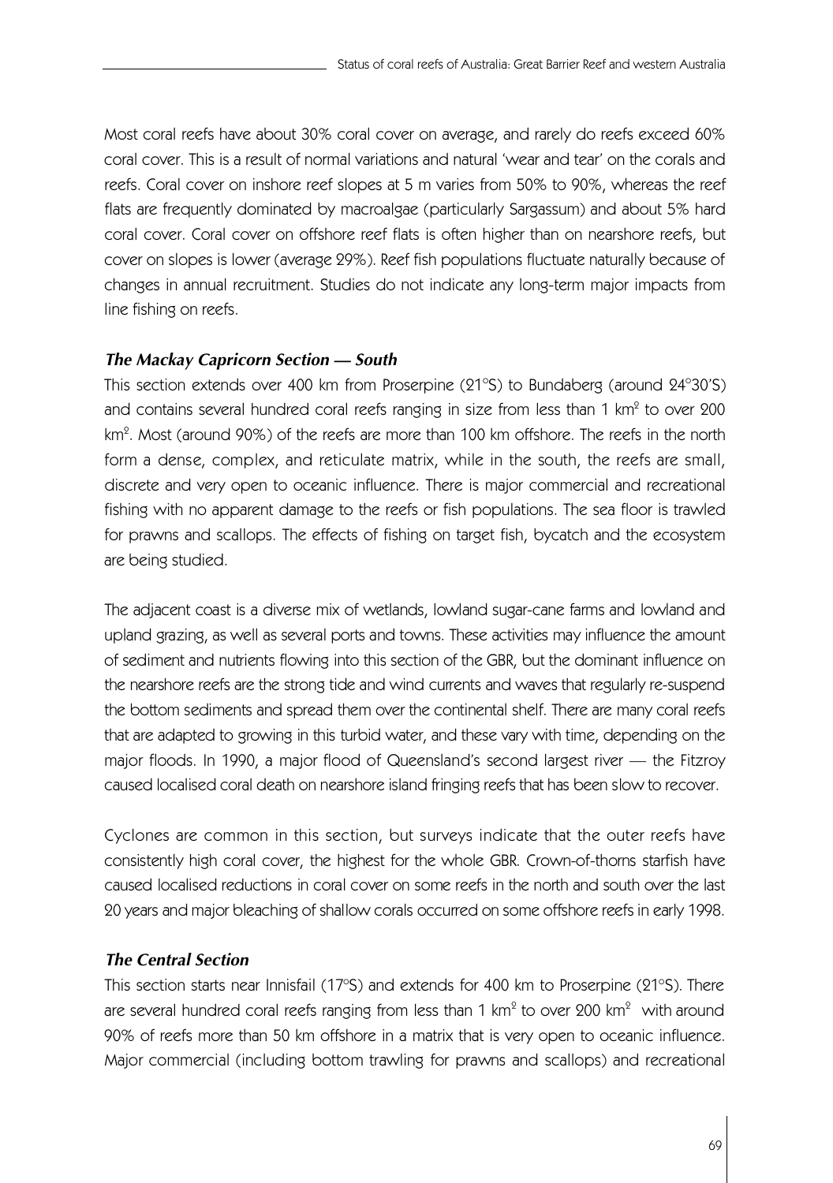Most coral reefs have about 30% coral cover on average, and rarely do reefs exceed 60% coral cover. This is a result of normal variations and natural 'wear and tear' on the corals and reefs. Coral cover on inshore reef slopes at 5 m varies from 50% to 90%, whereas the reef flats are frequently dominated by macroalgae (particularly Sargassum) and about 5% hard coral cover. Coral cover on offshore reef flats is often higher than on nearshore reefs, but cover on slopes is lower (average 29%). Reef fish populations fluctuate naturally because of changes in annual recruitment. Studies do not indicate any long-term major impacts from line fishing on reefs.

### *The Mackay Capricorn Section — South*

This section extends over 400 km from Proserpine (21°S) to Bundaberg (around 24°30'S) and contains several hundred coral reefs ranging in size from less than 1 km$^2$ to over 200 km$^2$. Most (around 90%) of the reefs are more than 100 km offshore. The reefs in the north form a dense, complex, and reticulate matrix, while in the south, the reefs are small, discrete and very open to oceanic influence. There is major commercial and recreational fishing with no apparent damage to the reefs or fish populations. The sea floor is trawled for prawns and scallops. The effects of fishing on target fish, bycatch and the ecosystem are being studied.

The adjacent coast is a diverse mix of wetlands, lowland sugar-cane farms and lowland and upland grazing, as well as several ports and towns. These activities may influence the amount of sediment and nutrients flowing into this section of the GBR, but the dominant influence on the nearshore reefs are the strong tide and wind currents and waves that regularly re-suspend the bottom sediments and spread them over the continental shelf. There are many coral reefs that are adapted to growing in this turbid water, and these vary with time, depending on the major floods. In 1990, a major flood of Queensland's second largest river — the Fitzroy caused localised coral death on nearshore island fringing reefs that has been slow to recover.

Cyclones are common in this section, but surveys indicate that the outer reefs have consistently high coral cover, the highest for the whole GBR. Crown-of-thorns starfish have caused localised reductions in coral cover on some reefs in the north and south over the last 20 years and major bleaching of shallow corals occurred on some offshore reefs in early 1998.

### *The Central Section*

This section starts near Innisfail (17°S) and extends for 400 km to Proserpine (21°S). There are several hundred coral reefs ranging from less than 1 km$^2$ to over 200 km$^2$ with around 90% of reefs more than 50 km offshore in a matrix that is very open to oceanic influence. Major commercial (including bottom trawling for prawns and scallops) and recreational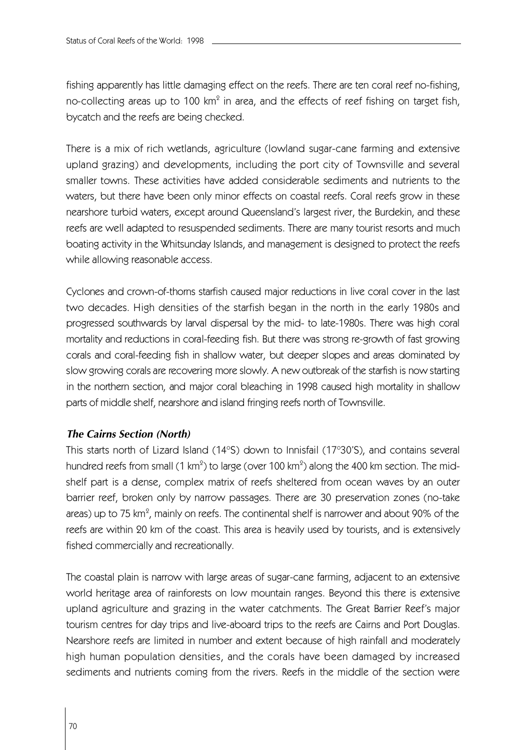fishing apparently has little damaging effect on the reefs. There are ten coral reef no-fishing, no-collecting areas up to 100 km$^2$ in area, and the effects of reef fishing on target fish, bycatch and the reefs are being checked.

There is a mix of rich wetlands, agriculture (lowland sugar-cane farming and extensive upland grazing) and developments, including the port city of Townsville and several smaller towns. These activities have added considerable sediments and nutrients to the waters, but there have been only minor effects on coastal reefs. Coral reefs grow in these nearshore turbid waters, except around Queensland's largest river, the Burdekin, and these reefs are well adapted to resuspended sediments. There are many tourist resorts and much boating activity in the Whitsunday Islands, and management is designed to protect the reefs while allowing reasonable access.

Cyclones and crown-of-thorns starfish caused major reductions in live coral cover in the last two decades. High densities of the starfish began in the north in the early 1980s and progressed southwards by larval dispersal by the mid- to late-1980s. There was high coral mortality and reductions in coral-feeding fish. But there was strong re-growth of fast growing corals and coral-feeding fish in shallow water, but deeper slopes and areas dominated by slow growing corals are recovering more slowly. A new outbreak of the starfish is now starting in the northern section, and major coral bleaching in 1998 caused high mortality in shallow parts of middle shelf, nearshore and island fringing reefs north of Townsville.

### *The Cairns Section (North)*

This starts north of Lizard Island (14°S) down to Innisfail (17°30'S), and contains several hundred reefs from small (1 km$^2$) to large (over 100 km$^2$) along the 400 km section. The mid-shelf part is a dense, complex matrix of reefs sheltered from ocean waves by an outer barrier reef, broken only by narrow passages. There are 30 preservation zones (no-take areas) up to 75 km$^2$, mainly on reefs. The continental shelf is narrower and about 90% of the reefs are within 20 km of the coast. This area is heavily used by tourists, and is extensively fished commercially and recreationally.

The coastal plain is narrow with large areas of sugar-cane farming, adjacent to an extensive world heritage area of rainforests on low mountain ranges. Beyond this there is extensive upland agriculture and grazing in the water catchments. The Great Barrier Reef's major tourism centres for day trips and live-aboard trips to the reefs are Cairns and Port Douglas. Nearshore reefs are limited in number and extent because of high rainfall and moderately high human population densities, and the corals have been damaged by increased sediments and nutrients coming from the rivers. Reefs in the middle of the section were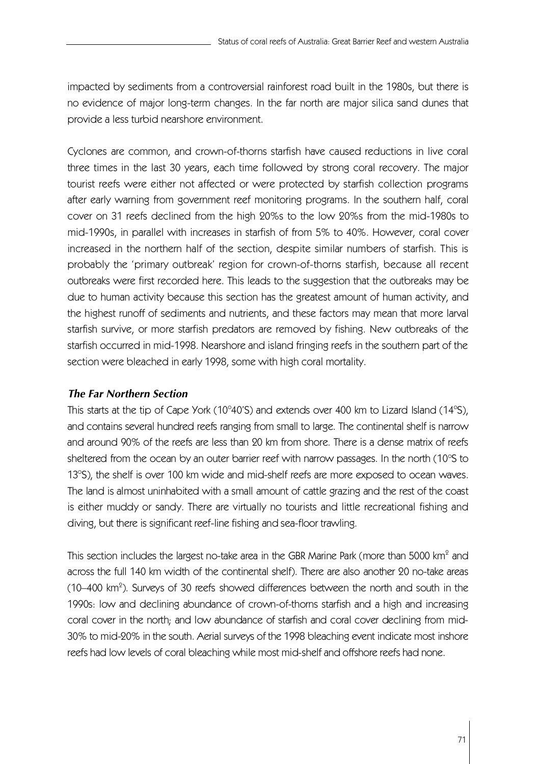impacted by sediments from a controversial rainforest road built in the 1980s, but there is no evidence of major long-term changes. In the far north are major silica sand dunes that provide a less turbid nearshore environment.

Cyclones are common, and crown-of-thorns starfish have caused reductions in live coral three times in the last 30 years, each time followed by strong coral recovery. The major tourist reefs were either not affected or were protected by starfish collection programs after early warning from government reef monitoring programs. In the southern half, coral cover on 31 reefs declined from the high 20%s to the low 20%s from the mid-1980s to mid-1990s, in parallel with increases in starfish of from 5% to 40%. However, coral cover increased in the northern half of the section, despite similar numbers of starfish. This is probably the 'primary outbreak' region for crown-of-thorns starfish, because all recent outbreaks were first recorded here. This leads to the suggestion that the outbreaks may be due to human activity because this section has the greatest amount of human activity, and the highest runoff of sediments and nutrients, and these factors may mean that more larval starfish survive, or more starfish predators are removed by fishing. New outbreaks of the starfish occurred in mid-1998. Nearshore and island fringing reefs in the southern part of the section were bleached in early 1998, some with high coral mortality.

### *The Far Northern Section*

This starts at the tip of Cape York (10°40'S) and extends over 400 km to Lizard Island (14°S), and contains several hundred reefs ranging from small to large. The continental shelf is narrow and around 90% of the reefs are less than 20 km from shore. There is a dense matrix of reefs sheltered from the ocean by an outer barrier reef with narrow passages. In the north (10°S to 13°S), the shelf is over 100 km wide and mid-shelf reefs are more exposed to ocean waves. The land is almost uninhabited with a small amount of cattle grazing and the rest of the coast is either muddy or sandy. There are virtually no tourists and little recreational fishing and diving, but there is significant reef-line fishing and sea-floor trawling.

This section includes the largest no-take area in the GBR Marine Park (more than 5000 km$^2$ and across the full 140 km width of the continental shelf). There are also another 20 no-take areas (10–400 km$^2$). Surveys of 30 reefs showed differences between the north and south in the 1990s: low and declining abundance of crown-of-thorns starfish and a high and increasing coral cover in the north; and low abundance of starfish and coral cover declining from mid-30% to mid-20% in the south. Aerial surveys of the 1998 bleaching event indicate most inshore reefs had low levels of coral bleaching while most mid-shelf and offshore reefs had none.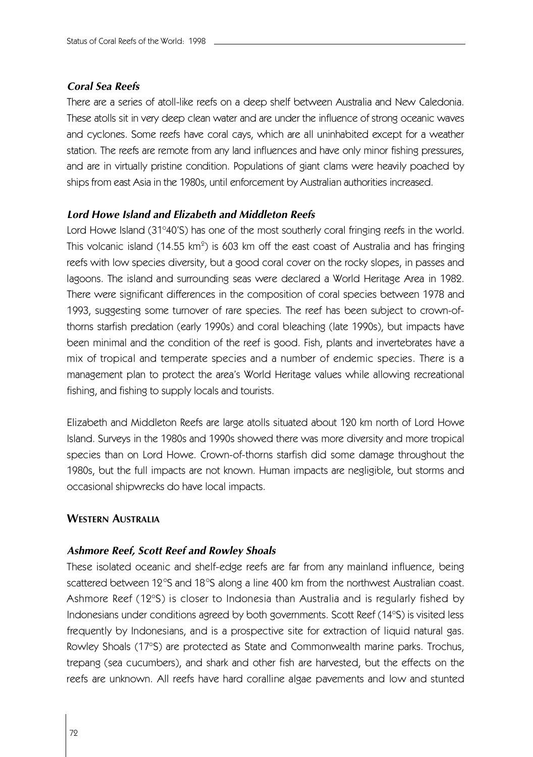### *Coral Sea Reefs*

There are a series of atoll-like reefs on a deep shelf between Australia and New Caledonia. These atolls sit in very deep clean water and are under the influence of strong oceanic waves and cyclones. Some reefs have coral cays, which are all uninhabited except for a weather station. The reefs are remote from any land influences and have only minor fishing pressures, and are in virtually pristine condition. Populations of giant clams were heavily poached by ships from east Asia in the 1980s, until enforcement by Australian authorities increased.

### *Lord Howe Island and Elizabeth and Middleton Reefs*

Lord Howe Island (31°40'S) has one of the most southerly coral fringing reefs in the world. This volcanic island (14.55 km$^2$) is 603 km off the east coast of Australia and has fringing reefs with low species diversity, but a good coral cover on the rocky slopes, in passes and lagoons. The island and surrounding seas were declared a World Heritage Area in 1982. There were significant differences in the composition of coral species between 1978 and 1993, suggesting some turnover of rare species. The reef has been subject to crown-of-thorns starfish predation (early 1990s) and coral bleaching (late 1990s), but impacts have been minimal and the condition of the reef is good. Fish, plants and invertebrates have a mix of tropical and temperate species and a number of endemic species. There is a management plan to protect the area's World Heritage values while allowing recreational fishing, and fishing to supply locals and tourists.

Elizabeth and Middleton Reefs are large atolls situated about 120 km north of Lord Howe Island. Surveys in the 1980s and 1990s showed there was more diversity and more tropical species than on Lord Howe. Crown-of-thorns starfish did some damage throughout the 1980s, but the full impacts are not known. Human impacts are negligible, but storms and occasional shipwrecks do have local impacts.

## **Western Australia**

### *Ashmore Reef, Scott Reef and Rowley Shoals*

These isolated oceanic and shelf-edge reefs are far from any mainland influence, being scattered between 12°S and 18°S along a line 400 km from the northwest Australian coast. Ashmore Reef (12°S) is closer to Indonesia than Australia and is regularly fished by Indonesians under conditions agreed by both governments. Scott Reef (14°S) is visited less frequently by Indonesians, and is a prospective site for extraction of liquid natural gas. Rowley Shoals (17°S) are protected as State and Commonwealth marine parks. Trochus, trepang (sea cucumbers), and shark and other fish are harvested, but the effects on the reefs are unknown. All reefs have hard coralline algae pavements and low and stunted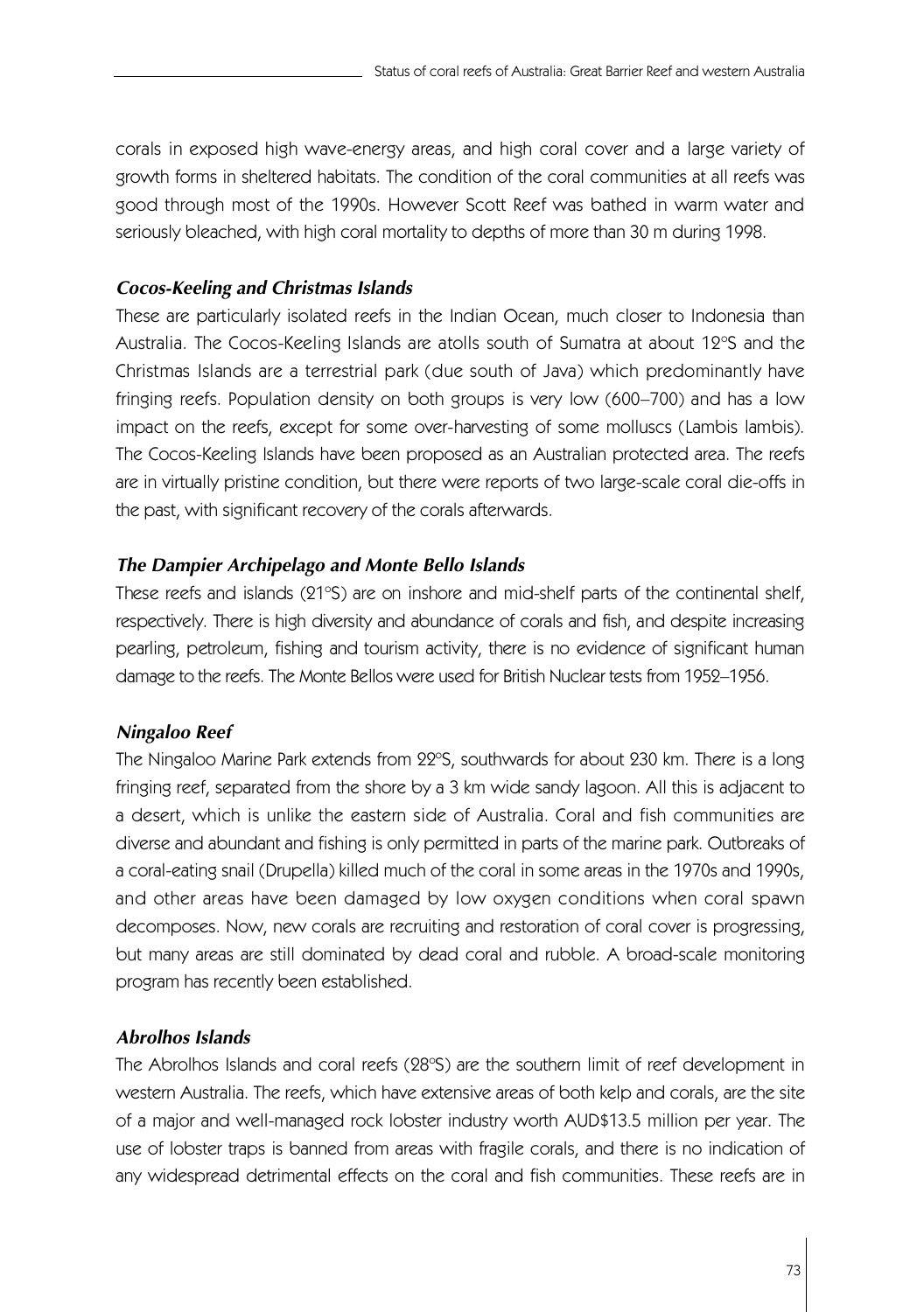corals in exposed high wave-energy areas, and high coral cover and a large variety of growth forms in sheltered habitats. The condition of the coral communities at all reefs was good through most of the 1990s. However Scott Reef was bathed in warm water and seriously bleached, with high coral mortality to depths of more than 30 m during 1998.

### *Cocos-Keeling and Christmas Islands*

These are particularly isolated reefs in the Indian Ocean, much closer to Indonesia than Australia. The Cocos-Keeling Islands are atolls south of Sumatra at about 12°S and the Christmas Islands are a terrestrial park (due south of Java) which predominantly have fringing reefs. Population density on both groups is very low (600–700) and has a low impact on the reefs, except for some over-harvesting of some molluscs (Lambis lambis). The Cocos-Keeling Islands have been proposed as an Australian protected area. The reefs are in virtually pristine condition, but there were reports of two large-scale coral die-offs in the past, with significant recovery of the corals afterwards.

### *The Dampier Archipelago and Monte Bello Islands*

These reefs and islands (21°S) are on inshore and mid-shelf parts of the continental shelf, respectively. There is high diversity and abundance of corals and fish, and despite increasing pearling, petroleum, fishing and tourism activity, there is no evidence of significant human damage to the reefs. The Monte Bellos were used for British Nuclear tests from 1952–1956.

### *Ningaloo Reef*

The Ningaloo Marine Park extends from 22°S, southwards for about 230 km. There is a long fringing reef, separated from the shore by a 3 km wide sandy lagoon. All this is adjacent to a desert, which is unlike the eastern side of Australia. Coral and fish communities are diverse and abundant and fishing is only permitted in parts of the marine park. Outbreaks of a coral-eating snail (Drupella) killed much of the coral in some areas in the 1970s and 1990s, and other areas have been damaged by low oxygen conditions when coral spawn decomposes. Now, new corals are recruiting and restoration of coral cover is progressing, but many areas are still dominated by dead coral and rubble. A broad-scale monitoring program has recently been established.

### *Abrolhos Islands*

The Abrolhos Islands and coral reefs (28°S) are the southern limit of reef development in western Australia. The reefs, which have extensive areas of both kelp and corals, are the site of a major and well-managed rock lobster industry worth AUD$13.5 million per year. The use of lobster traps is banned from areas with fragile corals, and there is no indication of any widespread detrimental effects on the coral and fish communities. These reefs are in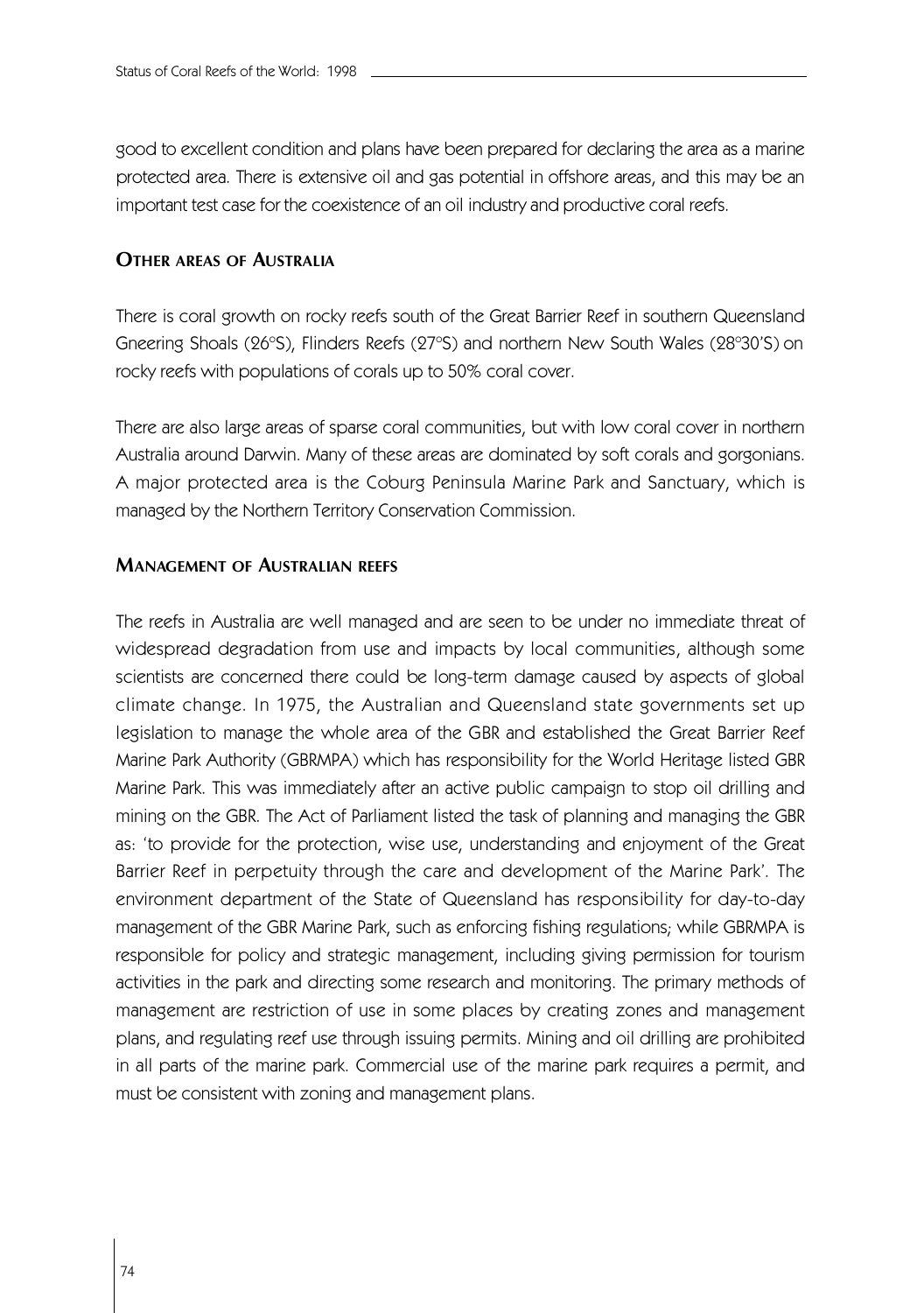good to excellent condition and plans have been prepared for declaring the area as a marine protected area. There is extensive oil and gas potential in offshore areas, and this may be an important test case for the coexistence of an oil industry and productive coral reefs.

## Other areas of Australia

There is coral growth on rocky reefs south of the Great Barrier Reef in southern Queensland Gneering Shoals (26°S), Flinders Reefs (27°S) and northern New South Wales (28°30'S) on rocky reefs with populations of corals up to 50% coral cover.

There are also large areas of sparse coral communities, but with low coral cover in northern Australia around Darwin. Many of these areas are dominated by soft corals and gorgonians. A major protected area is the Coburg Peninsula Marine Park and Sanctuary, which is managed by the Northern Territory Conservation Commission.

## Management of Australian reefs

The reefs in Australia are well managed and are seen to be under no immediate threat of widespread degradation from use and impacts by local communities, although some scientists are concerned there could be long-term damage caused by aspects of global climate change. In 1975, the Australian and Queensland state governments set up legislation to manage the whole area of the GBR and established the Great Barrier Reef Marine Park Authority (GBRMPA) which has responsibility for the World Heritage listed GBR Marine Park. This was immediately after an active public campaign to stop oil drilling and mining on the GBR. The Act of Parliament listed the task of planning and managing the GBR as: 'to provide for the protection, wise use, understanding and enjoyment of the Great Barrier Reef in perpetuity through the care and development of the Marine Park'. The environment department of the State of Queensland has responsibility for day-to-day management of the GBR Marine Park, such as enforcing fishing regulations; while GBRMPA is responsible for policy and strategic management, including giving permission for tourism activities in the park and directing some research and monitoring. The primary methods of management are restriction of use in some places by creating zones and management plans, and regulating reef use through issuing permits. Mining and oil drilling are prohibited in all parts of the marine park. Commercial use of the marine park requires a permit, and must be consistent with zoning and management plans.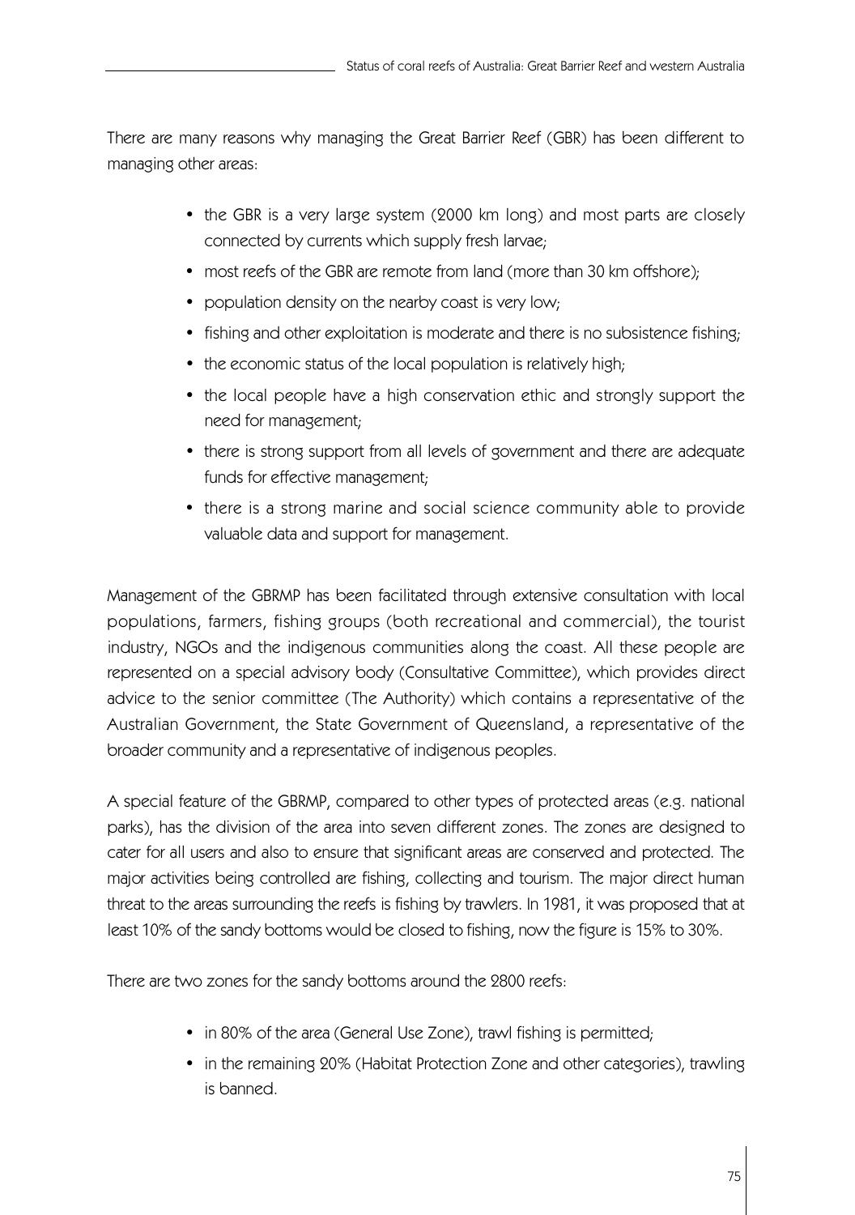There are many reasons why managing the Great Barrier Reef (GBR) has been different to managing other areas:

- the GBR is a very large system (2000 km long) and most parts are closely connected by currents which supply fresh larvae;
- most reefs of the GBR are remote from land (more than 30 km offshore);
- population density on the nearby coast is very low;
- fishing and other exploitation is moderate and there is no subsistence fishing;
- the economic status of the local population is relatively high;
- the local people have a high conservation ethic and strongly support the need for management;
- there is strong support from all levels of government and there are adequate funds for effective management;
- there is a strong marine and social science community able to provide valuable data and support for management.

Management of the GBRMP has been facilitated through extensive consultation with local populations, farmers, fishing groups (both recreational and commercial), the tourist industry, NGOs and the indigenous communities along the coast. All these people are represented on a special advisory body (Consultative Committee), which provides direct advice to the senior committee (The Authority) which contains a representative of the Australian Government, the State Government of Queensland, a representative of the broader community and a representative of indigenous peoples.

A special feature of the GBRMP, compared to other types of protected areas (e.g. national parks), has the division of the area into seven different zones. The zones are designed to cater for all users and also to ensure that significant areas are conserved and protected. The major activities being controlled are fishing, collecting and tourism. The major direct human threat to the areas surrounding the reefs is fishing by trawlers. In 1981, it was proposed that at least 10% of the sandy bottoms would be closed to fishing, now the figure is 15% to 30%.

There are two zones for the sandy bottoms around the 2800 reefs:

- in 80% of the area (General Use Zone), trawl fishing is permitted;
- in the remaining 20% (Habitat Protection Zone and other categories), trawling is banned.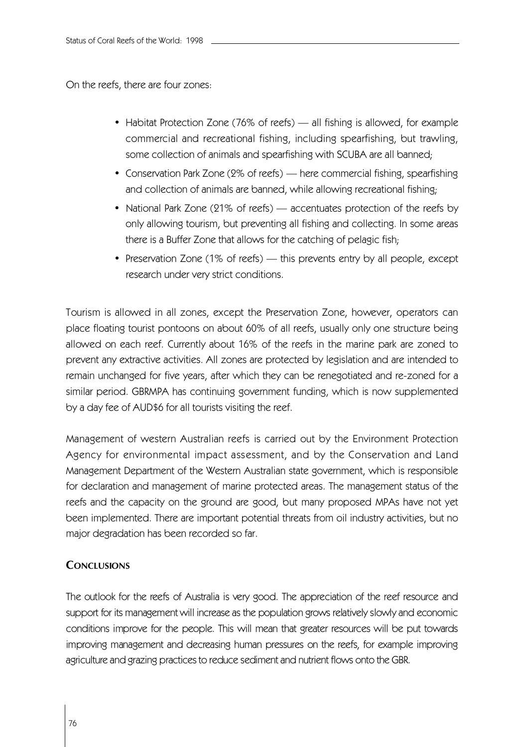On the reefs, there are four zones:

- Habitat Protection Zone (76% of reefs) — all fishing is allowed, for example commercial and recreational fishing, including spearfishing, but trawling, some collection of animals and spearfishing with SCUBA are all banned;
- Conservation Park Zone (2% of reefs) — here commercial fishing, spearfishing and collection of animals are banned, while allowing recreational fishing;
- National Park Zone (21% of reefs) — accentuates protection of the reefs by only allowing tourism, but preventing all fishing and collecting. In some areas there is a Buffer Zone that allows for the catching of pelagic fish;
- Preservation Zone (1% of reefs) — this prevents entry by all people, except research under very strict conditions.

Tourism is allowed in all zones, except the Preservation Zone, however, operators can place floating tourist pontoons on about 60% of all reefs, usually only one structure being allowed on each reef. Currently about 16% of the reefs in the marine park are zoned to prevent any extractive activities. All zones are protected by legislation and are intended to remain unchanged for five years, after which they can be renegotiated and re-zoned for a similar period. GBRMPA has continuing government funding, which is now supplemented by a day fee of AUD$6 for all tourists visiting the reef.

Management of western Australian reefs is carried out by the Environment Protection Agency for environmental impact assessment, and by the Conservation and Land Management Department of the Western Australian state government, which is responsible for declaration and management of marine protected areas. The management status of the reefs and the capacity on the ground are good, but many proposed MPAs have not yet been implemented. There are important potential threats from oil industry activities, but no major degradation has been recorded so far.

## Conclusions

The outlook for the reefs of Australia is very good. The appreciation of the reef resource and support for its management will increase as the population grows relatively slowly and economic conditions improve for the people. This will mean that greater resources will be put towards improving management and decreasing human pressures on the reefs, for example improving agriculture and grazing practices to reduce sediment and nutrient flows onto the GBR.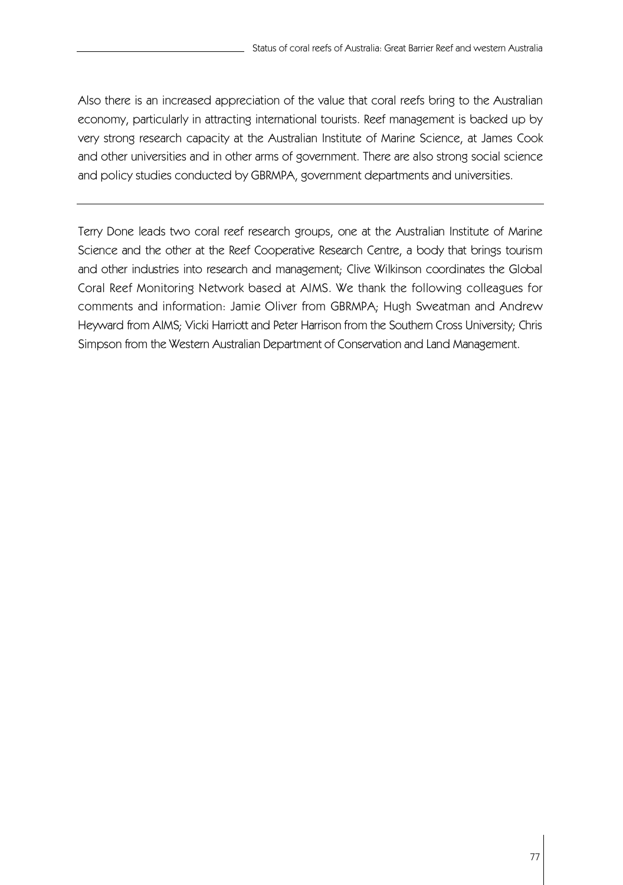Also there is an increased appreciation of the value that coral reefs bring to the Australian economy, particularly in attracting international tourists. Reef management is backed up by very strong research capacity at the Australian Institute of Marine Science, at James Cook and other universities and in other arms of government. There are also strong social science and policy studies conducted by GBRMPA, government departments and universities.

---

Terry Done leads two coral reef research groups, one at the Australian Institute of Marine Science and the other at the Reef Cooperative Research Centre, a body that brings tourism and other industries into research and management; Clive Wilkinson coordinates the Global Coral Reef Monitoring Network based at AIMS. We thank the following colleagues for comments and information: Jamie Oliver from GBRMPA; Hugh Sweatman and Andrew Heyward from AIMS; Vicki Harriott and Peter Harrison from the Southern Cross University; Chris Simpson from the Western Australian Department of Conservation and Land Management.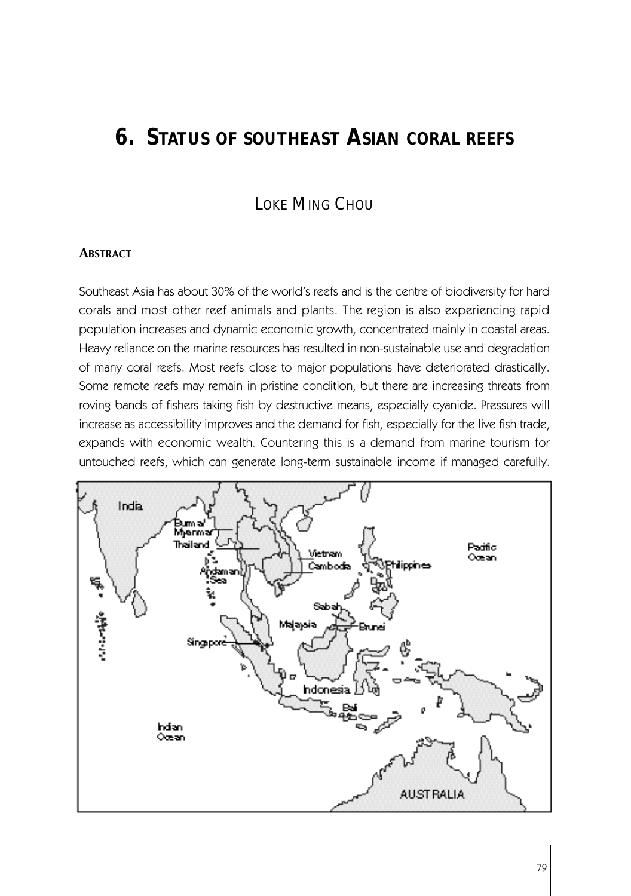# 6. STATUS OF SOUTHEAST ASIAN CORAL REEFS

LOKE MING CHOU

**ABSTRACT**

Southeast Asia has about 30% of the world's reefs and is the centre of biodiversity for hard corals and most other reef animals and plants. The region is also experiencing rapid population increases and dynamic economic growth, concentrated mainly in coastal areas. Heavy reliance on the marine resources has resulted in non-sustainable use and degradation of many coral reefs. Most reefs close to major populations have deteriorated drastically. Some remote reefs may remain in pristine condition, but there are increasing threats from roving bands of fishers taking fish by destructive means, especially cyanide. Pressures will increase as accessibility improves and the demand for fish, especially for the live fish trade, expands with economic wealth. Countering this is a demand from marine tourism for untouched reefs, which can generate long-term sustainable income if managed carefully.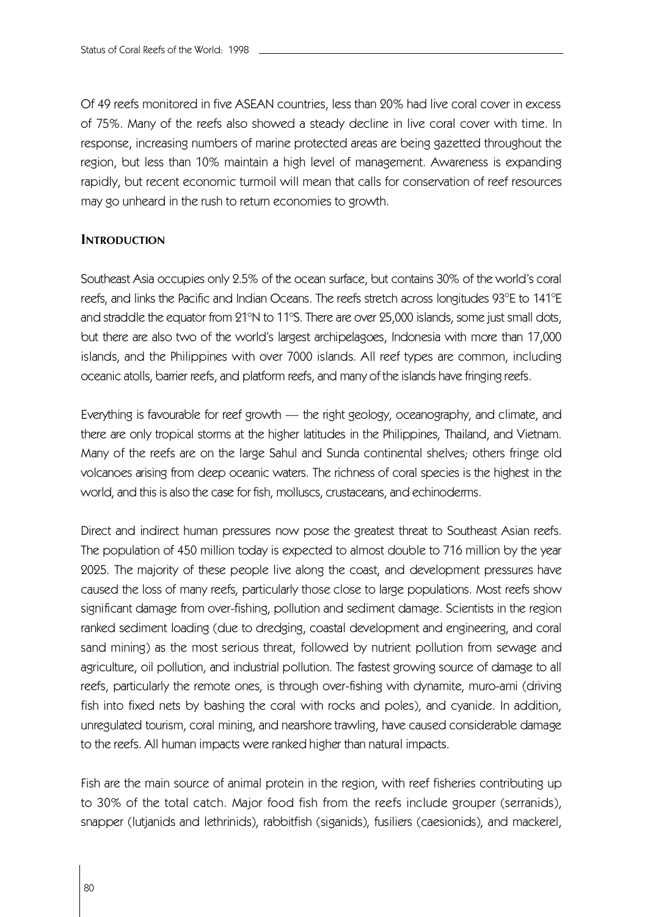Of 49 reefs monitored in five ASEAN countries, less than 20% had live coral cover in excess of 75%. Many of the reefs also showed a steady decline in live coral cover with time. In response, increasing numbers of marine protected areas are being gazetted throughout the region, but less than 10% maintain a high level of management. Awareness is expanding rapidly, but recent economic turmoil will mean that calls for conservation of reef resources may go unheard in the rush to return economies to growth.

## Introduction

Southeast Asia occupies only 2.5% of the ocean surface, but contains 30% of the world's coral reefs, and links the Pacific and Indian Oceans. The reefs stretch across longitudes 93°E to 141°E and straddle the equator from 21°N to 11°S. There are over 25,000 islands, some just small dots, but there are also two of the world's largest archipelagoes, Indonesia with more than 17,000 islands, and the Philippines with over 7000 islands. All reef types are common, including oceanic atolls, barrier reefs, and platform reefs, and many of the islands have fringing reefs.

Everything is favourable for reef growth — the right geology, oceanography, and climate, and there are only tropical storms at the higher latitudes in the Philippines, Thailand, and Vietnam. Many of the reefs are on the large Sahul and Sunda continental shelves; others fringe old volcanoes arising from deep oceanic waters. The richness of coral species is the highest in the world, and this is also the case for fish, molluscs, crustaceans, and echinoderms.

Direct and indirect human pressures now pose the greatest threat to Southeast Asian reefs. The population of 450 million today is expected to almost double to 716 million by the year 2025. The majority of these people live along the coast, and development pressures have caused the loss of many reefs, particularly those close to large populations. Most reefs show significant damage from over-fishing, pollution and sediment damage. Scientists in the region ranked sediment loading (due to dredging, coastal development and engineering, and coral sand mining) as the most serious threat, followed by nutrient pollution from sewage and agriculture, oil pollution, and industrial pollution. The fastest growing source of damage to all reefs, particularly the remote ones, is through over-fishing with dynamite, muro-ami (driving fish into fixed nets by bashing the coral with rocks and poles), and cyanide. In addition, unregulated tourism, coral mining, and nearshore trawling, have caused considerable damage to the reefs. All human impacts were ranked higher than natural impacts.

Fish are the main source of animal protein in the region, with reef fisheries contributing up to 30% of the total catch. Major food fish from the reefs include grouper (serranids), snapper (lutjanids and lethrinids), rabbitfish (siganids), fusiliers (caesionids), and mackerel,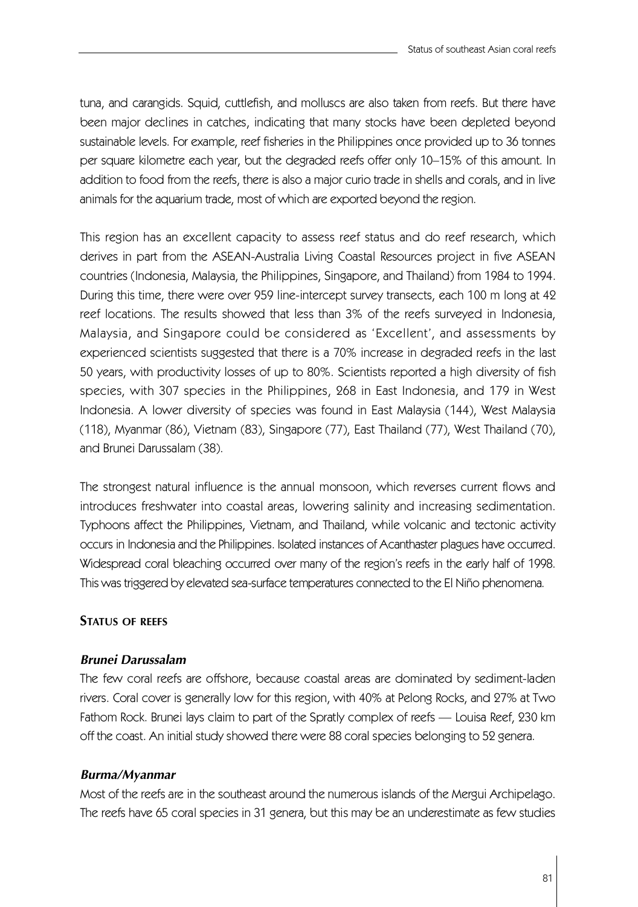tuna, and carangids. Squid, cuttlefish, and molluscs are also taken from reefs. But there have been major declines in catches, indicating that many stocks have been depleted beyond sustainable levels. For example, reef fisheries in the Philippines once provided up to 36 tonnes per square kilometre each year, but the degraded reefs offer only 10–15% of this amount. In addition to food from the reefs, there is also a major curio trade in shells and corals, and in live animals for the aquarium trade, most of which are exported beyond the region.

This region has an excellent capacity to assess reef status and do reef research, which derives in part from the ASEAN-Australia Living Coastal Resources project in five ASEAN countries (Indonesia, Malaysia, the Philippines, Singapore, and Thailand) from 1984 to 1994. During this time, there were over 959 line-intercept survey transects, each 100 m long at 42 reef locations. The results showed that less than 3% of the reefs surveyed in Indonesia, Malaysia, and Singapore could be considered as 'Excellent', and assessments by experienced scientists suggested that there is a 70% increase in degraded reefs in the last 50 years, with productivity losses of up to 80%. Scientists reported a high diversity of fish species, with 307 species in the Philippines, 268 in East Indonesia, and 179 in West Indonesia. A lower diversity of species was found in East Malaysia (144), West Malaysia (118), Myanmar (86), Vietnam (83), Singapore (77), East Thailand (77), West Thailand (70), and Brunei Darussalam (38).

The strongest natural influence is the annual monsoon, which reverses current flows and introduces freshwater into coastal areas, lowering salinity and increasing sedimentation. Typhoons affect the Philippines, Vietnam, and Thailand, while volcanic and tectonic activity occurs in Indonesia and the Philippines. Isolated instances of Acanthaster plagues have occurred. Widespread coral bleaching occurred over many of the region's reefs in the early half of 1998. This was triggered by elevated sea-surface temperatures connected to the El Niño phenomena.

## Status of reefs

### *Brunei Darussalam*

The few coral reefs are offshore, because coastal areas are dominated by sediment-laden rivers. Coral cover is generally low for this region, with 40% at Pelong Rocks, and 27% at Two Fathom Rock. Brunei lays claim to part of the Spratly complex of reefs — Louisa Reef, 230 km off the coast. An initial study showed there were 88 coral species belonging to 52 genera.

### *Burma/Myanmar*

Most of the reefs are in the southeast around the numerous islands of the Mergui Archipelago. The reefs have 65 coral species in 31 genera, but this may be an underestimate as few studies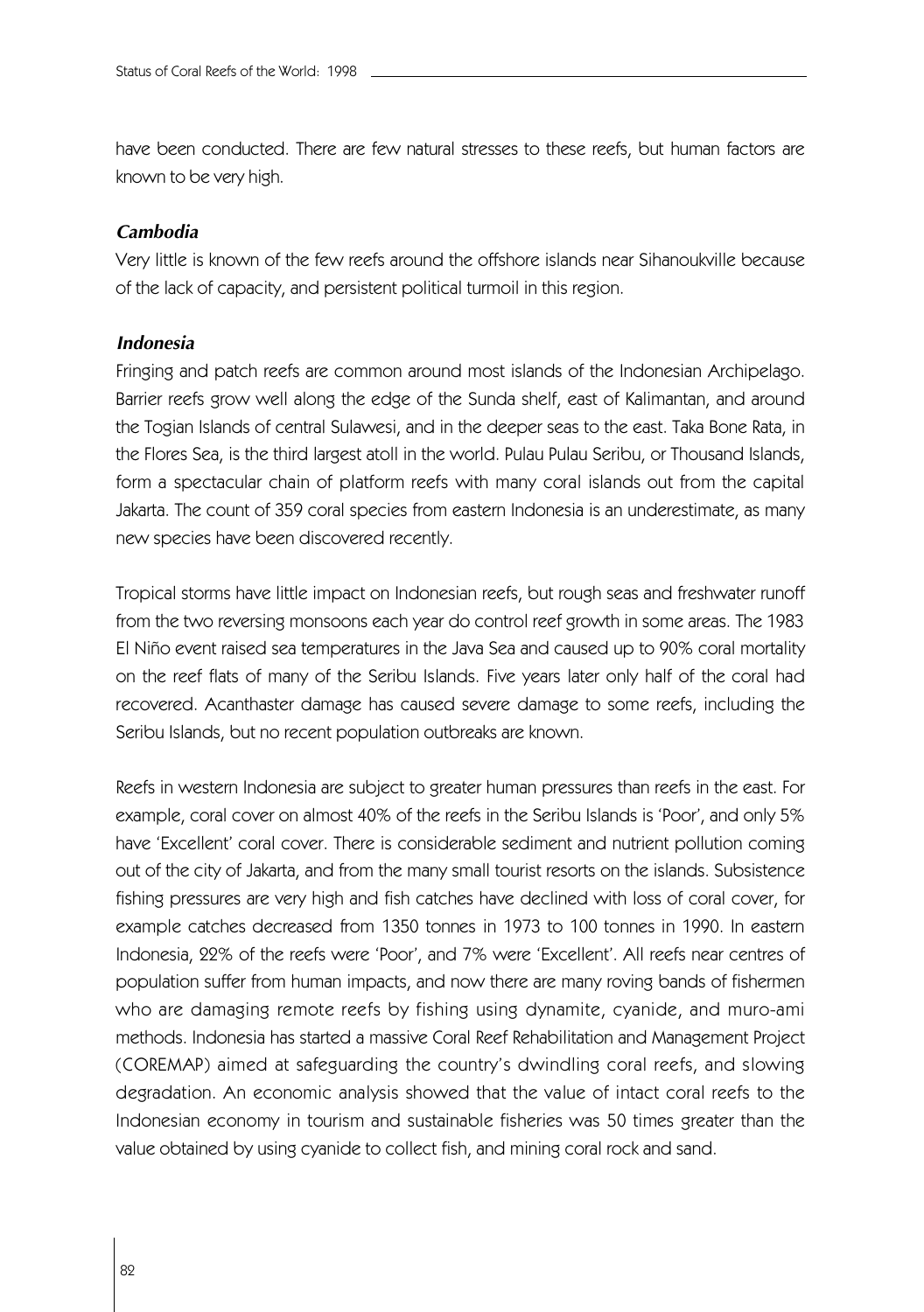have been conducted. There are few natural stresses to these reefs, but human factors are known to be very high.

### *Cambodia*

Very little is known of the few reefs around the offshore islands near Sihanoukville because of the lack of capacity, and persistent political turmoil in this region.

### *Indonesia*

Fringing and patch reefs are common around most islands of the Indonesian Archipelago. Barrier reefs grow well along the edge of the Sunda shelf, east of Kalimantan, and around the Togian Islands of central Sulawesi, and in the deeper seas to the east. Taka Bone Rata, in the Flores Sea, is the third largest atoll in the world. Pulau Pulau Seribu, or Thousand Islands, form a spectacular chain of platform reefs with many coral islands out from the capital Jakarta. The count of 359 coral species from eastern Indonesia is an underestimate, as many new species have been discovered recently.

Tropical storms have little impact on Indonesian reefs, but rough seas and freshwater runoff from the two reversing monsoons each year do control reef growth in some areas. The 1983 El Niño event raised sea temperatures in the Java Sea and caused up to 90% coral mortality on the reef flats of many of the Seribu Islands. Five years later only half of the coral had recovered. Acanthaster damage has caused severe damage to some reefs, including the Seribu Islands, but no recent population outbreaks are known.

Reefs in western Indonesia are subject to greater human pressures than reefs in the east. For example, coral cover on almost 40% of the reefs in the Seribu Islands is 'Poor', and only 5% have 'Excellent' coral cover. There is considerable sediment and nutrient pollution coming out of the city of Jakarta, and from the many small tourist resorts on the islands. Subsistence fishing pressures are very high and fish catches have declined with loss of coral cover, for example catches decreased from 1350 tonnes in 1973 to 100 tonnes in 1990. In eastern Indonesia, 22% of the reefs were 'Poor', and 7% were 'Excellent'. All reefs near centres of population suffer from human impacts, and now there are many roving bands of fishermen who are damaging remote reefs by fishing using dynamite, cyanide, and muro-ami methods. Indonesia has started a massive Coral Reef Rehabilitation and Management Project (COREMAP) aimed at safeguarding the country's dwindling coral reefs, and slowing degradation. An economic analysis showed that the value of intact coral reefs to the Indonesian economy in tourism and sustainable fisheries was 50 times greater than the value obtained by using cyanide to collect fish, and mining coral rock and sand.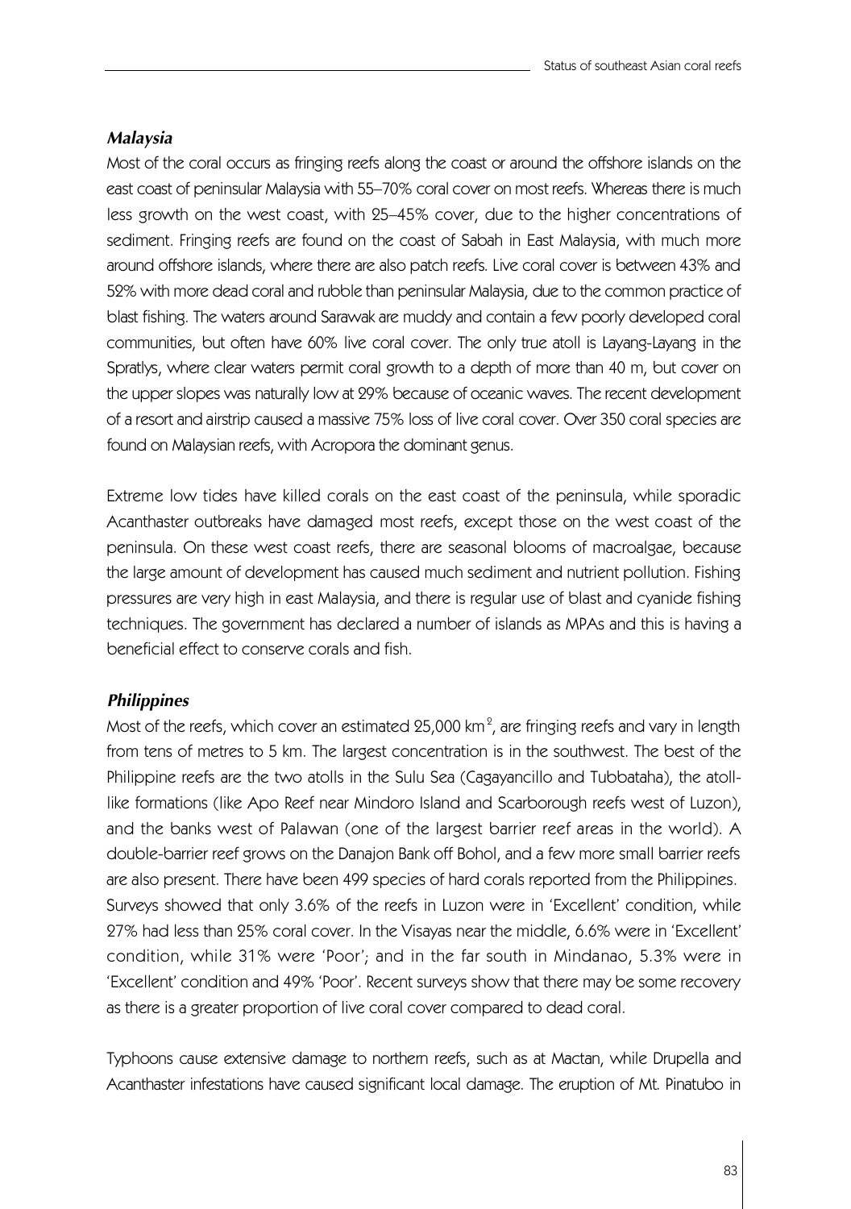### *Malaysia*

Most of the coral occurs as fringing reefs along the coast or around the offshore islands on the east coast of peninsular Malaysia with 55–70% coral cover on most reefs. Whereas there is much less growth on the west coast, with 25–45% cover, due to the higher concentrations of sediment. Fringing reefs are found on the coast of Sabah in East Malaysia, with much more around offshore islands, where there are also patch reefs. Live coral cover is between 43% and 52% with more dead coral and rubble than peninsular Malaysia, due to the common practice of blast fishing. The waters around Sarawak are muddy and contain a few poorly developed coral communities, but often have 60% live coral cover. The only true atoll is Layang-Layang in the Spratlys, where clear waters permit coral growth to a depth of more than 40 m, but cover on the upper slopes was naturally low at 29% because of oceanic waves. The recent development of a resort and airstrip caused a massive 75% loss of live coral cover. Over 350 coral species are found on Malaysian reefs, with Acropora the dominant genus.

Extreme low tides have killed corals on the east coast of the peninsula, while sporadic Acanthaster outbreaks have damaged most reefs, except those on the west coast of the peninsula. On these west coast reefs, there are seasonal blooms of macroalgae, because the large amount of development has caused much sediment and nutrient pollution. Fishing pressures are very high in east Malaysia, and there is regular use of blast and cyanide fishing techniques. The government has declared a number of islands as MPAs and this is having a beneficial effect to conserve corals and fish.

### *Philippines*

Most of the reefs, which cover an estimated 25,000 km$^2$, are fringing reefs and vary in length from tens of metres to 5 km. The largest concentration is in the southwest. The best of the Philippine reefs are the two atolls in the Sulu Sea (Cagayancillo and Tubbataha), the atoll-like formations (like Apo Reef near Mindoro Island and Scarborough reefs west of Luzon), and the banks west of Palawan (one of the largest barrier reef areas in the world). A double-barrier reef grows on the Danajon Bank off Bohol, and a few more small barrier reefs are also present. There have been 499 species of hard corals reported from the Philippines. Surveys showed that only 3.6% of the reefs in Luzon were in 'Excellent' condition, while 27% had less than 25% coral cover. In the Visayas near the middle, 6.6% were in 'Excellent' condition, while 31% were 'Poor'; and in the far south in Mindanao, 5.3% were in 'Excellent' condition and 49% 'Poor'. Recent surveys show that there may be some recovery as there is a greater proportion of live coral cover compared to dead coral.

Typhoons cause extensive damage to northern reefs, such as at Mactan, while Drupella and Acanthaster infestations have caused significant local damage. The eruption of Mt. Pinatubo in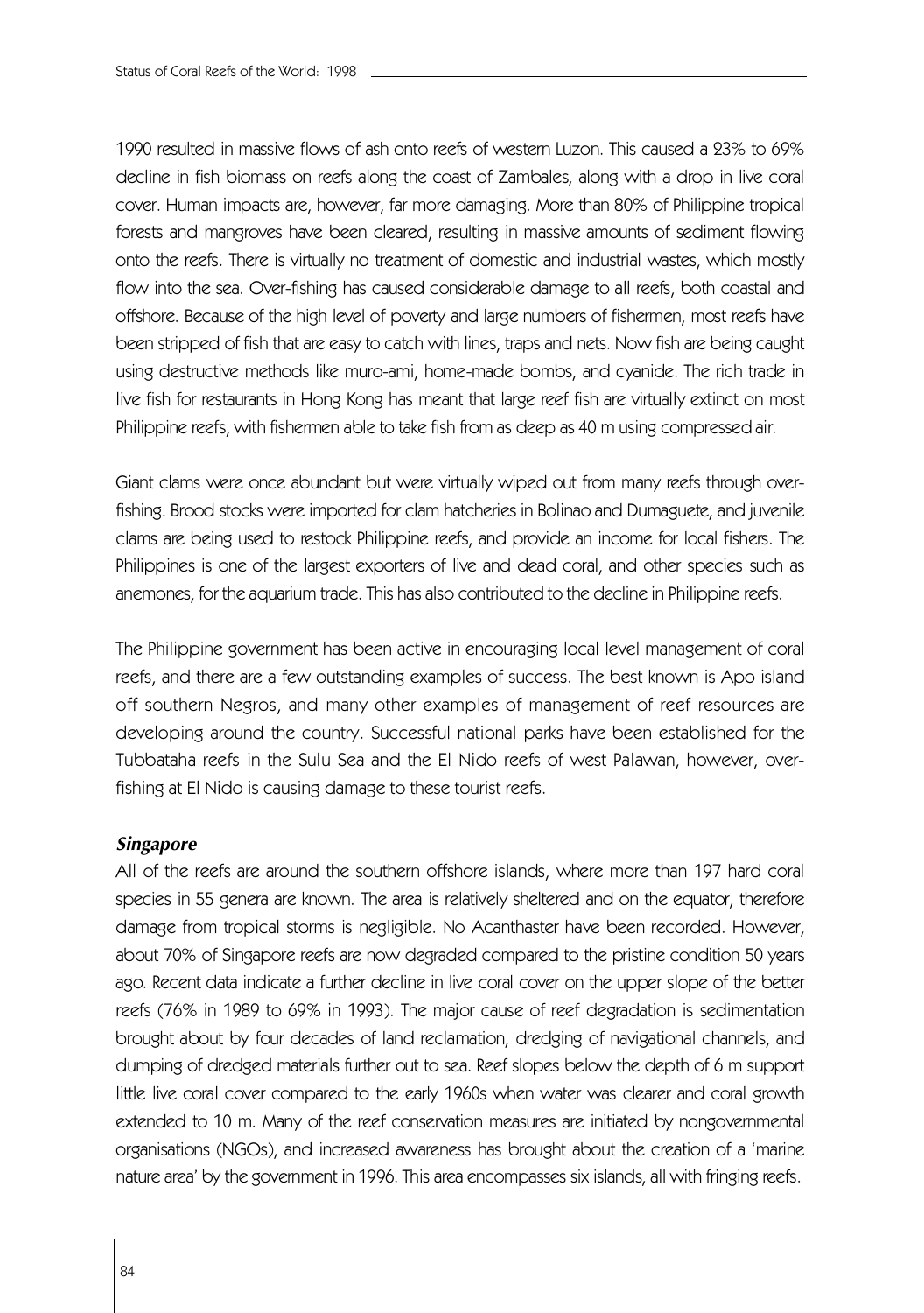1990 resulted in massive flows of ash onto reefs of western Luzon. This caused a 23% to 69% decline in fish biomass on reefs along the coast of Zambales, along with a drop in live coral cover. Human impacts are, however, far more damaging. More than 80% of Philippine tropical forests and mangroves have been cleared, resulting in massive amounts of sediment flowing onto the reefs. There is virtually no treatment of domestic and industrial wastes, which mostly flow into the sea. Over-fishing has caused considerable damage to all reefs, both coastal and offshore. Because of the high level of poverty and large numbers of fishermen, most reefs have been stripped of fish that are easy to catch with lines, traps and nets. Now fish are being caught using destructive methods like muro-ami, home-made bombs, and cyanide. The rich trade in live fish for restaurants in Hong Kong has meant that large reef fish are virtually extinct on most Philippine reefs, with fishermen able to take fish from as deep as 40 m using compressed air.

Giant clams were once abundant but were virtually wiped out from many reefs through over-fishing. Brood stocks were imported for clam hatcheries in Bolinao and Dumaguete, and juvenile clams are being used to restock Philippine reefs, and provide an income for local fishers. The Philippines is one of the largest exporters of live and dead coral, and other species such as anemones, for the aquarium trade. This has also contributed to the decline in Philippine reefs.

The Philippine government has been active in encouraging local level management of coral reefs, and there are a few outstanding examples of success. The best known is Apo island off southern Negros, and many other examples of management of reef resources are developing around the country. Successful national parks have been established for the Tubbataha reefs in the Sulu Sea and the El Nido reefs of west Palawan, however, over-fishing at El Nido is causing damage to these tourist reefs.

### *Singapore*

All of the reefs are around the southern offshore islands, where more than 197 hard coral species in 55 genera are known. The area is relatively sheltered and on the equator, therefore damage from tropical storms is negligible. No Acanthaster have been recorded. However, about 70% of Singapore reefs are now degraded compared to the pristine condition 50 years ago. Recent data indicate a further decline in live coral cover on the upper slope of the better reefs (76% in 1989 to 69% in 1993). The major cause of reef degradation is sedimentation brought about by four decades of land reclamation, dredging of navigational channels, and dumping of dredged materials further out to sea. Reef slopes below the depth of 6 m support little live coral cover compared to the early 1960s when water was clearer and coral growth extended to 10 m. Many of the reef conservation measures are initiated by nongovernmental organisations (NGOs), and increased awareness has brought about the creation of a 'marine nature area' by the government in 1996. This area encompasses six islands, all with fringing reefs.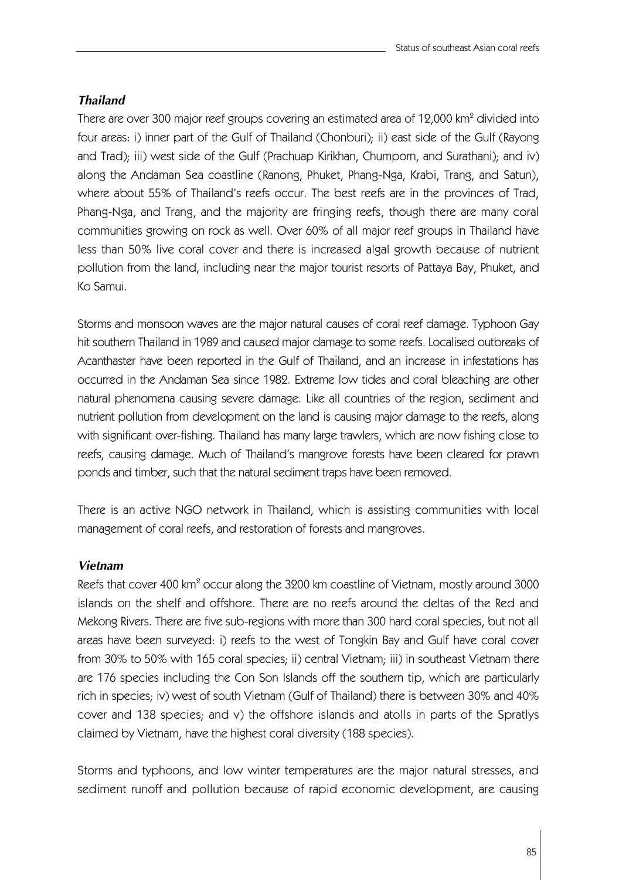### *Thailand*

There are over 300 major reef groups covering an estimated area of 12,000 km$^2$ divided into four areas: i) inner part of the Gulf of Thailand (Chonburi); ii) east side of the Gulf (Rayong and Trad); iii) west side of the Gulf (Prachuap Kirikhan, Chumporn, and Surathani); and iv) along the Andaman Sea coastline (Ranong, Phuket, Phang-Nga, Krabi, Trang, and Satun), where about 55% of Thailand's reefs occur. The best reefs are in the provinces of Trad, Phang-Nga, and Trang, and the majority are fringing reefs, though there are many coral communities growing on rock as well. Over 60% of all major reef groups in Thailand have less than 50% live coral cover and there is increased algal growth because of nutrient pollution from the land, including near the major tourist resorts of Pattaya Bay, Phuket, and Ko Samui.

Storms and monsoon waves are the major natural causes of coral reef damage. Typhoon Gay hit southern Thailand in 1989 and caused major damage to some reefs. Localised outbreaks of Acanthaster have been reported in the Gulf of Thailand, and an increase in infestations has occurred in the Andaman Sea since 1982. Extreme low tides and coral bleaching are other natural phenomena causing severe damage. Like all countries of the region, sediment and nutrient pollution from development on the land is causing major damage to the reefs, along with significant over-fishing. Thailand has many large trawlers, which are now fishing close to reefs, causing damage. Much of Thailand's mangrove forests have been cleared for prawn ponds and timber, such that the natural sediment traps have been removed.

There is an active NGO network in Thailand, which is assisting communities with local management of coral reefs, and restoration of forests and mangroves.

### *Vietnam*

Reefs that cover 400 km$^2$ occur along the 3200 km coastline of Vietnam, mostly around 3000 islands on the shelf and offshore. There are no reefs around the deltas of the Red and Mekong Rivers. There are five sub-regions with more than 300 hard coral species, but not all areas have been surveyed: i) reefs to the west of Tongkin Bay and Gulf have coral cover from 30% to 50% with 165 coral species; ii) central Vietnam; iii) in southeast Vietnam there are 176 species including the Con Son Islands off the southern tip, which are particularly rich in species; iv) west of south Vietnam (Gulf of Thailand) there is between 30% and 40% cover and 138 species; and v) the offshore islands and atolls in parts of the Spratlys claimed by Vietnam, have the highest coral diversity (188 species).

Storms and typhoons, and low winter temperatures are the major natural stresses, and sediment runoff and pollution because of rapid economic development, are causing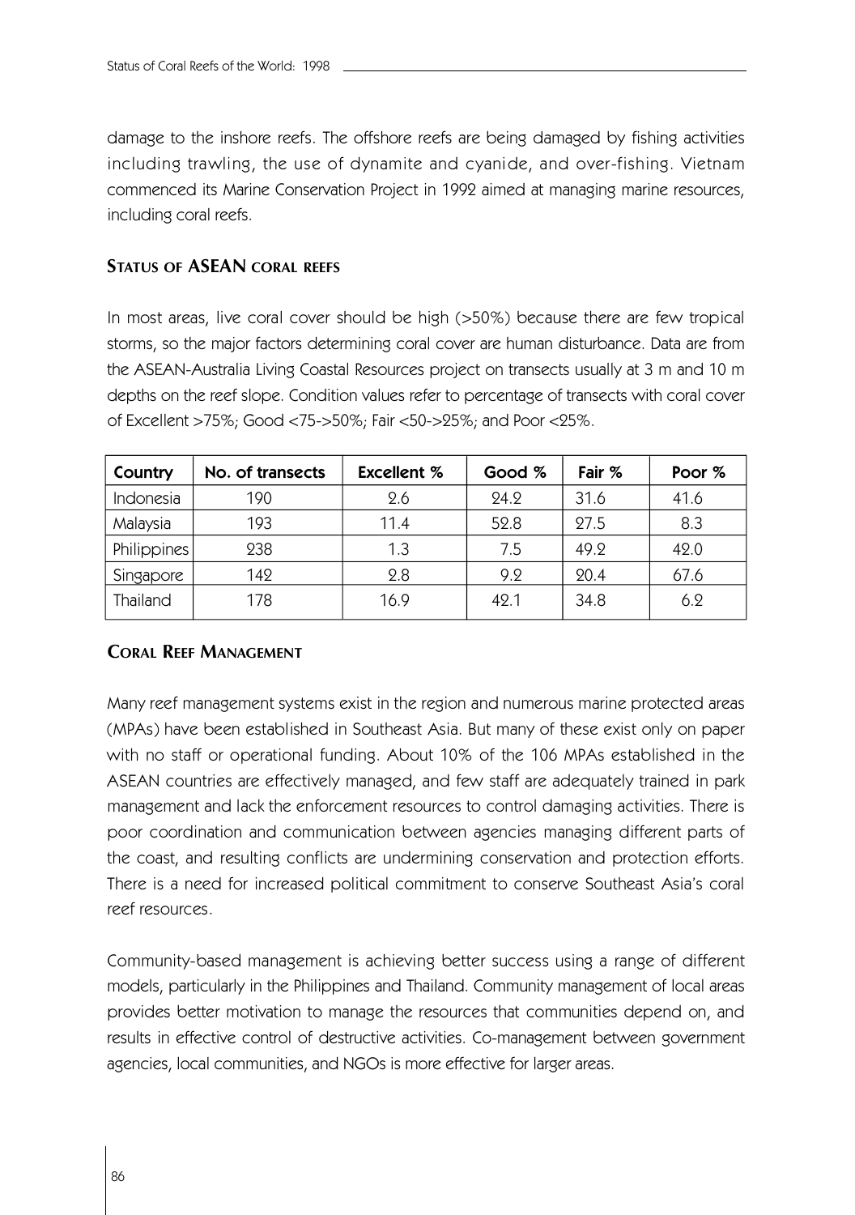damage to the inshore reefs. The offshore reefs are being damaged by fishing activities including trawling, the use of dynamite and cyanide, and over-fishing. Vietnam commenced its Marine Conservation Project in 1992 aimed at managing marine resources, including coral reefs.

## Status of ASEAN coral reefs

In most areas, live coral cover should be high (>50%) because there are few tropical storms, so the major factors determining coral cover are human disturbance. Data are from the ASEAN-Australia Living Coastal Resources project on transects usually at 3 m and 10 m depths on the reef slope. Condition values refer to percentage of transects with coral cover of Excellent >75%; Good <75->50%; Fair <50->25%; and Poor <25%.

| Country | No. of transects | Excellent % | Good % | Fair % | Poor % |
|---|---|---|---|---|---|
| Indonesia | 190 | 2.6 | 24.2 | 31.6 | 41.6 |
| Malaysia | 193 | 11.4 | 52.8 | 27.5 | 8.3 |
| Philippines | 238 | 1.3 | 7.5 | 49.2 | 42.0 |
| Singapore | 142 | 2.8 | 9.2 | 20.4 | 67.6 |
| Thailand | 178 | 16.9 | 42.1 | 34.8 | 6.2 |

## Coral Reef Management

Many reef management systems exist in the region and numerous marine protected areas (MPAs) have been established in Southeast Asia. But many of these exist only on paper with no staff or operational funding. About 10% of the 106 MPAs established in the ASEAN countries are effectively managed, and few staff are adequately trained in park management and lack the enforcement resources to control damaging activities. There is poor coordination and communication between agencies managing different parts of the coast, and resulting conflicts are undermining conservation and protection efforts. There is a need for increased political commitment to conserve Southeast Asia's coral reef resources.

Community-based management is achieving better success using a range of different models, particularly in the Philippines and Thailand. Community management of local areas provides better motivation to manage the resources that communities depend on, and results in effective control of destructive activities. Co-management between government agencies, local communities, and NGOs is more effective for larger areas.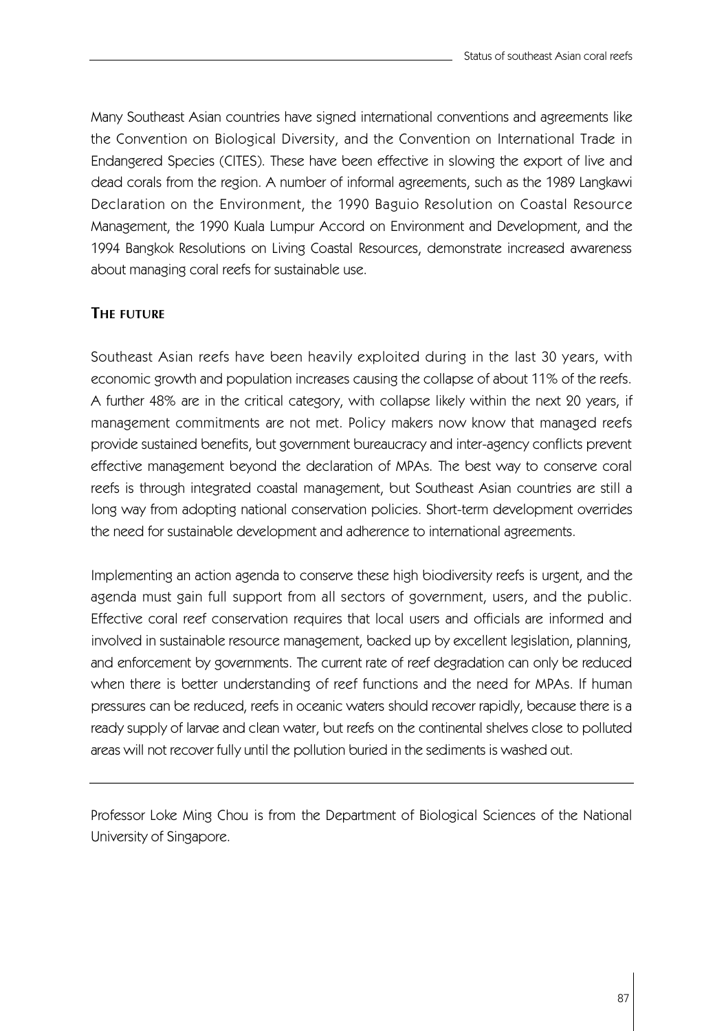Many Southeast Asian countries have signed international conventions and agreements like the Convention on Biological Diversity, and the Convention on International Trade in Endangered Species (CITES). These have been effective in slowing the export of live and dead corals from the region. A number of informal agreements, such as the 1989 Langkawi Declaration on the Environment, the 1990 Baguio Resolution on Coastal Resource Management, the 1990 Kuala Lumpur Accord on Environment and Development, and the 1994 Bangkok Resolutions on Living Coastal Resources, demonstrate increased awareness about managing coral reefs for sustainable use.

## THE FUTURE

Southeast Asian reefs have been heavily exploited during in the last 30 years, with economic growth and population increases causing the collapse of about 11% of the reefs. A further 48% are in the critical category, with collapse likely within the next 20 years, if management commitments are not met. Policy makers now know that managed reefs provide sustained benefits, but government bureaucracy and inter-agency conflicts prevent effective management beyond the declaration of MPAs. The best way to conserve coral reefs is through integrated coastal management, but Southeast Asian countries are still a long way from adopting national conservation policies. Short-term development overrides the need for sustainable development and adherence to international agreements.

Implementing an action agenda to conserve these high biodiversity reefs is urgent, and the agenda must gain full support from all sectors of government, users, and the public. Effective coral reef conservation requires that local users and officials are informed and involved in sustainable resource management, backed up by excellent legislation, planning, and enforcement by governments. The current rate of reef degradation can only be reduced when there is better understanding of reef functions and the need for MPAs. If human pressures can be reduced, reefs in oceanic waters should recover rapidly, because there is a ready supply of larvae and clean water, but reefs on the continental shelves close to polluted areas will not recover fully until the pollution buried in the sediments is washed out.

---

Professor Loke Ming Chou is from the Department of Biological Sciences of the National University of Singapore.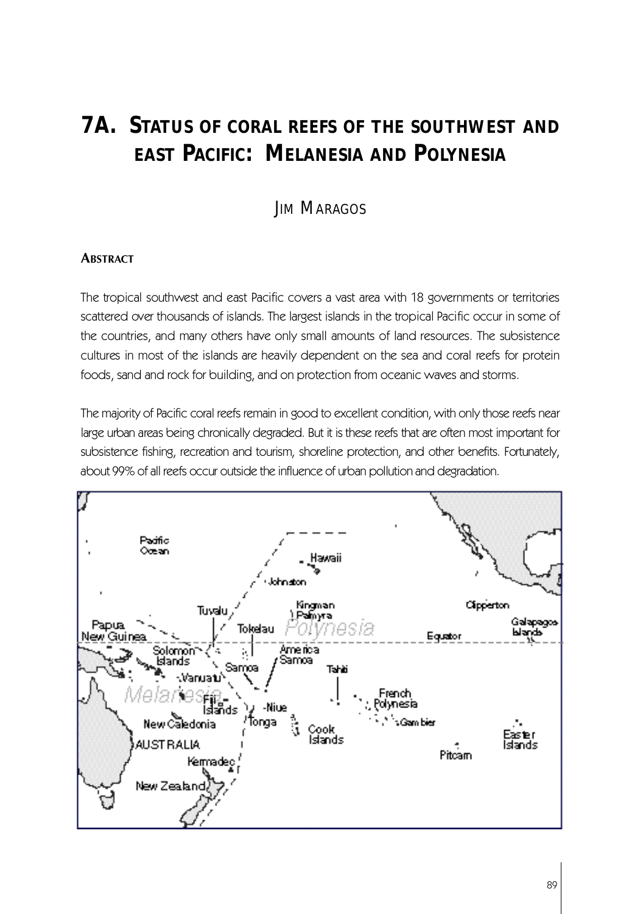# 7A. Status of Coral Reefs of the Southwest and East Pacific: Melanesia and Polynesia

JIM MARAGOS

## ABSTRACT

The tropical southwest and east Pacific covers a vast area with 18 governments or territories scattered over thousands of islands. The largest islands in the tropical Pacific occur in some of the countries, and many others have only small amounts of land resources. The subsistence cultures in most of the islands are heavily dependent on the sea and coral reefs for protein foods, sand and rock for building, and on protection from oceanic waves and storms.

The majority of Pacific coral reefs remain in good to excellent condition, with only those reefs near large urban areas being chronically degraded. But it is these reefs that are often most important for subsistence fishing, recreation and tourism, shoreline protection, and other benefits. Fortunately, about 99% of all reefs occur outside the influence of urban pollution and degradation.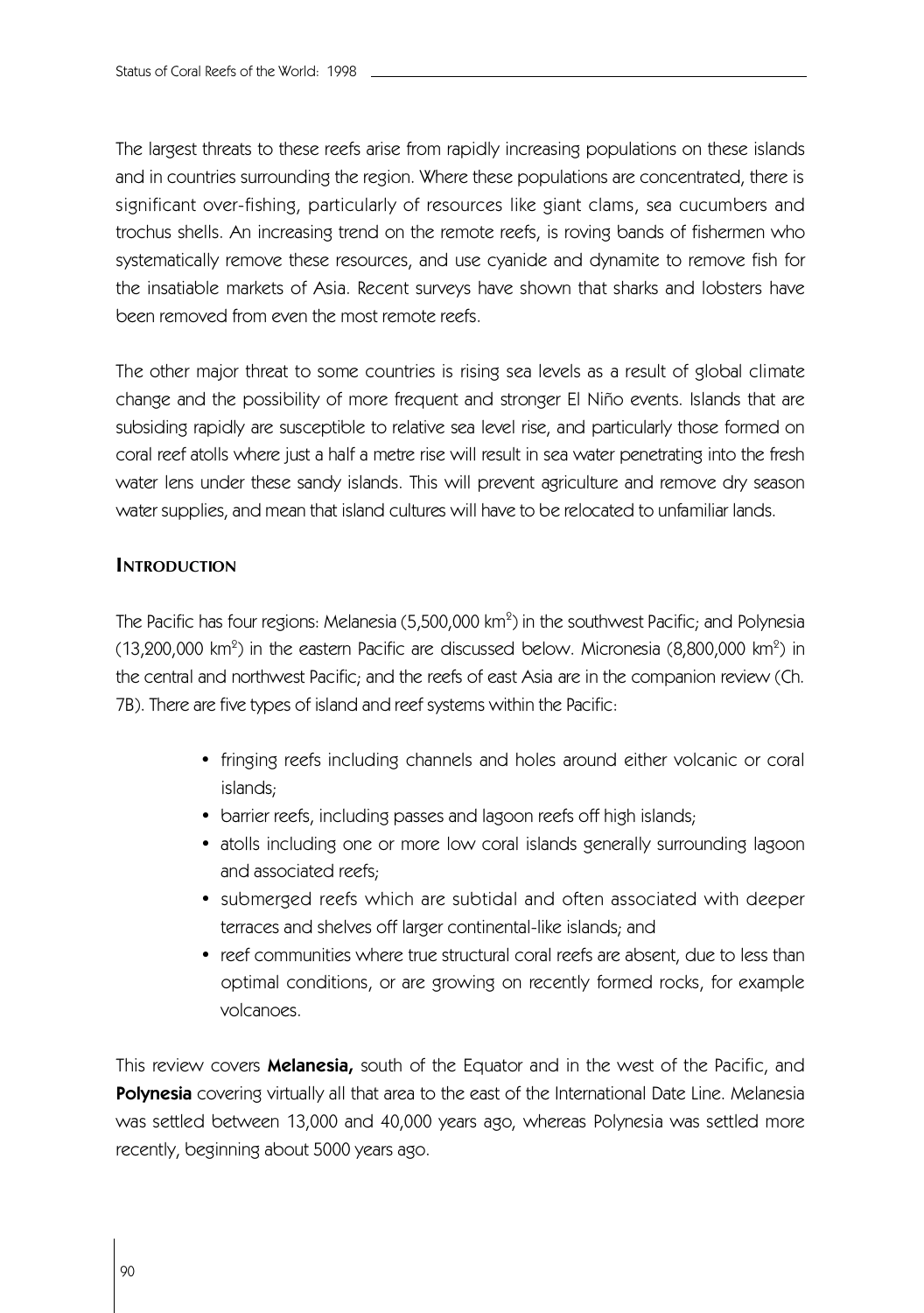The largest threats to these reefs arise from rapidly increasing populations on these islands and in countries surrounding the region. Where these populations are concentrated, there is significant over-fishing, particularly of resources like giant clams, sea cucumbers and trochus shells. An increasing trend on the remote reefs, is roving bands of fishermen who systematically remove these resources, and use cyanide and dynamite to remove fish for the insatiable markets of Asia. Recent surveys have shown that sharks and lobsters have been removed from even the most remote reefs.

The other major threat to some countries is rising sea levels as a result of global climate change and the possibility of more frequent and stronger El Niño events. Islands that are subsiding rapidly are susceptible to relative sea level rise, and particularly those formed on coral reef atolls where just a half a metre rise will result in sea water penetrating into the fresh water lens under these sandy islands. This will prevent agriculture and remove dry season water supplies, and mean that island cultures will have to be relocated to unfamiliar lands.

## Introduction

The Pacific has four regions: Melanesia (5,500,000 km$^2$) in the southwest Pacific; and Polynesia (13,200,000 km$^2$) in the eastern Pacific are discussed below. Micronesia (8,800,000 km$^2$) in the central and northwest Pacific; and the reefs of east Asia are in the companion review (Ch. 7B). There are five types of island and reef systems within the Pacific:

- fringing reefs including channels and holes around either volcanic or coral islands;
- barrier reefs, including passes and lagoon reefs off high islands;
- atolls including one or more low coral islands generally surrounding lagoon and associated reefs;
- submerged reefs which are subtidal and often associated with deeper terraces and shelves off larger continental-like islands; and
- reef communities where true structural coral reefs are absent, due to less than optimal conditions, or are growing on recently formed rocks, for example volcanoes.

This review covers **Melanesia,** south of the Equator and in the west of the Pacific, and **Polynesia** covering virtually all that area to the east of the International Date Line. Melanesia was settled between 13,000 and 40,000 years ago, whereas Polynesia was settled more recently, beginning about 5000 years ago.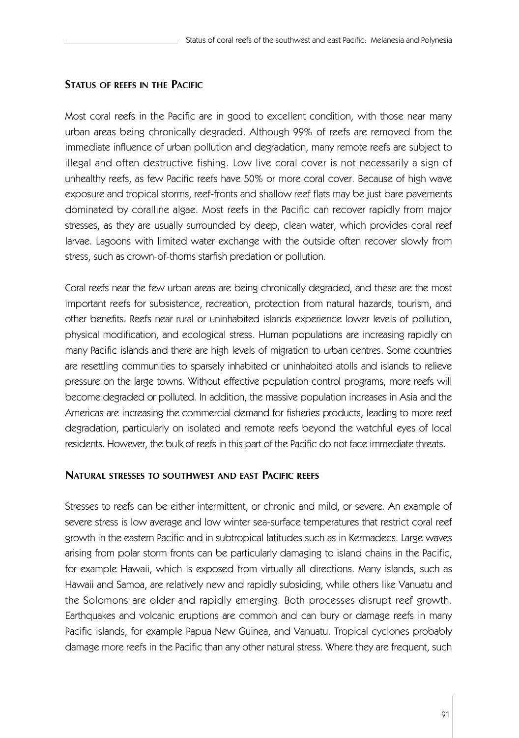## Status of reefs in the Pacific

Most coral reefs in the Pacific are in good to excellent condition, with those near many urban areas being chronically degraded. Although 99% of reefs are removed from the immediate influence of urban pollution and degradation, many remote reefs are subject to illegal and often destructive fishing. Low live coral cover is not necessarily a sign of unhealthy reefs, as few Pacific reefs have 50% or more coral cover. Because of high wave exposure and tropical storms, reef-fronts and shallow reef flats may be just bare pavements dominated by coralline algae. Most reefs in the Pacific can recover rapidly from major stresses, as they are usually surrounded by deep, clean water, which provides coral reef larvae. Lagoons with limited water exchange with the outside often recover slowly from stress, such as crown-of-thorns starfish predation or pollution.

Coral reefs near the few urban areas are being chronically degraded, and these are the most important reefs for subsistence, recreation, protection from natural hazards, tourism, and other benefits. Reefs near rural or uninhabited islands experience lower levels of pollution, physical modification, and ecological stress. Human populations are increasing rapidly on many Pacific islands and there are high levels of migration to urban centres. Some countries are resettling communities to sparsely inhabited or uninhabited atolls and islands to relieve pressure on the large towns. Without effective population control programs, more reefs will become degraded or polluted. In addition, the massive population increases in Asia and the Americas are increasing the commercial demand for fisheries products, leading to more reef degradation, particularly on isolated and remote reefs beyond the watchful eyes of local residents. However, the bulk of reefs in this part of the Pacific do not face immediate threats.

## Natural stresses to southwest and east Pacific reefs

Stresses to reefs can be either intermittent, or chronic and mild, or severe. An example of severe stress is low average and low winter sea-surface temperatures that restrict coral reef growth in the eastern Pacific and in subtropical latitudes such as in Kermadecs. Large waves arising from polar storm fronts can be particularly damaging to island chains in the Pacific, for example Hawaii, which is exposed from virtually all directions. Many islands, such as Hawaii and Samoa, are relatively new and rapidly subsiding, while others like Vanuatu and the Solomons are older and rapidly emerging. Both processes disrupt reef growth. Earthquakes and volcanic eruptions are common and can bury or damage reefs in many Pacific islands, for example Papua New Guinea, and Vanuatu. Tropical cyclones probably damage more reefs in the Pacific than any other natural stress. Where they are frequent, such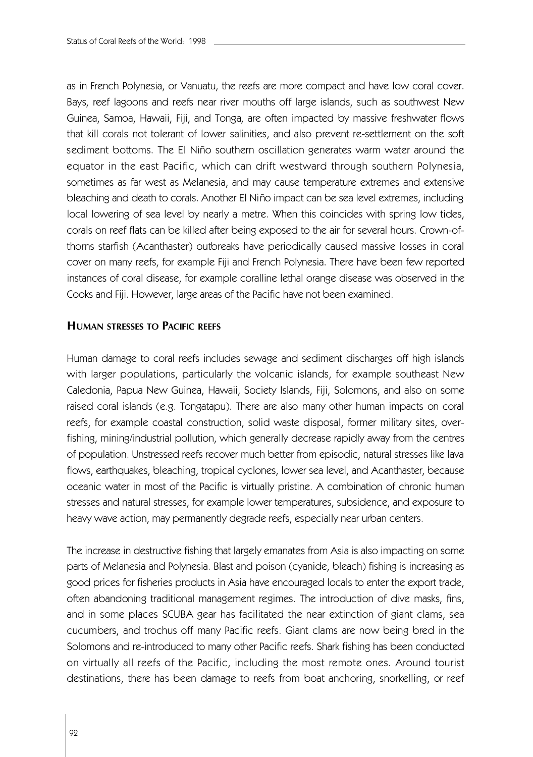as in French Polynesia, or Vanuatu, the reefs are more compact and have low coral cover. Bays, reef lagoons and reefs near river mouths off large islands, such as southwest New Guinea, Samoa, Hawaii, Fiji, and Tonga, are often impacted by massive freshwater flows that kill corals not tolerant of lower salinities, and also prevent re-settlement on the soft sediment bottoms. The El Niño southern oscillation generates warm water around the equator in the east Pacific, which can drift westward through southern Polynesia, sometimes as far west as Melanesia, and may cause temperature extremes and extensive bleaching and death to corals. Another El Niño impact can be sea level extremes, including local lowering of sea level by nearly a metre. When this coincides with spring low tides, corals on reef flats can be killed after being exposed to the air for several hours. Crown-of-thorns starfish (Acanthaster) outbreaks have periodically caused massive losses in coral cover on many reefs, for example Fiji and French Polynesia. There have been few reported instances of coral disease, for example coralline lethal orange disease was observed in the Cooks and Fiji. However, large areas of the Pacific have not been examined.

## Human stresses to Pacific reefs

Human damage to coral reefs includes sewage and sediment discharges off high islands with larger populations, particularly the volcanic islands, for example southeast New Caledonia, Papua New Guinea, Hawaii, Society Islands, Fiji, Solomons, and also on some raised coral islands (e.g. Tongatapu). There are also many other human impacts on coral reefs, for example coastal construction, solid waste disposal, former military sites, over-fishing, mining/industrial pollution, which generally decrease rapidly away from the centres of population. Unstressed reefs recover much better from episodic, natural stresses like lava flows, earthquakes, bleaching, tropical cyclones, lower sea level, and Acanthaster, because oceanic water in most of the Pacific is virtually pristine. A combination of chronic human stresses and natural stresses, for example lower temperatures, subsidence, and exposure to heavy wave action, may permanently degrade reefs, especially near urban centers.

The increase in destructive fishing that largely emanates from Asia is also impacting on some parts of Melanesia and Polynesia. Blast and poison (cyanide, bleach) fishing is increasing as good prices for fisheries products in Asia have encouraged locals to enter the export trade, often abandoning traditional management regimes. The introduction of dive masks, fins, and in some places SCUBA gear has facilitated the near extinction of giant clams, sea cucumbers, and trochus off many Pacific reefs. Giant clams are now being bred in the Solomons and re-introduced to many other Pacific reefs. Shark fishing has been conducted on virtually all reefs of the Pacific, including the most remote ones. Around tourist destinations, there has been damage to reefs from boat anchoring, snorkelling, or reef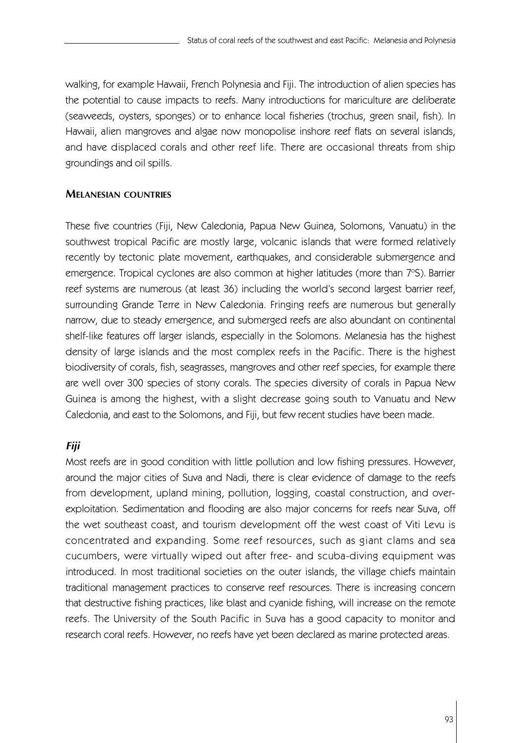walking, for example Hawaii, French Polynesia and Fiji. The introduction of alien species has the potential to cause impacts to reefs. Many introductions for mariculture are deliberate (seaweeds, oysters, sponges) or to enhance local fisheries (trochus, green snail, fish). In Hawaii, alien mangroves and algae now monopolise inshore reef flats on several islands, and have displaced corals and other reef life. There are occasional threats from ship groundings and oil spills.

## MELANESIAN COUNTRIES

These five countries (Fiji, New Caledonia, Papua New Guinea, Solomons, Vanuatu) in the southwest tropical Pacific are mostly large, volcanic islands that were formed relatively recently by tectonic plate movement, earthquakes, and considerable submergence and emergence. Tropical cyclones are also common at higher latitudes (more than 7°S). Barrier reef systems are numerous (at least 36) including the world's second largest barrier reef, surrounding Grande Terre in New Caledonia. Fringing reefs are numerous but generally narrow, due to steady emergence, and submerged reefs are also abundant on continental shelf-like features off larger islands, especially in the Solomons. Melanesia has the highest density of large islands and the most complex reefs in the Pacific. There is the highest biodiversity of corals, fish, seagrasses, mangroves and other reef species, for example there are well over 300 species of stony corals. The species diversity of corals in Papua New Guinea is among the highest, with a slight decrease going south to Vanuatu and New Caledonia, and east to the Solomons, and Fiji, but few recent studies have been made.

### *Fiji*

Most reefs are in good condition with little pollution and low fishing pressures. However, around the major cities of Suva and Nadi, there is clear evidence of damage to the reefs from development, upland mining, pollution, logging, coastal construction, and over-exploitation. Sedimentation and flooding are also major concerns for reefs near Suva, off the wet southeast coast, and tourism development off the west coast of Viti Levu is concentrated and expanding. Some reef resources, such as giant clams and sea cucumbers, were virtually wiped out after free- and scuba-diving equipment was introduced. In most traditional societies on the outer islands, the village chiefs maintain traditional management practices to conserve reef resources. There is increasing concern that destructive fishing practices, like blast and cyanide fishing, will increase on the remote reefs. The University of the South Pacific in Suva has a good capacity to monitor and research coral reefs. However, no reefs have yet been declared as marine protected areas.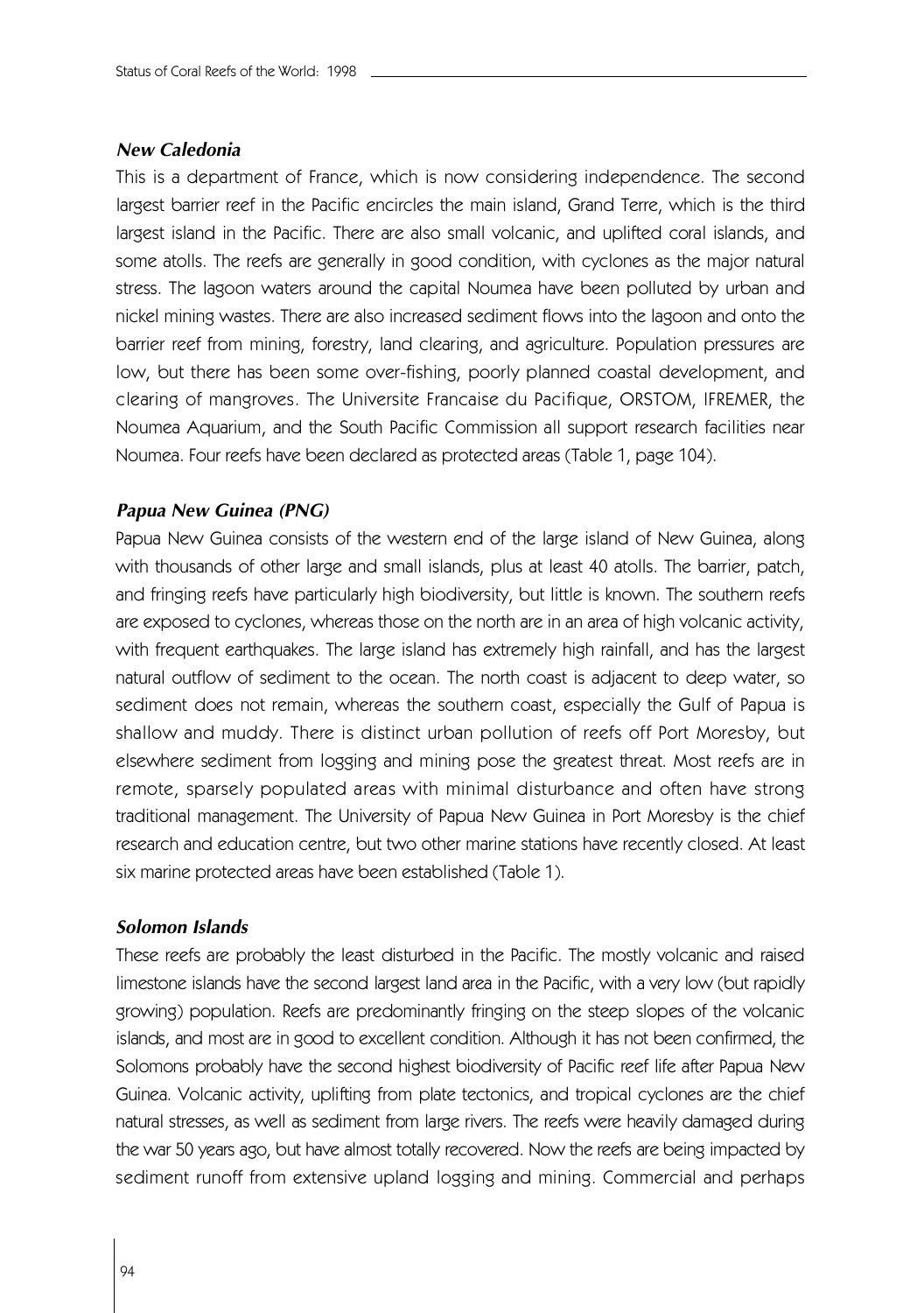### *New Caledonia*

This is a department of France, which is now considering independence. The second largest barrier reef in the Pacific encircles the main island, Grand Terre, which is the third largest island in the Pacific. There are also small volcanic, and uplifted coral islands, and some atolls. The reefs are generally in good condition, with cyclones as the major natural stress. The lagoon waters around the capital Noumea have been polluted by urban and nickel mining wastes. There are also increased sediment flows into the lagoon and onto the barrier reef from mining, forestry, land clearing, and agriculture. Population pressures are low, but there has been some over-fishing, poorly planned coastal development, and clearing of mangroves. The Universite Francaise du Pacifique, ORSTOM, IFREMER, the Noumea Aquarium, and the South Pacific Commission all support research facilities near Noumea. Four reefs have been declared as protected areas (Table 1, page 104).

### *Papua New Guinea (PNG)*

Papua New Guinea consists of the western end of the large island of New Guinea, along with thousands of other large and small islands, plus at least 40 atolls. The barrier, patch, and fringing reefs have particularly high biodiversity, but little is known. The southern reefs are exposed to cyclones, whereas those on the north are in an area of high volcanic activity, with frequent earthquakes. The large island has extremely high rainfall, and has the largest natural outflow of sediment to the ocean. The north coast is adjacent to deep water, so sediment does not remain, whereas the southern coast, especially the Gulf of Papua is shallow and muddy. There is distinct urban pollution of reefs off Port Moresby, but elsewhere sediment from logging and mining pose the greatest threat. Most reefs are in remote, sparsely populated areas with minimal disturbance and often have strong traditional management. The University of Papua New Guinea in Port Moresby is the chief research and education centre, but two other marine stations have recently closed. At least six marine protected areas have been established (Table 1).

### *Solomon Islands*

These reefs are probably the least disturbed in the Pacific. The mostly volcanic and raised limestone islands have the second largest land area in the Pacific, with a very low (but rapidly growing) population. Reefs are predominantly fringing on the steep slopes of the volcanic islands, and most are in good to excellent condition. Although it has not been confirmed, the Solomons probably have the second highest biodiversity of Pacific reef life after Papua New Guinea. Volcanic activity, uplifting from plate tectonics, and tropical cyclones are the chief natural stresses, as well as sediment from large rivers. The reefs were heavily damaged during the war 50 years ago, but have almost totally recovered. Now the reefs are being impacted by sediment runoff from extensive upland logging and mining. Commercial and perhaps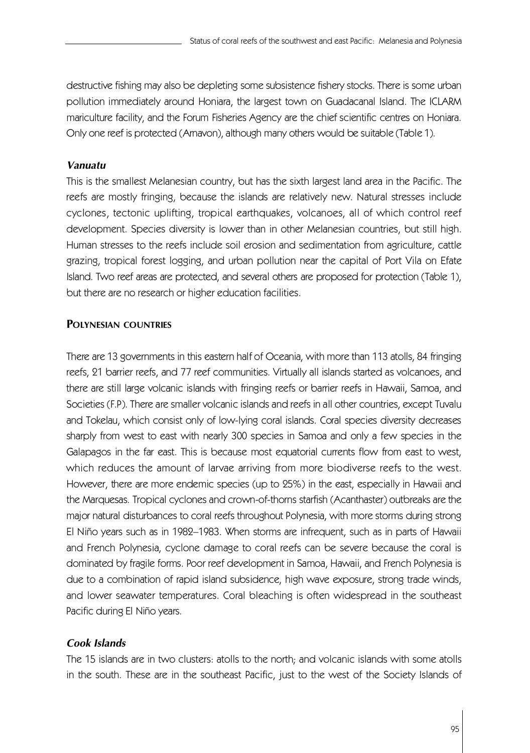destructive fishing may also be depleting some subsistence fishery stocks. There is some urban pollution immediately around Honiara, the largest town on Guadacanal Island. The ICLARM mariculture facility, and the Forum Fisheries Agency are the chief scientific centres on Honiara. Only one reef is protected (Arnavon), although many others would be suitable (Table 1).

### *Vanuatu*

This is the smallest Melanesian country, but has the sixth largest land area in the Pacific. The reefs are mostly fringing, because the islands are relatively new. Natural stresses include cyclones, tectonic uplifting, tropical earthquakes, volcanoes, all of which control reef development. Species diversity is lower than in other Melanesian countries, but still high. Human stresses to the reefs include soil erosion and sedimentation from agriculture, cattle grazing, tropical forest logging, and urban pollution near the capital of Port Vila on Efate Island. Two reef areas are protected, and several others are proposed for protection (Table 1), but there are no research or higher education facilities.

## Polynesian countries

There are 13 governments in this eastern half of Oceania, with more than 113 atolls, 84 fringing reefs, 21 barrier reefs, and 77 reef communities. Virtually all islands started as volcanoes, and there are still large volcanic islands with fringing reefs or barrier reefs in Hawaii, Samoa, and Societies (F.P). There are smaller volcanic islands and reefs in all other countries, except Tuvalu and Tokelau, which consist only of low-lying coral islands. Coral species diversity decreases sharply from west to east with nearly 300 species in Samoa and only a few species in the Galapagos in the far east. This is because most equatorial currents flow from east to west, which reduces the amount of larvae arriving from more biodiverse reefs to the west. However, there are more endemic species (up to 25%) in the east, especially in Hawaii and the Marquesas. Tropical cyclones and crown-of-thorns starfish (Acanthaster) outbreaks are the major natural disturbances to coral reefs throughout Polynesia, with more storms during strong El Niño years such as in 1982–1983. When storms are infrequent, such as in parts of Hawaii and French Polynesia, cyclone damage to coral reefs can be severe because the coral is dominated by fragile forms. Poor reef development in Samoa, Hawaii, and French Polynesia is due to a combination of rapid island subsidence, high wave exposure, strong trade winds, and lower seawater temperatures. Coral bleaching is often widespread in the southeast Pacific during El Niño years.

### *Cook Islands*

The 15 islands are in two clusters: atolls to the north; and volcanic islands with some atolls in the south. These are in the southeast Pacific, just to the west of the Society Islands of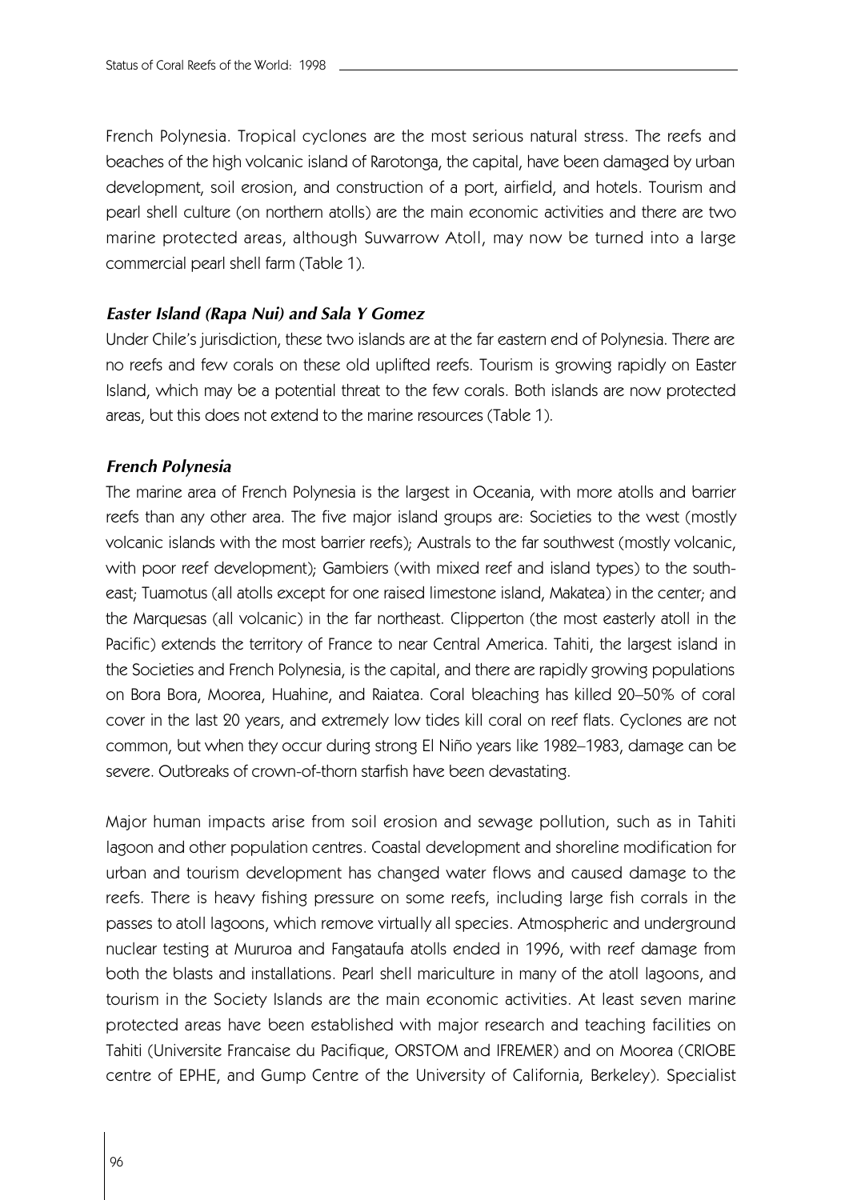French Polynesia. Tropical cyclones are the most serious natural stress. The reefs and beaches of the high volcanic island of Rarotonga, the capital, have been damaged by urban development, soil erosion, and construction of a port, airfield, and hotels. Tourism and pearl shell culture (on northern atolls) are the main economic activities and there are two marine protected areas, although Suwarrow Atoll, may now be turned into a large commercial pearl shell farm (Table 1).

### *Easter Island (Rapa Nui) and Sala Y Gomez*

Under Chile's jurisdiction, these two islands are at the far eastern end of Polynesia. There are no reefs and few corals on these old uplifted reefs. Tourism is growing rapidly on Easter Island, which may be a potential threat to the few corals. Both islands are now protected areas, but this does not extend to the marine resources (Table 1).

### *French Polynesia*

The marine area of French Polynesia is the largest in Oceania, with more atolls and barrier reefs than any other area. The five major island groups are: Societies to the west (mostly volcanic islands with the most barrier reefs); Australs to the far southwest (mostly volcanic, with poor reef development); Gambiers (with mixed reef and island types) to the south-east; Tuamotus (all atolls except for one raised limestone island, Makatea) in the center; and the Marquesas (all volcanic) in the far northeast. Clipperton (the most easterly atoll in the Pacific) extends the territory of France to near Central America. Tahiti, the largest island in the Societies and French Polynesia, is the capital, and there are rapidly growing populations on Bora Bora, Moorea, Huahine, and Raiatea. Coral bleaching has killed 20–50% of coral cover in the last 20 years, and extremely low tides kill coral on reef flats. Cyclones are not common, but when they occur during strong El Niño years like 1982–1983, damage can be severe. Outbreaks of crown-of-thorn starfish have been devastating.

Major human impacts arise from soil erosion and sewage pollution, such as in Tahiti lagoon and other population centres. Coastal development and shoreline modification for urban and tourism development has changed water flows and caused damage to the reefs. There is heavy fishing pressure on some reefs, including large fish corrals in the passes to atoll lagoons, which remove virtually all species. Atmospheric and underground nuclear testing at Mururoa and Fangataufa atolls ended in 1996, with reef damage from both the blasts and installations. Pearl shell mariculture in many of the atoll lagoons, and tourism in the Society Islands are the main economic activities. At least seven marine protected areas have been established with major research and teaching facilities on Tahiti (Universite Francaise du Pacifique, ORSTOM and IFREMER) and on Moorea (CRIOBE centre of EPHE, and Gump Centre of the University of California, Berkeley). Specialist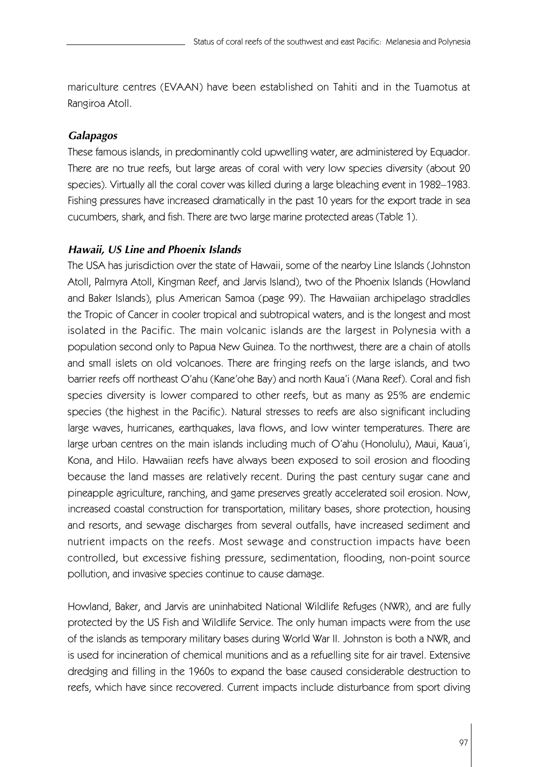mariculture centres (EVAAN) have been established on Tahiti and in the Tuamotus at Rangiroa Atoll.

### *Galapagos*

These famous islands, in predominantly cold upwelling water, are administered by Equador. There are no true reefs, but large areas of coral with very low species diversity (about 20 species). Virtually all the coral cover was killed during a large bleaching event in 1982–1983. Fishing pressures have increased dramatically in the past 10 years for the export trade in sea cucumbers, shark, and fish. There are two large marine protected areas (Table 1).

### *Hawaii, US Line and Phoenix Islands*

The USA has jurisdiction over the state of Hawaii, some of the nearby Line Islands (Johnston Atoll, Palmyra Atoll, Kingman Reef, and Jarvis Island), two of the Phoenix Islands (Howland and Baker Islands), plus American Samoa (page 99). The Hawaiian archipelago straddles the Tropic of Cancer in cooler tropical and subtropical waters, and is the longest and most isolated in the Pacific. The main volcanic islands are the largest in Polynesia with a population second only to Papua New Guinea. To the northwest, there are a chain of atolls and small islets on old volcanoes. There are fringing reefs on the large islands, and two barrier reefs off northeast O'ahu (Kane'ohe Bay) and north Kaua'i (Mana Reef). Coral and fish species diversity is lower compared to other reefs, but as many as 25% are endemic species (the highest in the Pacific). Natural stresses to reefs are also significant including large waves, hurricanes, earthquakes, lava flows, and low winter temperatures. There are large urban centres on the main islands including much of O'ahu (Honolulu), Maui, Kaua'i, Kona, and Hilo. Hawaiian reefs have always been exposed to soil erosion and flooding because the land masses are relatively recent. During the past century sugar cane and pineapple agriculture, ranching, and game preserves greatly accelerated soil erosion. Now, increased coastal construction for transportation, military bases, shore protection, housing and resorts, and sewage discharges from several outfalls, have increased sediment and nutrient impacts on the reefs. Most sewage and construction impacts have been controlled, but excessive fishing pressure, sedimentation, flooding, non-point source pollution, and invasive species continue to cause damage.

Howland, Baker, and Jarvis are uninhabited National Wildlife Refuges (NWR), and are fully protected by the US Fish and Wildlife Service. The only human impacts were from the use of the islands as temporary military bases during World War II. Johnston is both a NWR, and is used for incineration of chemical munitions and as a refuelling site for air travel. Extensive dredging and filling in the 1960s to expand the base caused considerable destruction to reefs, which have since recovered. Current impacts include disturbance from sport diving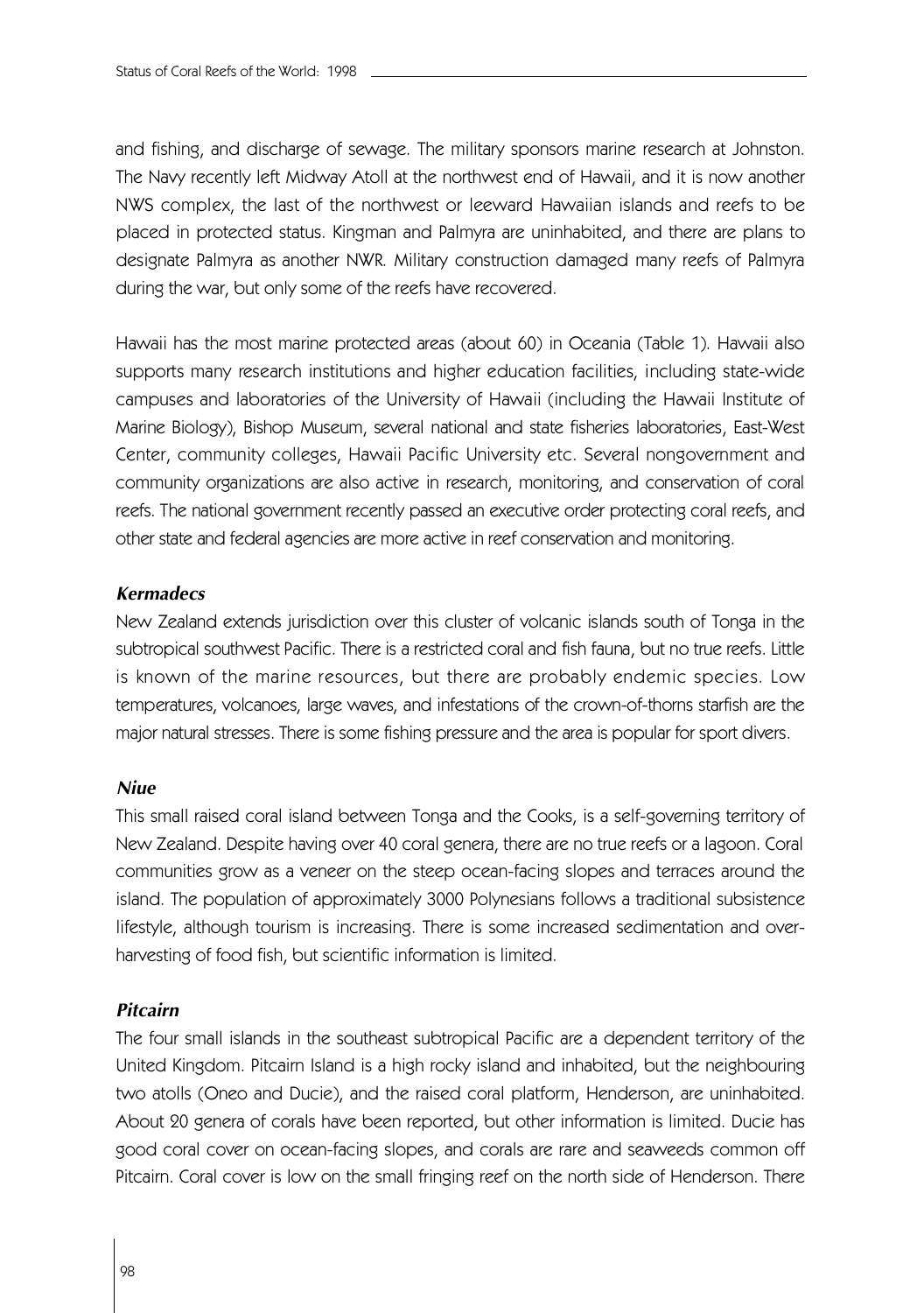and fishing, and discharge of sewage. The military sponsors marine research at Johnston. The Navy recently left Midway Atoll at the northwest end of Hawaii, and it is now another NWS complex, the last of the northwest or leeward Hawaiian islands and reefs to be placed in protected status. Kingman and Palmyra are uninhabited, and there are plans to designate Palmyra as another NWR. Military construction damaged many reefs of Palmyra during the war, but only some of the reefs have recovered.

Hawaii has the most marine protected areas (about 60) in Oceania (Table 1). Hawaii also supports many research institutions and higher education facilities, including state-wide campuses and laboratories of the University of Hawaii (including the Hawaii Institute of Marine Biology), Bishop Museum, several national and state fisheries laboratories, East-West Center, community colleges, Hawaii Pacific University etc. Several nongovernment and community organizations are also active in research, monitoring, and conservation of coral reefs. The national government recently passed an executive order protecting coral reefs, and other state and federal agencies are more active in reef conservation and monitoring.

### *Kermadecs*

New Zealand extends jurisdiction over this cluster of volcanic islands south of Tonga in the subtropical southwest Pacific. There is a restricted coral and fish fauna, but no true reefs. Little is known of the marine resources, but there are probably endemic species. Low temperatures, volcanoes, large waves, and infestations of the crown-of-thorns starfish are the major natural stresses. There is some fishing pressure and the area is popular for sport divers.

### *Niue*

This small raised coral island between Tonga and the Cooks, is a self-governing territory of New Zealand. Despite having over 40 coral genera, there are no true reefs or a lagoon. Coral communities grow as a veneer on the steep ocean-facing slopes and terraces around the island. The population of approximately 3000 Polynesians follows a traditional subsistence lifestyle, although tourism is increasing. There is some increased sedimentation and over-harvesting of food fish, but scientific information is limited.

### *Pitcairn*

The four small islands in the southeast subtropical Pacific are a dependent territory of the United Kingdom. Pitcairn Island is a high rocky island and inhabited, but the neighbouring two atolls (Oneo and Ducie), and the raised coral platform, Henderson, are uninhabited. About 20 genera of corals have been reported, but other information is limited. Ducie has good coral cover on ocean-facing slopes, and corals are rare and seaweeds common off Pitcairn. Coral cover is low on the small fringing reef on the north side of Henderson. There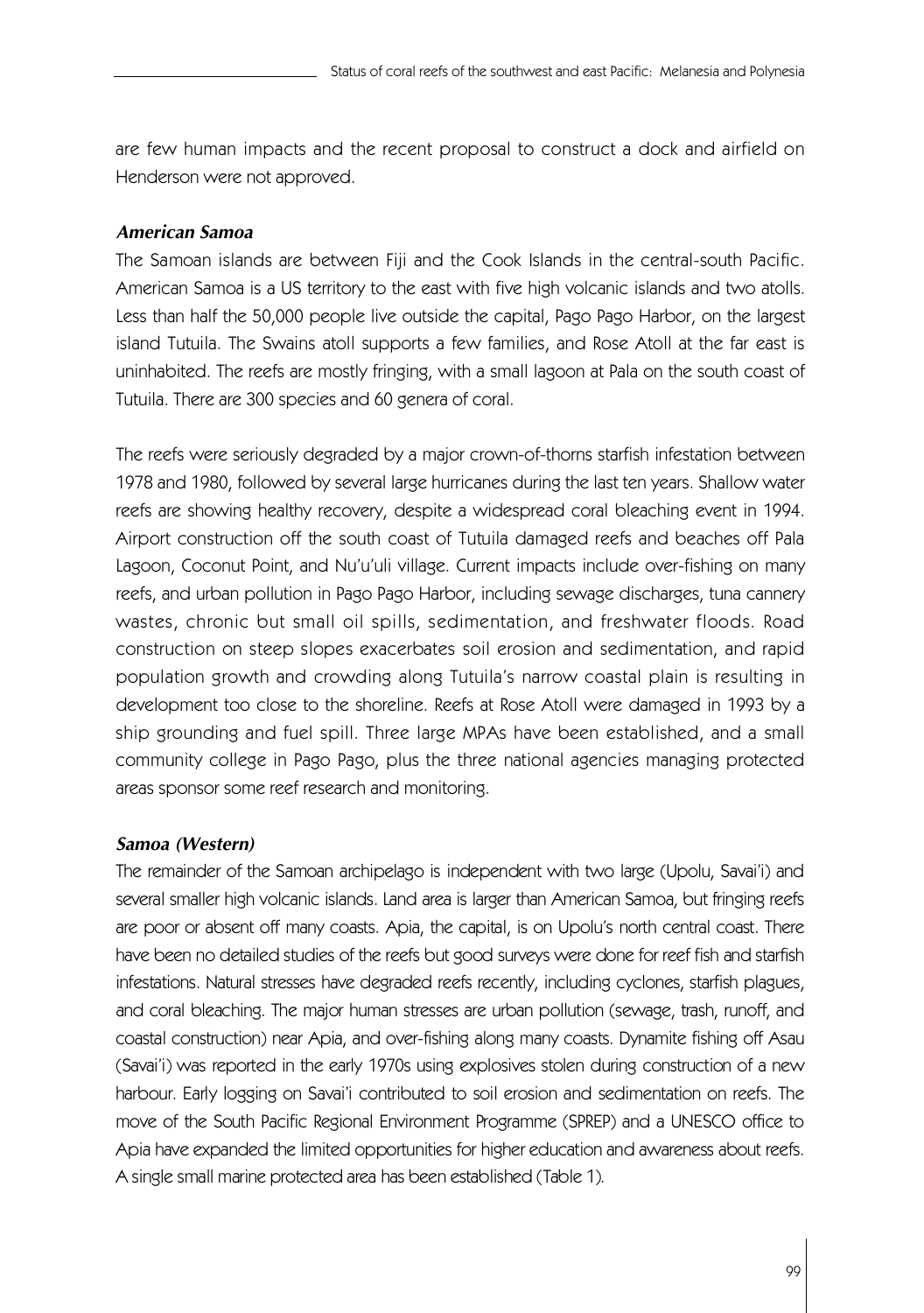are few human impacts and the recent proposal to construct a dock and airfield on Henderson were not approved.

### *American Samoa*

The Samoan islands are between Fiji and the Cook Islands in the central-south Pacific. American Samoa is a US territory to the east with five high volcanic islands and two atolls. Less than half the 50,000 people live outside the capital, Pago Pago Harbor, on the largest island Tutuila. The Swains atoll supports a few families, and Rose Atoll at the far east is uninhabited. The reefs are mostly fringing, with a small lagoon at Pala on the south coast of Tutuila. There are 300 species and 60 genera of coral.

The reefs were seriously degraded by a major crown-of-thorns starfish infestation between 1978 and 1980, followed by several large hurricanes during the last ten years. Shallow water reefs are showing healthy recovery, despite a widespread coral bleaching event in 1994. Airport construction off the south coast of Tutuila damaged reefs and beaches off Pala Lagoon, Coconut Point, and Nu'u'uli village. Current impacts include over-fishing on many reefs, and urban pollution in Pago Pago Harbor, including sewage discharges, tuna cannery wastes, chronic but small oil spills, sedimentation, and freshwater floods. Road construction on steep slopes exacerbates soil erosion and sedimentation, and rapid population growth and crowding along Tutuila's narrow coastal plain is resulting in development too close to the shoreline. Reefs at Rose Atoll were damaged in 1993 by a ship grounding and fuel spill. Three large MPAs have been established, and a small community college in Pago Pago, plus the three national agencies managing protected areas sponsor some reef research and monitoring.

### *Samoa (Western)*

The remainder of the Samoan archipelago is independent with two large (Upolu, Savai'i) and several smaller high volcanic islands. Land area is larger than American Samoa, but fringing reefs are poor or absent off many coasts. Apia, the capital, is on Upolu's north central coast. There have been no detailed studies of the reefs but good surveys were done for reef fish and starfish infestations. Natural stresses have degraded reefs recently, including cyclones, starfish plagues, and coral bleaching. The major human stresses are urban pollution (sewage, trash, runoff, and coastal construction) near Apia, and over-fishing along many coasts. Dynamite fishing off Asau (Savai'i) was reported in the early 1970s using explosives stolen during construction of a new harbour. Early logging on Savai'i contributed to soil erosion and sedimentation on reefs. The move of the South Pacific Regional Environment Programme (SPREP) and a UNESCO office to Apia have expanded the limited opportunities for higher education and awareness about reefs. A single small marine protected area has been established (Table 1).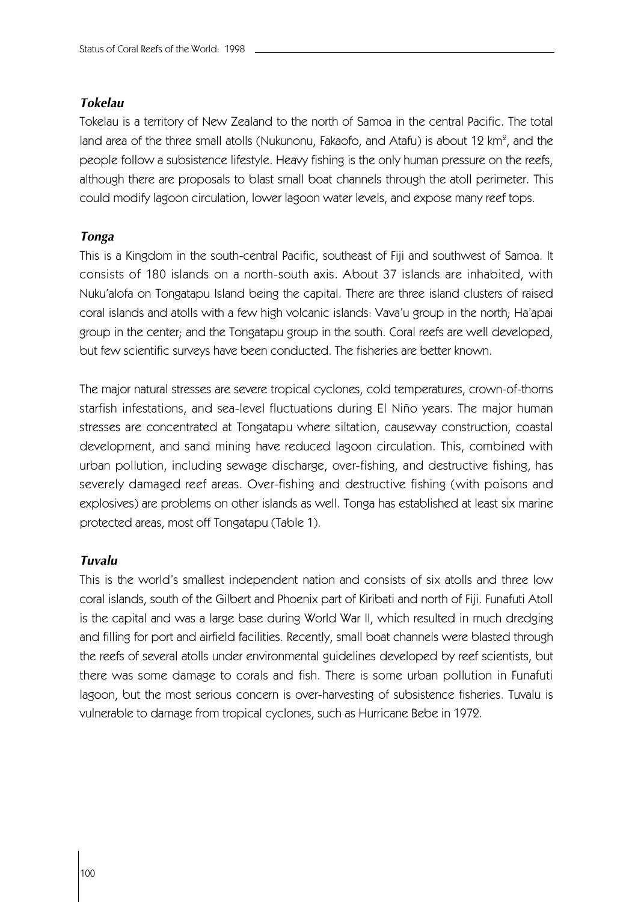### *Tokelau*

Tokelau is a territory of New Zealand to the north of Samoa in the central Pacific. The total land area of the three small atolls (Nukunonu, Fakaofo, and Atafu) is about 12 km$^2$, and the people follow a subsistence lifestyle. Heavy fishing is the only human pressure on the reefs, although there are proposals to blast small boat channels through the atoll perimeter. This could modify lagoon circulation, lower lagoon water levels, and expose many reef tops.

### *Tonga*

This is a Kingdom in the south-central Pacific, southeast of Fiji and southwest of Samoa. It consists of 180 islands on a north-south axis. About 37 islands are inhabited, with Nuku'alofa on Tongatapu Island being the capital. There are three island clusters of raised coral islands and atolls with a few high volcanic islands: Vava'u group in the north; Ha'apai group in the center; and the Tongatapu group in the south. Coral reefs are well developed, but few scientific surveys have been conducted. The fisheries are better known.

The major natural stresses are severe tropical cyclones, cold temperatures, crown-of-thorns starfish infestations, and sea-level fluctuations during El Niño years. The major human stresses are concentrated at Tongatapu where siltation, causeway construction, coastal development, and sand mining have reduced lagoon circulation. This, combined with urban pollution, including sewage discharge, over-fishing, and destructive fishing, has severely damaged reef areas. Over-fishing and destructive fishing (with poisons and explosives) are problems on other islands as well. Tonga has established at least six marine protected areas, most off Tongatapu (Table 1).

### *Tuvalu*

This is the world's smallest independent nation and consists of six atolls and three low coral islands, south of the Gilbert and Phoenix part of Kiribati and north of Fiji. Funafuti Atoll is the capital and was a large base during World War II, which resulted in much dredging and filling for port and airfield facilities. Recently, small boat channels were blasted through the reefs of several atolls under environmental guidelines developed by reef scientists, but there was some damage to corals and fish. There is some urban pollution in Funafuti lagoon, but the most serious concern is over-harvesting of subsistence fisheries. Tuvalu is vulnerable to damage from tropical cyclones, such as Hurricane Bebe in 1972.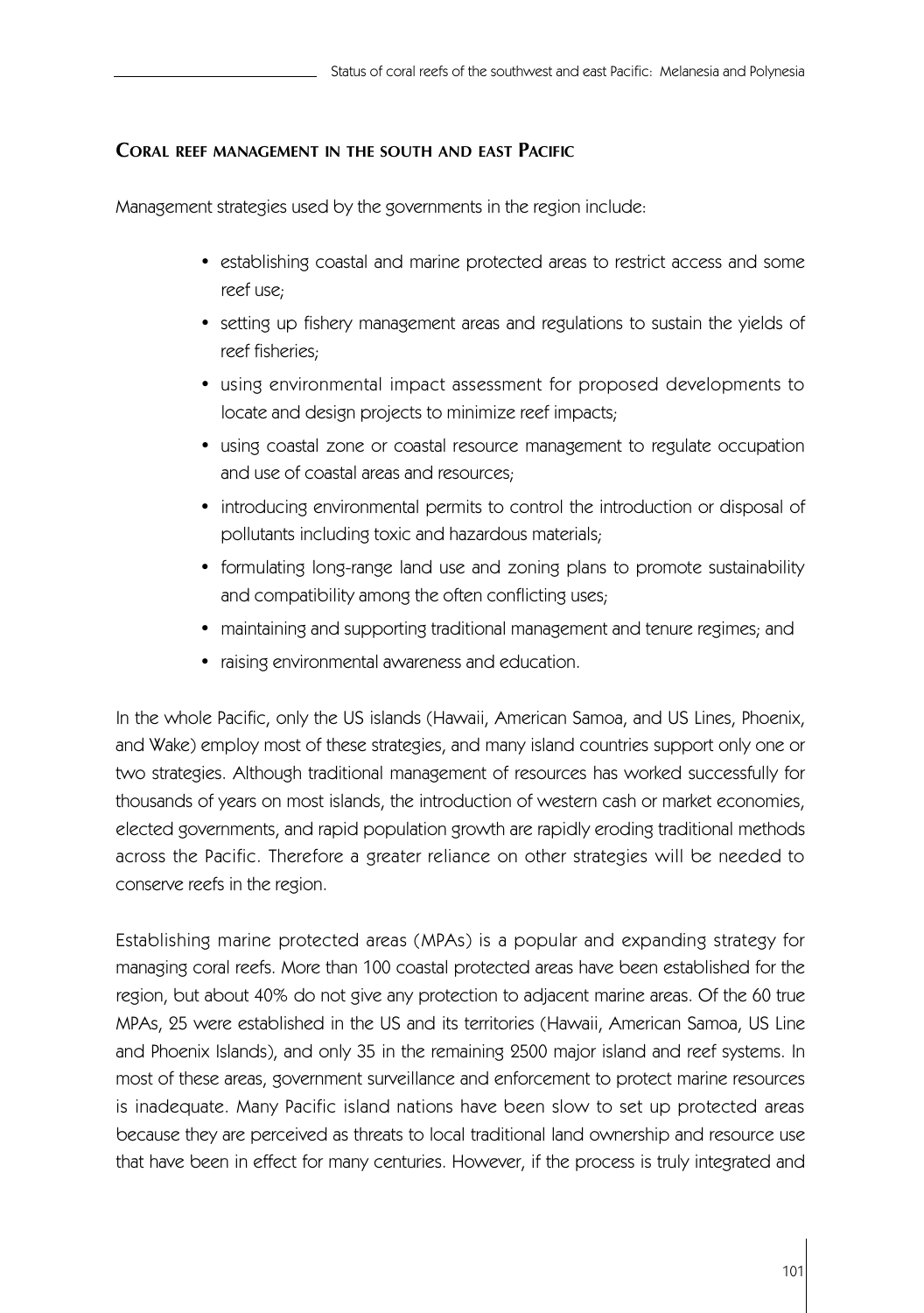## Coral reef management in the south and east Pacific

Management strategies used by the governments in the region include:

- establishing coastal and marine protected areas to restrict access and some reef use;
- setting up fishery management areas and regulations to sustain the yields of reef fisheries;
- using environmental impact assessment for proposed developments to locate and design projects to minimize reef impacts;
- using coastal zone or coastal resource management to regulate occupation and use of coastal areas and resources;
- introducing environmental permits to control the introduction or disposal of pollutants including toxic and hazardous materials;
- formulating long-range land use and zoning plans to promote sustainability and compatibility among the often conflicting uses;
- maintaining and supporting traditional management and tenure regimes; and
- raising environmental awareness and education.

In the whole Pacific, only the US islands (Hawaii, American Samoa, and US Lines, Phoenix, and Wake) employ most of these strategies, and many island countries support only one or two strategies. Although traditional management of resources has worked successfully for thousands of years on most islands, the introduction of western cash or market economies, elected governments, and rapid population growth are rapidly eroding traditional methods across the Pacific. Therefore a greater reliance on other strategies will be needed to conserve reefs in the region.

Establishing marine protected areas (MPAs) is a popular and expanding strategy for managing coral reefs. More than 100 coastal protected areas have been established for the region, but about 40% do not give any protection to adjacent marine areas. Of the 60 true MPAs, 25 were established in the US and its territories (Hawaii, American Samoa, US Line and Phoenix Islands), and only 35 in the remaining 2500 major island and reef systems. In most of these areas, government surveillance and enforcement to protect marine resources is inadequate. Many Pacific island nations have been slow to set up protected areas because they are perceived as threats to local traditional land ownership and resource use that have been in effect for many centuries. However, if the process is truly integrated and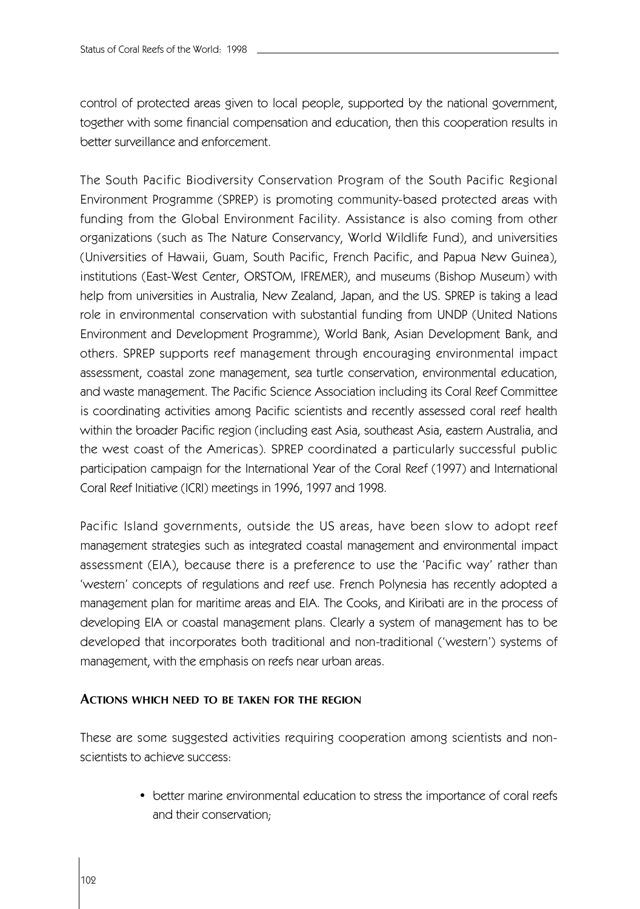control of protected areas given to local people, supported by the national government, together with some financial compensation and education, then this cooperation results in better surveillance and enforcement.

The South Pacific Biodiversity Conservation Program of the South Pacific Regional Environment Programme (SPREP) is promoting community-based protected areas with funding from the Global Environment Facility. Assistance is also coming from other organizations (such as The Nature Conservancy, World Wildlife Fund), and universities (Universities of Hawaii, Guam, South Pacific, French Pacific, and Papua New Guinea), institutions (East-West Center, ORSTOM, IFREMER), and museums (Bishop Museum) with help from universities in Australia, New Zealand, Japan, and the US. SPREP is taking a lead role in environmental conservation with substantial funding from UNDP (United Nations Environment and Development Programme), World Bank, Asian Development Bank, and others. SPREP supports reef management through encouraging environmental impact assessment, coastal zone management, sea turtle conservation, environmental education, and waste management. The Pacific Science Association including its Coral Reef Committee is coordinating activities among Pacific scientists and recently assessed coral reef health within the broader Pacific region (including east Asia, southeast Asia, eastern Australia, and the west coast of the Americas). SPREP coordinated a particularly successful public participation campaign for the International Year of the Coral Reef (1997) and International Coral Reef Initiative (ICRI) meetings in 1996, 1997 and 1998.

Pacific Island governments, outside the US areas, have been slow to adopt reef management strategies such as integrated coastal management and environmental impact assessment (EIA), because there is a preference to use the 'Pacific way' rather than 'western' concepts of regulations and reef use. French Polynesia has recently adopted a management plan for maritime areas and EIA. The Cooks, and Kiribati are in the process of developing EIA or coastal management plans. Clearly a system of management has to be developed that incorporates both traditional and non-traditional ('western') systems of management, with the emphasis on reefs near urban areas.

#### Actions which need to be taken for the region

These are some suggested activities requiring cooperation among scientists and non-scientists to achieve success:

- better marine environmental education to stress the importance of coral reefs and their conservation;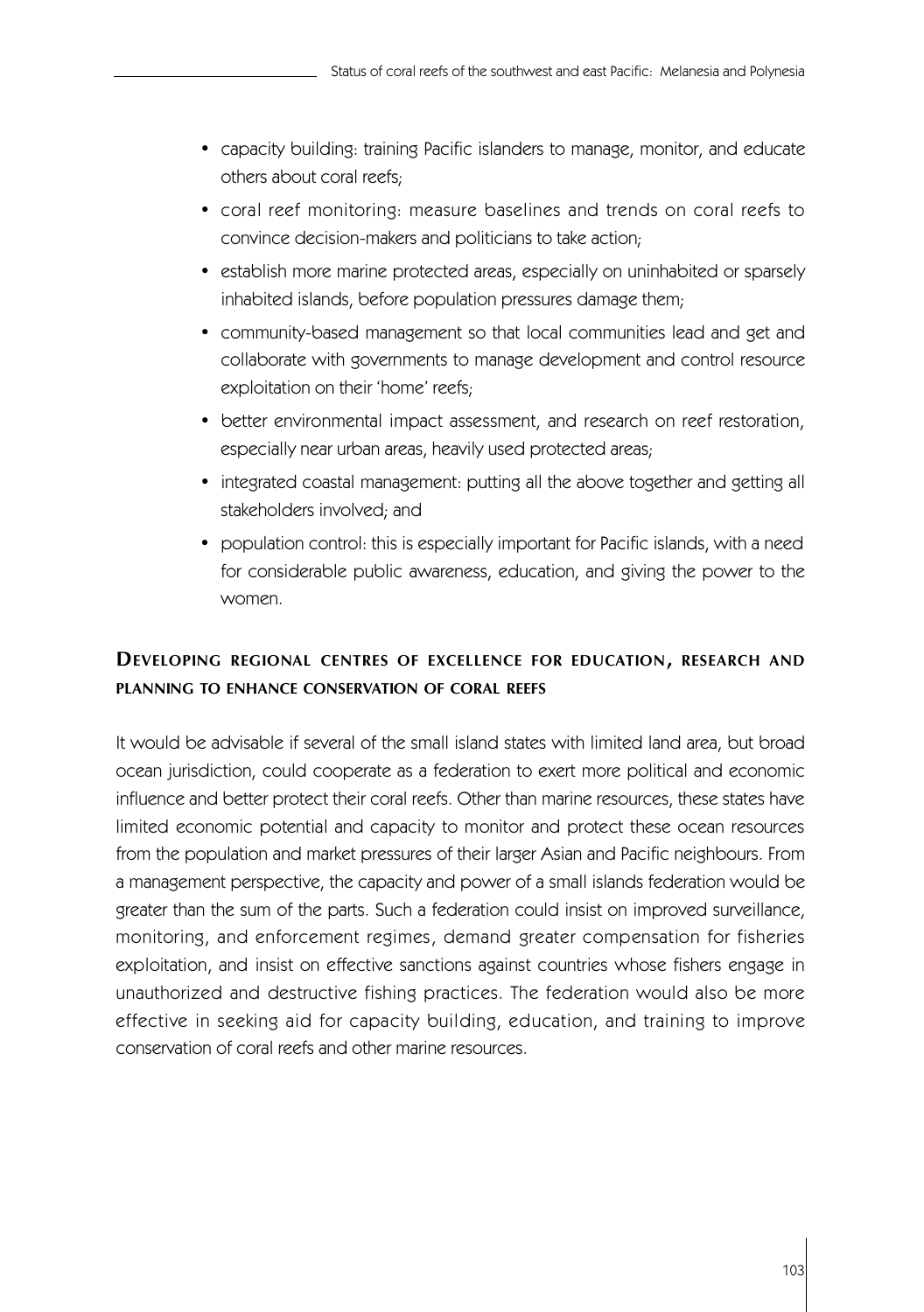- capacity building: training Pacific islanders to manage, monitor, and educate others about coral reefs;
- coral reef monitoring: measure baselines and trends on coral reefs to convince decision-makers and politicians to take action;
- establish more marine protected areas, especially on uninhabited or sparsely inhabited islands, before population pressures damage them;
- community-based management so that local communities lead and get and collaborate with governments to manage development and control resource exploitation on their 'home' reefs;
- better environmental impact assessment, and research on reef restoration, especially near urban areas, heavily used protected areas;
- integrated coastal management: putting all the above together and getting all stakeholders involved; and
- population control: this is especially important for Pacific islands, with a need for considerable public awareness, education, and giving the power to the women.

## Developing regional centres of excellence for education, research and planning to enhance conservation of coral reefs

It would be advisable if several of the small island states with limited land area, but broad ocean jurisdiction, could cooperate as a federation to exert more political and economic influence and better protect their coral reefs. Other than marine resources, these states have limited economic potential and capacity to monitor and protect these ocean resources from the population and market pressures of their larger Asian and Pacific neighbours. From a management perspective, the capacity and power of a small islands federation would be greater than the sum of the parts. Such a federation could insist on improved surveillance, monitoring, and enforcement regimes, demand greater compensation for fisheries exploitation, and insist on effective sanctions against countries whose fishers engage in unauthorized and destructive fishing practices. The federation would also be more effective in seeking aid for capacity building, education, and training to improve conservation of coral reefs and other marine resources.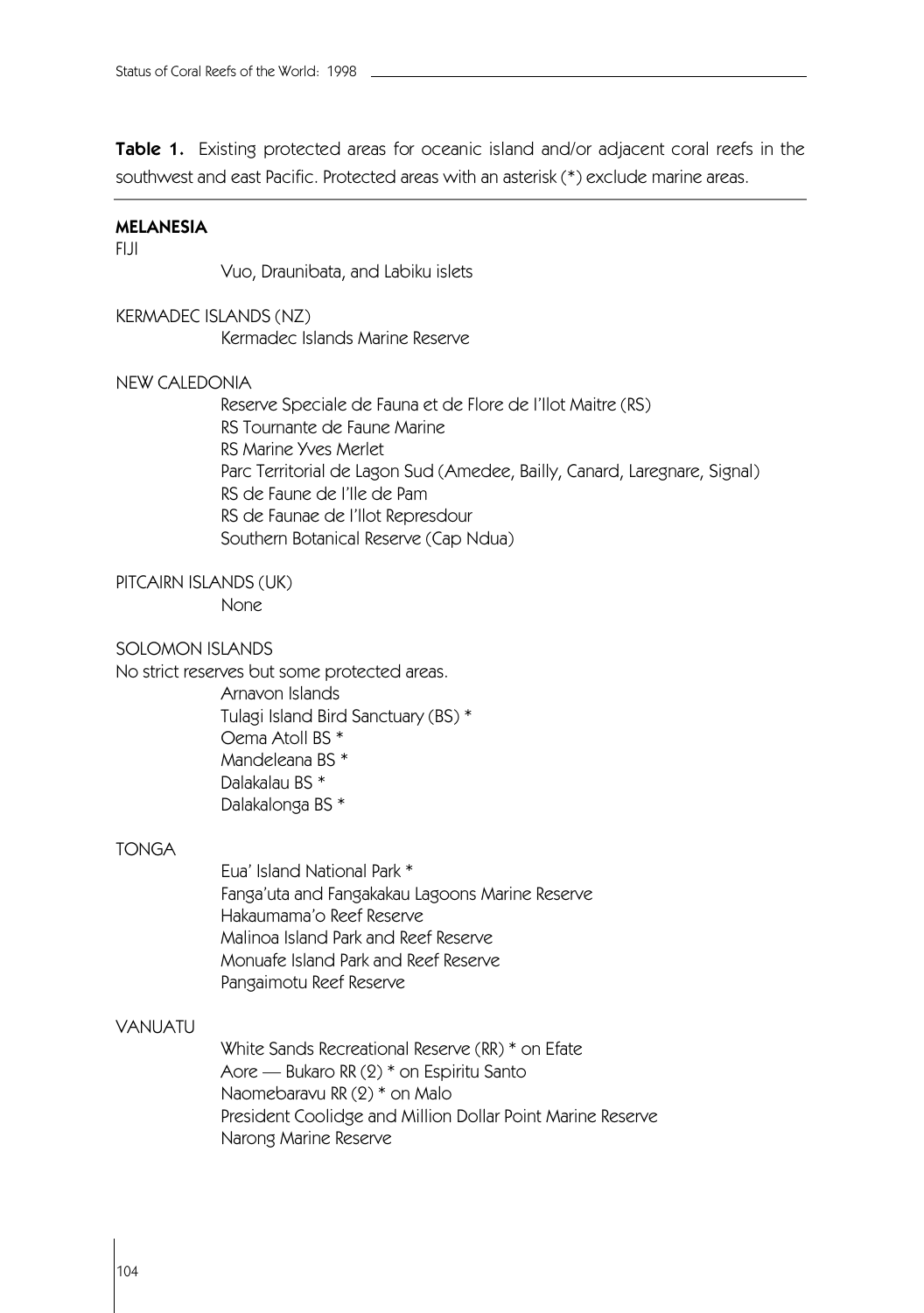**Table 1.** Existing protected areas for oceanic island and/or adjacent coral reefs in the southwest and east Pacific. Protected areas with an asterisk (*) exclude marine areas.

**MELANESIA**

FIJI

- Vuo, Draunibata, and Labiku islets

KERMADEC ISLANDS (NZ)

- Kermadec Islands Marine Reserve

NEW CALEDONIA

- Reserve Speciale de Fauna et de Flore de l'Ilot Maitre (RS)
- RS Tournante de Faune Marine
- RS Marine Yves Merlet
- Parc Territorial de Lagon Sud (Amedee, Bailly, Canard, Laregnare, Signal)
- RS de Faune de l'Ile de Pam
- RS de Faunae de l'Ilot Represdour
- Southern Botanical Reserve (Cap Ndua)

PITCAIRN ISLANDS (UK)

- None

SOLOMON ISLANDS

No strict reserves but some protected areas.

- Arnavon Islands
- Tulagi Island Bird Sanctuary (BS) *
- Oema Atoll BS *
- Mandeleana BS *
- Dalakalau BS *
- Dalakalonga BS *

TONGA

- Eua' Island National Park *
- Fanga'uta and Fangakakau Lagoons Marine Reserve
- Hakaumama'o Reef Reserve
- Malinoa Island Park and Reef Reserve
- Monuafe Island Park and Reef Reserve
- Pangaimotu Reef Reserve

VANUATU

- White Sands Recreational Reserve (RR) * on Efate
- Aore — Bukaro RR (2) * on Espiritu Santo
- Naomebaravu RR (2) * on Malo
- President Coolidge and Million Dollar Point Marine Reserve
- Narong Marine Reserve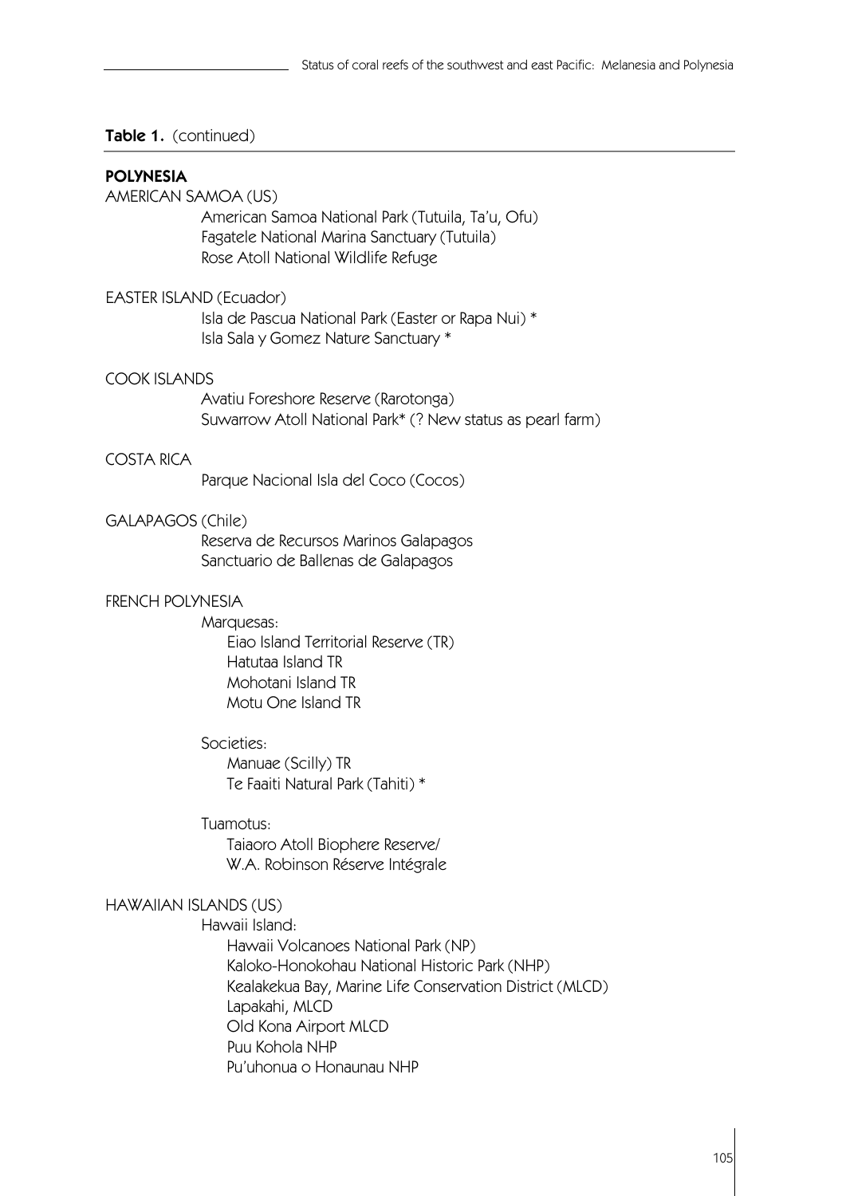**Table 1.** (continued)

**POLYNESIA**

AMERICAN SAMOA (US)

- American Samoa National Park (Tutuila, Ta'u, Ofu)
- Fagatele National Marina Sanctuary (Tutuila)
- Rose Atoll National Wildlife Refuge

EASTER ISLAND (Ecuador)

- Isla de Pascua National Park (Easter or Rapa Nui) *
- Isla Sala y Gomez Nature Sanctuary *

COOK ISLANDS

- Avatiu Foreshore Reserve (Rarotonga)
- Suwarrow Atoll National Park* (? New status as pearl farm)

COSTA RICA

- Parque Nacional Isla del Coco (Cocos)

GALAPAGOS (Chile)

- Reserva de Recursos Marinos Galapagos
- Sanctuario de Ballenas de Galapagos

FRENCH POLYNESIA

- Marquesas:
  - Eiao Island Territorial Reserve (TR)
  - Hatutaa Island TR
  - Mohotani Island TR
  - Motu One Island TR
- Societies:
  - Manuae (Scilly) TR
  - Te Faaiti Natural Park (Tahiti) *
- Tuamotus:
  - Taiaoro Atoll Biophere Reserve/
    W.A. Robinson Réserve Intégrale

HAWAIIAN ISLANDS (US)

- Hawaii Island:
  - Hawaii Volcanoes National Park (NP)
  - Kaloko-Honokohau National Historic Park (NHP)
  - Kealakekua Bay, Marine Life Conservation District (MLCD)
  - Lapakahi, MLCD
  - Old Kona Airport MLCD
  - Puu Kohola NHP
  - Pu'uhonua o Honaunau NHP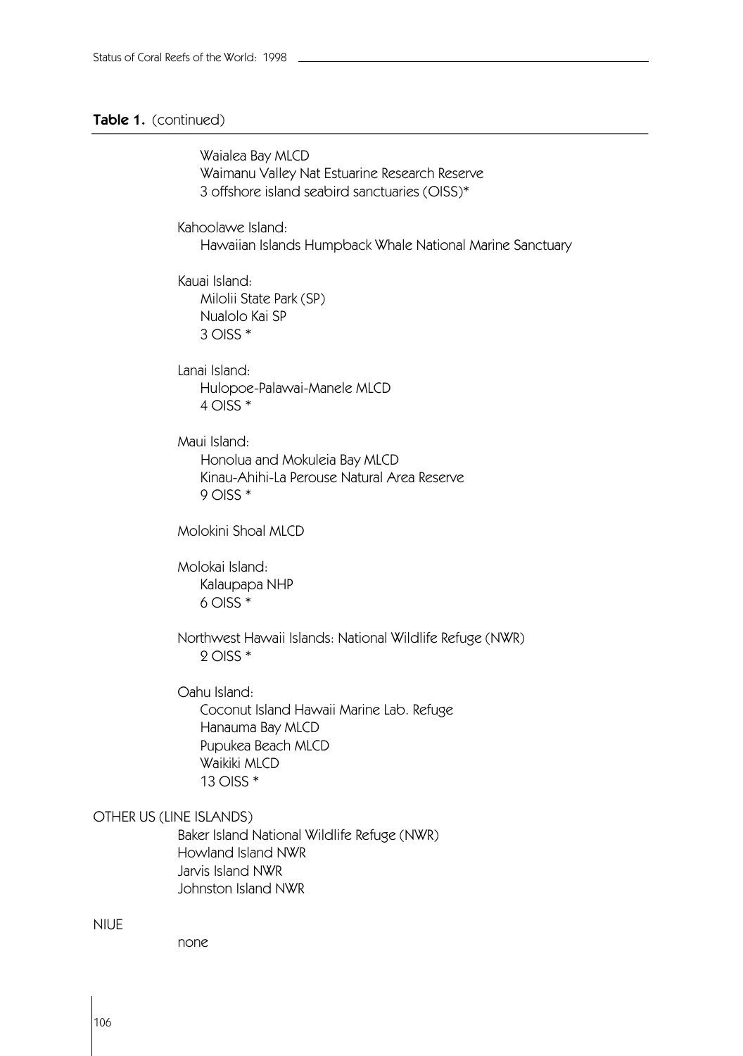**Table 1.** (continued)

Waialea Bay MLCD
Waimanu Valley Nat Estuarine Research Reserve
3 offshore island seabird sanctuaries (OISS)*

Kahoolawe Island:
Hawaiian Islands Humpback Whale National Marine Sanctuary

Kauai Island:
Milolii State Park (SP)
Nualolo Kai SP
3 OISS *

Lanai Island:
Hulopoe-Palawai-Manele MLCD
4 OISS *

Maui Island:
Honolua and Mokuleia Bay MLCD
Kinau-Ahihi-La Perouse Natural Area Reserve
9 OISS *

Molokini Shoal MLCD

Molokai Island:
Kalaupapa NHP
6 OISS *

Northwest Hawaii Islands: National Wildlife Refuge (NWR)
2 OISS *

Oahu Island:
Coconut Island Hawaii Marine Lab. Refuge
Hanauma Bay MLCD
Pupukea Beach MLCD
Waikiki MLCD
13 OISS *

OTHER US (LINE ISLANDS)
Baker Island National Wildlife Refuge (NWR)
Howland Island NWR
Jarvis Island NWR
Johnston Island NWR

NIUE
none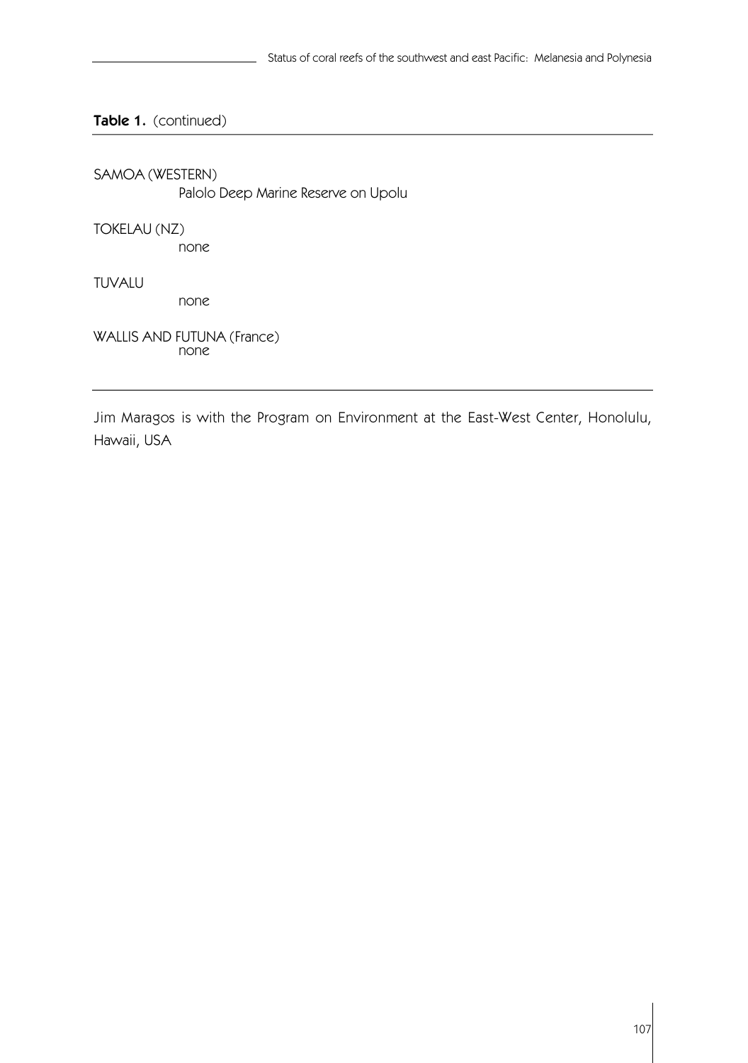**Table 1.** (continued)

SAMOA (WESTERN)
    Palolo Deep Marine Reserve on Upolu

TOKELAU (NZ)
    none

TUVALU
    none

WALLIS AND FUTUNA (France)
    none

---

Jim Maragos is with the Program on Environment at the East-West Center, Honolulu, Hawaii, USA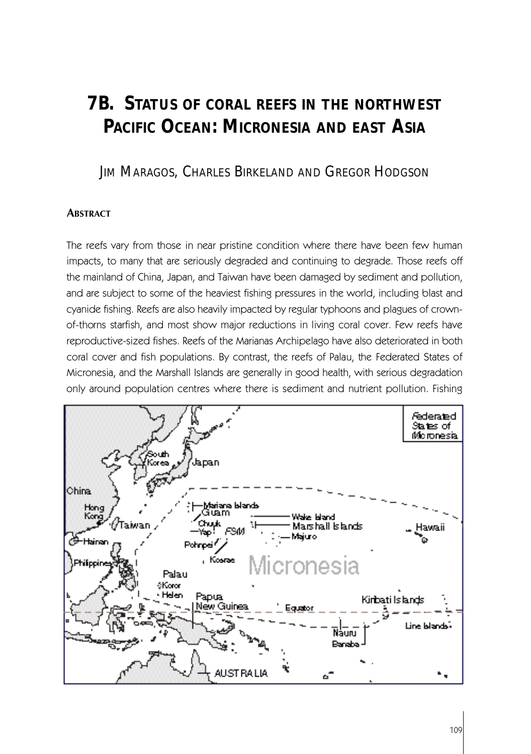# 7B. STATUS OF CORAL REEFS IN THE NORTHWEST PACIFIC OCEAN: MICRONESIA AND EAST ASIA

JIM MARAGOS, CHARLES BIRKELAND AND GREGOR HODGSON

## ABSTRACT

The reefs vary from those in near pristine condition where there have been few human impacts, to many that are seriously degraded and continuing to degrade. Those reefs off the mainland of China, Japan, and Taiwan have been damaged by sediment and pollution, and are subject to some of the heaviest fishing pressures in the world, including blast and cyanide fishing. Reefs are also heavily impacted by regular typhoons and plagues of crown-of-thorns starfish, and most show major reductions in living coral cover. Few reefs have reproductive-sized fishes. Reefs of the Marianas Archipelago have also deteriorated in both coral cover and fish populations. By contrast, the reefs of Palau, the Federated States of Micronesia, and the Marshall Islands are generally in good health, with serious degradation only around population centres where there is sediment and nutrient pollution. Fishing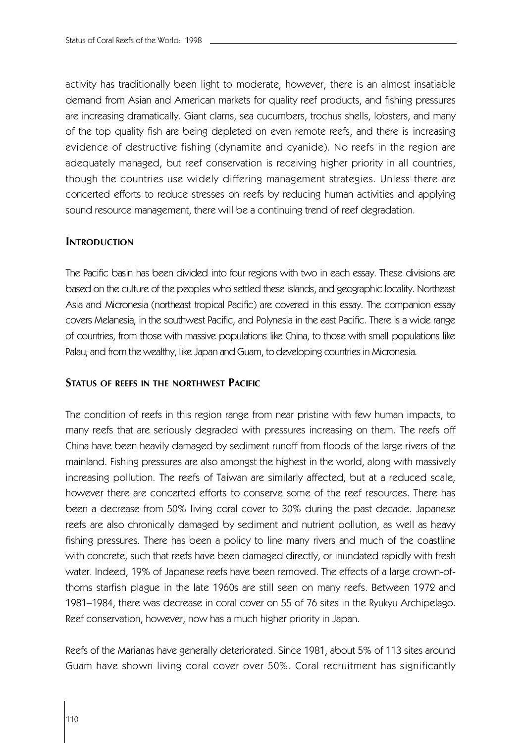activity has traditionally been light to moderate, however, there is an almost insatiable demand from Asian and American markets for quality reef products, and fishing pressures are increasing dramatically. Giant clams, sea cucumbers, trochus shells, lobsters, and many of the top quality fish are being depleted on even remote reefs, and there is increasing evidence of destructive fishing (dynamite and cyanide). No reefs in the region are adequately managed, but reef conservation is receiving higher priority in all countries, though the countries use widely differing management strategies. Unless there are concerted efforts to reduce stresses on reefs by reducing human activities and applying sound resource management, there will be a continuing trend of reef degradation.

## Introduction

The Pacific basin has been divided into four regions with two in each essay. These divisions are based on the culture of the peoples who settled these islands, and geographic locality. Northeast Asia and Micronesia (northeast tropical Pacific) are covered in this essay. The companion essay covers Melanesia, in the southwest Pacific, and Polynesia in the east Pacific. There is a wide range of countries, from those with massive populations like China, to those with small populations like Palau; and from the wealthy, like Japan and Guam, to developing countries in Micronesia.

## Status of reefs in the northwest Pacific

The condition of reefs in this region range from near pristine with few human impacts, to many reefs that are seriously degraded with pressures increasing on them. The reefs off China have been heavily damaged by sediment runoff from floods of the large rivers of the mainland. Fishing pressures are also amongst the highest in the world, along with massively increasing pollution. The reefs of Taiwan are similarly affected, but at a reduced scale, however there are concerted efforts to conserve some of the reef resources. There has been a decrease from 50% living coral cover to 30% during the past decade. Japanese reefs are also chronically damaged by sediment and nutrient pollution, as well as heavy fishing pressures. There has been a policy to line many rivers and much of the coastline with concrete, such that reefs have been damaged directly, or inundated rapidly with fresh water. Indeed, 19% of Japanese reefs have been removed. The effects of a large crown-of-thorns starfish plague in the late 1960s are still seen on many reefs. Between 1972 and 1981–1984, there was decrease in coral cover on 55 of 76 sites in the Ryukyu Archipelago. Reef conservation, however, now has a much higher priority in Japan.

Reefs of the Marianas have generally deteriorated. Since 1981, about 5% of 113 sites around Guam have shown living coral cover over 50%. Coral recruitment has significantly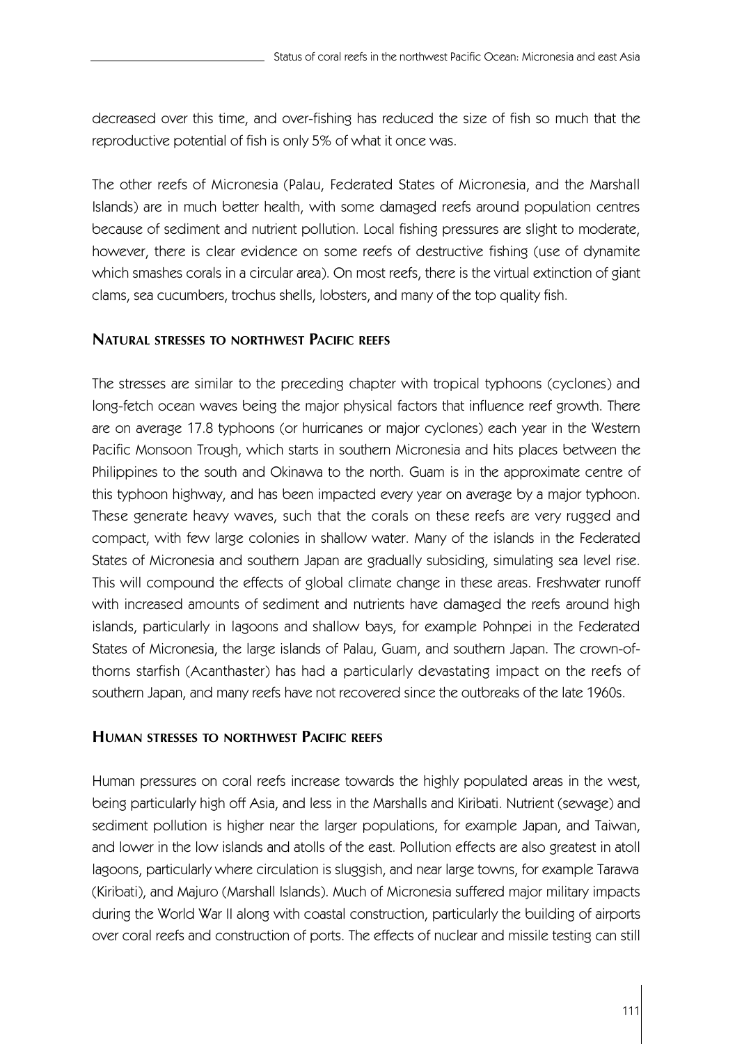decreased over this time, and over-fishing has reduced the size of fish so much that the reproductive potential of fish is only 5% of what it once was.

The other reefs of Micronesia (Palau, Federated States of Micronesia, and the Marshall Islands) are in much better health, with some damaged reefs around population centres because of sediment and nutrient pollution. Local fishing pressures are slight to moderate, however, there is clear evidence on some reefs of destructive fishing (use of dynamite which smashes corals in a circular area). On most reefs, there is the virtual extinction of giant clams, sea cucumbers, trochus shells, lobsters, and many of the top quality fish.

### NATURAL STRESSES TO NORTHWEST PACIFIC REEFS

The stresses are similar to the preceding chapter with tropical typhoons (cyclones) and long-fetch ocean waves being the major physical factors that influence reef growth. There are on average 17.8 typhoons (or hurricanes or major cyclones) each year in the Western Pacific Monsoon Trough, which starts in southern Micronesia and hits places between the Philippines to the south and Okinawa to the north. Guam is in the approximate centre of this typhoon highway, and has been impacted every year on average by a major typhoon. These generate heavy waves, such that the corals on these reefs are very rugged and compact, with few large colonies in shallow water. Many of the islands in the Federated States of Micronesia and southern Japan are gradually subsiding, simulating sea level rise. This will compound the effects of global climate change in these areas. Freshwater runoff with increased amounts of sediment and nutrients have damaged the reefs around high islands, particularly in lagoons and shallow bays, for example Pohnpei in the Federated States of Micronesia, the large islands of Palau, Guam, and southern Japan. The crown-of-thorns starfish (Acanthaster) has had a particularly devastating impact on the reefs of southern Japan, and many reefs have not recovered since the outbreaks of the late 1960s.

### HUMAN STRESSES TO NORTHWEST PACIFIC REEFS

Human pressures on coral reefs increase towards the highly populated areas in the west, being particularly high off Asia, and less in the Marshalls and Kiribati. Nutrient (sewage) and sediment pollution is higher near the larger populations, for example Japan, and Taiwan, and lower in the low islands and atolls of the east. Pollution effects are also greatest in atoll lagoons, particularly where circulation is sluggish, and near large towns, for example Tarawa (Kiribati), and Majuro (Marshall Islands). Much of Micronesia suffered major military impacts during the World War II along with coastal construction, particularly the building of airports over coral reefs and construction of ports. The effects of nuclear and missile testing can still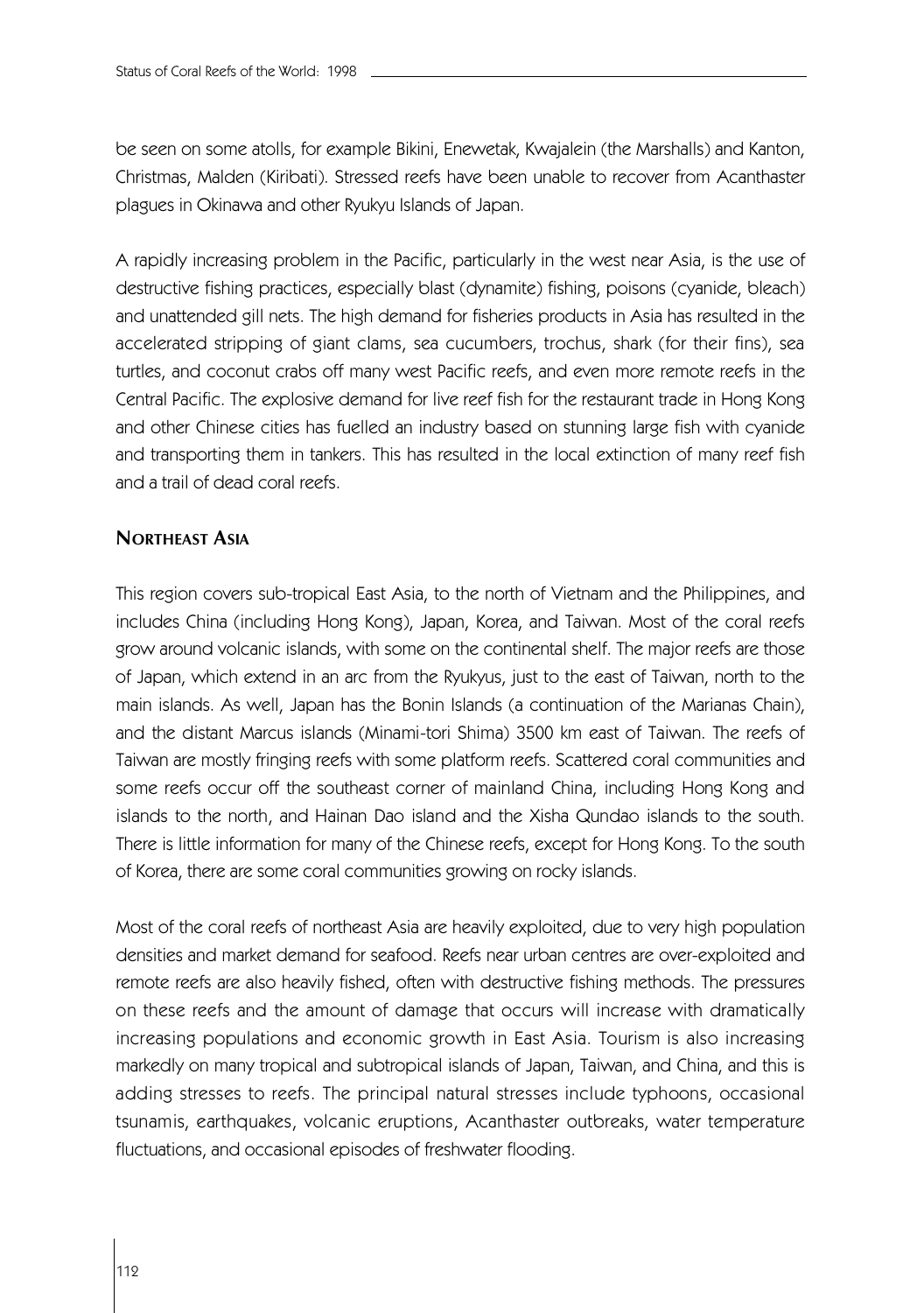be seen on some atolls, for example Bikini, Enewetak, Kwajalein (the Marshalls) and Kanton, Christmas, Malden (Kiribati). Stressed reefs have been unable to recover from Acanthaster plagues in Okinawa and other Ryukyu Islands of Japan.

A rapidly increasing problem in the Pacific, particularly in the west near Asia, is the use of destructive fishing practices, especially blast (dynamite) fishing, poisons (cyanide, bleach) and unattended gill nets. The high demand for fisheries products in Asia has resulted in the accelerated stripping of giant clams, sea cucumbers, trochus, shark (for their fins), sea turtles, and coconut crabs off many west Pacific reefs, and even more remote reefs in the Central Pacific. The explosive demand for live reef fish for the restaurant trade in Hong Kong and other Chinese cities has fuelled an industry based on stunning large fish with cyanide and transporting them in tankers. This has resulted in the local extinction of many reef fish and a trail of dead coral reefs.

## Northeast Asia

This region covers sub-tropical East Asia, to the north of Vietnam and the Philippines, and includes China (including Hong Kong), Japan, Korea, and Taiwan. Most of the coral reefs grow around volcanic islands, with some on the continental shelf. The major reefs are those of Japan, which extend in an arc from the Ryukyus, just to the east of Taiwan, north to the main islands. As well, Japan has the Bonin Islands (a continuation of the Marianas Chain), and the distant Marcus islands (Minami-tori Shima) 3500 km east of Taiwan. The reefs of Taiwan are mostly fringing reefs with some platform reefs. Scattered coral communities and some reefs occur off the southeast corner of mainland China, including Hong Kong and islands to the north, and Hainan Dao island and the Xisha Qundao islands to the south. There is little information for many of the Chinese reefs, except for Hong Kong. To the south of Korea, there are some coral communities growing on rocky islands.

Most of the coral reefs of northeast Asia are heavily exploited, due to very high population densities and market demand for seafood. Reefs near urban centres are over-exploited and remote reefs are also heavily fished, often with destructive fishing methods. The pressures on these reefs and the amount of damage that occurs will increase with dramatically increasing populations and economic growth in East Asia. Tourism is also increasing markedly on many tropical and subtropical islands of Japan, Taiwan, and China, and this is adding stresses to reefs. The principal natural stresses include typhoons, occasional tsunamis, earthquakes, volcanic eruptions, Acanthaster outbreaks, water temperature fluctuations, and occasional episodes of freshwater flooding.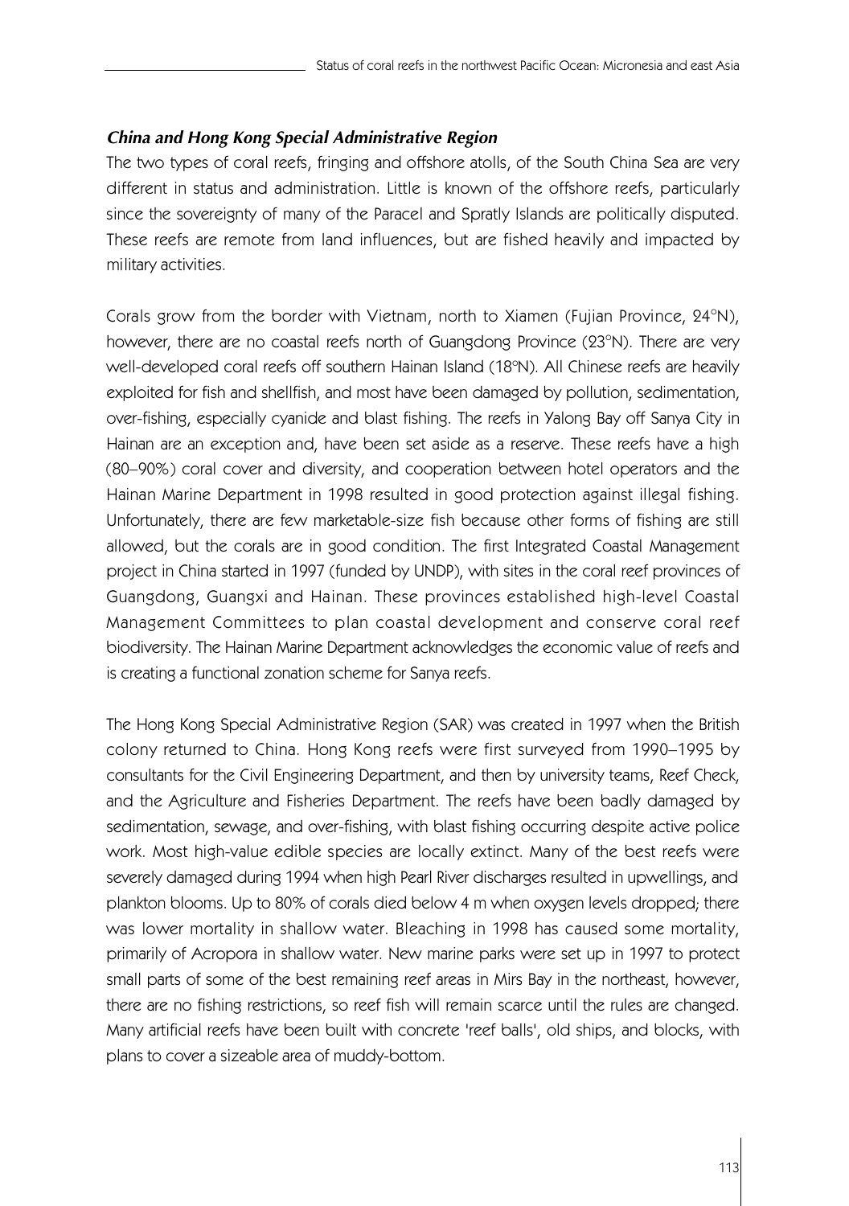### *China and Hong Kong Special Administrative Region*

The two types of coral reefs, fringing and offshore atolls, of the South China Sea are very different in status and administration. Little is known of the offshore reefs, particularly since the sovereignty of many of the Paracel and Spratly Islands are politically disputed. These reefs are remote from land influences, but are fished heavily and impacted by military activities.

Corals grow from the border with Vietnam, north to Xiamen (Fujian Province, 24°N), however, there are no coastal reefs north of Guangdong Province (23°N). There are very well-developed coral reefs off southern Hainan Island (18°N). All Chinese reefs are heavily exploited for fish and shellfish, and most have been damaged by pollution, sedimentation, over-fishing, especially cyanide and blast fishing. The reefs in Yalong Bay off Sanya City in Hainan are an exception and, have been set aside as a reserve. These reefs have a high (80–90%) coral cover and diversity, and cooperation between hotel operators and the Hainan Marine Department in 1998 resulted in good protection against illegal fishing. Unfortunately, there are few marketable-size fish because other forms of fishing are still allowed, but the corals are in good condition. The first Integrated Coastal Management project in China started in 1997 (funded by UNDP), with sites in the coral reef provinces of Guangdong, Guangxi and Hainan. These provinces established high-level Coastal Management Committees to plan coastal development and conserve coral reef biodiversity. The Hainan Marine Department acknowledges the economic value of reefs and is creating a functional zonation scheme for Sanya reefs.

The Hong Kong Special Administrative Region (SAR) was created in 1997 when the British colony returned to China. Hong Kong reefs were first surveyed from 1990–1995 by consultants for the Civil Engineering Department, and then by university teams, Reef Check, and the Agriculture and Fisheries Department. The reefs have been badly damaged by sedimentation, sewage, and over-fishing, with blast fishing occurring despite active police work. Most high-value edible species are locally extinct. Many of the best reefs were severely damaged during 1994 when high Pearl River discharges resulted in upwellings, and plankton blooms. Up to 80% of corals died below 4 m when oxygen levels dropped; there was lower mortality in shallow water. Bleaching in 1998 has caused some mortality, primarily of Acropora in shallow water. New marine parks were set up in 1997 to protect small parts of some of the best remaining reef areas in Mirs Bay in the northeast, however, there are no fishing restrictions, so reef fish will remain scarce until the rules are changed. Many artificial reefs have been built with concrete 'reef balls', old ships, and blocks, with plans to cover a sizeable area of muddy-bottom.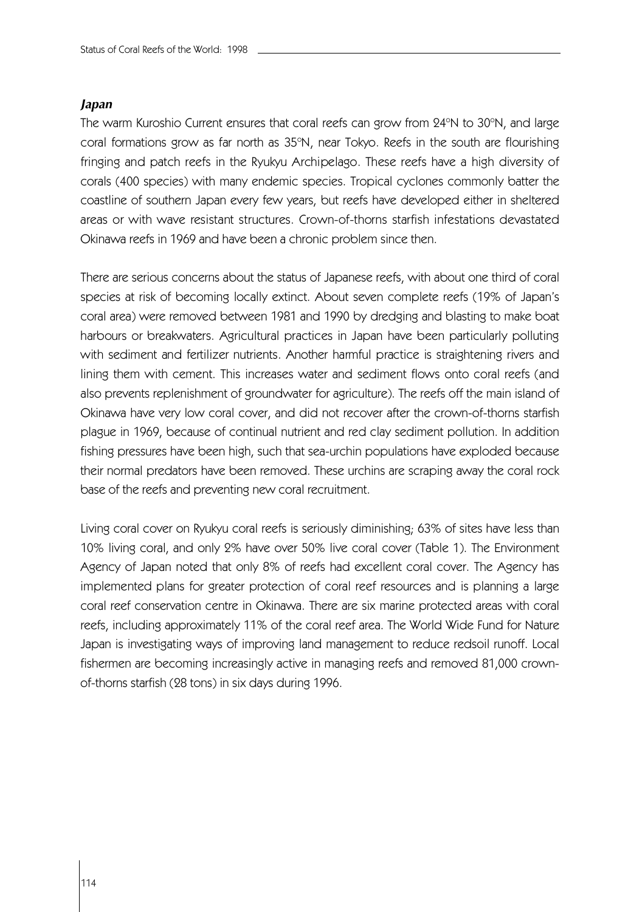### *Japan*

The warm Kuroshio Current ensures that coral reefs can grow from 24°N to 30°N, and large coral formations grow as far north as 35°N, near Tokyo. Reefs in the south are flourishing fringing and patch reefs in the Ryukyu Archipelago. These reefs have a high diversity of corals (400 species) with many endemic species. Tropical cyclones commonly batter the coastline of southern Japan every few years, but reefs have developed either in sheltered areas or with wave resistant structures. Crown-of-thorns starfish infestations devastated Okinawa reefs in 1969 and have been a chronic problem since then.

There are serious concerns about the status of Japanese reefs, with about one third of coral species at risk of becoming locally extinct. About seven complete reefs (19% of Japan's coral area) were removed between 1981 and 1990 by dredging and blasting to make boat harbours or breakwaters. Agricultural practices in Japan have been particularly polluting with sediment and fertilizer nutrients. Another harmful practice is straightening rivers and lining them with cement. This increases water and sediment flows onto coral reefs (and also prevents replenishment of groundwater for agriculture). The reefs off the main island of Okinawa have very low coral cover, and did not recover after the crown-of-thorns starfish plague in 1969, because of continual nutrient and red clay sediment pollution. In addition fishing pressures have been high, such that sea-urchin populations have exploded because their normal predators have been removed. These urchins are scraping away the coral rock base of the reefs and preventing new coral recruitment.

Living coral cover on Ryukyu coral reefs is seriously diminishing; 63% of sites have less than 10% living coral, and only 2% have over 50% live coral cover (Table 1). The Environment Agency of Japan noted that only 8% of reefs had excellent coral cover. The Agency has implemented plans for greater protection of coral reef resources and is planning a large coral reef conservation centre in Okinawa. There are six marine protected areas with coral reefs, including approximately 11% of the coral reef area. The World Wide Fund for Nature Japan is investigating ways of improving land management to reduce redsoil runoff. Local fishermen are becoming increasingly active in managing reefs and removed 81,000 crown-of-thorns starfish (28 tons) in six days during 1996.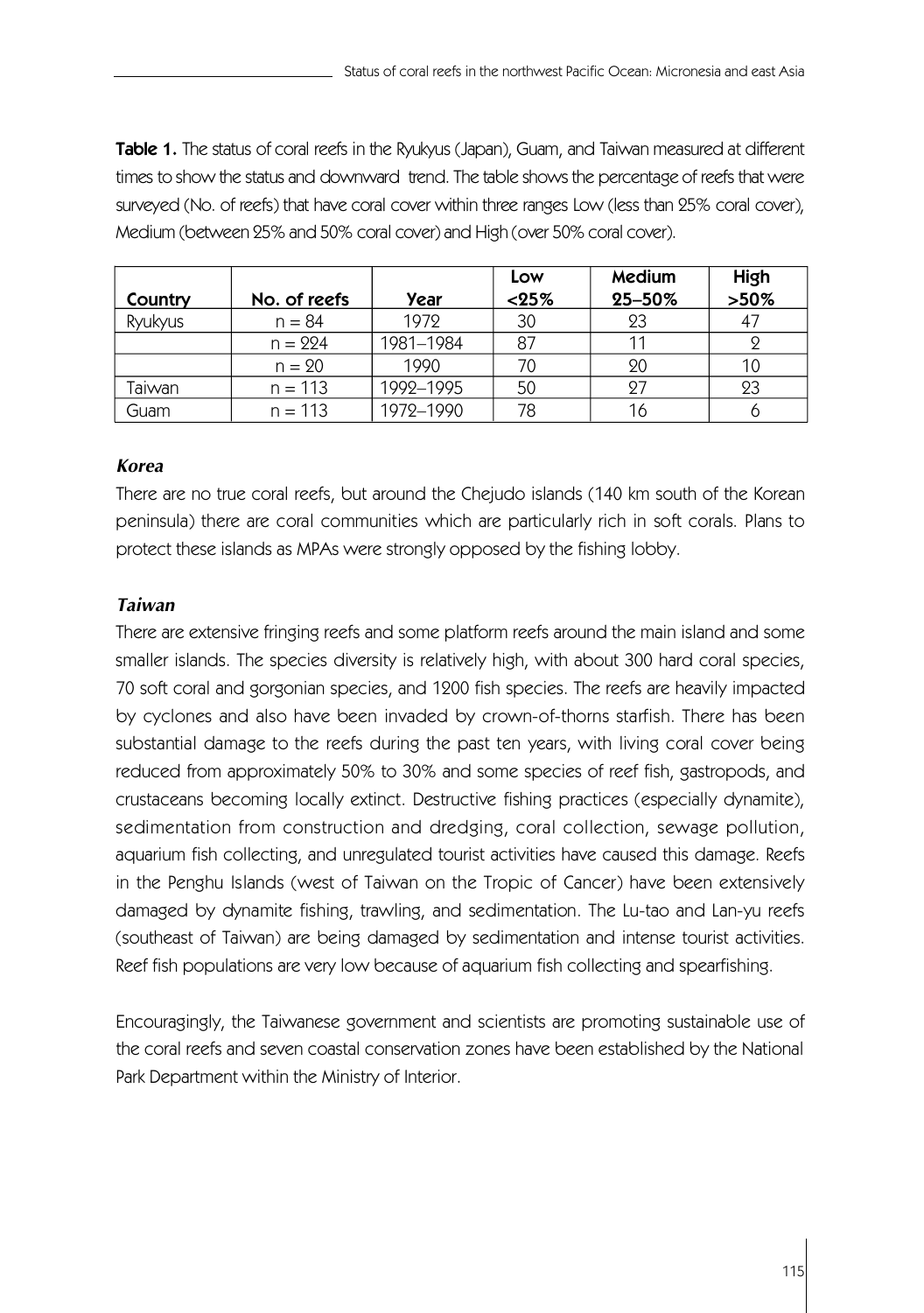**Table 1.** The status of coral reefs in the Ryukyus (Japan), Guam, and Taiwan measured at different times to show the status and downward trend. The table shows the percentage of reefs that were surveyed (No. of reefs) that have coral cover within three ranges Low (less than 25% coral cover), Medium (between 25% and 50% coral cover) and High (over 50% coral cover).

| Country | No. of reefs | Year | Low <25% | Medium 25–50% | High >50% |
|---|---|---|---|---|---|
| Ryukyus | n = 84 | 1972 | 30 | 23 | 47 |
| | n = 224 | 1981–1984 | 87 | 11 | 2 |
| | n = 20 | 1990 | 70 | 20 | 10 |
| Taiwan | n = 113 | 1992–1995 | 50 | 27 | 23 |
| Guam | n = 113 | 1972–1990 | 78 | 16 | 6 |

### *Korea*

There are no true coral reefs, but around the Chejudo islands (140 km south of the Korean peninsula) there are coral communities which are particularly rich in soft corals. Plans to protect these islands as MPAs were strongly opposed by the fishing lobby.

### *Taiwan*

There are extensive fringing reefs and some platform reefs around the main island and some smaller islands. The species diversity is relatively high, with about 300 hard coral species, 70 soft coral and gorgonian species, and 1200 fish species. The reefs are heavily impacted by cyclones and also have been invaded by crown-of-thorns starfish. There has been substantial damage to the reefs during the past ten years, with living coral cover being reduced from approximately 50% to 30% and some species of reef fish, gastropods, and crustaceans becoming locally extinct. Destructive fishing practices (especially dynamite), sedimentation from construction and dredging, coral collection, sewage pollution, aquarium fish collecting, and unregulated tourist activities have caused this damage. Reefs in the Penghu Islands (west of Taiwan on the Tropic of Cancer) have been extensively damaged by dynamite fishing, trawling, and sedimentation. The Lu-tao and Lan-yu reefs (southeast of Taiwan) are being damaged by sedimentation and intense tourist activities. Reef fish populations are very low because of aquarium fish collecting and spearfishing.

Encouragingly, the Taiwanese government and scientists are promoting sustainable use of the coral reefs and seven coastal conservation zones have been established by the National Park Department within the Ministry of Interior.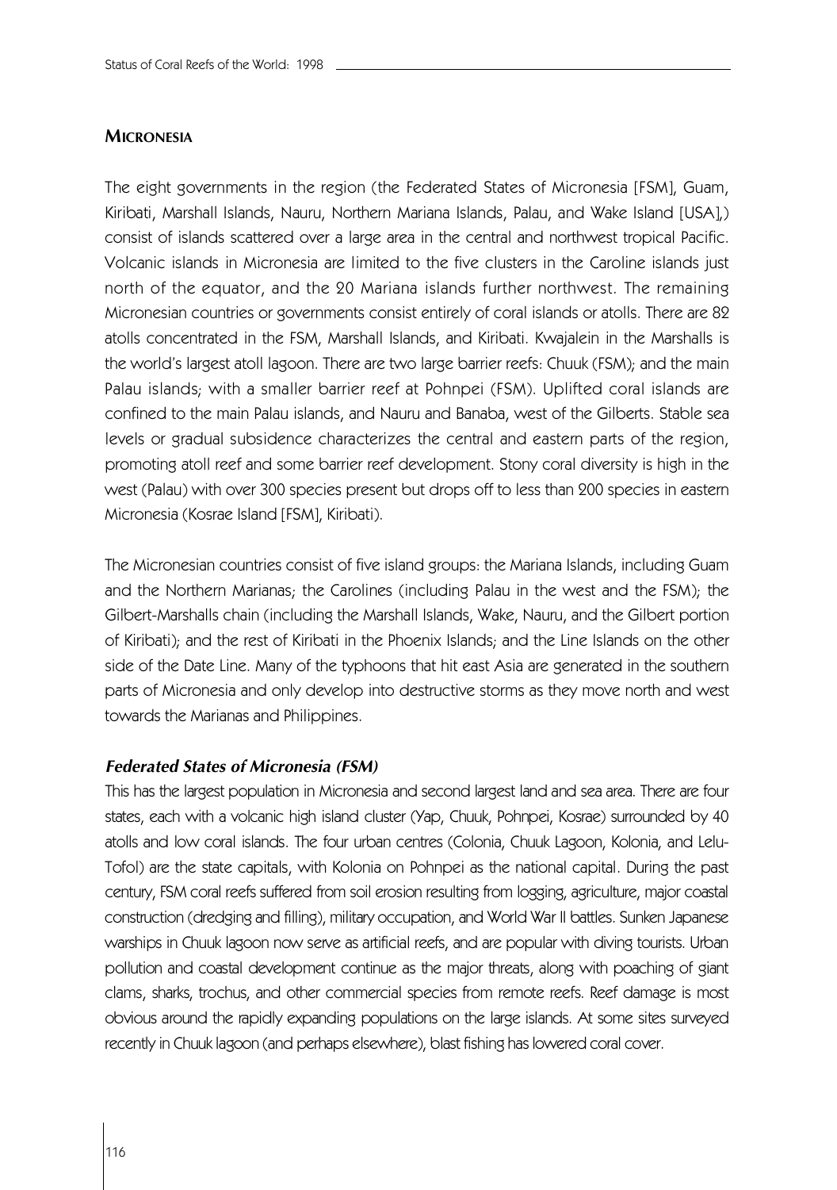## Micronesia

The eight governments in the region (the Federated States of Micronesia [FSM], Guam, Kiribati, Marshall Islands, Nauru, Northern Mariana Islands, Palau, and Wake Island [USA],) consist of islands scattered over a large area in the central and northwest tropical Pacific. Volcanic islands in Micronesia are limited to the five clusters in the Caroline islands just north of the equator, and the 20 Mariana islands further northwest. The remaining Micronesian countries or governments consist entirely of coral islands or atolls. There are 82 atolls concentrated in the FSM, Marshall Islands, and Kiribati. Kwajalein in the Marshalls is the world's largest atoll lagoon. There are two large barrier reefs: Chuuk (FSM); and the main Palau islands; with a smaller barrier reef at Pohnpei (FSM). Uplifted coral islands are confined to the main Palau islands, and Nauru and Banaba, west of the Gilberts. Stable sea levels or gradual subsidence characterizes the central and eastern parts of the region, promoting atoll reef and some barrier reef development. Stony coral diversity is high in the west (Palau) with over 300 species present but drops off to less than 200 species in eastern Micronesia (Kosrae Island [FSM], Kiribati).

The Micronesian countries consist of five island groups: the Mariana Islands, including Guam and the Northern Marianas; the Carolines (including Palau in the west and the FSM); the Gilbert-Marshalls chain (including the Marshall Islands, Wake, Nauru, and the Gilbert portion of Kiribati); and the rest of Kiribati in the Phoenix Islands; and the Line Islands on the other side of the Date Line. Many of the typhoons that hit east Asia are generated in the southern parts of Micronesia and only develop into destructive storms as they move north and west towards the Marianas and Philippines.

### *Federated States of Micronesia (FSM)*

This has the largest population in Micronesia and second largest land and sea area. There are four states, each with a volcanic high island cluster (Yap, Chuuk, Pohnpei, Kosrae) surrounded by 40 atolls and low coral islands. The four urban centres (Colonia, Chuuk Lagoon, Kolonia, and Lelu-Tofol) are the state capitals, with Kolonia on Pohnpei as the national capital. During the past century, FSM coral reefs suffered from soil erosion resulting from logging, agriculture, major coastal construction (dredging and filling), military occupation, and World War II battles. Sunken Japanese warships in Chuuk lagoon now serve as artificial reefs, and are popular with diving tourists. Urban pollution and coastal development continue as the major threats, along with poaching of giant clams, sharks, trochus, and other commercial species from remote reefs. Reef damage is most obvious around the rapidly expanding populations on the large islands. At some sites surveyed recently in Chuuk lagoon (and perhaps elsewhere), blast fishing has lowered coral cover.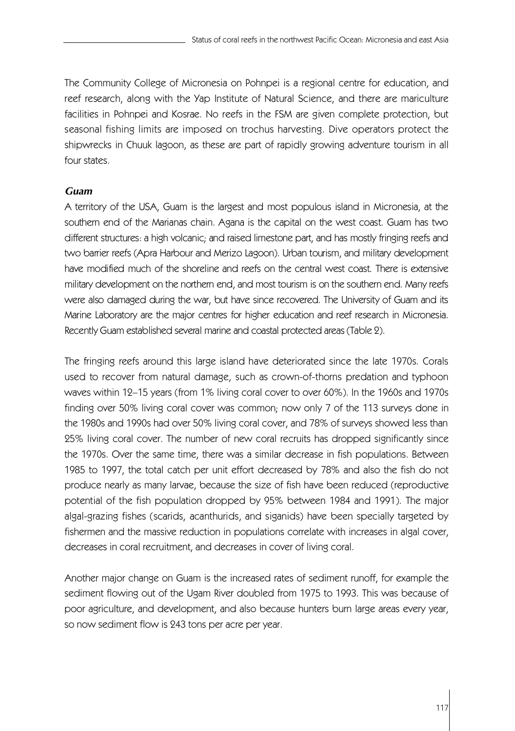The Community College of Micronesia on Pohnpei is a regional centre for education, and reef research, along with the Yap Institute of Natural Science, and there are mariculture facilities in Pohnpei and Kosrae. No reefs in the FSM are given complete protection, but seasonal fishing limits are imposed on trochus harvesting. Dive operators protect the shipwrecks in Chuuk lagoon, as these are part of rapidly growing adventure tourism in all four states.

### *Guam*

A territory of the USA, Guam is the largest and most populous island in Micronesia, at the southern end of the Marianas chain. Agana is the capital on the west coast. Guam has two different structures: a high volcanic; and raised limestone part, and has mostly fringing reefs and two barrier reefs (Apra Harbour and Merizo Lagoon). Urban tourism, and military development have modified much of the shoreline and reefs on the central west coast. There is extensive military development on the northern end, and most tourism is on the southern end. Many reefs were also damaged during the war, but have since recovered. The University of Guam and its Marine Laboratory are the major centres for higher education and reef research in Micronesia. Recently Guam established several marine and coastal protected areas (Table 2).

The fringing reefs around this large island have deteriorated since the late 1970s. Corals used to recover from natural damage, such as crown-of-thorns predation and typhoon waves within 12–15 years (from 1% living coral cover to over 60%). In the 1960s and 1970s finding over 50% living coral cover was common; now only 7 of the 113 surveys done in the 1980s and 1990s had over 50% living coral cover, and 78% of surveys showed less than 25% living coral cover. The number of new coral recruits has dropped significantly since the 1970s. Over the same time, there was a similar decrease in fish populations. Between 1985 to 1997, the total catch per unit effort decreased by 78% and also the fish do not produce nearly as many larvae, because the size of fish have been reduced (reproductive potential of the fish population dropped by 95% between 1984 and 1991). The major algal-grazing fishes (scarids, acanthurids, and siganids) have been specially targeted by fishermen and the massive reduction in populations correlate with increases in algal cover, decreases in coral recruitment, and decreases in cover of living coral.

Another major change on Guam is the increased rates of sediment runoff, for example the sediment flowing out of the Ugam River doubled from 1975 to 1993. This was because of poor agriculture, and development, and also because hunters burn large areas every year, so now sediment flow is 243 tons per acre per year.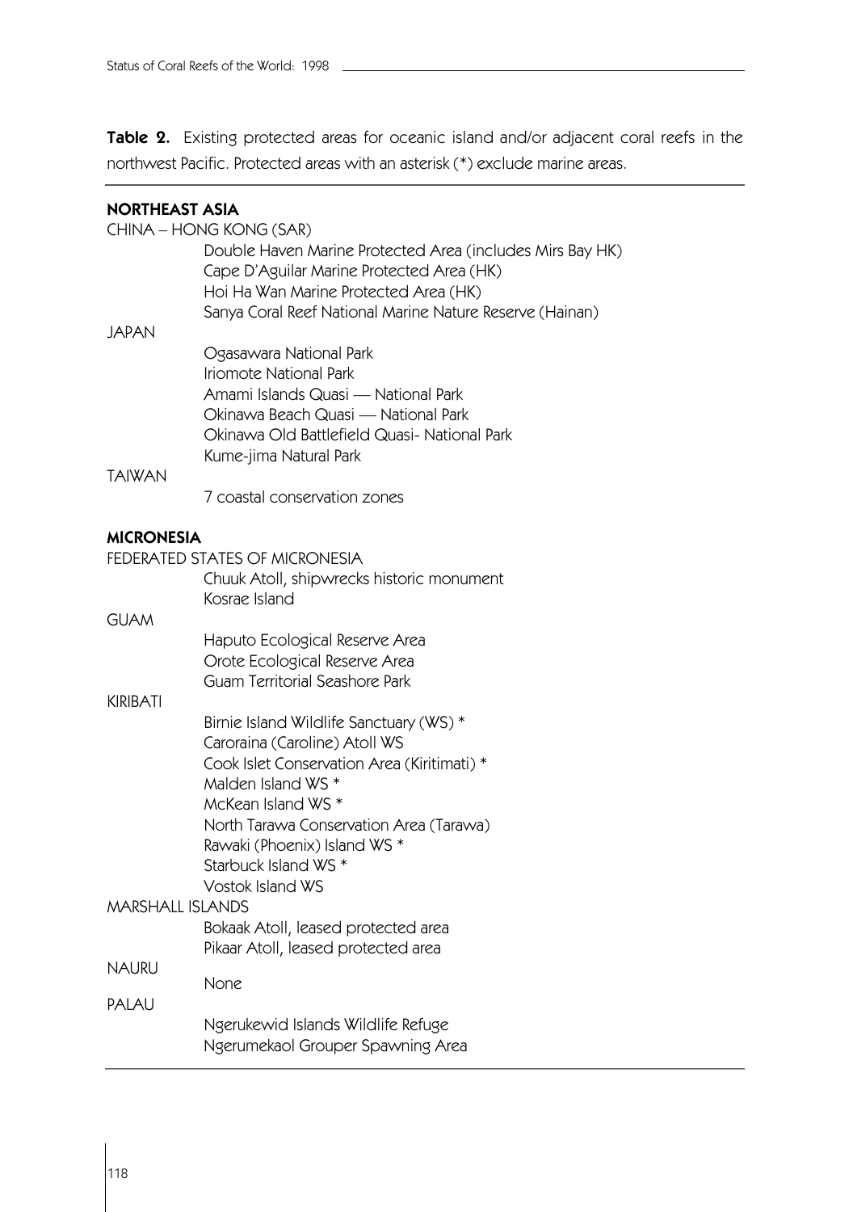**Table 2.** Existing protected areas for oceanic island and/or adjacent coral reefs in the northwest Pacific. Protected areas with an asterisk (*) exclude marine areas.

**NORTHEAST ASIA**

CHINA – HONG KONG (SAR)
- Double Haven Marine Protected Area (includes Mirs Bay HK)
- Cape D'Aguilar Marine Protected Area (HK)
- Hoi Ha Wan Marine Protected Area (HK)
- Sanya Coral Reef National Marine Nature Reserve (Hainan)

JAPAN
- Ogasawara National Park
- Iriomote National Park
- Amami Islands Quasi — National Park
- Okinawa Beach Quasi — National Park
- Okinawa Old Battlefield Quasi- National Park
- Kume-jima Natural Park

TAIWAN
- 7 coastal conservation zones

**MICRONESIA**

FEDERATED STATES OF MICRONESIA
- Chuuk Atoll, shipwrecks historic monument
- Kosrae Island

GUAM
- Haputo Ecological Reserve Area
- Orote Ecological Reserve Area
- Guam Territorial Seashore Park

KIRIBATI
- Birnie Island Wildlife Sanctuary (WS) *
- Caroraina (Caroline) Atoll WS
- Cook Islet Conservation Area (Kiritimati) *
- Malden Island WS *
- McKean Island WS *
- North Tarawa Conservation Area (Tarawa)
- Rawaki (Phoenix) Island WS *
- Starbuck Island WS *
- Vostok Island WS

MARSHALL ISLANDS
- Bokaak Atoll, leased protected area
- Pikaar Atoll, leased protected area

NAURU
- None

PALAU
- Ngerukewid Islands Wildlife Refuge
- Ngerumekaol Grouper Spawning Area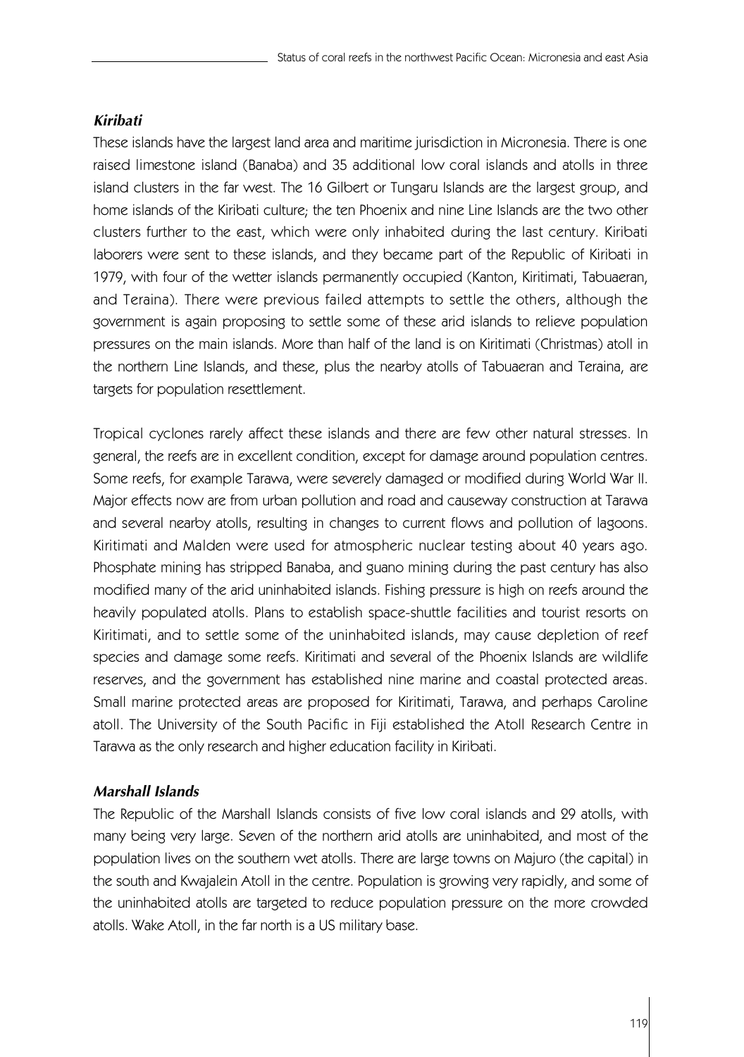### *Kiribati*

These islands have the largest land area and maritime jurisdiction in Micronesia. There is one raised limestone island (Banaba) and 35 additional low coral islands and atolls in three island clusters in the far west. The 16 Gilbert or Tungaru Islands are the largest group, and home islands of the Kiribati culture; the ten Phoenix and nine Line Islands are the two other clusters further to the east, which were only inhabited during the last century. Kiribati laborers were sent to these islands, and they became part of the Republic of Kiribati in 1979, with four of the wetter islands permanently occupied (Kanton, Kiritimati, Tabuaeran, and Teraina). There were previous failed attempts to settle the others, although the government is again proposing to settle some of these arid islands to relieve population pressures on the main islands. More than half of the land is on Kiritimati (Christmas) atoll in the northern Line Islands, and these, plus the nearby atolls of Tabuaeran and Teraina, are targets for population resettlement.

Tropical cyclones rarely affect these islands and there are few other natural stresses. In general, the reefs are in excellent condition, except for damage around population centres. Some reefs, for example Tarawa, were severely damaged or modified during World War II. Major effects now are from urban pollution and road and causeway construction at Tarawa and several nearby atolls, resulting in changes to current flows and pollution of lagoons. Kiritimati and Malden were used for atmospheric nuclear testing about 40 years ago. Phosphate mining has stripped Banaba, and guano mining during the past century has also modified many of the arid uninhabited islands. Fishing pressure is high on reefs around the heavily populated atolls. Plans to establish space-shuttle facilities and tourist resorts on Kiritimati, and to settle some of the uninhabited islands, may cause depletion of reef species and damage some reefs. Kiritimati and several of the Phoenix Islands are wildlife reserves, and the government has established nine marine and coastal protected areas. Small marine protected areas are proposed for Kiritimati, Tarawa, and perhaps Caroline atoll. The University of the South Pacific in Fiji established the Atoll Research Centre in Tarawa as the only research and higher education facility in Kiribati.

### *Marshall Islands*

The Republic of the Marshall Islands consists of five low coral islands and 29 atolls, with many being very large. Seven of the northern arid atolls are uninhabited, and most of the population lives on the southern wet atolls. There are large towns on Majuro (the capital) in the south and Kwajalein Atoll in the centre. Population is growing very rapidly, and some of the uninhabited atolls are targeted to reduce population pressure on the more crowded atolls. Wake Atoll, in the far north is a US military base.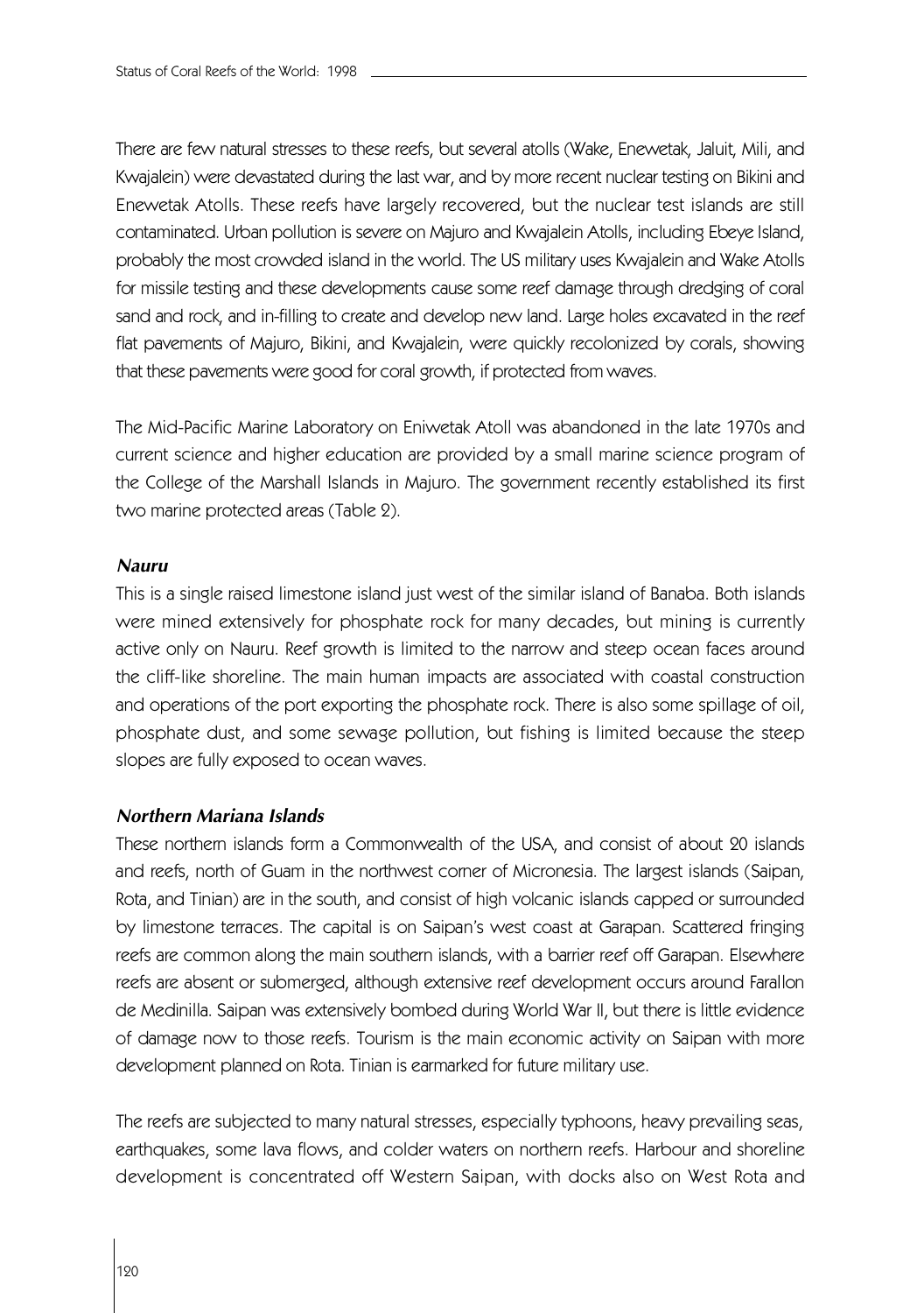There are few natural stresses to these reefs, but several atolls (Wake, Enewetak, Jaluit, Mili, and Kwajalein) were devastated during the last war, and by more recent nuclear testing on Bikini and Enewetak Atolls. These reefs have largely recovered, but the nuclear test islands are still contaminated. Urban pollution is severe on Majuro and Kwajalein Atolls, including Ebeye Island, probably the most crowded island in the world. The US military uses Kwajalein and Wake Atolls for missile testing and these developments cause some reef damage through dredging of coral sand and rock, and in-filling to create and develop new land. Large holes excavated in the reef flat pavements of Majuro, Bikini, and Kwajalein, were quickly recolonized by corals, showing that these pavements were good for coral growth, if protected from waves.

The Mid-Pacific Marine Laboratory on Eniwetak Atoll was abandoned in the late 1970s and current science and higher education are provided by a small marine science program of the College of the Marshall Islands in Majuro. The government recently established its first two marine protected areas (Table 2).

### *Nauru*

This is a single raised limestone island just west of the similar island of Banaba. Both islands were mined extensively for phosphate rock for many decades, but mining is currently active only on Nauru. Reef growth is limited to the narrow and steep ocean faces around the cliff-like shoreline. The main human impacts are associated with coastal construction and operations of the port exporting the phosphate rock. There is also some spillage of oil, phosphate dust, and some sewage pollution, but fishing is limited because the steep slopes are fully exposed to ocean waves.

### *Northern Mariana Islands*

These northern islands form a Commonwealth of the USA, and consist of about 20 islands and reefs, north of Guam in the northwest corner of Micronesia. The largest islands (Saipan, Rota, and Tinian) are in the south, and consist of high volcanic islands capped or surrounded by limestone terraces. The capital is on Saipan's west coast at Garapan. Scattered fringing reefs are common along the main southern islands, with a barrier reef off Garapan. Elsewhere reefs are absent or submerged, although extensive reef development occurs around Farallon de Medinilla. Saipan was extensively bombed during World War II, but there is little evidence of damage now to those reefs. Tourism is the main economic activity on Saipan with more development planned on Rota. Tinian is earmarked for future military use.

The reefs are subjected to many natural stresses, especially typhoons, heavy prevailing seas, earthquakes, some lava flows, and colder waters on northern reefs. Harbour and shoreline development is concentrated off Western Saipan, with docks also on West Rota and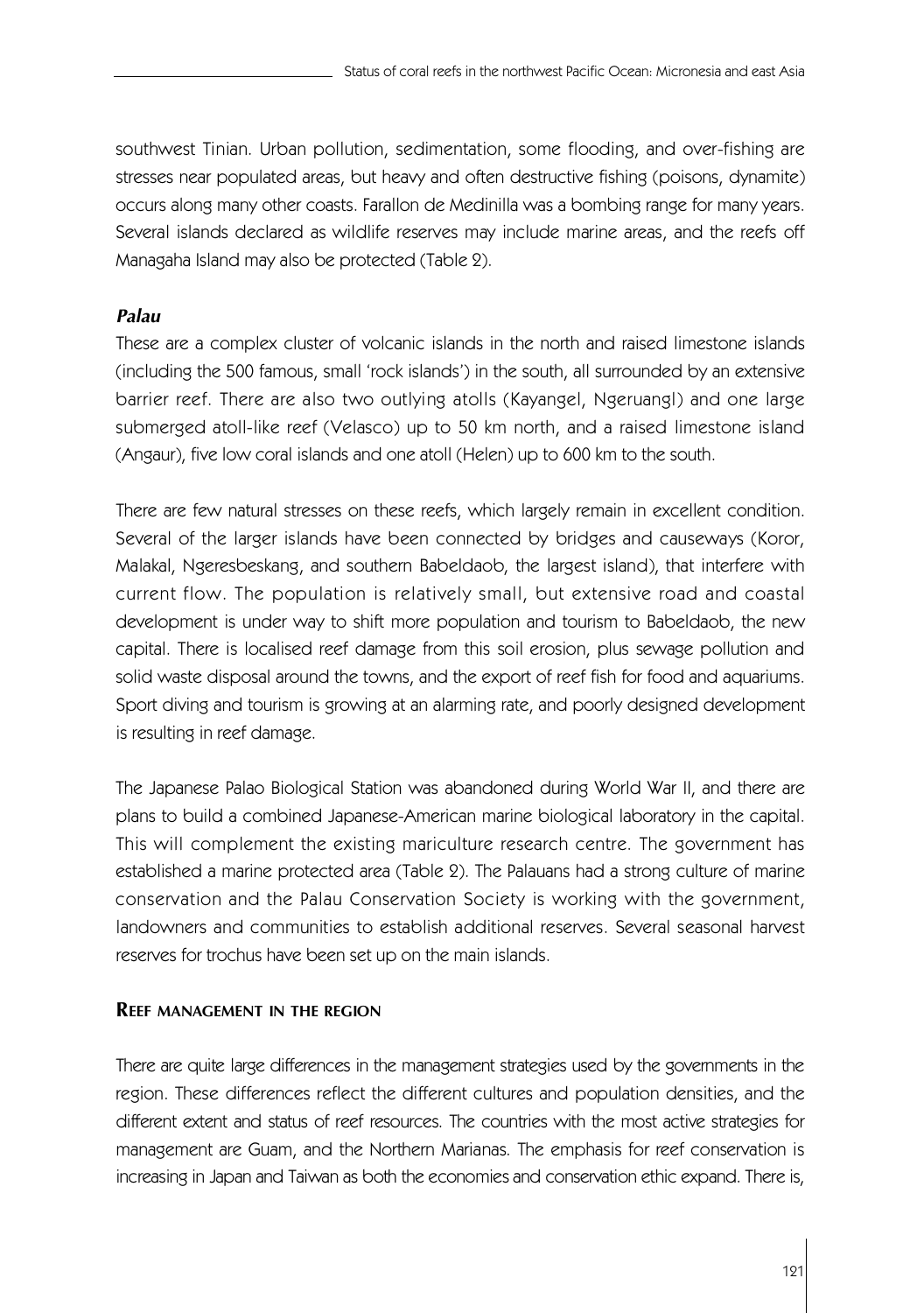southwest Tinian. Urban pollution, sedimentation, some flooding, and over-fishing are stresses near populated areas, but heavy and often destructive fishing (poisons, dynamite) occurs along many other coasts. Farallon de Medinilla was a bombing range for many years. Several islands declared as wildlife reserves may include marine areas, and the reefs off Managaha Island may also be protected (Table 2).

### *Palau*

These are a complex cluster of volcanic islands in the north and raised limestone islands (including the 500 famous, small 'rock islands') in the south, all surrounded by an extensive barrier reef. There are also two outlying atolls (Kayangel, Ngeruangl) and one large submerged atoll-like reef (Velasco) up to 50 km north, and a raised limestone island (Angaur), five low coral islands and one atoll (Helen) up to 600 km to the south.

There are few natural stresses on these reefs, which largely remain in excellent condition. Several of the larger islands have been connected by bridges and causeways (Koror, Malakal, Ngeresbeskang, and southern Babeldaob, the largest island), that interfere with current flow. The population is relatively small, but extensive road and coastal development is under way to shift more population and tourism to Babeldaob, the new capital. There is localised reef damage from this soil erosion, plus sewage pollution and solid waste disposal around the towns, and the export of reef fish for food and aquariums. Sport diving and tourism is growing at an alarming rate, and poorly designed development is resulting in reef damage.

The Japanese Palao Biological Station was abandoned during World War II, and there are plans to build a combined Japanese-American marine biological laboratory in the capital. This will complement the existing mariculture research centre. The government has established a marine protected area (Table 2). The Palauans had a strong culture of marine conservation and the Palau Conservation Society is working with the government, landowners and communities to establish additional reserves. Several seasonal harvest reserves for trochus have been set up on the main islands.

## Reef management in the region

There are quite large differences in the management strategies used by the governments in the region. These differences reflect the different cultures and population densities, and the different extent and status of reef resources. The countries with the most active strategies for management are Guam, and the Northern Marianas. The emphasis for reef conservation is increasing in Japan and Taiwan as both the economies and conservation ethic expand. There is,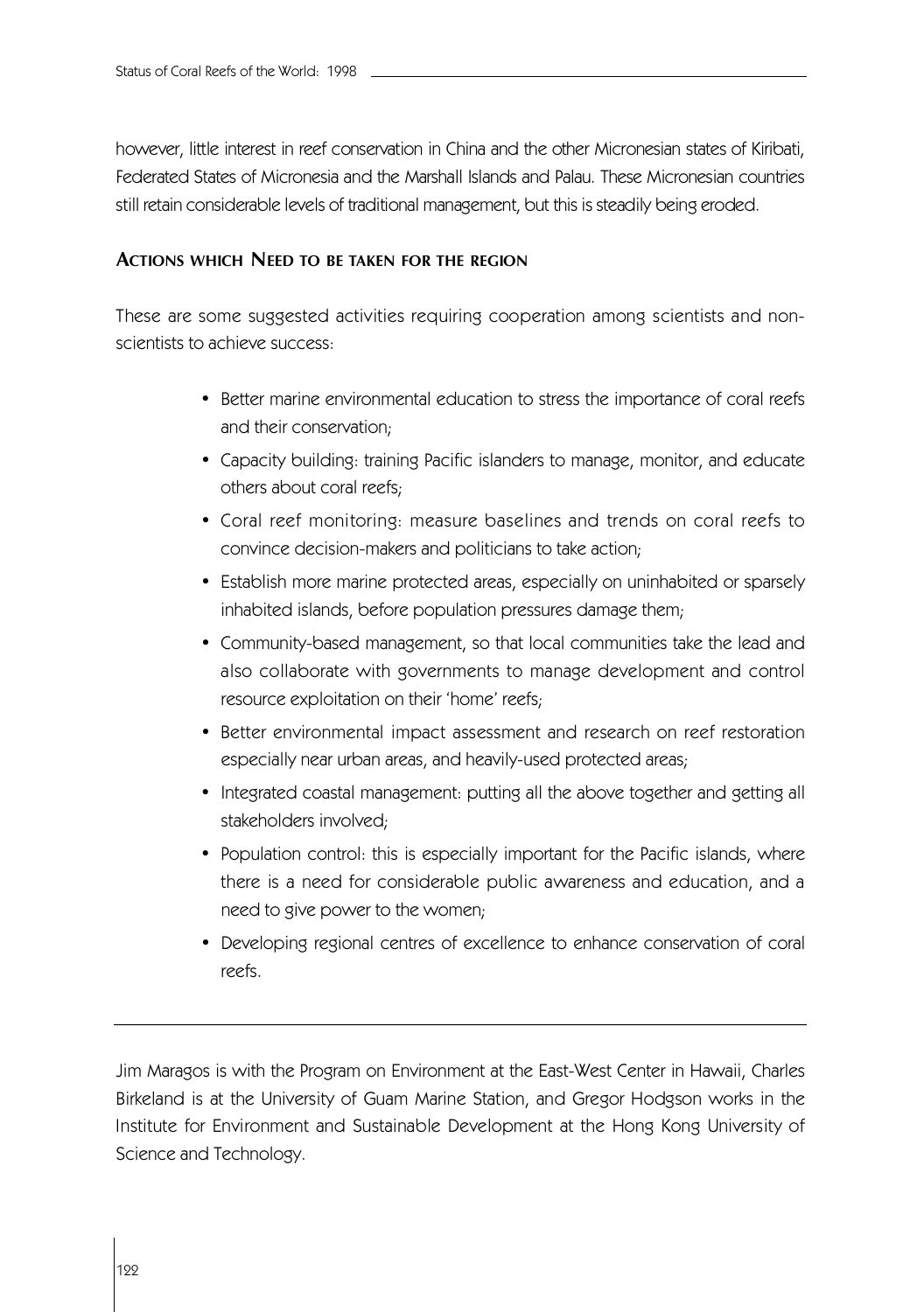however, little interest in reef conservation in China and the other Micronesian states of Kiribati, Federated States of Micronesia and the Marshall Islands and Palau. These Micronesian countries still retain considerable levels of traditional management, but this is steadily being eroded.

### Actions which Need to be taken for the region

These are some suggested activities requiring cooperation among scientists and non-scientists to achieve success:

- Better marine environmental education to stress the importance of coral reefs and their conservation;
- Capacity building: training Pacific islanders to manage, monitor, and educate others about coral reefs;
- Coral reef monitoring: measure baselines and trends on coral reefs to convince decision-makers and politicians to take action;
- Establish more marine protected areas, especially on uninhabited or sparsely inhabited islands, before population pressures damage them;
- Community-based management, so that local communities take the lead and also collaborate with governments to manage development and control resource exploitation on their 'home' reefs;
- Better environmental impact assessment and research on reef restoration especially near urban areas, and heavily-used protected areas;
- Integrated coastal management: putting all the above together and getting all stakeholders involved;
- Population control: this is especially important for the Pacific islands, where there is a need for considerable public awareness and education, and a need to give power to the women;
- Developing regional centres of excellence to enhance conservation of coral reefs.

---

Jim Maragos is with the Program on Environment at the East-West Center in Hawaii, Charles Birkeland is at the University of Guam Marine Station, and Gregor Hodgson works in the Institute for Environment and Sustainable Development at the Hong Kong University of Science and Technology.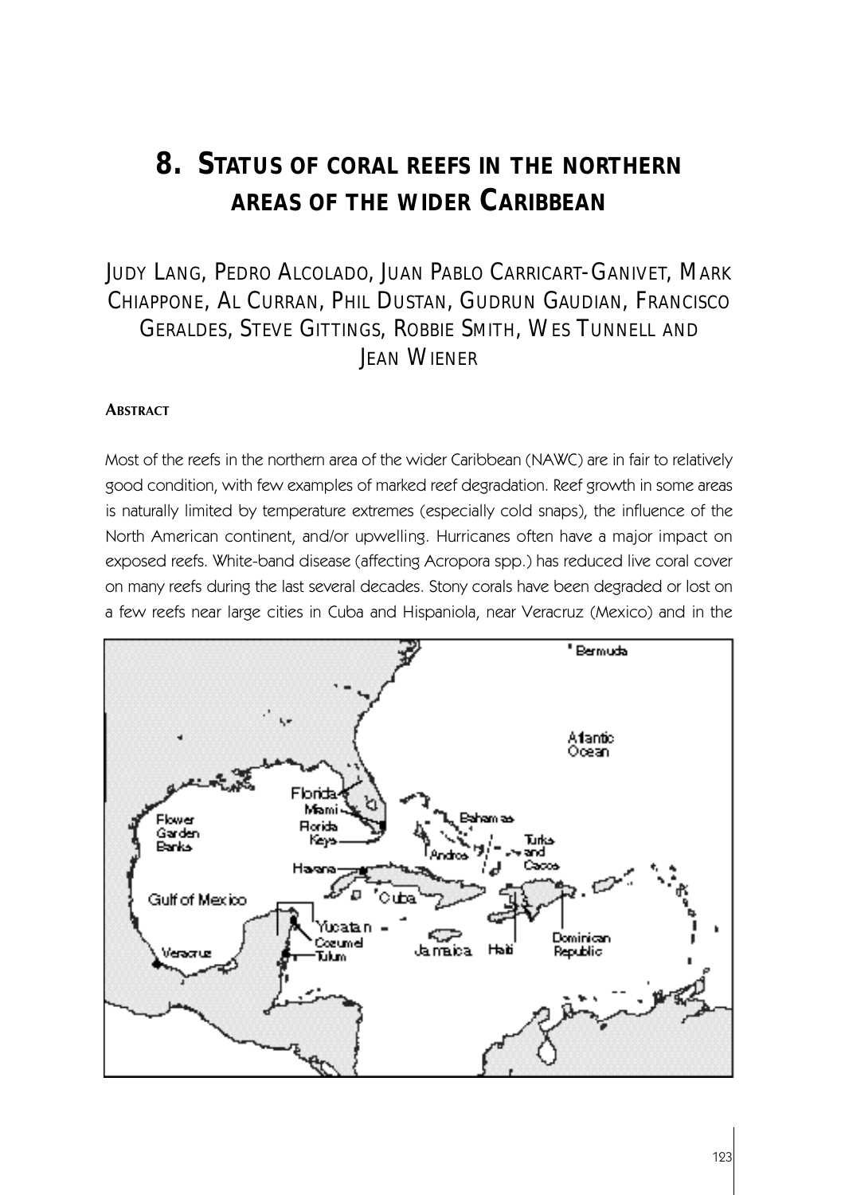# 8. Status of coral reefs in the northern areas of the wider Caribbean

Judy Lang, Pedro Alcolado, Juan Pablo Carricart-Ganivet, Mark Chiappone, Al Curran, Phil Dustan, Gudrun Gaudian, Francisco Geraldes, Steve Gittings, Robbie Smith, Wes Tunnell and Jean Wiener

### Abstract

Most of the reefs in the northern area of the wider Caribbean (NAWC) are in fair to relatively good condition, with few examples of marked reef degradation. Reef growth in some areas is naturally limited by temperature extremes (especially cold snaps), the influence of the North American continent, and/or upwelling. Hurricanes often have a major impact on exposed reefs. White-band disease (affecting Acropora spp.) has reduced live coral cover on many reefs during the last several decades. Stony corals have been degraded or lost on a few reefs near large cities in Cuba and Hispaniola, near Veracruz (Mexico) and in the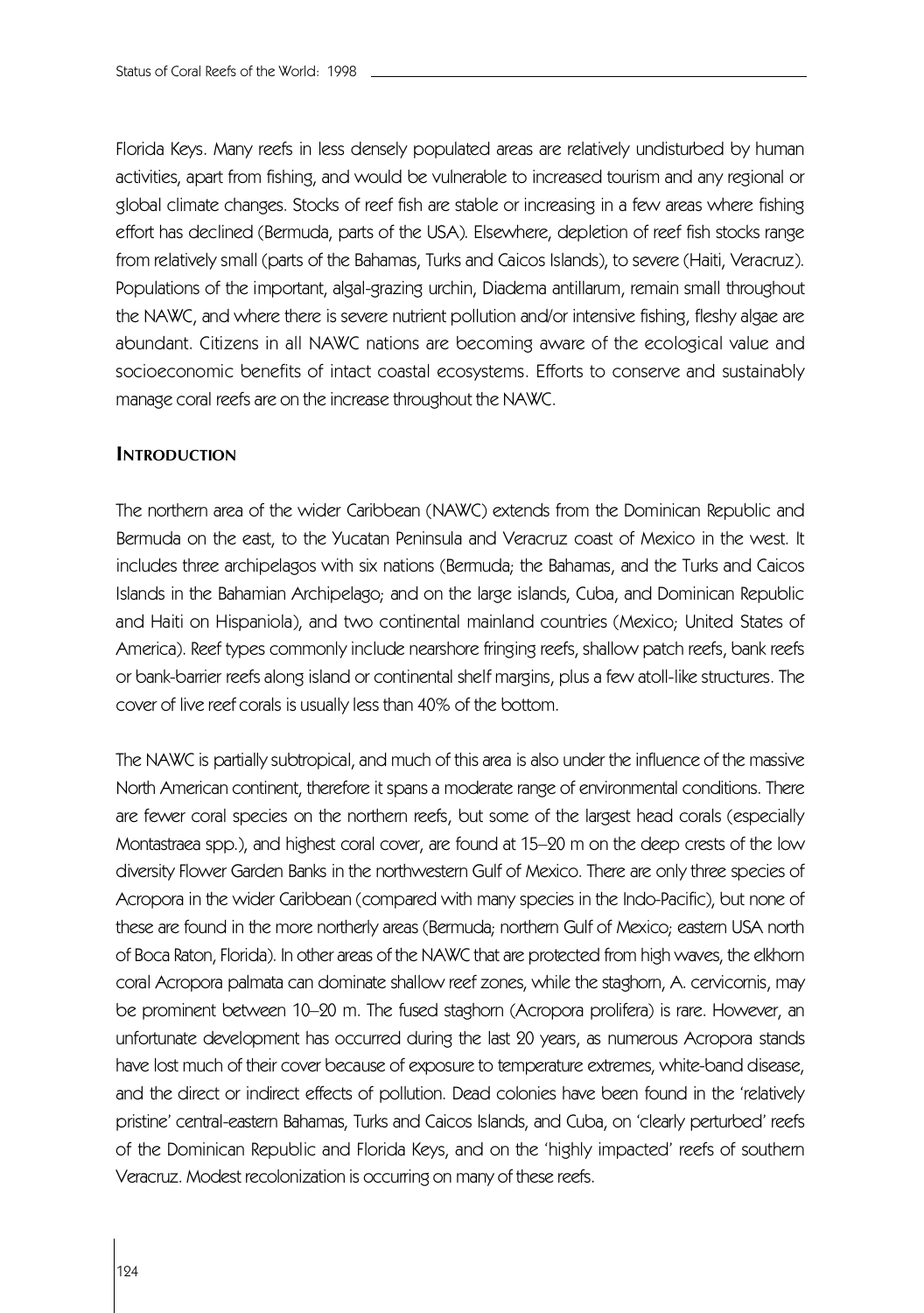Florida Keys. Many reefs in less densely populated areas are relatively undisturbed by human activities, apart from fishing, and would be vulnerable to increased tourism and any regional or global climate changes. Stocks of reef fish are stable or increasing in a few areas where fishing effort has declined (Bermuda, parts of the USA). Elsewhere, depletion of reef fish stocks range from relatively small (parts of the Bahamas, Turks and Caicos Islands), to severe (Haiti, Veracruz). Populations of the important, algal-grazing urchin, Diadema antillarum, remain small throughout the NAWC, and where there is severe nutrient pollution and/or intensive fishing, fleshy algae are abundant. Citizens in all NAWC nations are becoming aware of the ecological value and socioeconomic benefits of intact coastal ecosystems. Efforts to conserve and sustainably manage coral reefs are on the increase throughout the NAWC.

## INTRODUCTION

The northern area of the wider Caribbean (NAWC) extends from the Dominican Republic and Bermuda on the east, to the Yucatan Peninsula and Veracruz coast of Mexico in the west. It includes three archipelagos with six nations (Bermuda; the Bahamas, and the Turks and Caicos Islands in the Bahamian Archipelago; and on the large islands, Cuba, and Dominican Republic and Haiti on Hispaniola), and two continental mainland countries (Mexico; United States of America). Reef types commonly include nearshore fringing reefs, shallow patch reefs, bank reefs or bank-barrier reefs along island or continental shelf margins, plus a few atoll-like structures. The cover of live reef corals is usually less than 40% of the bottom.

The NAWC is partially subtropical, and much of this area is also under the influence of the massive North American continent, therefore it spans a moderate range of environmental conditions. There are fewer coral species on the northern reefs, but some of the largest head corals (especially Montastraea spp.), and highest coral cover, are found at 15–20 m on the deep crests of the low diversity Flower Garden Banks in the northwestern Gulf of Mexico. There are only three species of Acropora in the wider Caribbean (compared with many species in the Indo-Pacific), but none of these are found in the more northerly areas (Bermuda; northern Gulf of Mexico; eastern USA north of Boca Raton, Florida). In other areas of the NAWC that are protected from high waves, the elkhorn coral Acropora palmata can dominate shallow reef zones, while the staghorn, A. cervicornis, may be prominent between 10–20 m. The fused staghorn (Acropora prolifera) is rare. However, an unfortunate development has occurred during the last 20 years, as numerous Acropora stands have lost much of their cover because of exposure to temperature extremes, white-band disease, and the direct or indirect effects of pollution. Dead colonies have been found in the 'relatively pristine' central-eastern Bahamas, Turks and Caicos Islands, and Cuba, on 'clearly perturbed' reefs of the Dominican Republic and Florida Keys, and on the 'highly impacted' reefs of southern Veracruz. Modest recolonization is occurring on many of these reefs.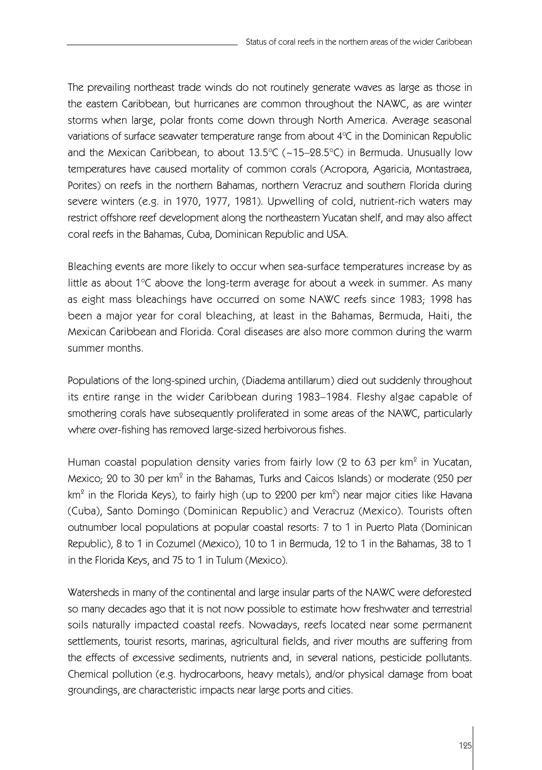The prevailing northeast trade winds do not routinely generate waves as large as those in the eastern Caribbean, but hurricanes are common throughout the NAWC, as are winter storms when large, polar fronts come down through North America. Average seasonal variations of surface seawater temperature range from about 4°C in the Dominican Republic and the Mexican Caribbean, to about 13.5°C (~15–28.5°C) in Bermuda. Unusually low temperatures have caused mortality of common corals (Acropora, Agaricia, Montastraea, Porites) on reefs in the northern Bahamas, northern Veracruz and southern Florida during severe winters (e.g. in 1970, 1977, 1981). Upwelling of cold, nutrient-rich waters may restrict offshore reef development along the northeastern Yucatan shelf, and may also affect coral reefs in the Bahamas, Cuba, Dominican Republic and USA.

Bleaching events are more likely to occur when sea-surface temperatures increase by as little as about 1°C above the long-term average for about a week in summer. As many as eight mass bleachings have occurred on some NAWC reefs since 1983; 1998 has been a major year for coral bleaching, at least in the Bahamas, Bermuda, Haiti, the Mexican Caribbean and Florida. Coral diseases are also more common during the warm summer months.

Populations of the long-spined urchin, (Diadema antillarum) died out suddenly throughout its entire range in the wider Caribbean during 1983–1984. Fleshy algae capable of smothering corals have subsequently proliferated in some areas of the NAWC, particularly where over-fishing has removed large-sized herbivorous fishes.

Human coastal population density varies from fairly low (2 to 63 per km$^2$ in Yucatan, Mexico; 20 to 30 per km$^2$ in the Bahamas, Turks and Caicos Islands) or moderate (250 per km$^2$ in the Florida Keys), to fairly high (up to 2200 per km$^2$) near major cities like Havana (Cuba), Santo Domingo (Dominican Republic) and Veracruz (Mexico). Tourists often outnumber local populations at popular coastal resorts: 7 to 1 in Puerto Plata (Dominican Republic), 8 to 1 in Cozumel (Mexico), 10 to 1 in Bermuda, 12 to 1 in the Bahamas, 38 to 1 in the Florida Keys, and 75 to 1 in Tulum (Mexico).

Watersheds in many of the continental and large insular parts of the NAWC were deforested so many decades ago that it is not now possible to estimate how freshwater and terrestrial soils naturally impacted coastal reefs. Nowadays, reefs located near some permanent settlements, tourist resorts, marinas, agricultural fields, and river mouths are suffering from the effects of excessive sediments, nutrients and, in several nations, pesticide pollutants. Chemical pollution (e.g. hydrocarbons, heavy metals), and/or physical damage from boat groundings, are characteristic impacts near large ports and cities.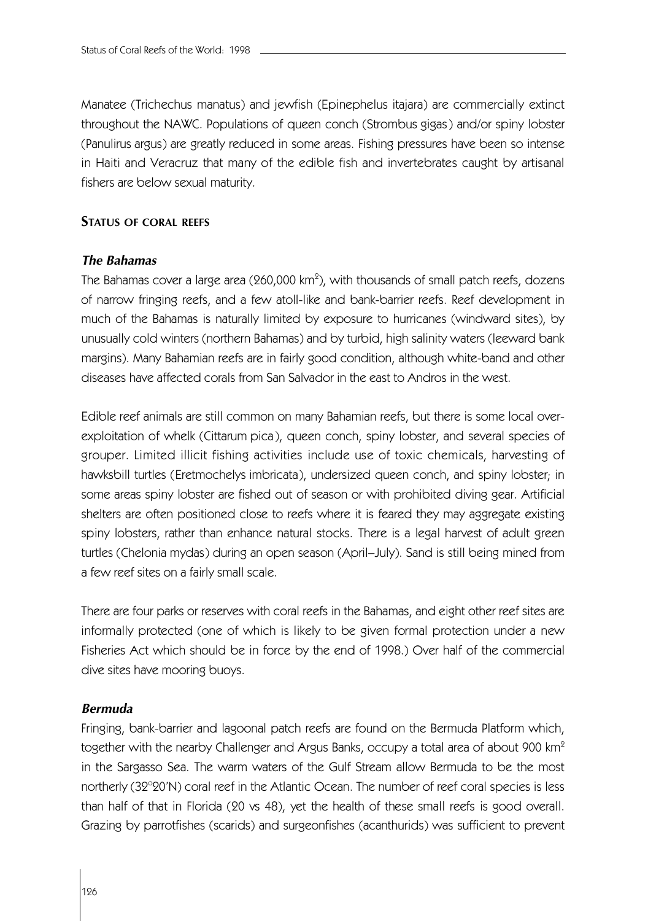Manatee (Trichechus manatus) and jewfish (Epinephelus itajara) are commercially extinct throughout the NAWC. Populations of queen conch (Strombus gigas) and/or spiny lobster (Panulirus argus) are greatly reduced in some areas. Fishing pressures have been so intense in Haiti and Veracruz that many of the edible fish and invertebrates caught by artisanal fishers are below sexual maturity.

## STATUS OF CORAL REEFS

### *The Bahamas*

The Bahamas cover a large area (260,000 km$^2$), with thousands of small patch reefs, dozens of narrow fringing reefs, and a few atoll-like and bank-barrier reefs. Reef development in much of the Bahamas is naturally limited by exposure to hurricanes (windward sites), by unusually cold winters (northern Bahamas) and by turbid, high salinity waters (leeward bank margins). Many Bahamian reefs are in fairly good condition, although white-band and other diseases have affected corals from San Salvador in the east to Andros in the west.

Edible reef animals are still common on many Bahamian reefs, but there is some local over-exploitation of whelk (Cittarum pica), queen conch, spiny lobster, and several species of grouper. Limited illicit fishing activities include use of toxic chemicals, harvesting of hawksbill turtles (Eretmochelys imbricata), undersized queen conch, and spiny lobster; in some areas spiny lobster are fished out of season or with prohibited diving gear. Artificial shelters are often positioned close to reefs where it is feared they may aggregate existing spiny lobsters, rather than enhance natural stocks. There is a legal harvest of adult green turtles (Chelonia mydas) during an open season (April–July). Sand is still being mined from a few reef sites on a fairly small scale.

There are four parks or reserves with coral reefs in the Bahamas, and eight other reef sites are informally protected (one of which is likely to be given formal protection under a new Fisheries Act which should be in force by the end of 1998.) Over half of the commercial dive sites have mooring buoys.

### *Bermuda*

Fringing, bank-barrier and lagoonal patch reefs are found on the Bermuda Platform which, together with the nearby Challenger and Argus Banks, occupy a total area of about 900 km$^2$ in the Sargasso Sea. The warm waters of the Gulf Stream allow Bermuda to be the most northerly (32°20'N) coral reef in the Atlantic Ocean. The number of reef coral species is less than half of that in Florida (20 vs 48), yet the health of these small reefs is good overall. Grazing by parrotfishes (scarids) and surgeonfishes (acanthurids) was sufficient to prevent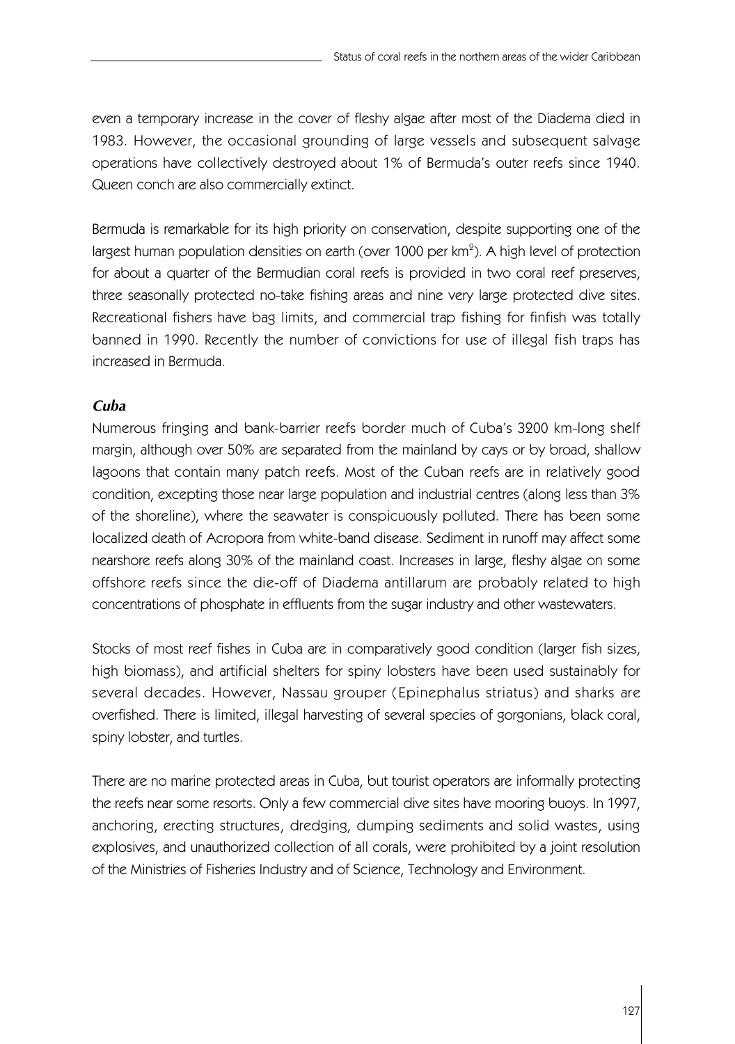even a temporary increase in the cover of fleshy algae after most of the Diadema died in 1983. However, the occasional grounding of large vessels and subsequent salvage operations have collectively destroyed about 1% of Bermuda's outer reefs since 1940. Queen conch are also commercially extinct.

Bermuda is remarkable for its high priority on conservation, despite supporting one of the largest human population densities on earth (over 1000 per $km^2$). A high level of protection for about a quarter of the Bermudian coral reefs is provided in two coral reef preserves, three seasonally protected no-take fishing areas and nine very large protected dive sites. Recreational fishers have bag limits, and commercial trap fishing for finfish was totally banned in 1990. Recently the number of convictions for use of illegal fish traps has increased in Bermuda.

### *Cuba*

Numerous fringing and bank-barrier reefs border much of Cuba's 3200 km-long shelf margin, although over 50% are separated from the mainland by cays or by broad, shallow lagoons that contain many patch reefs. Most of the Cuban reefs are in relatively good condition, excepting those near large population and industrial centres (along less than 3% of the shoreline), where the seawater is conspicuously polluted. There has been some localized death of Acropora from white-band disease. Sediment in runoff may affect some nearshore reefs along 30% of the mainland coast. Increases in large, fleshy algae on some offshore reefs since the die-off of Diadema antillarum are probably related to high concentrations of phosphate in effluents from the sugar industry and other wastewaters.

Stocks of most reef fishes in Cuba are in comparatively good condition (larger fish sizes, high biomass), and artificial shelters for spiny lobsters have been used sustainably for several decades. However, Nassau grouper (Epinephalus striatus) and sharks are overfished. There is limited, illegal harvesting of several species of gorgonians, black coral, spiny lobster, and turtles.

There are no marine protected areas in Cuba, but tourist operators are informally protecting the reefs near some resorts. Only a few commercial dive sites have mooring buoys. In 1997, anchoring, erecting structures, dredging, dumping sediments and solid wastes, using explosives, and unauthorized collection of all corals, were prohibited by a joint resolution of the Ministries of Fisheries Industry and of Science, Technology and Environment.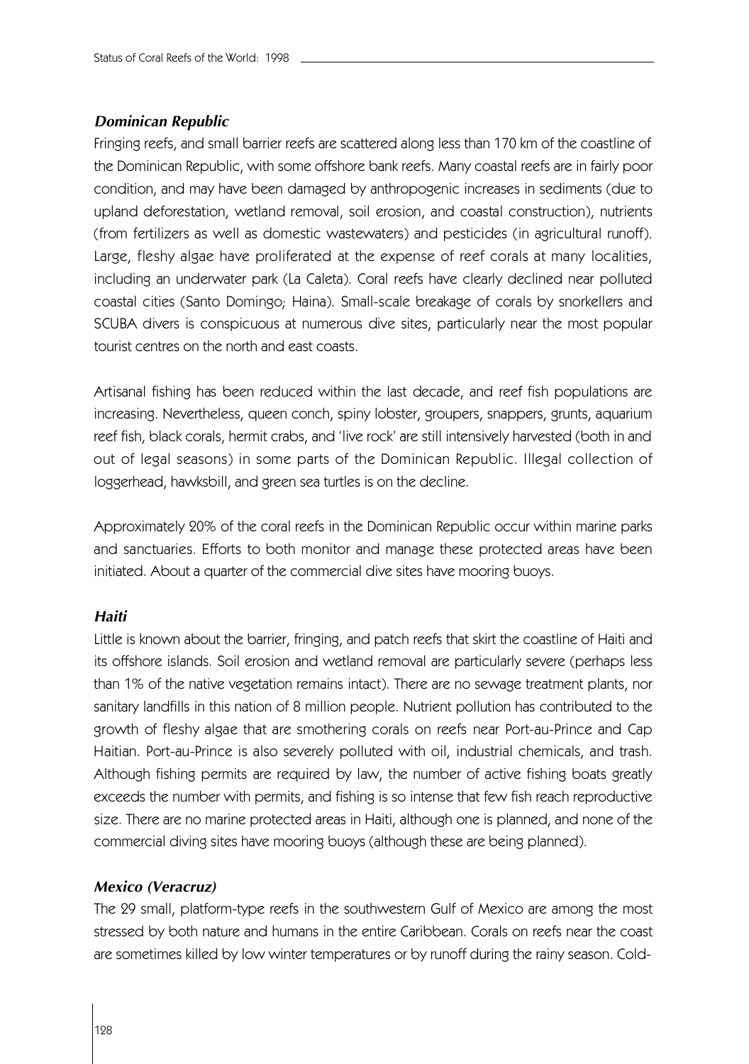### *Dominican Republic*

Fringing reefs, and small barrier reefs are scattered along less than 170 km of the coastline of the Dominican Republic, with some offshore bank reefs. Many coastal reefs are in fairly poor condition, and may have been damaged by anthropogenic increases in sediments (due to upland deforestation, wetland removal, soil erosion, and coastal construction), nutrients (from fertilizers as well as domestic wastewaters) and pesticides (in agricultural runoff). Large, fleshy algae have proliferated at the expense of reef corals at many localities, including an underwater park (La Caleta). Coral reefs have clearly declined near polluted coastal cities (Santo Domingo; Haina). Small-scale breakage of corals by snorkellers and SCUBA divers is conspicuous at numerous dive sites, particularly near the most popular tourist centres on the north and east coasts.

Artisanal fishing has been reduced within the last decade, and reef fish populations are increasing. Nevertheless, queen conch, spiny lobster, groupers, snappers, grunts, aquarium reef fish, black corals, hermit crabs, and 'live rock' are still intensively harvested (both in and out of legal seasons) in some parts of the Dominican Republic. Illegal collection of loggerhead, hawksbill, and green sea turtles is on the decline.

Approximately 20% of the coral reefs in the Dominican Republic occur within marine parks and sanctuaries. Efforts to both monitor and manage these protected areas have been initiated. About a quarter of the commercial dive sites have mooring buoys.

### *Haiti*

Little is known about the barrier, fringing, and patch reefs that skirt the coastline of Haiti and its offshore islands. Soil erosion and wetland removal are particularly severe (perhaps less than 1% of the native vegetation remains intact). There are no sewage treatment plants, nor sanitary landfills in this nation of 8 million people. Nutrient pollution has contributed to the growth of fleshy algae that are smothering corals on reefs near Port-au-Prince and Cap Haitian. Port-au-Prince is also severely polluted with oil, industrial chemicals, and trash. Although fishing permits are required by law, the number of active fishing boats greatly exceeds the number with permits, and fishing is so intense that few fish reach reproductive size. There are no marine protected areas in Haiti, although one is planned, and none of the commercial diving sites have mooring buoys (although these are being planned).

### *Mexico (Veracruz)*

The 29 small, platform-type reefs in the southwestern Gulf of Mexico are among the most stressed by both nature and humans in the entire Caribbean. Corals on reefs near the coast are sometimes killed by low winter temperatures or by runoff during the rainy season. Cold-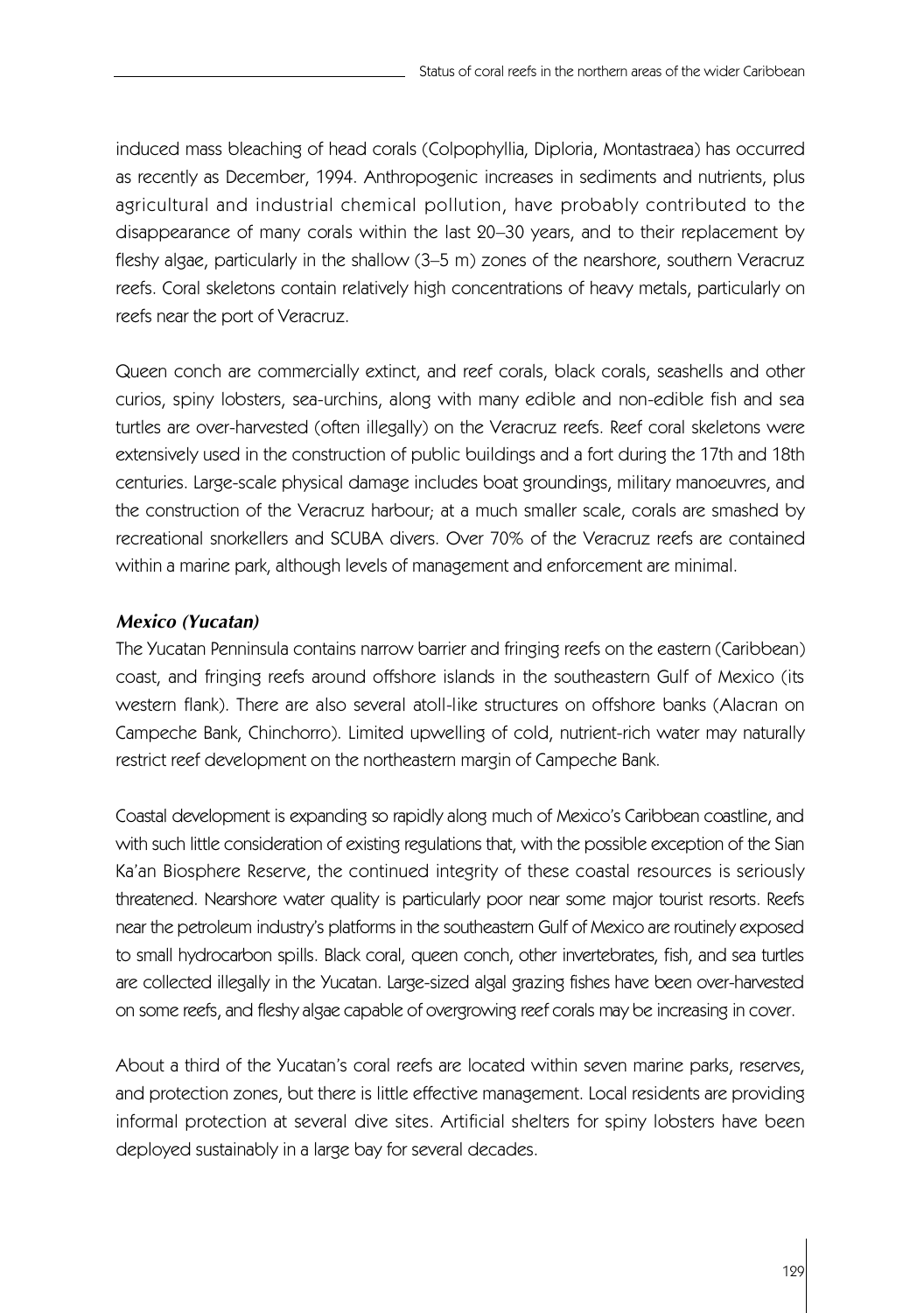induced mass bleaching of head corals (Colpophyllia, Diploria, Montastraea) has occurred as recently as December, 1994. Anthropogenic increases in sediments and nutrients, plus agricultural and industrial chemical pollution, have probably contributed to the disappearance of many corals within the last 20–30 years, and to their replacement by fleshy algae, particularly in the shallow (3–5 m) zones of the nearshore, southern Veracruz reefs. Coral skeletons contain relatively high concentrations of heavy metals, particularly on reefs near the port of Veracruz.

Queen conch are commercially extinct, and reef corals, black corals, seashells and other curios, spiny lobsters, sea-urchins, along with many edible and non-edible fish and sea turtles are over-harvested (often illegally) on the Veracruz reefs. Reef coral skeletons were extensively used in the construction of public buildings and a fort during the 17th and 18th centuries. Large-scale physical damage includes boat groundings, military manoeuvres, and the construction of the Veracruz harbour; at a much smaller scale, corals are smashed by recreational snorkellers and SCUBA divers. Over 70% of the Veracruz reefs are contained within a marine park, although levels of management and enforcement are minimal.

### *Mexico (Yucatan)*

The Yucatan Penninsula contains narrow barrier and fringing reefs on the eastern (Caribbean) coast, and fringing reefs around offshore islands in the southeastern Gulf of Mexico (its western flank). There are also several atoll-like structures on offshore banks (Alacran on Campeche Bank, Chinchorro). Limited upwelling of cold, nutrient-rich water may naturally restrict reef development on the northeastern margin of Campeche Bank.

Coastal development is expanding so rapidly along much of Mexico's Caribbean coastline, and with such little consideration of existing regulations that, with the possible exception of the Sian Ka'an Biosphere Reserve, the continued integrity of these coastal resources is seriously threatened. Nearshore water quality is particularly poor near some major tourist resorts. Reefs near the petroleum industry's platforms in the southeastern Gulf of Mexico are routinely exposed to small hydrocarbon spills. Black coral, queen conch, other invertebrates, fish, and sea turtles are collected illegally in the Yucatan. Large-sized algal grazing fishes have been over-harvested on some reefs, and fleshy algae capable of overgrowing reef corals may be increasing in cover.

About a third of the Yucatan's coral reefs are located within seven marine parks, reserves, and protection zones, but there is little effective management. Local residents are providing informal protection at several dive sites. Artificial shelters for spiny lobsters have been deployed sustainably in a large bay for several decades.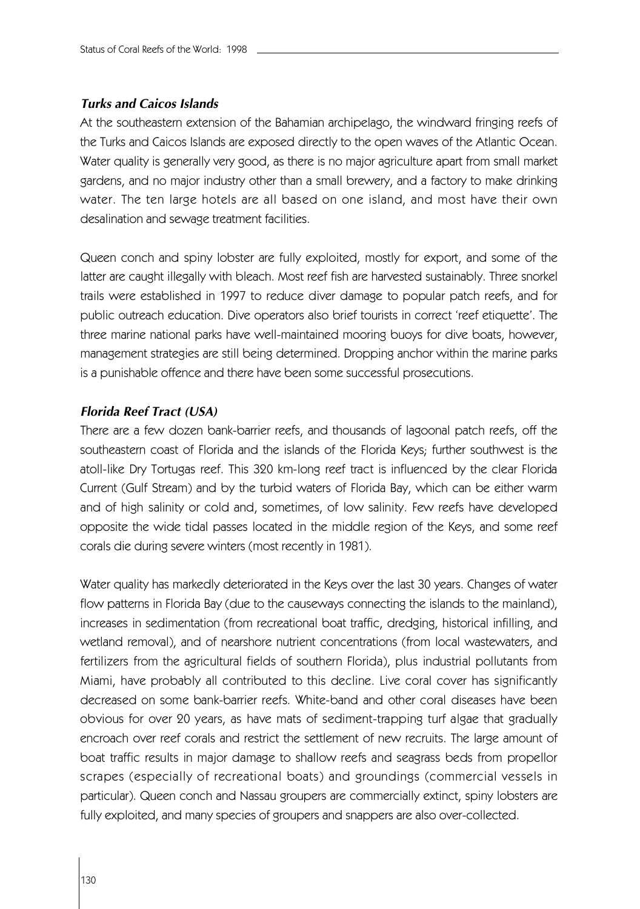### *Turks and Caicos Islands*

At the southeastern extension of the Bahamian archipelago, the windward fringing reefs of the Turks and Caicos Islands are exposed directly to the open waves of the Atlantic Ocean. Water quality is generally very good, as there is no major agriculture apart from small market gardens, and no major industry other than a small brewery, and a factory to make drinking water. The ten large hotels are all based on one island, and most have their own desalination and sewage treatment facilities.

Queen conch and spiny lobster are fully exploited, mostly for export, and some of the latter are caught illegally with bleach. Most reef fish are harvested sustainably. Three snorkel trails were established in 1997 to reduce diver damage to popular patch reefs, and for public outreach education. Dive operators also brief tourists in correct 'reef etiquette'. The three marine national parks have well-maintained mooring buoys for dive boats, however, management strategies are still being determined. Dropping anchor within the marine parks is a punishable offence and there have been some successful prosecutions.

### *Florida Reef Tract (USA)*

There are a few dozen bank-barrier reefs, and thousands of lagoonal patch reefs, off the southeastern coast of Florida and the islands of the Florida Keys; further southwest is the atoll-like Dry Tortugas reef. This 320 km-long reef tract is influenced by the clear Florida Current (Gulf Stream) and by the turbid waters of Florida Bay, which can be either warm and of high salinity or cold and, sometimes, of low salinity. Few reefs have developed opposite the wide tidal passes located in the middle region of the Keys, and some reef corals die during severe winters (most recently in 1981).

Water quality has markedly deteriorated in the Keys over the last 30 years. Changes of water flow patterns in Florida Bay (due to the causeways connecting the islands to the mainland), increases in sedimentation (from recreational boat traffic, dredging, historical infilling, and wetland removal), and of nearshore nutrient concentrations (from local wastewaters, and fertilizers from the agricultural fields of southern Florida), plus industrial pollutants from Miami, have probably all contributed to this decline. Live coral cover has significantly decreased on some bank-barrier reefs. White-band and other coral diseases have been obvious for over 20 years, as have mats of sediment-trapping turf algae that gradually encroach over reef corals and restrict the settlement of new recruits. The large amount of boat traffic results in major damage to shallow reefs and seagrass beds from propellor scrapes (especially of recreational boats) and groundings (commercial vessels in particular). Queen conch and Nassau groupers are commercially extinct, spiny lobsters are fully exploited, and many species of groupers and snappers are also over-collected.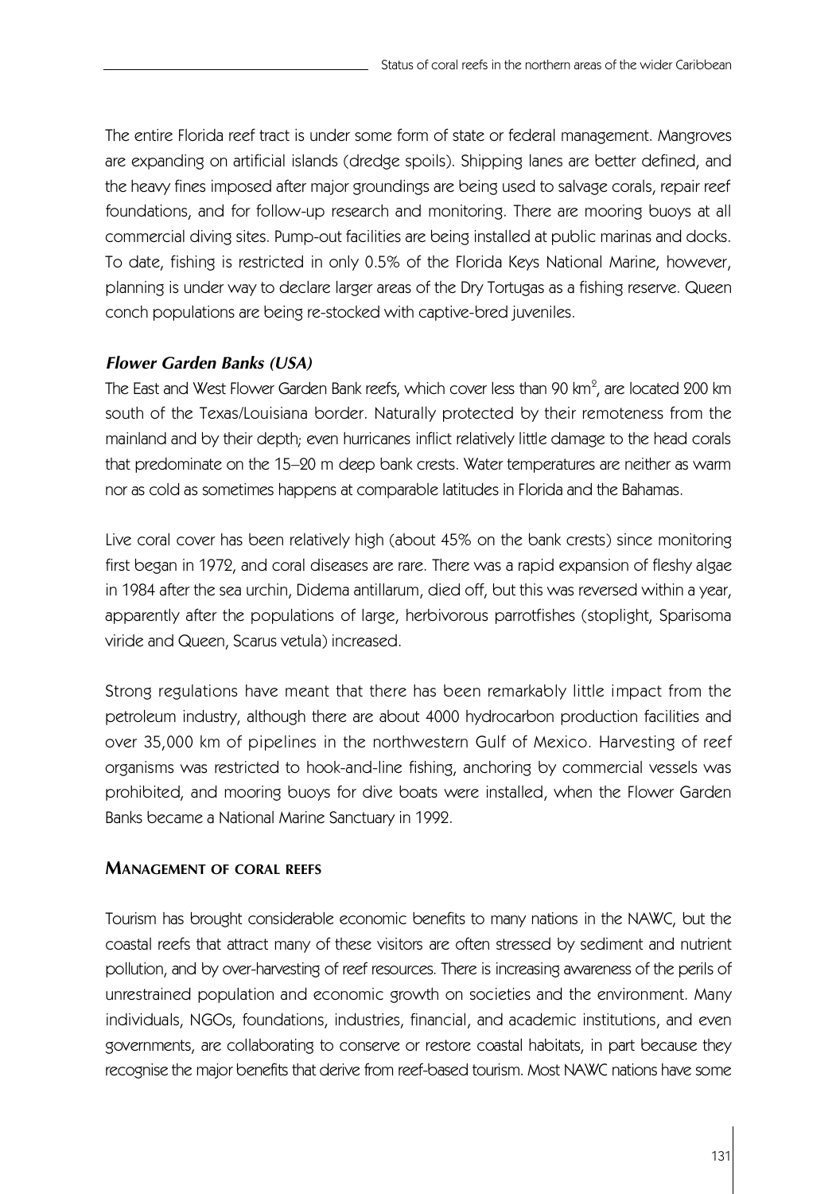The entire Florida reef tract is under some form of state or federal management. Mangroves are expanding on artificial islands (dredge spoils). Shipping lanes are better defined, and the heavy fines imposed after major groundings are being used to salvage corals, repair reef foundations, and for follow-up research and monitoring. There are mooring buoys at all commercial diving sites. Pump-out facilities are being installed at public marinas and docks. To date, fishing is restricted in only 0.5% of the Florida Keys National Marine, however, planning is under way to declare larger areas of the Dry Tortugas as a fishing reserve. Queen conch populations are being re-stocked with captive-bred juveniles.

### *Flower Garden Banks (USA)*

The East and West Flower Garden Bank reefs, which cover less than 90 km$^2$, are located 200 km south of the Texas/Louisiana border. Naturally protected by their remoteness from the mainland and by their depth; even hurricanes inflict relatively little damage to the head corals that predominate on the 15–20 m deep bank crests. Water temperatures are neither as warm nor as cold as sometimes happens at comparable latitudes in Florida and the Bahamas.

Live coral cover has been relatively high (about 45% on the bank crests) since monitoring first began in 1972, and coral diseases are rare. There was a rapid expansion of fleshy algae in 1984 after the sea urchin, Didema antillarum, died off, but this was reversed within a year, apparently after the populations of large, herbivorous parrotfishes (stoplight, Sparisoma viride and Queen, Scarus vetula) increased.

Strong regulations have meant that there has been remarkably little impact from the petroleum industry, although there are about 4000 hydrocarbon production facilities and over 35,000 km of pipelines in the northwestern Gulf of Mexico. Harvesting of reef organisms was restricted to hook-and-line fishing, anchoring by commercial vessels was prohibited, and mooring buoys for dive boats were installed, when the Flower Garden Banks became a National Marine Sanctuary in 1992.

## Management of coral reefs

Tourism has brought considerable economic benefits to many nations in the NAWC, but the coastal reefs that attract many of these visitors are often stressed by sediment and nutrient pollution, and by over-harvesting of reef resources. There is increasing awareness of the perils of unrestrained population and economic growth on societies and the environment. Many individuals, NGOs, foundations, industries, financial, and academic institutions, and even governments, are collaborating to conserve or restore coastal habitats, in part because they recognise the major benefits that derive from reef-based tourism. Most NAWC nations have some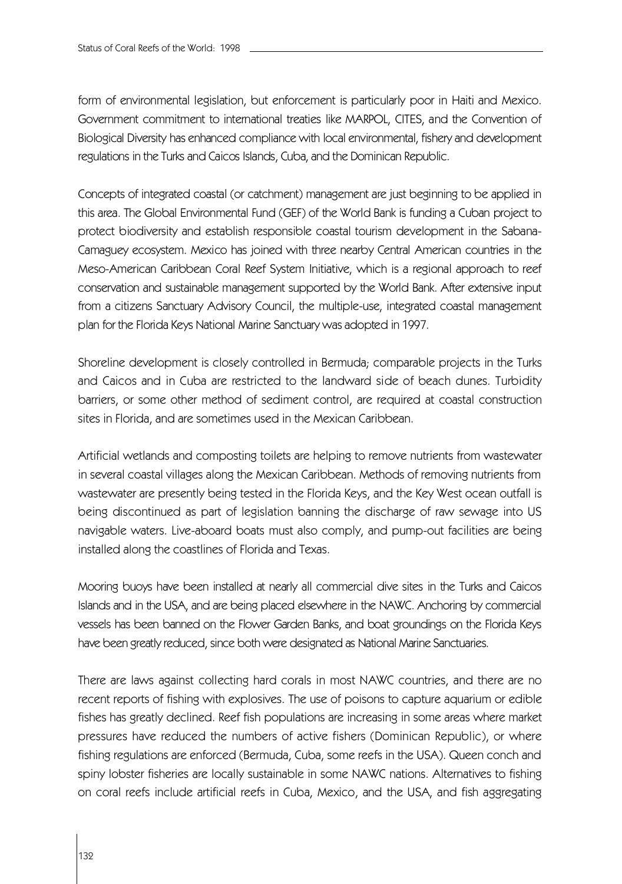form of environmental legislation, but enforcement is particularly poor in Haiti and Mexico. Government commitment to international treaties like MARPOL, CITES, and the Convention of Biological Diversity has enhanced compliance with local environmental, fishery and development regulations in the Turks and Caicos Islands, Cuba, and the Dominican Republic.

Concepts of integrated coastal (or catchment) management are just beginning to be applied in this area. The Global Environmental Fund (GEF) of the World Bank is funding a Cuban project to protect biodiversity and establish responsible coastal tourism development in the Sabana-Camaguey ecosystem. Mexico has joined with three nearby Central American countries in the Meso-American Caribbean Coral Reef System Initiative, which is a regional approach to reef conservation and sustainable management supported by the World Bank. After extensive input from a citizens Sanctuary Advisory Council, the multiple-use, integrated coastal management plan for the Florida Keys National Marine Sanctuary was adopted in 1997.

Shoreline development is closely controlled in Bermuda; comparable projects in the Turks and Caicos and in Cuba are restricted to the landward side of beach dunes. Turbidity barriers, or some other method of sediment control, are required at coastal construction sites in Florida, and are sometimes used in the Mexican Caribbean.

Artificial wetlands and composting toilets are helping to remove nutrients from wastewater in several coastal villages along the Mexican Caribbean. Methods of removing nutrients from wastewater are presently being tested in the Florida Keys, and the Key West ocean outfall is being discontinued as part of legislation banning the discharge of raw sewage into US navigable waters. Live-aboard boats must also comply, and pump-out facilities are being installed along the coastlines of Florida and Texas.

Mooring buoys have been installed at nearly all commercial dive sites in the Turks and Caicos Islands and in the USA, and are being placed elsewhere in the NAWC. Anchoring by commercial vessels has been banned on the Flower Garden Banks, and boat groundings on the Florida Keys have been greatly reduced, since both were designated as National Marine Sanctuaries.

There are laws against collecting hard corals in most NAWC countries, and there are no recent reports of fishing with explosives. The use of poisons to capture aquarium or edible fishes has greatly declined. Reef fish populations are increasing in some areas where market pressures have reduced the numbers of active fishers (Dominican Republic), or where fishing regulations are enforced (Bermuda, Cuba, some reefs in the USA). Queen conch and spiny lobster fisheries are locally sustainable in some NAWC nations. Alternatives to fishing on coral reefs include artificial reefs in Cuba, Mexico, and the USA, and fish aggregating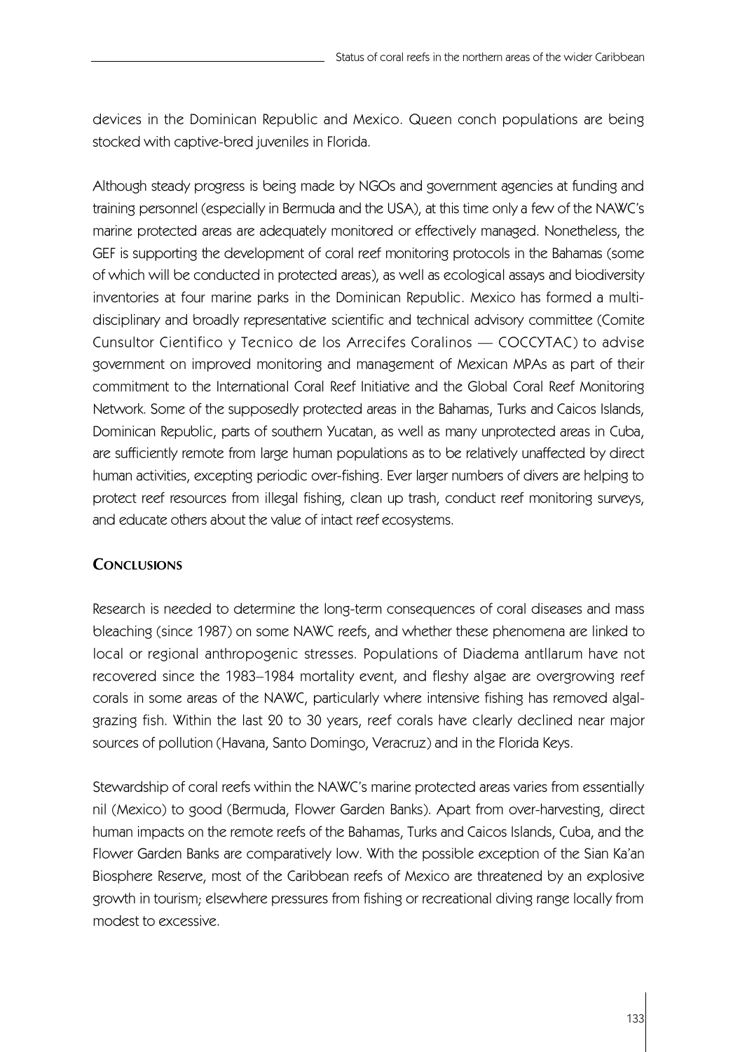devices in the Dominican Republic and Mexico. Queen conch populations are being stocked with captive-bred juveniles in Florida.

Although steady progress is being made by NGOs and government agencies at funding and training personnel (especially in Bermuda and the USA), at this time only a few of the NAWC's marine protected areas are adequately monitored or effectively managed. Nonetheless, the GEF is supporting the development of coral reef monitoring protocols in the Bahamas (some of which will be conducted in protected areas), as well as ecological assays and biodiversity inventories at four marine parks in the Dominican Republic. Mexico has formed a multi-disciplinary and broadly representative scientific and technical advisory committee (Comite Cunsultor Cientifico y Tecnico de los Arrecifes Coralinos — COCCYTAC) to advise government on improved monitoring and management of Mexican MPAs as part of their commitment to the International Coral Reef Initiative and the Global Coral Reef Monitoring Network. Some of the supposedly protected areas in the Bahamas, Turks and Caicos Islands, Dominican Republic, parts of southern Yucatan, as well as many unprotected areas in Cuba, are sufficiently remote from large human populations as to be relatively unaffected by direct human activities, excepting periodic over-fishing. Ever larger numbers of divers are helping to protect reef resources from illegal fishing, clean up trash, conduct reef monitoring surveys, and educate others about the value of intact reef ecosystems.

## Conclusions

Research is needed to determine the long-term consequences of coral diseases and mass bleaching (since 1987) on some NAWC reefs, and whether these phenomena are linked to local or regional anthropogenic stresses. Populations of Diadema antllarum have not recovered since the 1983–1984 mortality event, and fleshy algae are overgrowing reef corals in some areas of the NAWC, particularly where intensive fishing has removed algal-grazing fish. Within the last 20 to 30 years, reef corals have clearly declined near major sources of pollution (Havana, Santo Domingo, Veracruz) and in the Florida Keys.

Stewardship of coral reefs within the NAWC's marine protected areas varies from essentially nil (Mexico) to good (Bermuda, Flower Garden Banks). Apart from over-harvesting, direct human impacts on the remote reefs of the Bahamas, Turks and Caicos Islands, Cuba, and the Flower Garden Banks are comparatively low. With the possible exception of the Sian Ka'an Biosphere Reserve, most of the Caribbean reefs of Mexico are threatened by an explosive growth in tourism; elsewhere pressures from fishing or recreational diving range locally from modest to excessive.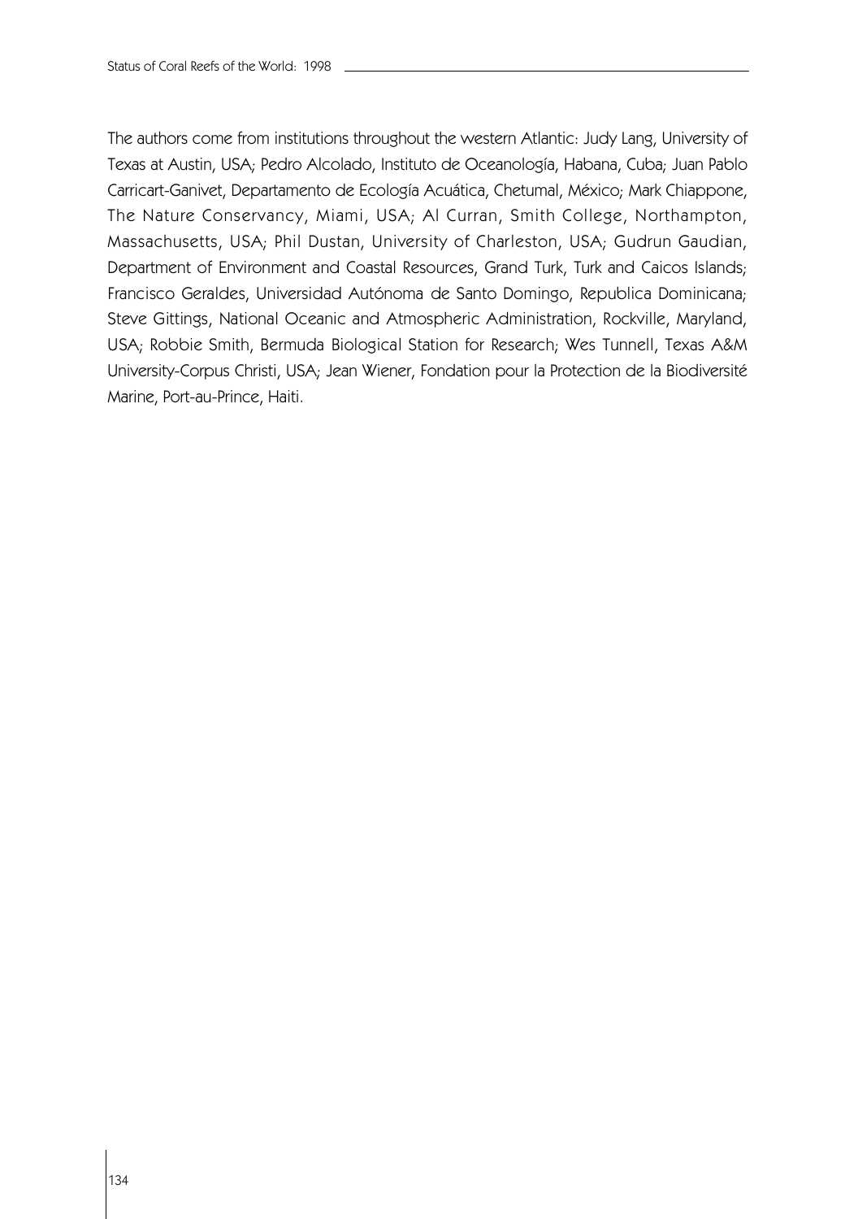The authors come from institutions throughout the western Atlantic: Judy Lang, University of Texas at Austin, USA; Pedro Alcolado, Instituto de Oceanología, Habana, Cuba; Juan Pablo Carricart-Ganivet, Departamento de Ecología Acuática, Chetumal, México; Mark Chiappone, The Nature Conservancy, Miami, USA; Al Curran, Smith College, Northampton, Massachusetts, USA; Phil Dustan, University of Charleston, USA; Gudrun Gaudian, Department of Environment and Coastal Resources, Grand Turk, Turk and Caicos Islands; Francisco Geraldes, Universidad Autónoma de Santo Domingo, Republica Dominicana; Steve Gittings, National Oceanic and Atmospheric Administration, Rockville, Maryland, USA; Robbie Smith, Bermuda Biological Station for Research; Wes Tunnell, Texas A&M University-Corpus Christi, USA; Jean Wiener, Fondation pour la Protection de la Biodiversité Marine, Port-au-Prince, Haiti.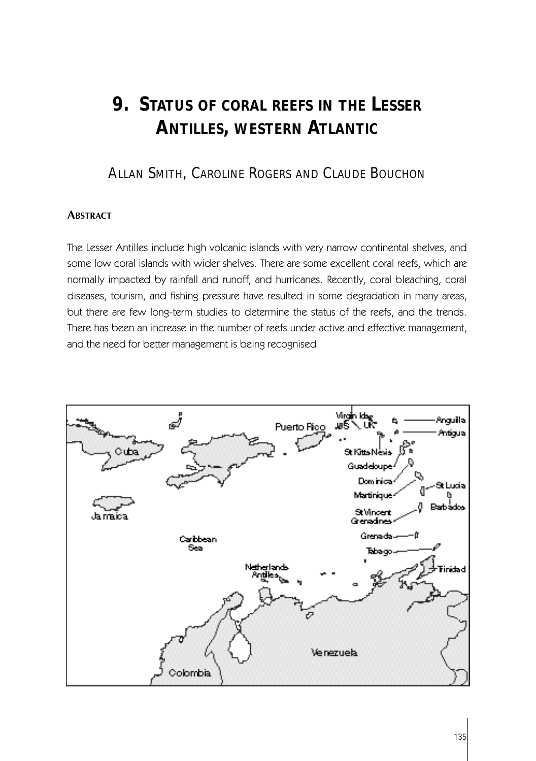# 9. STATUS OF CORAL REEFS IN THE LESSER ANTILLES, WESTERN ATLANTIC

ALLAN SMITH, CAROLINE ROGERS AND CLAUDE BOUCHON

## ABSTRACT

The Lesser Antilles include high volcanic islands with very narrow continental shelves, and some low coral islands with wider shelves. There are some excellent coral reefs, which are normally impacted by rainfall and runoff, and hurricanes. Recently, coral bleaching, coral diseases, tourism, and fishing pressure have resulted in some degradation in many areas, but there are few long-term studies to determine the status of the reefs, and the trends. There has been an increase in the number of reefs under active and effective management, and the need for better management is being recognised.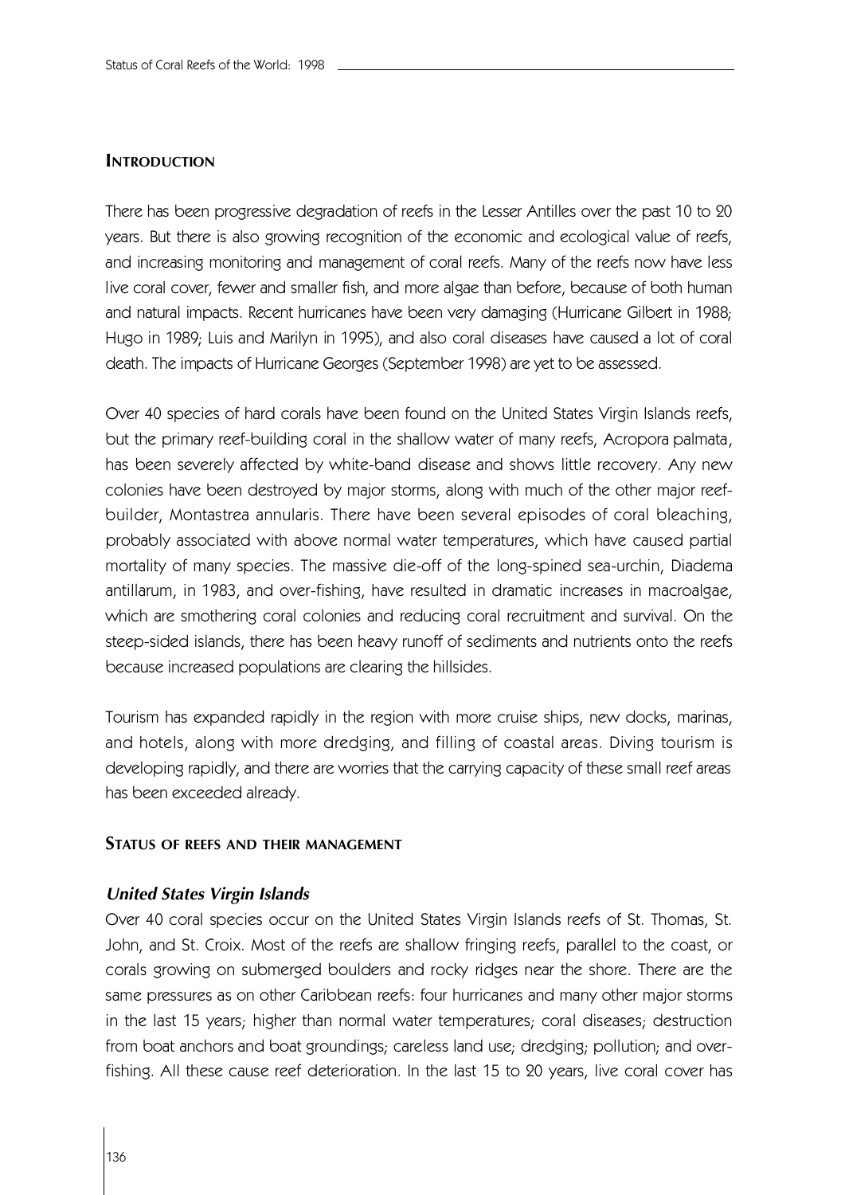## INTRODUCTION

There has been progressive degradation of reefs in the Lesser Antilles over the past 10 to 20 years. But there is also growing recognition of the economic and ecological value of reefs, and increasing monitoring and management of coral reefs. Many of the reefs now have less live coral cover, fewer and smaller fish, and more algae than before, because of both human and natural impacts. Recent hurricanes have been very damaging (Hurricane Gilbert in 1988; Hugo in 1989; Luis and Marilyn in 1995), and also coral diseases have caused a lot of coral death. The impacts of Hurricane Georges (September 1998) are yet to be assessed.

Over 40 species of hard corals have been found on the United States Virgin Islands reefs, but the primary reef-building coral in the shallow water of many reefs, Acropora palmata, has been severely affected by white-band disease and shows little recovery. Any new colonies have been destroyed by major storms, along with much of the other major reef-builder, Montastrea annularis. There have been several episodes of coral bleaching, probably associated with above normal water temperatures, which have caused partial mortality of many species. The massive die-off of the long-spined sea-urchin, Diadema antillarum, in 1983, and over-fishing, have resulted in dramatic increases in macroalgae, which are smothering coral colonies and reducing coral recruitment and survival. On the steep-sided islands, there has been heavy runoff of sediments and nutrients onto the reefs because increased populations are clearing the hillsides.

Tourism has expanded rapidly in the region with more cruise ships, new docks, marinas, and hotels, along with more dredging, and filling of coastal areas. Diving tourism is developing rapidly, and there are worries that the carrying capacity of these small reef areas has been exceeded already.

## STATUS OF REEFS AND THEIR MANAGEMENT

### *United States Virgin Islands*

Over 40 coral species occur on the United States Virgin Islands reefs of St. Thomas, St. John, and St. Croix. Most of the reefs are shallow fringing reefs, parallel to the coast, or corals growing on submerged boulders and rocky ridges near the shore. There are the same pressures as on other Caribbean reefs: four hurricanes and many other major storms in the last 15 years; higher than normal water temperatures; coral diseases; destruction from boat anchors and boat groundings; careless land use; dredging; pollution; and over-fishing. All these cause reef deterioration. In the last 15 to 20 years, live coral cover has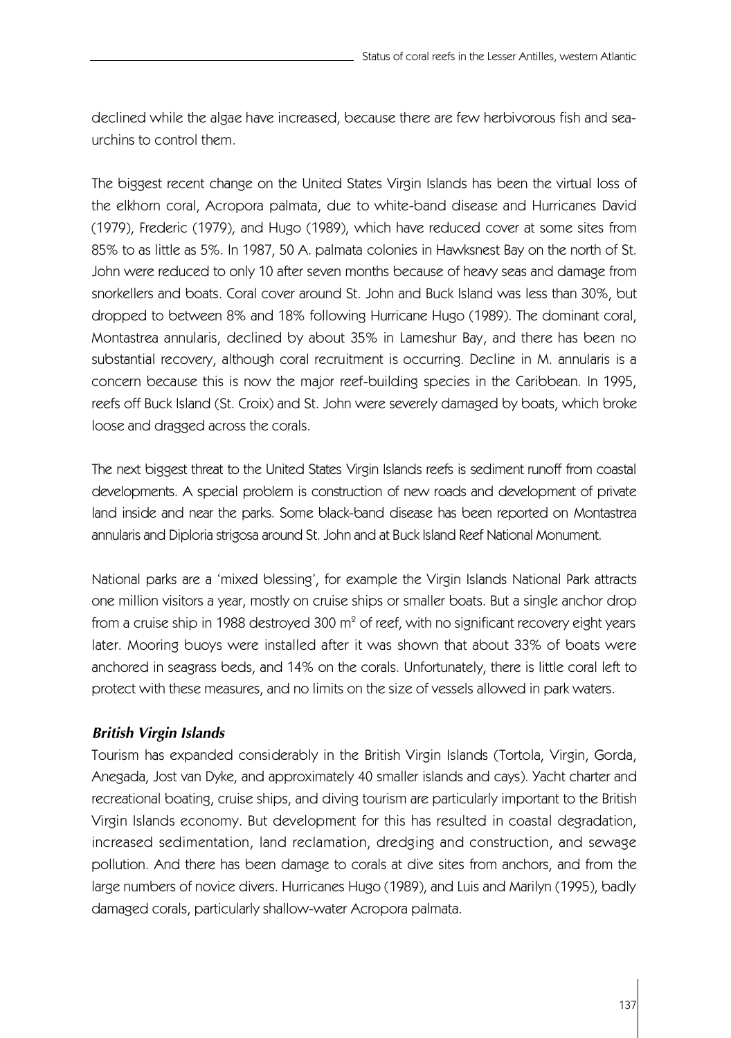declined while the algae have increased, because there are few herbivorous fish and sea-urchins to control them.

The biggest recent change on the United States Virgin Islands has been the virtual loss of the elkhorn coral, Acropora palmata, due to white-band disease and Hurricanes David (1979), Frederic (1979), and Hugo (1989), which have reduced cover at some sites from 85% to as little as 5%. In 1987, 50 A. palmata colonies in Hawksnest Bay on the north of St. John were reduced to only 10 after seven months because of heavy seas and damage from snorkellers and boats. Coral cover around St. John and Buck Island was less than 30%, but dropped to between 8% and 18% following Hurricane Hugo (1989). The dominant coral, Montastrea annularis, declined by about 35% in Lameshur Bay, and there has been no substantial recovery, although coral recruitment is occurring. Decline in M. annularis is a concern because this is now the major reef-building species in the Caribbean. In 1995, reefs off Buck Island (St. Croix) and St. John were severely damaged by boats, which broke loose and dragged across the corals.

The next biggest threat to the United States Virgin Islands reefs is sediment runoff from coastal developments. A special problem is construction of new roads and development of private land inside and near the parks. Some black-band disease has been reported on Montastrea annularis and Diploria strigosa around St. John and at Buck Island Reef National Monument.

National parks are a 'mixed blessing', for example the Virgin Islands National Park attracts one million visitors a year, mostly on cruise ships or smaller boats. But a single anchor drop from a cruise ship in 1988 destroyed 300 $m^2$ of reef, with no significant recovery eight years later. Mooring buoys were installed after it was shown that about 33% of boats were anchored in seagrass beds, and 14% on the corals. Unfortunately, there is little coral left to protect with these measures, and no limits on the size of vessels allowed in park waters.

### *British Virgin Islands*

Tourism has expanded considerably in the British Virgin Islands (Tortola, Virgin, Gorda, Anegada, Jost van Dyke, and approximately 40 smaller islands and cays). Yacht charter and recreational boating, cruise ships, and diving tourism are particularly important to the British Virgin Islands economy. But development for this has resulted in coastal degradation, increased sedimentation, land reclamation, dredging and construction, and sewage pollution. And there has been damage to corals at dive sites from anchors, and from the large numbers of novice divers. Hurricanes Hugo (1989), and Luis and Marilyn (1995), badly damaged corals, particularly shallow-water Acropora palmata.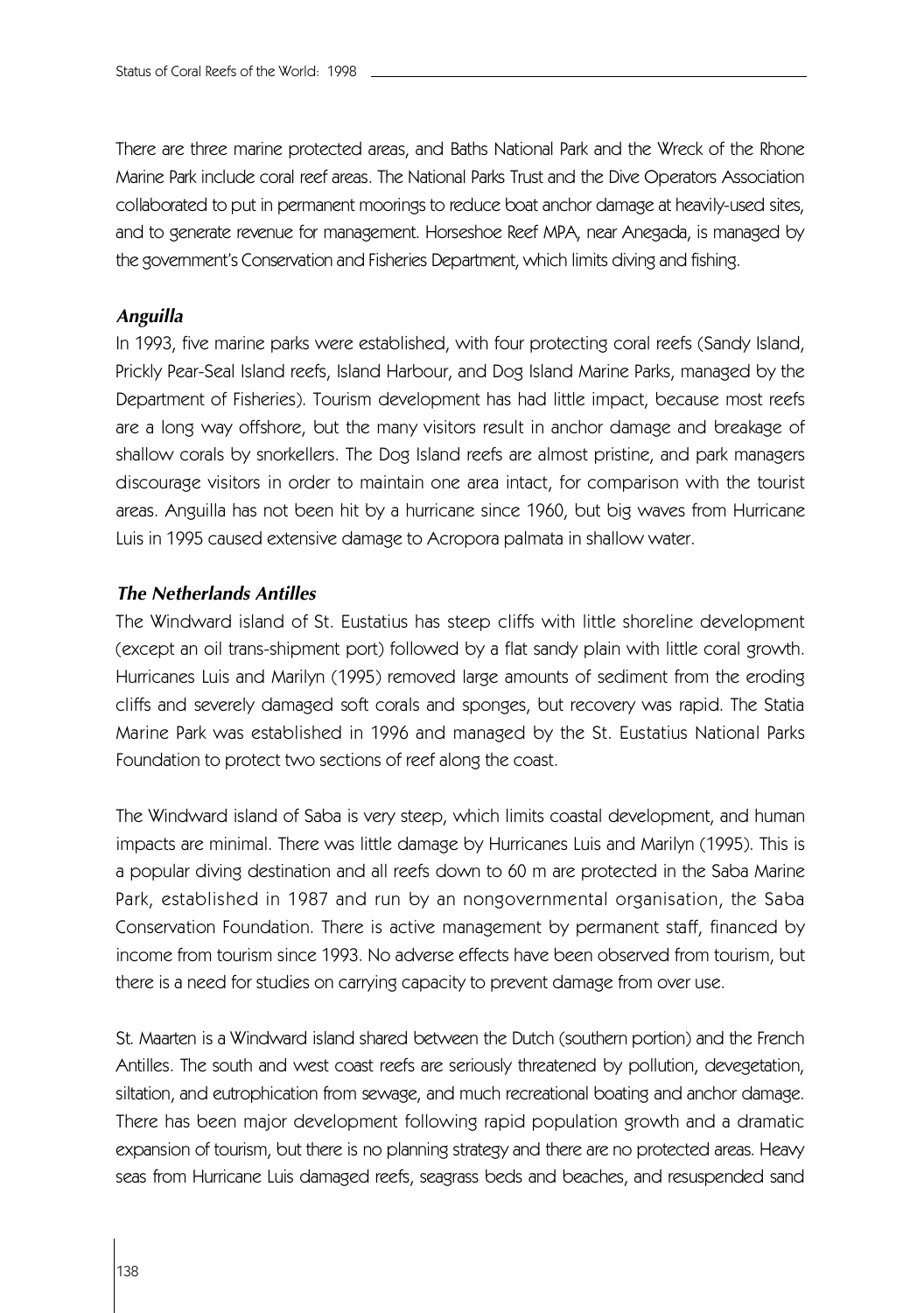There are three marine protected areas, and Baths National Park and the Wreck of the Rhone Marine Park include coral reef areas. The National Parks Trust and the Dive Operators Association collaborated to put in permanent moorings to reduce boat anchor damage at heavily-used sites, and to generate revenue for management. Horseshoe Reef MPA, near Anegada, is managed by the government's Conservation and Fisheries Department, which limits diving and fishing.

### *Anguilla*

In 1993, five marine parks were established, with four protecting coral reefs (Sandy Island, Prickly Pear-Seal Island reefs, Island Harbour, and Dog Island Marine Parks, managed by the Department of Fisheries). Tourism development has had little impact, because most reefs are a long way offshore, but the many visitors result in anchor damage and breakage of shallow corals by snorkellers. The Dog Island reefs are almost pristine, and park managers discourage visitors in order to maintain one area intact, for comparison with the tourist areas. Anguilla has not been hit by a hurricane since 1960, but big waves from Hurricane Luis in 1995 caused extensive damage to Acropora palmata in shallow water.

### *The Netherlands Antilles*

The Windward island of St. Eustatius has steep cliffs with little shoreline development (except an oil trans-shipment port) followed by a flat sandy plain with little coral growth. Hurricanes Luis and Marilyn (1995) removed large amounts of sediment from the eroding cliffs and severely damaged soft corals and sponges, but recovery was rapid. The Statia Marine Park was established in 1996 and managed by the St. Eustatius National Parks Foundation to protect two sections of reef along the coast.

The Windward island of Saba is very steep, which limits coastal development, and human impacts are minimal. There was little damage by Hurricanes Luis and Marilyn (1995). This is a popular diving destination and all reefs down to 60 m are protected in the Saba Marine Park, established in 1987 and run by an nongovernmental organisation, the Saba Conservation Foundation. There is active management by permanent staff, financed by income from tourism since 1993. No adverse effects have been observed from tourism, but there is a need for studies on carrying capacity to prevent damage from over use.

St. Maarten is a Windward island shared between the Dutch (southern portion) and the French Antilles. The south and west coast reefs are seriously threatened by pollution, devegetation, siltation, and eutrophication from sewage, and much recreational boating and anchor damage. There has been major development following rapid population growth and a dramatic expansion of tourism, but there is no planning strategy and there are no protected areas. Heavy seas from Hurricane Luis damaged reefs, seagrass beds and beaches, and resuspended sand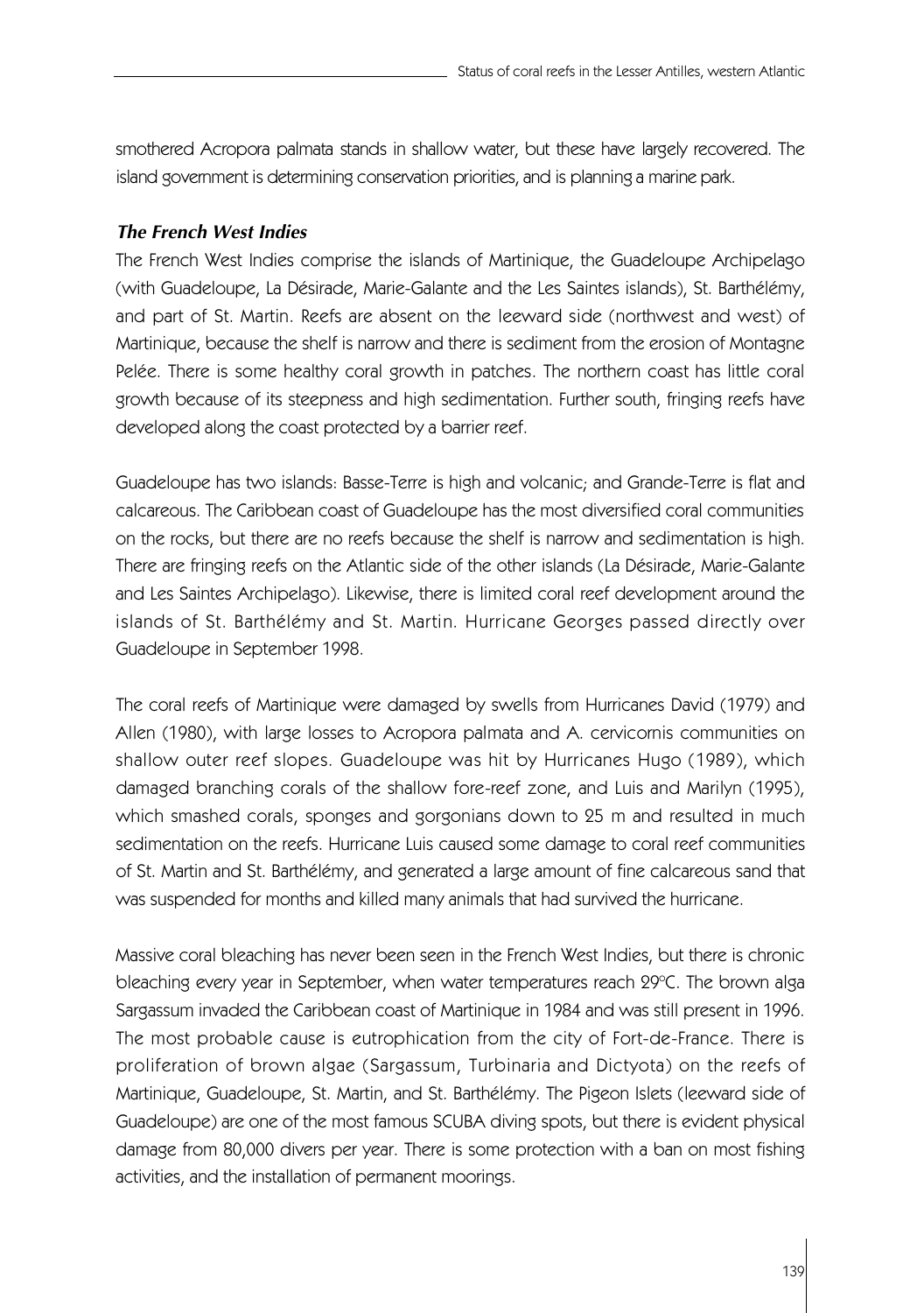smothered Acropora palmata stands in shallow water, but these have largely recovered. The island government is determining conservation priorities, and is planning a marine park.

### *The French West Indies*

The French West Indies comprise the islands of Martinique, the Guadeloupe Archipelago (with Guadeloupe, La Désirade, Marie-Galante and the Les Saintes islands), St. Barthélémy, and part of St. Martin. Reefs are absent on the leeward side (northwest and west) of Martinique, because the shelf is narrow and there is sediment from the erosion of Montagne Pelée. There is some healthy coral growth in patches. The northern coast has little coral growth because of its steepness and high sedimentation. Further south, fringing reefs have developed along the coast protected by a barrier reef.

Guadeloupe has two islands: Basse-Terre is high and volcanic; and Grande-Terre is flat and calcareous. The Caribbean coast of Guadeloupe has the most diversified coral communities on the rocks, but there are no reefs because the shelf is narrow and sedimentation is high. There are fringing reefs on the Atlantic side of the other islands (La Désirade, Marie-Galante and Les Saintes Archipelago). Likewise, there is limited coral reef development around the islands of St. Barthélémy and St. Martin. Hurricane Georges passed directly over Guadeloupe in September 1998.

The coral reefs of Martinique were damaged by swells from Hurricanes David (1979) and Allen (1980), with large losses to Acropora palmata and A. cervicornis communities on shallow outer reef slopes. Guadeloupe was hit by Hurricanes Hugo (1989), which damaged branching corals of the shallow fore-reef zone, and Luis and Marilyn (1995), which smashed corals, sponges and gorgonians down to 25 m and resulted in much sedimentation on the reefs. Hurricane Luis caused some damage to coral reef communities of St. Martin and St. Barthélémy, and generated a large amount of fine calcareous sand that was suspended for months and killed many animals that had survived the hurricane.

Massive coral bleaching has never been seen in the French West Indies, but there is chronic bleaching every year in September, when water temperatures reach 29°C. The brown alga Sargassum invaded the Caribbean coast of Martinique in 1984 and was still present in 1996. The most probable cause is eutrophication from the city of Fort-de-France. There is proliferation of brown algae (Sargassum, Turbinaria and Dictyota) on the reefs of Martinique, Guadeloupe, St. Martin, and St. Barthélémy. The Pigeon Islets (leeward side of Guadeloupe) are one of the most famous SCUBA diving spots, but there is evident physical damage from 80,000 divers per year. There is some protection with a ban on most fishing activities, and the installation of permanent moorings.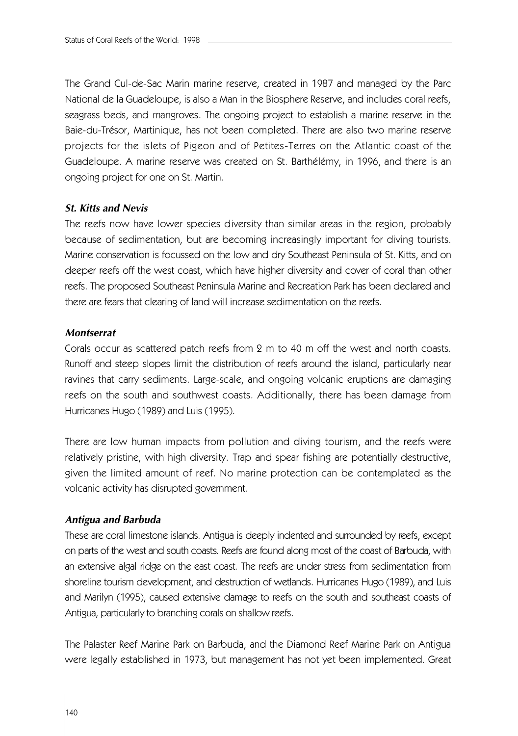The Grand Cul-de-Sac Marin marine reserve, created in 1987 and managed by the Parc National de la Guadeloupe, is also a Man in the Biosphere Reserve, and includes coral reefs, seagrass beds, and mangroves. The ongoing project to establish a marine reserve in the Baie-du-Trésor, Martinique, has not been completed. There are also two marine reserve projects for the islets of Pigeon and of Petites-Terres on the Atlantic coast of the Guadeloupe. A marine reserve was created on St. Barthélémy, in 1996, and there is an ongoing project for one on St. Martin.

### *St. Kitts and Nevis*

The reefs now have lower species diversity than similar areas in the region, probably because of sedimentation, but are becoming increasingly important for diving tourists. Marine conservation is focussed on the low and dry Southeast Peninsula of St. Kitts, and on deeper reefs off the west coast, which have higher diversity and cover of coral than other reefs. The proposed Southeast Peninsula Marine and Recreation Park has been declared and there are fears that clearing of land will increase sedimentation on the reefs.

### *Montserrat*

Corals occur as scattered patch reefs from 2 m to 40 m off the west and north coasts. Runoff and steep slopes limit the distribution of reefs around the island, particularly near ravines that carry sediments. Large-scale, and ongoing volcanic eruptions are damaging reefs on the south and southwest coasts. Additionally, there has been damage from Hurricanes Hugo (1989) and Luis (1995).

There are low human impacts from pollution and diving tourism, and the reefs were relatively pristine, with high diversity. Trap and spear fishing are potentially destructive, given the limited amount of reef. No marine protection can be contemplated as the volcanic activity has disrupted government.

### *Antigua and Barbuda*

These are coral limestone islands. Antigua is deeply indented and surrounded by reefs, except on parts of the west and south coasts. Reefs are found along most of the coast of Barbuda, with an extensive algal ridge on the east coast. The reefs are under stress from sedimentation from shoreline tourism development, and destruction of wetlands. Hurricanes Hugo (1989), and Luis and Marilyn (1995), caused extensive damage to reefs on the south and southeast coasts of Antigua, particularly to branching corals on shallow reefs.

The Palaster Reef Marine Park on Barbuda, and the Diamond Reef Marine Park on Antigua were legally established in 1973, but management has not yet been implemented. Great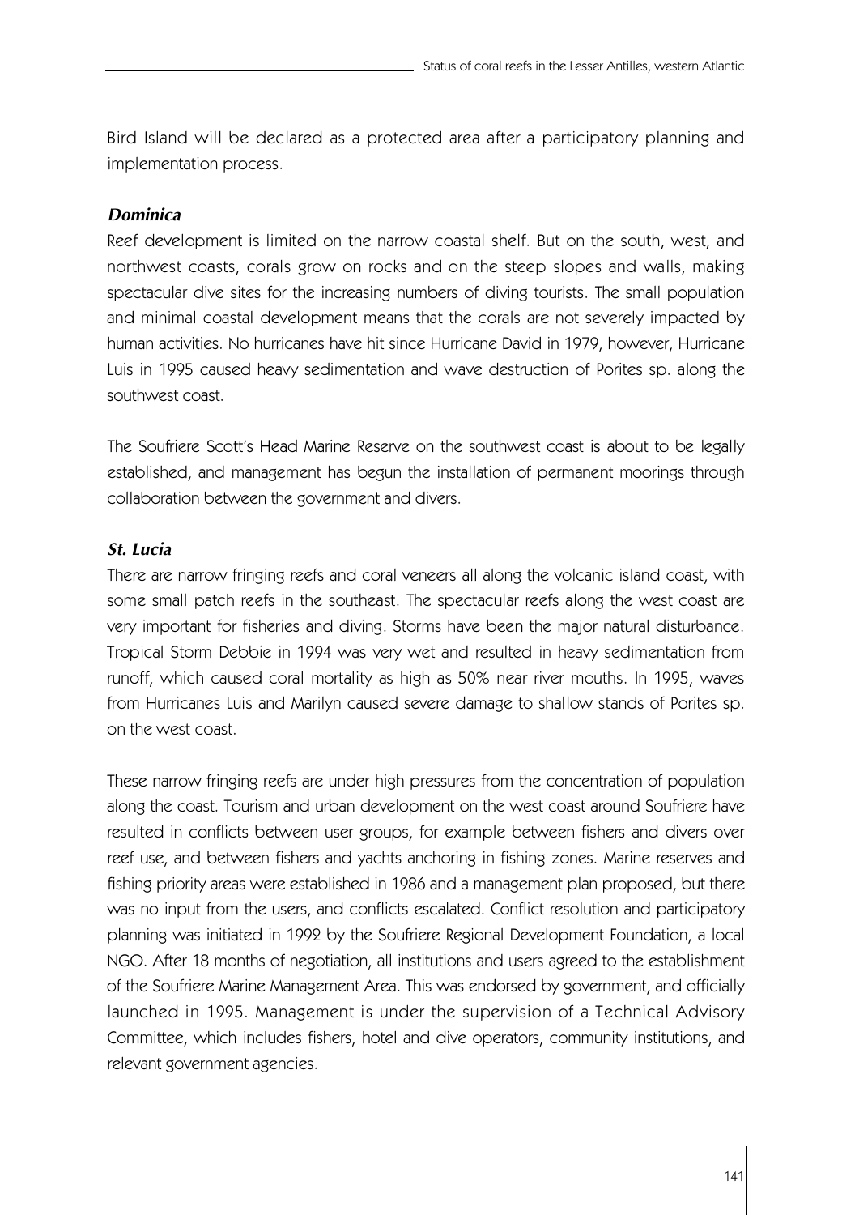Bird Island will be declared as a protected area after a participatory planning and implementation process.

### *Dominica*

Reef development is limited on the narrow coastal shelf. But on the south, west, and northwest coasts, corals grow on rocks and on the steep slopes and walls, making spectacular dive sites for the increasing numbers of diving tourists. The small population and minimal coastal development means that the corals are not severely impacted by human activities. No hurricanes have hit since Hurricane David in 1979, however, Hurricane Luis in 1995 caused heavy sedimentation and wave destruction of Porites sp. along the southwest coast.

The Soufriere Scott's Head Marine Reserve on the southwest coast is about to be legally established, and management has begun the installation of permanent moorings through collaboration between the government and divers.

### *St. Lucia*

There are narrow fringing reefs and coral veneers all along the volcanic island coast, with some small patch reefs in the southeast. The spectacular reefs along the west coast are very important for fisheries and diving. Storms have been the major natural disturbance. Tropical Storm Debbie in 1994 was very wet and resulted in heavy sedimentation from runoff, which caused coral mortality as high as 50% near river mouths. In 1995, waves from Hurricanes Luis and Marilyn caused severe damage to shallow stands of Porites sp. on the west coast.

These narrow fringing reefs are under high pressures from the concentration of population along the coast. Tourism and urban development on the west coast around Soufriere have resulted in conflicts between user groups, for example between fishers and divers over reef use, and between fishers and yachts anchoring in fishing zones. Marine reserves and fishing priority areas were established in 1986 and a management plan proposed, but there was no input from the users, and conflicts escalated. Conflict resolution and participatory planning was initiated in 1992 by the Soufriere Regional Development Foundation, a local NGO. After 18 months of negotiation, all institutions and users agreed to the establishment of the Soufriere Marine Management Area. This was endorsed by government, and officially launched in 1995. Management is under the supervision of a Technical Advisory Committee, which includes fishers, hotel and dive operators, community institutions, and relevant government agencies.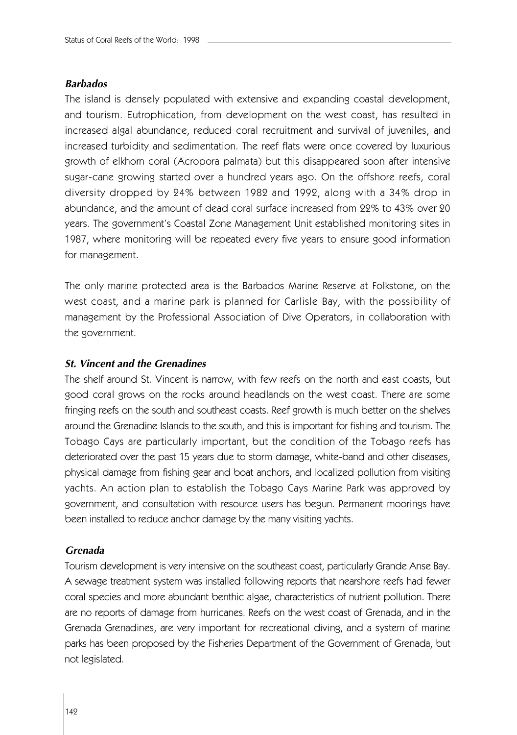### *Barbados*

The island is densely populated with extensive and expanding coastal development, and tourism. Eutrophication, from development on the west coast, has resulted in increased algal abundance, reduced coral recruitment and survival of juveniles, and increased turbidity and sedimentation. The reef flats were once covered by luxurious growth of elkhorn coral (Acropora palmata) but this disappeared soon after intensive sugar-cane growing started over a hundred years ago. On the offshore reefs, coral diversity dropped by 24% between 1982 and 1992, along with a 34% drop in abundance, and the amount of dead coral surface increased from 22% to 43% over 20 years. The government's Coastal Zone Management Unit established monitoring sites in 1987, where monitoring will be repeated every five years to ensure good information for management.

The only marine protected area is the Barbados Marine Reserve at Folkstone, on the west coast, and a marine park is planned for Carlisle Bay, with the possibility of management by the Professional Association of Dive Operators, in collaboration with the government.

### *St. Vincent and the Grenadines*

The shelf around St. Vincent is narrow, with few reefs on the north and east coasts, but good coral grows on the rocks around headlands on the west coast. There are some fringing reefs on the south and southeast coasts. Reef growth is much better on the shelves around the Grenadine Islands to the south, and this is important for fishing and tourism. The Tobago Cays are particularly important, but the condition of the Tobago reefs has deteriorated over the past 15 years due to storm damage, white-band and other diseases, physical damage from fishing gear and boat anchors, and localized pollution from visiting yachts. An action plan to establish the Tobago Cays Marine Park was approved by government, and consultation with resource users has begun. Permanent moorings have been installed to reduce anchor damage by the many visiting yachts.

### *Grenada*

Tourism development is very intensive on the southeast coast, particularly Grande Anse Bay. A sewage treatment system was installed following reports that nearshore reefs had fewer coral species and more abundant benthic algae, characteristics of nutrient pollution. There are no reports of damage from hurricanes. Reefs on the west coast of Grenada, and in the Grenada Grenadines, are very important for recreational diving, and a system of marine parks has been proposed by the Fisheries Department of the Government of Grenada, but not legislated.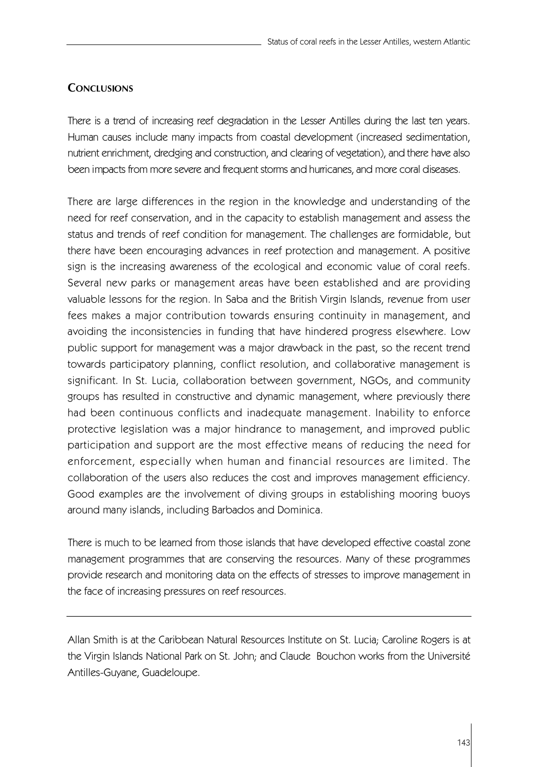## Conclusions

There is a trend of increasing reef degradation in the Lesser Antilles during the last ten years. Human causes include many impacts from coastal development (increased sedimentation, nutrient enrichment, dredging and construction, and clearing of vegetation), and there have also been impacts from more severe and frequent storms and hurricanes, and more coral diseases.

There are large differences in the region in the knowledge and understanding of the need for reef conservation, and in the capacity to establish management and assess the status and trends of reef condition for management. The challenges are formidable, but there have been encouraging advances in reef protection and management. A positive sign is the increasing awareness of the ecological and economic value of coral reefs. Several new parks or management areas have been established and are providing valuable lessons for the region. In Saba and the British Virgin Islands, revenue from user fees makes a major contribution towards ensuring continuity in management, and avoiding the inconsistencies in funding that have hindered progress elsewhere. Low public support for management was a major drawback in the past, so the recent trend towards participatory planning, conflict resolution, and collaborative management is significant. In St. Lucia, collaboration between government, NGOs, and community groups has resulted in constructive and dynamic management, where previously there had been continuous conflicts and inadequate management. Inability to enforce protective legislation was a major hindrance to management, and improved public participation and support are the most effective means of reducing the need for enforcement, especially when human and financial resources are limited. The collaboration of the users also reduces the cost and improves management efficiency. Good examples are the involvement of diving groups in establishing mooring buoys around many islands, including Barbados and Dominica.

There is much to be learned from those islands that have developed effective coastal zone management programmes that are conserving the resources. Many of these programmes provide research and monitoring data on the effects of stresses to improve management in the face of increasing pressures on reef resources.

---

Allan Smith is at the Caribbean Natural Resources Institute on St. Lucia; Caroline Rogers is at the Virgin Islands National Park on St. John; and Claude Bouchon works from the Université Antilles-Guyane, Guadeloupe.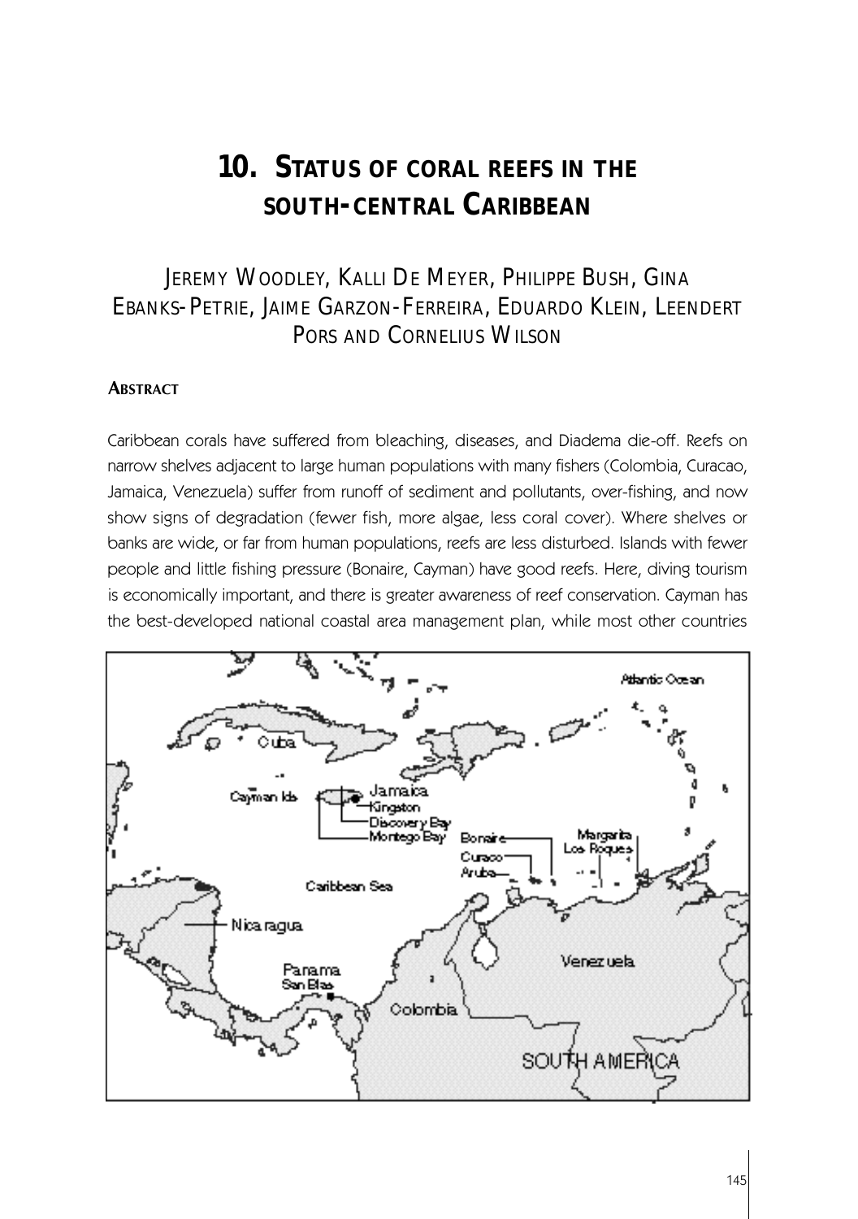# 10. STATUS OF CORAL REEFS IN THE SOUTH-CENTRAL CARIBBEAN

JEREMY WOODLEY, KALLI DE MEYER, PHILIPPE BUSH, GINA EBANKS-PETRIE, JAIME GARZON-FERREIRA, EDUARDO KLEIN, LEENDERT PORS AND CORNELIUS WILSON

### ABSTRACT

Caribbean corals have suffered from bleaching, diseases, and Diadema die-off. Reefs on narrow shelves adjacent to large human populations with many fishers (Colombia, Curacao, Jamaica, Venezuela) suffer from runoff of sediment and pollutants, over-fishing, and now show signs of degradation (fewer fish, more algae, less coral cover). Where shelves or banks are wide, or far from human populations, reefs are less disturbed. Islands with fewer people and little fishing pressure (Bonaire, Cayman) have good reefs. Here, diving tourism is economically important, and there is greater awareness of reef conservation. Cayman has the best-developed national coastal area management plan, while most other countries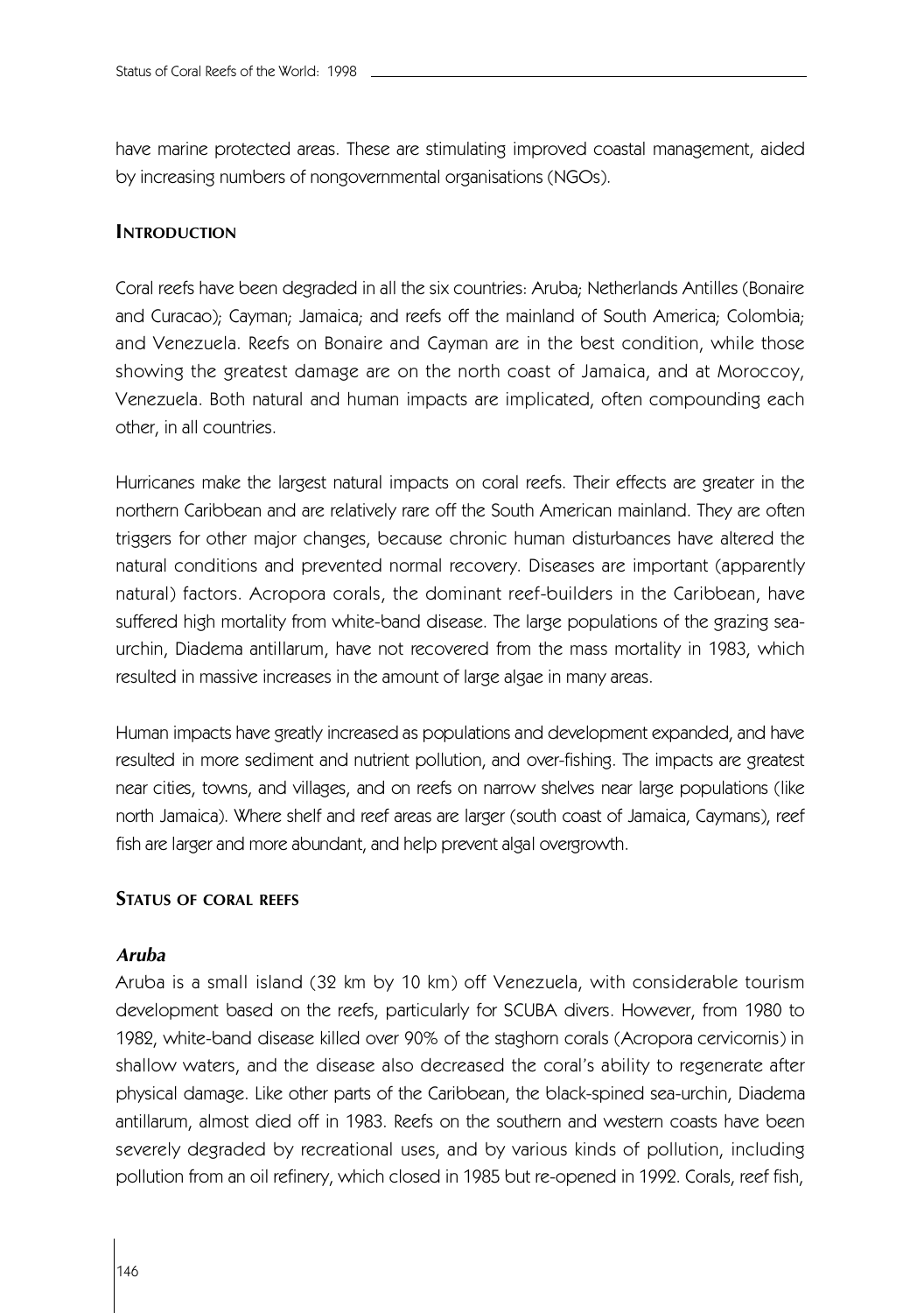have marine protected areas. These are stimulating improved coastal management, aided by increasing numbers of nongovernmental organisations (NGOs).

## Introduction

Coral reefs have been degraded in all the six countries: Aruba; Netherlands Antilles (Bonaire and Curacao); Cayman; Jamaica; and reefs off the mainland of South America; Colombia; and Venezuela. Reefs on Bonaire and Cayman are in the best condition, while those showing the greatest damage are on the north coast of Jamaica, and at Moroccoy, Venezuela. Both natural and human impacts are implicated, often compounding each other, in all countries.

Hurricanes make the largest natural impacts on coral reefs. Their effects are greater in the northern Caribbean and are relatively rare off the South American mainland. They are often triggers for other major changes, because chronic human disturbances have altered the natural conditions and prevented normal recovery. Diseases are important (apparently natural) factors. Acropora corals, the dominant reef-builders in the Caribbean, have suffered high mortality from white-band disease. The large populations of the grazing sea-urchin, Diadema antillarum, have not recovered from the mass mortality in 1983, which resulted in massive increases in the amount of large algae in many areas.

Human impacts have greatly increased as populations and development expanded, and have resulted in more sediment and nutrient pollution, and over-fishing. The impacts are greatest near cities, towns, and villages, and on reefs on narrow shelves near large populations (like north Jamaica). Where shelf and reef areas are larger (south coast of Jamaica, Caymans), reef fish are larger and more abundant, and help prevent algal overgrowth.

## Status of coral reefs

### *Aruba*

Aruba is a small island (32 km by 10 km) off Venezuela, with considerable tourism development based on the reefs, particularly for SCUBA divers. However, from 1980 to 1982, white-band disease killed over 90% of the staghorn corals (Acropora cervicornis) in shallow waters, and the disease also decreased the coral's ability to regenerate after physical damage. Like other parts of the Caribbean, the black-spined sea-urchin, Diadema antillarum, almost died off in 1983. Reefs on the southern and western coasts have been severely degraded by recreational uses, and by various kinds of pollution, including pollution from an oil refinery, which closed in 1985 but re-opened in 1992. Corals, reef fish,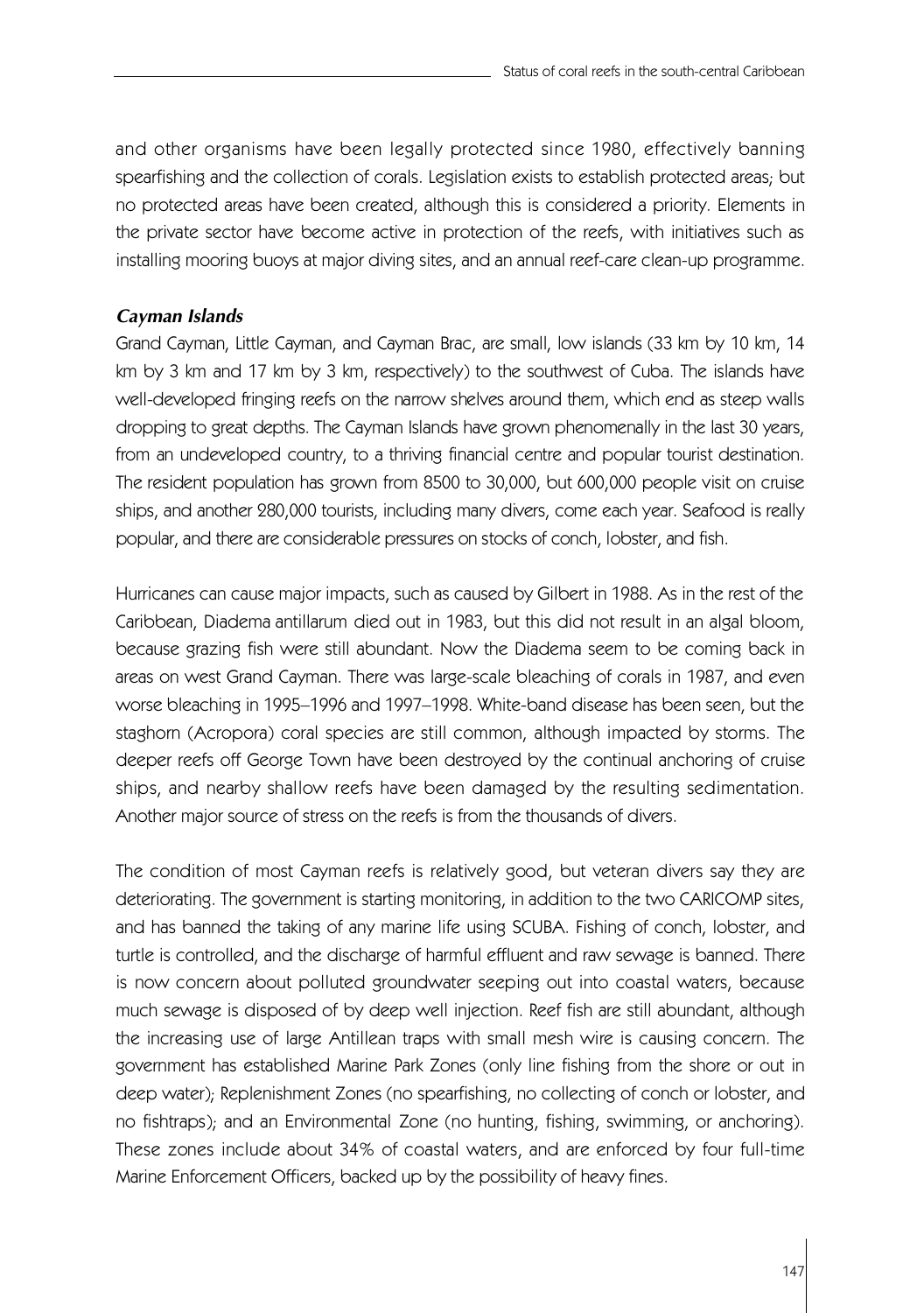and other organisms have been legally protected since 1980, effectively banning spearfishing and the collection of corals. Legislation exists to establish protected areas; but no protected areas have been created, although this is considered a priority. Elements in the private sector have become active in protection of the reefs, with initiatives such as installing mooring buoys at major diving sites, and an annual reef-care clean-up programme.

### *Cayman Islands*

Grand Cayman, Little Cayman, and Cayman Brac, are small, low islands (33 km by 10 km, 14 km by 3 km and 17 km by 3 km, respectively) to the southwest of Cuba. The islands have well-developed fringing reefs on the narrow shelves around them, which end as steep walls dropping to great depths. The Cayman Islands have grown phenomenally in the last 30 years, from an undeveloped country, to a thriving financial centre and popular tourist destination. The resident population has grown from 8500 to 30,000, but 600,000 people visit on cruise ships, and another 280,000 tourists, including many divers, come each year. Seafood is really popular, and there are considerable pressures on stocks of conch, lobster, and fish.

Hurricanes can cause major impacts, such as caused by Gilbert in 1988. As in the rest of the Caribbean, Diadema antillarum died out in 1983, but this did not result in an algal bloom, because grazing fish were still abundant. Now the Diadema seem to be coming back in areas on west Grand Cayman. There was large-scale bleaching of corals in 1987, and even worse bleaching in 1995–1996 and 1997–1998. White-band disease has been seen, but the staghorn (Acropora) coral species are still common, although impacted by storms. The deeper reefs off George Town have been destroyed by the continual anchoring of cruise ships, and nearby shallow reefs have been damaged by the resulting sedimentation. Another major source of stress on the reefs is from the thousands of divers.

The condition of most Cayman reefs is relatively good, but veteran divers say they are deteriorating. The government is starting monitoring, in addition to the two CARICOMP sites, and has banned the taking of any marine life using SCUBA. Fishing of conch, lobster, and turtle is controlled, and the discharge of harmful effluent and raw sewage is banned. There is now concern about polluted groundwater seeping out into coastal waters, because much sewage is disposed of by deep well injection. Reef fish are still abundant, although the increasing use of large Antillean traps with small mesh wire is causing concern. The government has established Marine Park Zones (only line fishing from the shore or out in deep water); Replenishment Zones (no spearfishing, no collecting of conch or lobster, and no fishtraps); and an Environmental Zone (no hunting, fishing, swimming, or anchoring). These zones include about 34% of coastal waters, and are enforced by four full-time Marine Enforcement Officers, backed up by the possibility of heavy fines.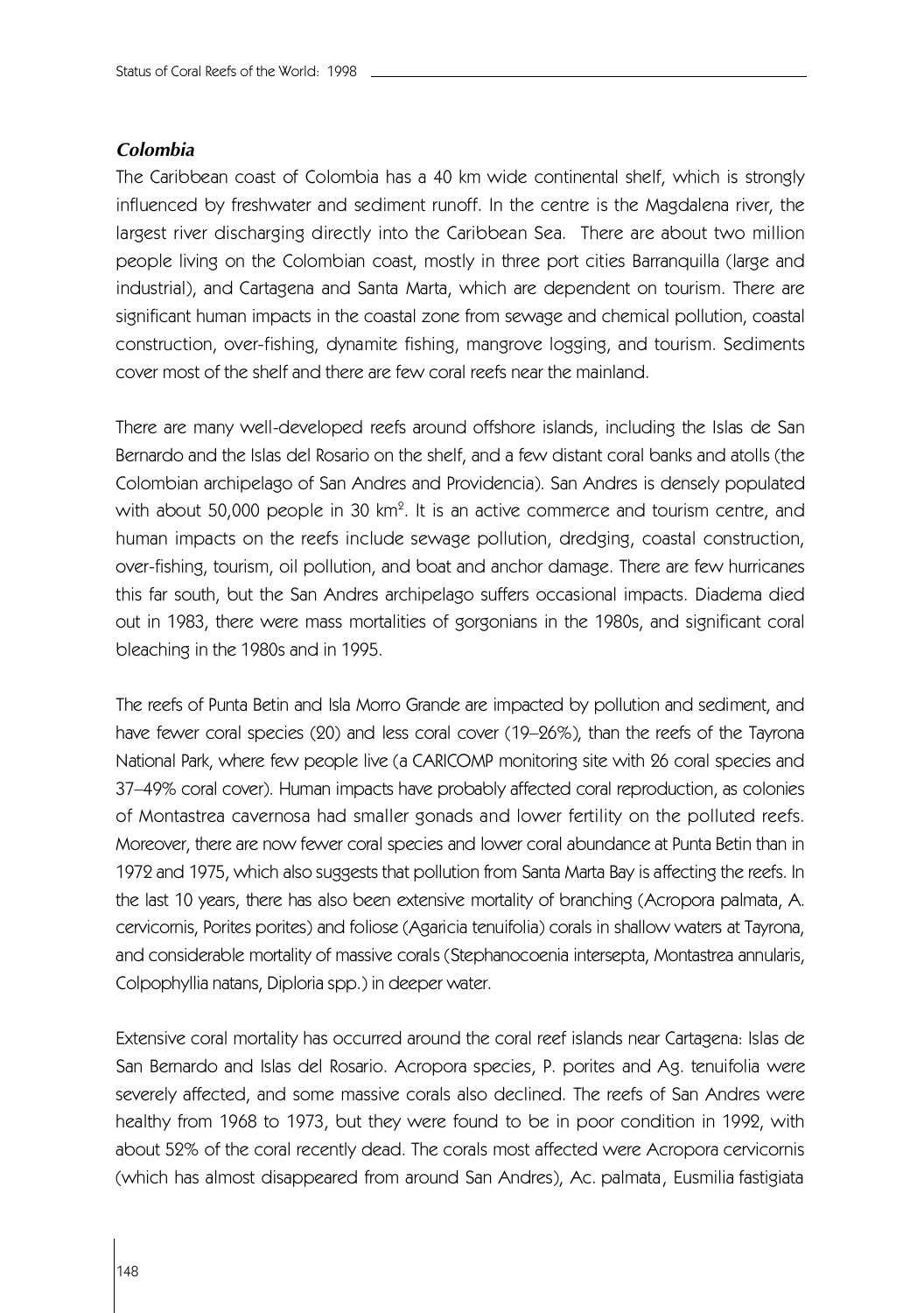### *Colombia*

The Caribbean coast of Colombia has a 40 km wide continental shelf, which is strongly influenced by freshwater and sediment runoff. In the centre is the Magdalena river, the largest river discharging directly into the Caribbean Sea. There are about two million people living on the Colombian coast, mostly in three port cities Barranquilla (large and industrial), and Cartagena and Santa Marta, which are dependent on tourism. There are significant human impacts in the coastal zone from sewage and chemical pollution, coastal construction, over-fishing, dynamite fishing, mangrove logging, and tourism. Sediments cover most of the shelf and there are few coral reefs near the mainland.

There are many well-developed reefs around offshore islands, including the Islas de San Bernardo and the Islas del Rosario on the shelf, and a few distant coral banks and atolls (the Colombian archipelago of San Andres and Providencia). San Andres is densely populated with about 50,000 people in 30 km$^2$. It is an active commerce and tourism centre, and human impacts on the reefs include sewage pollution, dredging, coastal construction, over-fishing, tourism, oil pollution, and boat and anchor damage. There are few hurricanes this far south, but the San Andres archipelago suffers occasional impacts. Diadema died out in 1983, there were mass mortalities of gorgonians in the 1980s, and significant coral bleaching in the 1980s and in 1995.

The reefs of Punta Betin and Isla Morro Grande are impacted by pollution and sediment, and have fewer coral species (20) and less coral cover (19–26%), than the reefs of the Tayrona National Park, where few people live (a CARICOMP monitoring site with 26 coral species and 37–49% coral cover). Human impacts have probably affected coral reproduction, as colonies of Montastrea cavernosa had smaller gonads and lower fertility on the polluted reefs. Moreover, there are now fewer coral species and lower coral abundance at Punta Betin than in 1972 and 1975, which also suggests that pollution from Santa Marta Bay is affecting the reefs. In the last 10 years, there has also been extensive mortality of branching (Acropora palmata, A. cervicornis, Porites porites) and foliose (Agaricia tenuifolia) corals in shallow waters at Tayrona, and considerable mortality of massive corals (Stephanocoenia intersepta, Montastrea annularis, Colpophyllia natans, Diploria spp.) in deeper water.

Extensive coral mortality has occurred around the coral reef islands near Cartagena: Islas de San Bernardo and Islas del Rosario. Acropora species, P. porites and Ag. tenuifolia were severely affected, and some massive corals also declined. The reefs of San Andres were healthy from 1968 to 1973, but they were found to be in poor condition in 1992, with about 52% of the coral recently dead. The corals most affected were Acropora cervicornis (which has almost disappeared from around San Andres), Ac. palmata, Eusmilia fastigiata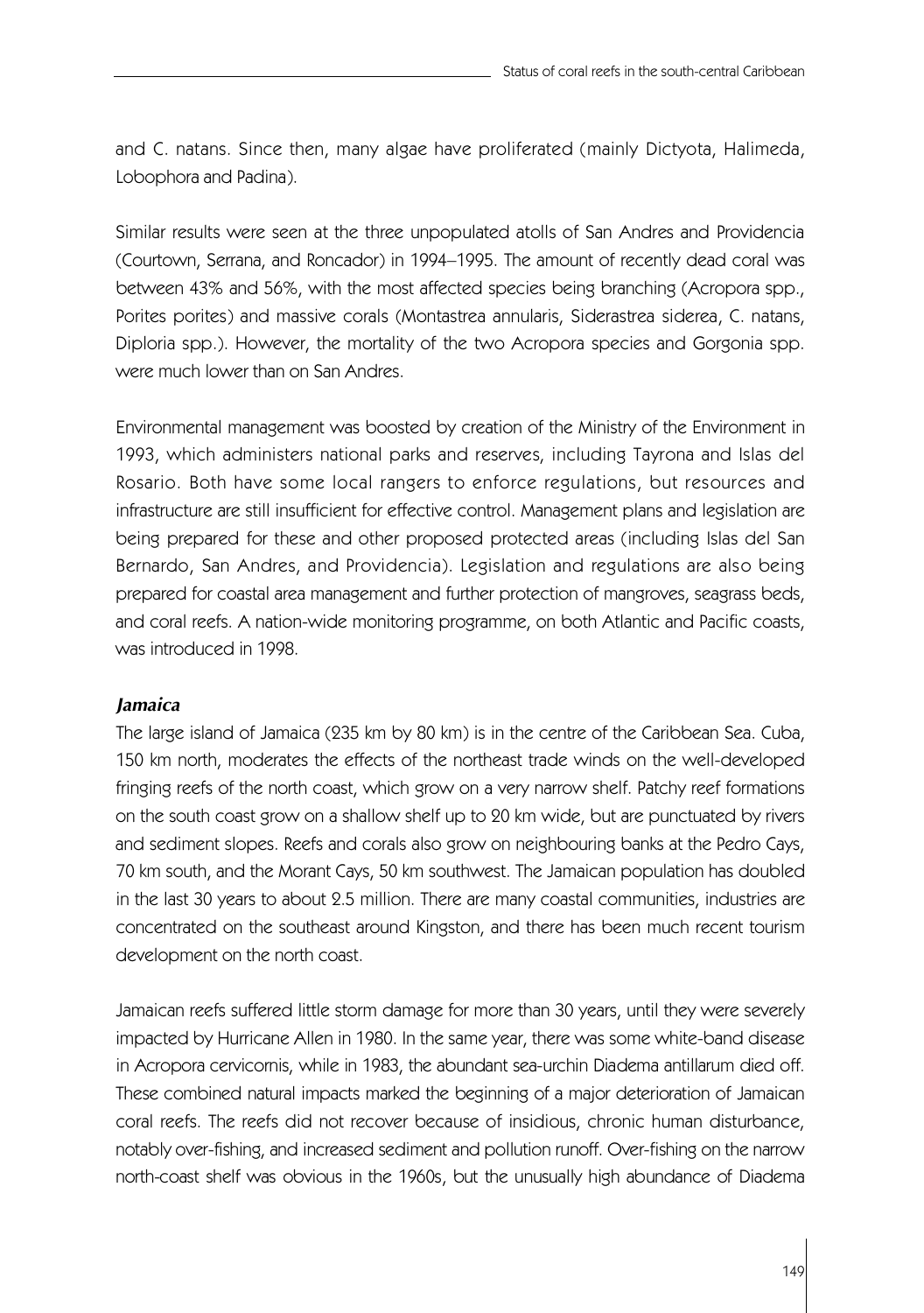and C. natans. Since then, many algae have proliferated (mainly Dictyota, Halimeda, Lobophora and Padina).

Similar results were seen at the three unpopulated atolls of San Andres and Providencia (Courtown, Serrana, and Roncador) in 1994–1995. The amount of recently dead coral was between 43% and 56%, with the most affected species being branching (Acropora spp., Porites porites) and massive corals (Montastrea annularis, Siderastrea siderea, C. natans, Diploria spp.). However, the mortality of the two Acropora species and Gorgonia spp. were much lower than on San Andres.

Environmental management was boosted by creation of the Ministry of the Environment in 1993, which administers national parks and reserves, including Tayrona and Islas del Rosario. Both have some local rangers to enforce regulations, but resources and infrastructure are still insufficient for effective control. Management plans and legislation are being prepared for these and other proposed protected areas (including Islas del San Bernardo, San Andres, and Providencia). Legislation and regulations are also being prepared for coastal area management and further protection of mangroves, seagrass beds, and coral reefs. A nation-wide monitoring programme, on both Atlantic and Pacific coasts, was introduced in 1998.

### *Jamaica*

The large island of Jamaica (235 km by 80 km) is in the centre of the Caribbean Sea. Cuba, 150 km north, moderates the effects of the northeast trade winds on the well-developed fringing reefs of the north coast, which grow on a very narrow shelf. Patchy reef formations on the south coast grow on a shallow shelf up to 20 km wide, but are punctuated by rivers and sediment slopes. Reefs and corals also grow on neighbouring banks at the Pedro Cays, 70 km south, and the Morant Cays, 50 km southwest. The Jamaican population has doubled in the last 30 years to about 2.5 million. There are many coastal communities, industries are concentrated on the southeast around Kingston, and there has been much recent tourism development on the north coast.

Jamaican reefs suffered little storm damage for more than 30 years, until they were severely impacted by Hurricane Allen in 1980. In the same year, there was some white-band disease in Acropora cervicornis, while in 1983, the abundant sea-urchin Diadema antillarum died off. These combined natural impacts marked the beginning of a major deterioration of Jamaican coral reefs. The reefs did not recover because of insidious, chronic human disturbance, notably over-fishing, and increased sediment and pollution runoff. Over-fishing on the narrow north-coast shelf was obvious in the 1960s, but the unusually high abundance of Diadema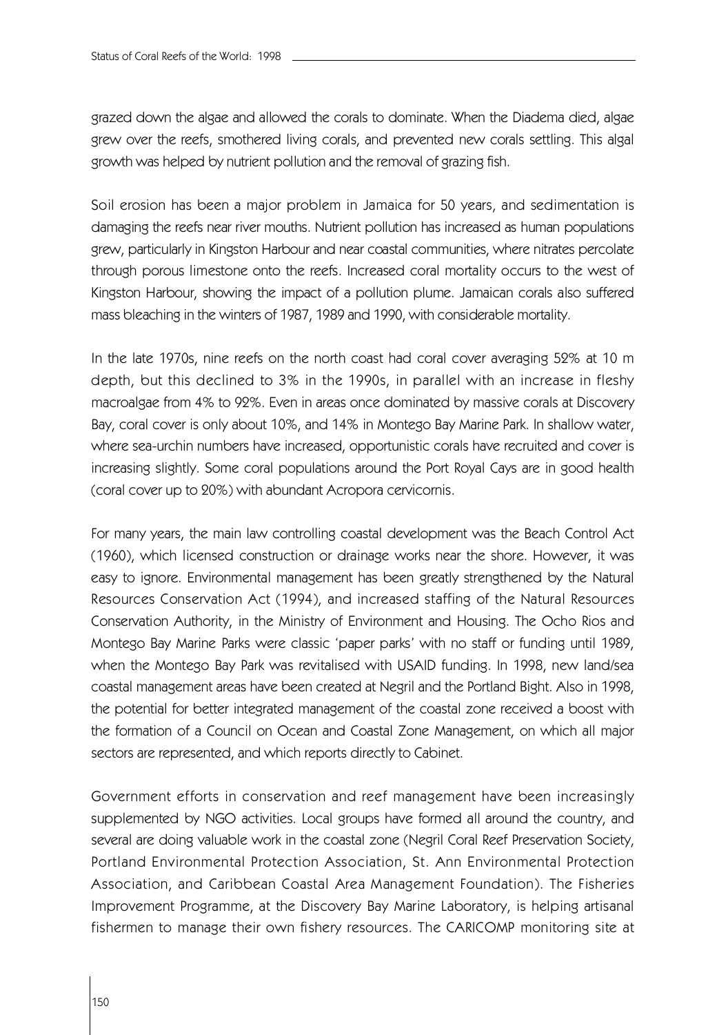grazed down the algae and allowed the corals to dominate. When the Diadema died, algae grew over the reefs, smothered living corals, and prevented new corals settling. This algal growth was helped by nutrient pollution and the removal of grazing fish.

Soil erosion has been a major problem in Jamaica for 50 years, and sedimentation is damaging the reefs near river mouths. Nutrient pollution has increased as human populations grew, particularly in Kingston Harbour and near coastal communities, where nitrates percolate through porous limestone onto the reefs. Increased coral mortality occurs to the west of Kingston Harbour, showing the impact of a pollution plume. Jamaican corals also suffered mass bleaching in the winters of 1987, 1989 and 1990, with considerable mortality.

In the late 1970s, nine reefs on the north coast had coral cover averaging 52% at 10 m depth, but this declined to 3% in the 1990s, in parallel with an increase in fleshy macroalgae from 4% to 92%. Even in areas once dominated by massive corals at Discovery Bay, coral cover is only about 10%, and 14% in Montego Bay Marine Park. In shallow water, where sea-urchin numbers have increased, opportunistic corals have recruited and cover is increasing slightly. Some coral populations around the Port Royal Cays are in good health (coral cover up to 20%) with abundant Acropora cervicornis.

For many years, the main law controlling coastal development was the Beach Control Act (1960), which licensed construction or drainage works near the shore. However, it was easy to ignore. Environmental management has been greatly strengthened by the Natural Resources Conservation Act (1994), and increased staffing of the Natural Resources Conservation Authority, in the Ministry of Environment and Housing. The Ocho Rios and Montego Bay Marine Parks were classic 'paper parks' with no staff or funding until 1989, when the Montego Bay Park was revitalised with USAID funding. In 1998, new land/sea coastal management areas have been created at Negril and the Portland Bight. Also in 1998, the potential for better integrated management of the coastal zone received a boost with the formation of a Council on Ocean and Coastal Zone Management, on which all major sectors are represented, and which reports directly to Cabinet.

Government efforts in conservation and reef management have been increasingly supplemented by NGO activities. Local groups have formed all around the country, and several are doing valuable work in the coastal zone (Negril Coral Reef Preservation Society, Portland Environmental Protection Association, St. Ann Environmental Protection Association, and Caribbean Coastal Area Management Foundation). The Fisheries Improvement Programme, at the Discovery Bay Marine Laboratory, is helping artisanal fishermen to manage their own fishery resources. The CARICOMP monitoring site at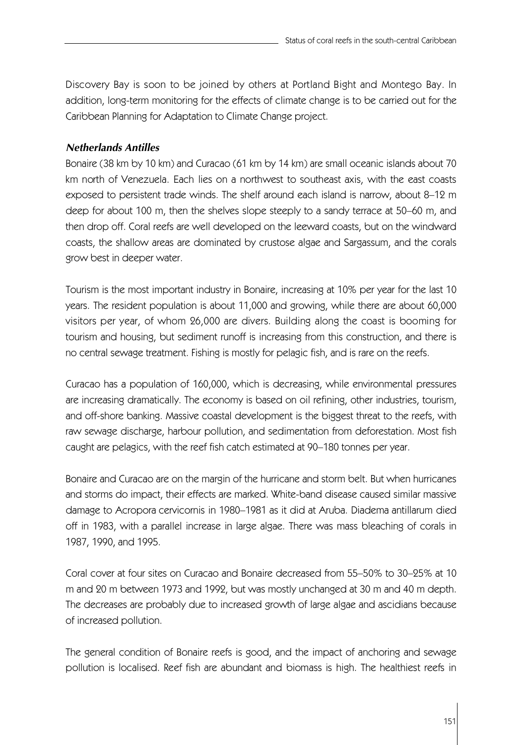Discovery Bay is soon to be joined by others at Portland Bight and Montego Bay. In addition, long-term monitoring for the effects of climate change is to be carried out for the Caribbean Planning for Adaptation to Climate Change project.

### *Netherlands Antilles*

Bonaire (38 km by 10 km) and Curacao (61 km by 14 km) are small oceanic islands about 70 km north of Venezuela. Each lies on a northwest to southeast axis, with the east coasts exposed to persistent trade winds. The shelf around each island is narrow, about 8–12 m deep for about 100 m, then the shelves slope steeply to a sandy terrace at 50–60 m, and then drop off. Coral reefs are well developed on the leeward coasts, but on the windward coasts, the shallow areas are dominated by crustose algae and Sargassum, and the corals grow best in deeper water.

Tourism is the most important industry in Bonaire, increasing at 10% per year for the last 10 years. The resident population is about 11,000 and growing, while there are about 60,000 visitors per year, of whom 26,000 are divers. Building along the coast is booming for tourism and housing, but sediment runoff is increasing from this construction, and there is no central sewage treatment. Fishing is mostly for pelagic fish, and is rare on the reefs.

Curacao has a population of 160,000, which is decreasing, while environmental pressures are increasing dramatically. The economy is based on oil refining, other industries, tourism, and off-shore banking. Massive coastal development is the biggest threat to the reefs, with raw sewage discharge, harbour pollution, and sedimentation from deforestation. Most fish caught are pelagics, with the reef fish catch estimated at 90–180 tonnes per year.

Bonaire and Curacao are on the margin of the hurricane and storm belt. But when hurricanes and storms do impact, their effects are marked. White-band disease caused similar massive damage to Acropora cervicornis in 1980–1981 as it did at Aruba. Diadema antillarum died off in 1983, with a parallel increase in large algae. There was mass bleaching of corals in 1987, 1990, and 1995.

Coral cover at four sites on Curacao and Bonaire decreased from 55–50% to 30–25% at 10 m and 20 m between 1973 and 1992, but was mostly unchanged at 30 m and 40 m depth. The decreases are probably due to increased growth of large algae and ascidians because of increased pollution.

The general condition of Bonaire reefs is good, and the impact of anchoring and sewage pollution is localised. Reef fish are abundant and biomass is high. The healthiest reefs in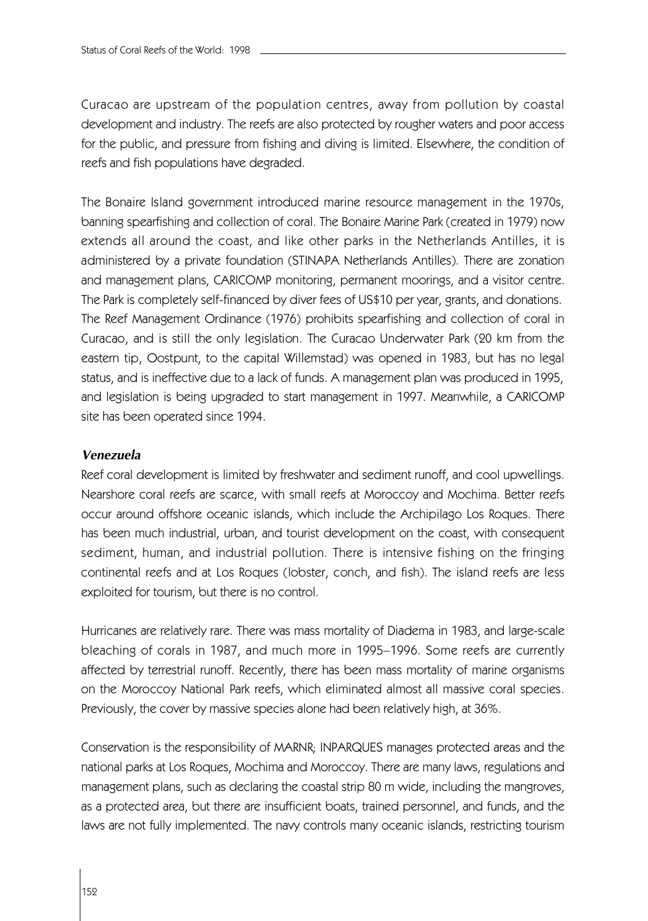Curacao are upstream of the population centres, away from pollution by coastal development and industry. The reefs are also protected by rougher waters and poor access for the public, and pressure from fishing and diving is limited. Elsewhere, the condition of reefs and fish populations have degraded.

The Bonaire Island government introduced marine resource management in the 1970s, banning spearfishing and collection of coral. The Bonaire Marine Park (created in 1979) now extends all around the coast, and like other parks in the Netherlands Antilles, it is administered by a private foundation (STINAPA Netherlands Antilles). There are zonation and management plans, CARICOMP monitoring, permanent moorings, and a visitor centre. The Park is completely self-financed by diver fees of US$10 per year, grants, and donations. The Reef Management Ordinance (1976) prohibits spearfishing and collection of coral in Curacao, and is still the only legislation. The Curacao Underwater Park (20 km from the eastern tip, Oostpunt, to the capital Willemstad) was opened in 1983, but has no legal status, and is ineffective due to a lack of funds. A management plan was produced in 1995, and legislation is being upgraded to start management in 1997. Meanwhile, a CARICOMP site has been operated since 1994.

### *Venezuela*

Reef coral development is limited by freshwater and sediment runoff, and cool upwellings. Nearshore coral reefs are scarce, with small reefs at Moroccoy and Mochima. Better reefs occur around offshore oceanic islands, which include the Archipilago Los Roques. There has been much industrial, urban, and tourist development on the coast, with consequent sediment, human, and industrial pollution. There is intensive fishing on the fringing continental reefs and at Los Roques (lobster, conch, and fish). The island reefs are less exploited for tourism, but there is no control.

Hurricanes are relatively rare. There was mass mortality of Diadema in 1983, and large-scale bleaching of corals in 1987, and much more in 1995–1996. Some reefs are currently affected by terrestrial runoff. Recently, there has been mass mortality of marine organisms on the Moroccoy National Park reefs, which eliminated almost all massive coral species. Previously, the cover by massive species alone had been relatively high, at 36%.

Conservation is the responsibility of MARNR; INPARQUES manages protected areas and the national parks at Los Roques, Mochima and Moroccoy. There are many laws, regulations and management plans, such as declaring the coastal strip 80 m wide, including the mangroves, as a protected area, but there are insufficient boats, trained personnel, and funds, and the laws are not fully implemented. The navy controls many oceanic islands, restricting tourism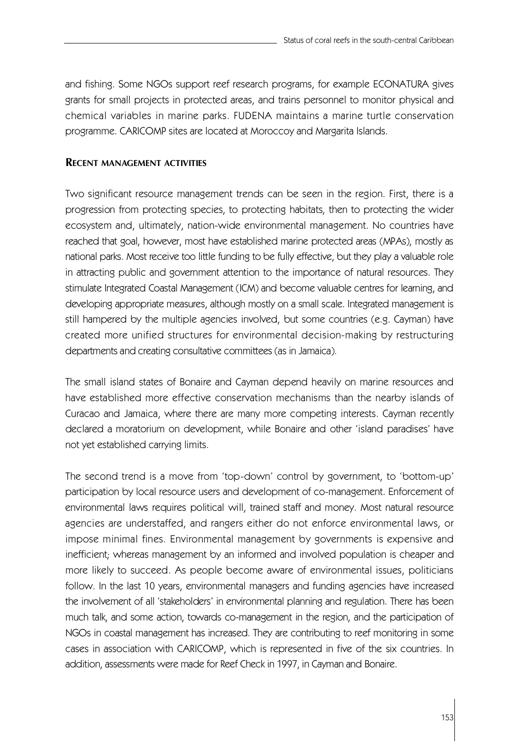and fishing. Some NGOs support reef research programs, for example ECONATURA gives grants for small projects in protected areas, and trains personnel to monitor physical and chemical variables in marine parks. FUDENA maintains a marine turtle conservation programme. CARICOMP sites are located at Moroccoy and Margarita Islands.

## Recent management activities

Two significant resource management trends can be seen in the region. First, there is a progression from protecting species, to protecting habitats, then to protecting the wider ecosystem and, ultimately, nation-wide environmental management. No countries have reached that goal, however, most have established marine protected areas (MPAs), mostly as national parks. Most receive too little funding to be fully effective, but they play a valuable role in attracting public and government attention to the importance of natural resources. They stimulate Integrated Coastal Management (ICM) and become valuable centres for learning, and developing appropriate measures, although mostly on a small scale. Integrated management is still hampered by the multiple agencies involved, but some countries (e.g. Cayman) have created more unified structures for environmental decision-making by restructuring departments and creating consultative committees (as in Jamaica).

The small island states of Bonaire and Cayman depend heavily on marine resources and have established more effective conservation mechanisms than the nearby islands of Curacao and Jamaica, where there are many more competing interests. Cayman recently declared a moratorium on development, while Bonaire and other 'island paradises' have not yet established carrying limits.

The second trend is a move from 'top-down' control by government, to 'bottom-up' participation by local resource users and development of co-management. Enforcement of environmental laws requires political will, trained staff and money. Most natural resource agencies are understaffed, and rangers either do not enforce environmental laws, or impose minimal fines. Environmental management by governments is expensive and inefficient; whereas management by an informed and involved population is cheaper and more likely to succeed. As people become aware of environmental issues, politicians follow. In the last 10 years, environmental managers and funding agencies have increased the involvement of all 'stakeholders' in environmental planning and regulation. There has been much talk, and some action, towards co-management in the region, and the participation of NGOs in coastal management has increased. They are contributing to reef monitoring in some cases in association with CARICOMP, which is represented in five of the six countries. In addition, assessments were made for Reef Check in 1997, in Cayman and Bonaire.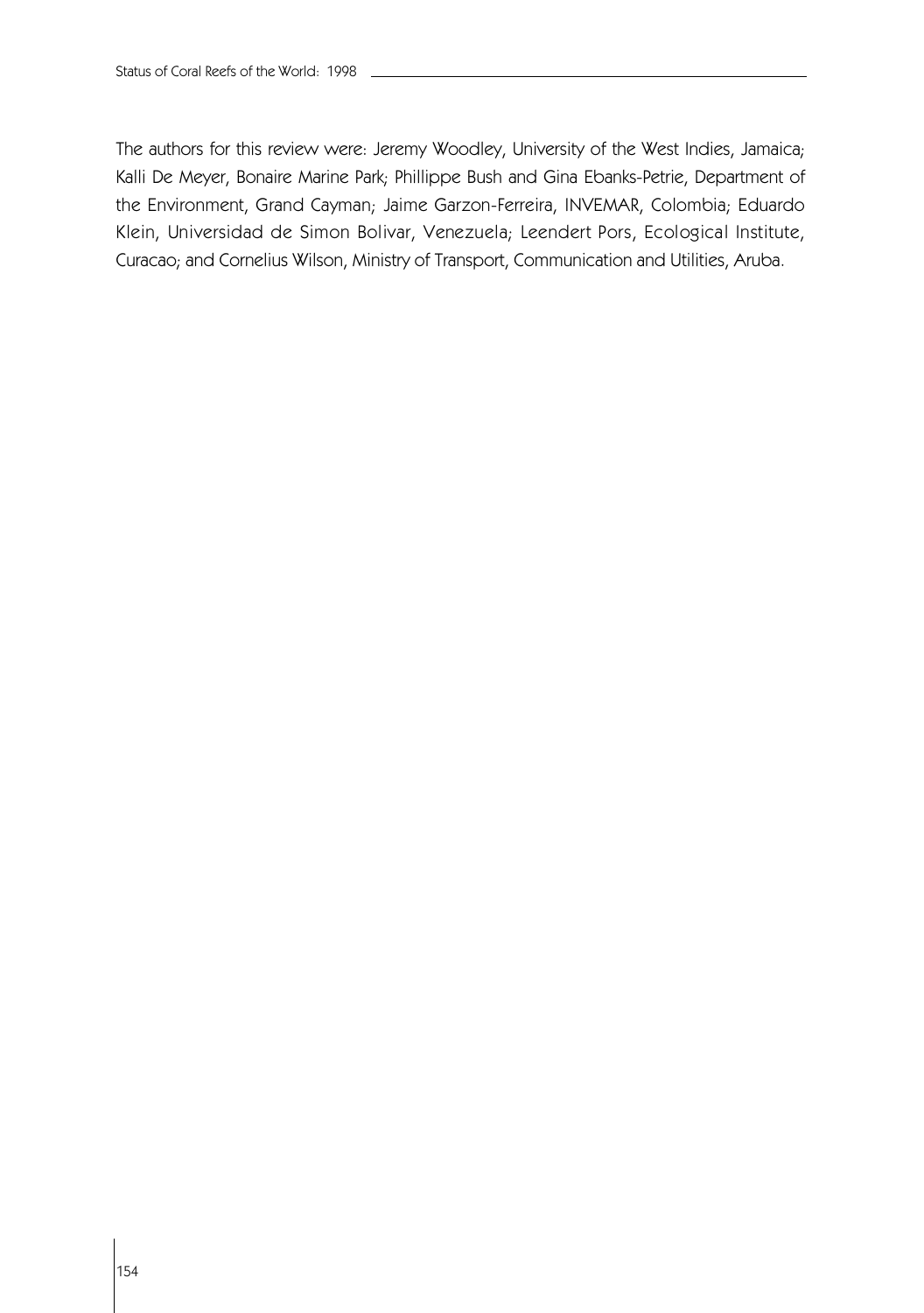The authors for this review were: Jeremy Woodley, University of the West Indies, Jamaica; Kalli De Meyer, Bonaire Marine Park; Phillippe Bush and Gina Ebanks-Petrie, Department of the Environment, Grand Cayman; Jaime Garzon-Ferreira, INVEMAR, Colombia; Eduardo Klein, Universidad de Simon Bolivar, Venezuela; Leendert Pors, Ecological Institute, Curacao; and Cornelius Wilson, Ministry of Transport, Communication and Utilities, Aruba.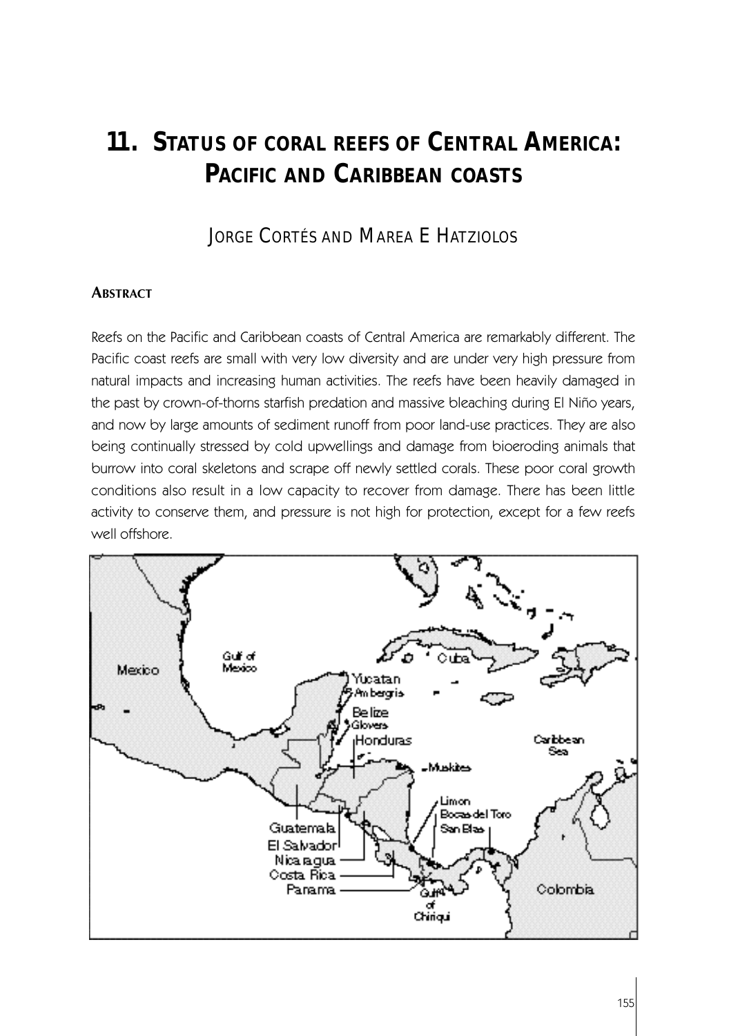# 11. STATUS OF CORAL REEFS OF CENTRAL AMERICA: PACIFIC AND CARIBBEAN COASTS

JORGE CORTÉS AND MAREA E HATZIOLOS

### ABSTRACT

Reefs on the Pacific and Caribbean coasts of Central America are remarkably different. The Pacific coast reefs are small with very low diversity and are under very high pressure from natural impacts and increasing human activities. The reefs have been heavily damaged in the past by crown-of-thorns starfish predation and massive bleaching during El Niño years, and now by large amounts of sediment runoff from poor land-use practices. They are also being continually stressed by cold upwellings and damage from bioeroding animals that burrow into coral skeletons and scrape off newly settled corals. These poor coral growth conditions also result in a low capacity to recover from damage. There has been little activity to conserve them, and pressure is not high for protection, except for a few reefs well offshore.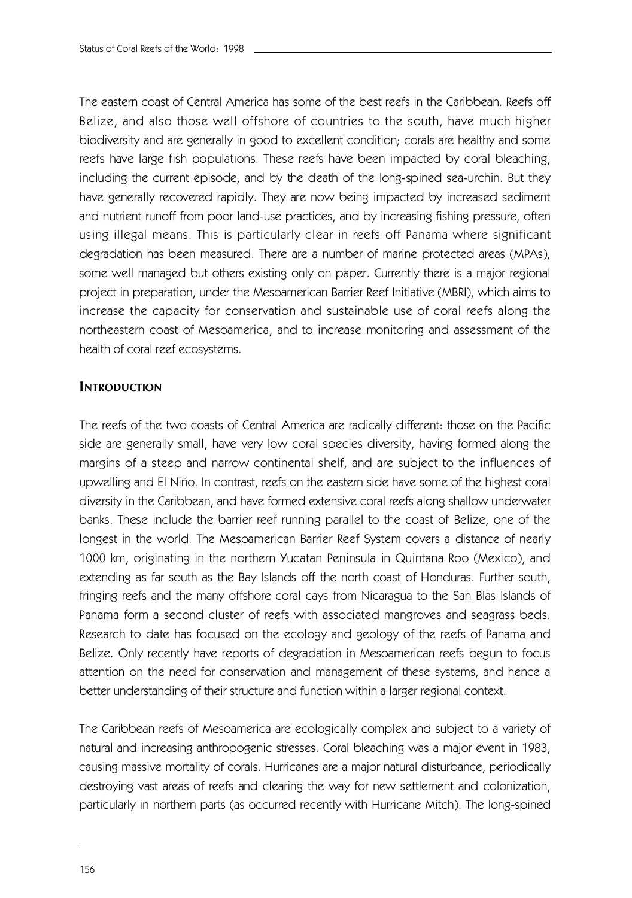The eastern coast of Central America has some of the best reefs in the Caribbean. Reefs off Belize, and also those well offshore of countries to the south, have much higher biodiversity and are generally in good to excellent condition; corals are healthy and some reefs have large fish populations. These reefs have been impacted by coral bleaching, including the current episode, and by the death of the long-spined sea-urchin. But they have generally recovered rapidly. They are now being impacted by increased sediment and nutrient runoff from poor land-use practices, and by increasing fishing pressure, often using illegal means. This is particularly clear in reefs off Panama where significant degradation has been measured. There are a number of marine protected areas (MPAs), some well managed but others existing only on paper. Currently there is a major regional project in preparation, under the Mesoamerican Barrier Reef Initiative (MBRI), which aims to increase the capacity for conservation and sustainable use of coral reefs along the northeastern coast of Mesoamerica, and to increase monitoring and assessment of the health of coral reef ecosystems.

## Introduction

The reefs of the two coasts of Central America are radically different: those on the Pacific side are generally small, have very low coral species diversity, having formed along the margins of a steep and narrow continental shelf, and are subject to the influences of upwelling and El Niño. In contrast, reefs on the eastern side have some of the highest coral diversity in the Caribbean, and have formed extensive coral reefs along shallow underwater banks. These include the barrier reef running parallel to the coast of Belize, one of the longest in the world. The Mesoamerican Barrier Reef System covers a distance of nearly 1000 km, originating in the northern Yucatan Peninsula in Quintana Roo (Mexico), and extending as far south as the Bay Islands off the north coast of Honduras. Further south, fringing reefs and the many offshore coral cays from Nicaragua to the San Blas Islands of Panama form a second cluster of reefs with associated mangroves and seagrass beds. Research to date has focused on the ecology and geology of the reefs of Panama and Belize. Only recently have reports of degradation in Mesoamerican reefs begun to focus attention on the need for conservation and management of these systems, and hence a better understanding of their structure and function within a larger regional context.

The Caribbean reefs of Mesoamerica are ecologically complex and subject to a variety of natural and increasing anthropogenic stresses. Coral bleaching was a major event in 1983, causing massive mortality of corals. Hurricanes are a major natural disturbance, periodically destroying vast areas of reefs and clearing the way for new settlement and colonization, particularly in northern parts (as occurred recently with Hurricane Mitch). The long-spined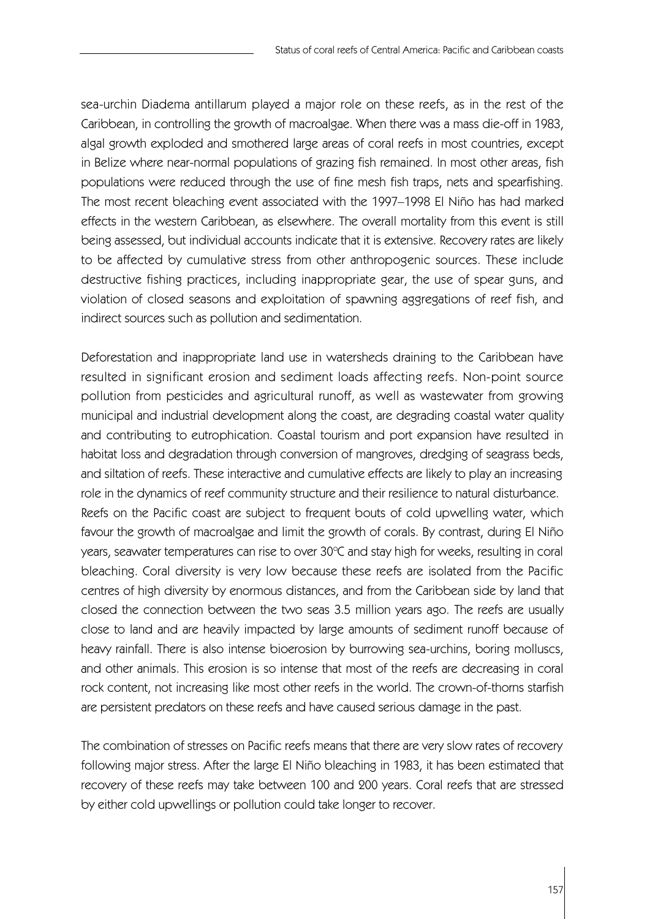sea-urchin Diadema antillarum played a major role on these reefs, as in the rest of the Caribbean, in controlling the growth of macroalgae. When there was a mass die-off in 1983, algal growth exploded and smothered large areas of coral reefs in most countries, except in Belize where near-normal populations of grazing fish remained. In most other areas, fish populations were reduced through the use of fine mesh fish traps, nets and spearfishing. The most recent bleaching event associated with the 1997–1998 El Niño has had marked effects in the western Caribbean, as elsewhere. The overall mortality from this event is still being assessed, but individual accounts indicate that it is extensive. Recovery rates are likely to be affected by cumulative stress from other anthropogenic sources. These include destructive fishing practices, including inappropriate gear, the use of spear guns, and violation of closed seasons and exploitation of spawning aggregations of reef fish, and indirect sources such as pollution and sedimentation.

Deforestation and inappropriate land use in watersheds draining to the Caribbean have resulted in significant erosion and sediment loads affecting reefs. Non-point source pollution from pesticides and agricultural runoff, as well as wastewater from growing municipal and industrial development along the coast, are degrading coastal water quality and contributing to eutrophication. Coastal tourism and port expansion have resulted in habitat loss and degradation through conversion of mangroves, dredging of seagrass beds, and siltation of reefs. These interactive and cumulative effects are likely to play an increasing role in the dynamics of reef community structure and their resilience to natural disturbance.

Reefs on the Pacific coast are subject to frequent bouts of cold upwelling water, which favour the growth of macroalgae and limit the growth of corals. By contrast, during El Niño years, seawater temperatures can rise to over 30°C and stay high for weeks, resulting in coral bleaching. Coral diversity is very low because these reefs are isolated from the Pacific centres of high diversity by enormous distances, and from the Caribbean side by land that closed the connection between the two seas 3.5 million years ago. The reefs are usually close to land and are heavily impacted by large amounts of sediment runoff because of heavy rainfall. There is also intense bioerosion by burrowing sea-urchins, boring molluscs, and other animals. This erosion is so intense that most of the reefs are decreasing in coral rock content, not increasing like most other reefs in the world. The crown-of-thorns starfish are persistent predators on these reefs and have caused serious damage in the past.

The combination of stresses on Pacific reefs means that there are very slow rates of recovery following major stress. After the large El Niño bleaching in 1983, it has been estimated that recovery of these reefs may take between 100 and 200 years. Coral reefs that are stressed by either cold upwellings or pollution could take longer to recover.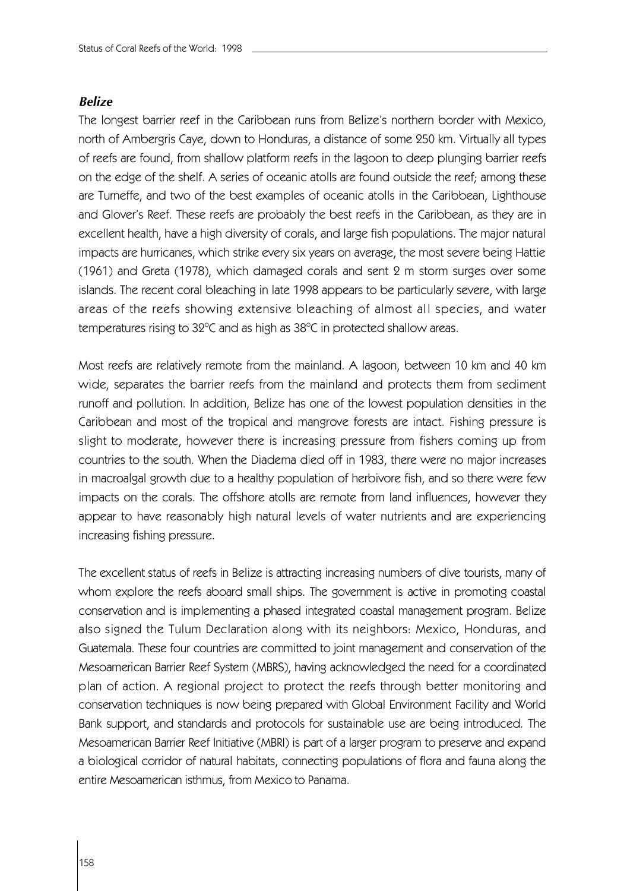### *Belize*

The longest barrier reef in the Caribbean runs from Belize's northern border with Mexico, north of Ambergris Caye, down to Honduras, a distance of some 250 km. Virtually all types of reefs are found, from shallow platform reefs in the lagoon to deep plunging barrier reefs on the edge of the shelf. A series of oceanic atolls are found outside the reef; among these are Turneffe, and two of the best examples of oceanic atolls in the Caribbean, Lighthouse and Glover's Reef. These reefs are probably the best reefs in the Caribbean, as they are in excellent health, have a high diversity of corals, and large fish populations. The major natural impacts are hurricanes, which strike every six years on average, the most severe being Hattie (1961) and Greta (1978), which damaged corals and sent 2 m storm surges over some islands. The recent coral bleaching in late 1998 appears to be particularly severe, with large areas of the reefs showing extensive bleaching of almost all species, and water temperatures rising to 32°C and as high as 38°C in protected shallow areas.

Most reefs are relatively remote from the mainland. A lagoon, between 10 km and 40 km wide, separates the barrier reefs from the mainland and protects them from sediment runoff and pollution. In addition, Belize has one of the lowest population densities in the Caribbean and most of the tropical and mangrove forests are intact. Fishing pressure is slight to moderate, however there is increasing pressure from fishers coming up from countries to the south. When the Diadema died off in 1983, there were no major increases in macroalgal growth due to a healthy population of herbivore fish, and so there were few impacts on the corals. The offshore atolls are remote from land influences, however they appear to have reasonably high natural levels of water nutrients and are experiencing increasing fishing pressure.

The excellent status of reefs in Belize is attracting increasing numbers of dive tourists, many of whom explore the reefs aboard small ships. The government is active in promoting coastal conservation and is implementing a phased integrated coastal management program. Belize also signed the Tulum Declaration along with its neighbors: Mexico, Honduras, and Guatemala. These four countries are committed to joint management and conservation of the Mesoamerican Barrier Reef System (MBRS), having acknowledged the need for a coordinated plan of action. A regional project to protect the reefs through better monitoring and conservation techniques is now being prepared with Global Environment Facility and World Bank support, and standards and protocols for sustainable use are being introduced. The Mesoamerican Barrier Reef Initiative (MBRI) is part of a larger program to preserve and expand a biological corridor of natural habitats, connecting populations of flora and fauna along the entire Mesoamerican isthmus, from Mexico to Panama.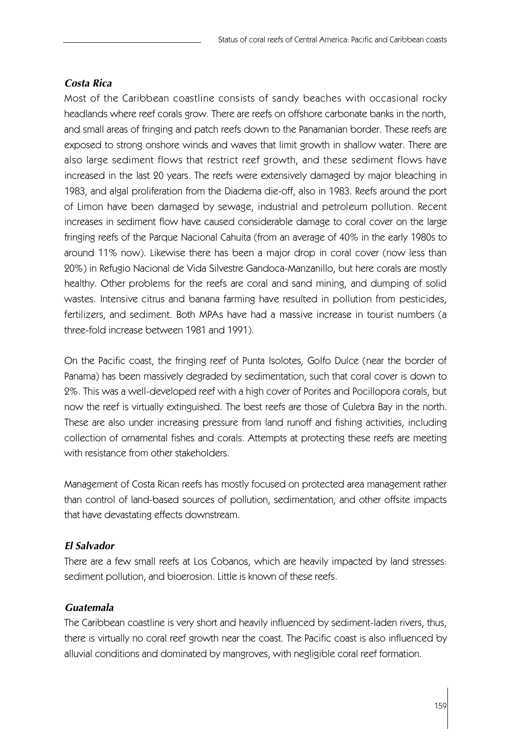### *Costa Rica*

Most of the Caribbean coastline consists of sandy beaches with occasional rocky headlands where reef corals grow. There are reefs on offshore carbonate banks in the north, and small areas of fringing and patch reefs down to the Panamanian border. These reefs are exposed to strong onshore winds and waves that limit growth in shallow water. There are also large sediment flows that restrict reef growth, and these sediment flows have increased in the last 20 years. The reefs were extensively damaged by major bleaching in 1983, and algal proliferation from the Diadema die-off, also in 1983. Reefs around the port of Limon have been damaged by sewage, industrial and petroleum pollution. Recent increases in sediment flow have caused considerable damage to coral cover on the large fringing reefs of the Parque Nacional Cahuita (from an average of 40% in the early 1980s to around 11% now). Likewise there has been a major drop in coral cover (now less than 20%) in Refugio Nacional de Vida Silvestre Gandoca-Manzanillo, but here corals are mostly healthy. Other problems for the reefs are coral and sand mining, and dumping of solid wastes. Intensive citrus and banana farming have resulted in pollution from pesticides, fertilizers, and sediment. Both MPAs have had a massive increase in tourist numbers (a three-fold increase between 1981 and 1991).

On the Pacific coast, the fringing reef of Punta Isolotes, Golfo Dulce (near the border of Panama) has been massively degraded by sedimentation, such that coral cover is down to 2%. This was a well-developed reef with a high cover of Porites and Pocillopora corals, but now the reef is virtually extinguished. The best reefs are those of Culebra Bay in the north. These are also under increasing pressure from land runoff and fishing activities, including collection of ornamental fishes and corals. Attempts at protecting these reefs are meeting with resistance from other stakeholders.

Management of Costa Rican reefs has mostly focused on protected area management rather than control of land-based sources of pollution, sedimentation, and other offsite impacts that have devastating effects downstream.

### *El Salvador*

There are a few small reefs at Los Cobanos, which are heavily impacted by land stresses: sediment pollution, and bioerosion. Little is known of these reefs.

### *Guatemala*

The Caribbean coastline is very short and heavily influenced by sediment-laden rivers, thus, there is virtually no coral reef growth near the coast. The Pacific coast is also influenced by alluvial conditions and dominated by mangroves, with negligible coral reef formation.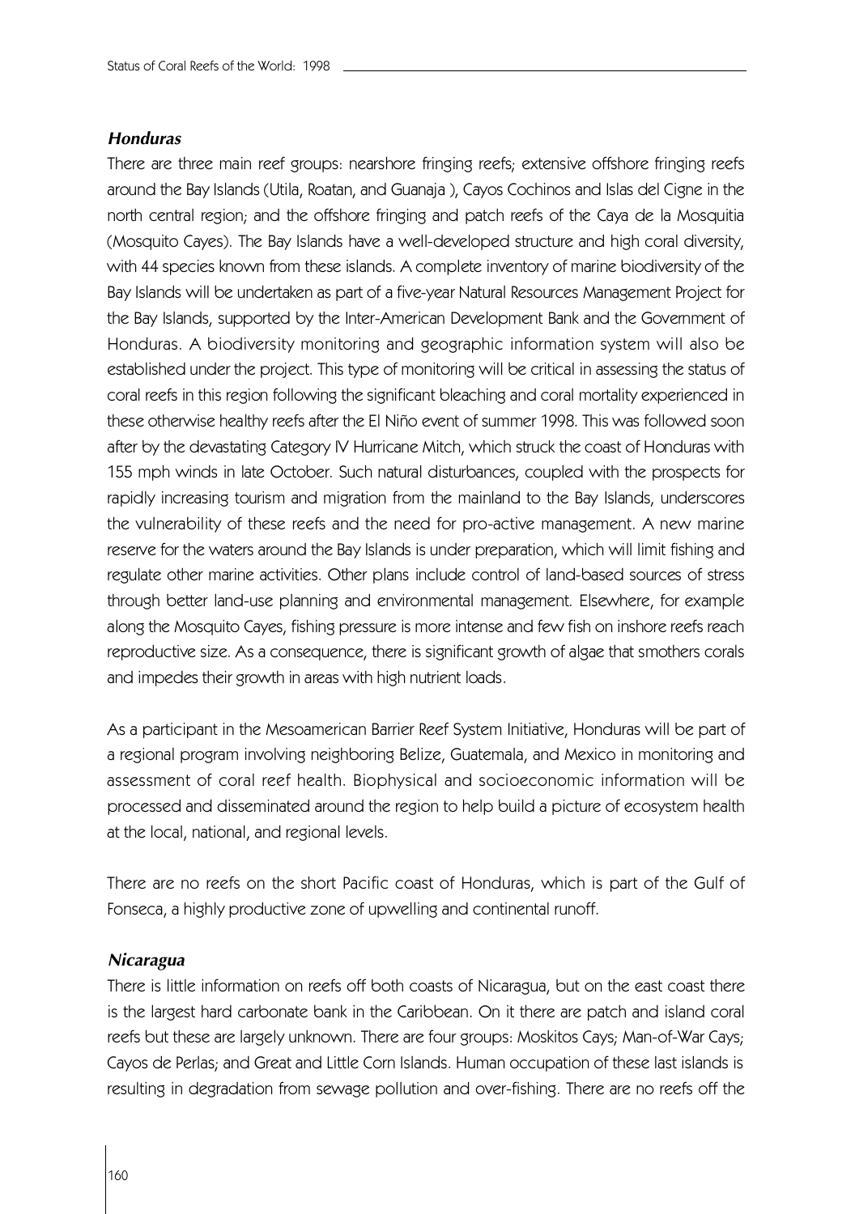### *Honduras*

There are three main reef groups: nearshore fringing reefs; extensive offshore fringing reefs around the Bay Islands (Utila, Roatan, and Guanaja ), Cayos Cochinos and Islas del Cigne in the north central region; and the offshore fringing and patch reefs of the Caya de la Mosquitia (Mosquito Cayes). The Bay Islands have a well-developed structure and high coral diversity, with 44 species known from these islands. A complete inventory of marine biodiversity of the Bay Islands will be undertaken as part of a five-year Natural Resources Management Project for the Bay Islands, supported by the Inter-American Development Bank and the Government of Honduras. A biodiversity monitoring and geographic information system will also be established under the project. This type of monitoring will be critical in assessing the status of coral reefs in this region following the significant bleaching and coral mortality experienced in these otherwise healthy reefs after the El Niño event of summer 1998. This was followed soon after by the devastating Category IV Hurricane Mitch, which struck the coast of Honduras with 155 mph winds in late October. Such natural disturbances, coupled with the prospects for rapidly increasing tourism and migration from the mainland to the Bay Islands, underscores the vulnerability of these reefs and the need for pro-active management. A new marine reserve for the waters around the Bay Islands is under preparation, which will limit fishing and regulate other marine activities. Other plans include control of land-based sources of stress through better land-use planning and environmental management. Elsewhere, for example along the Mosquito Cayes, fishing pressure is more intense and few fish on inshore reefs reach reproductive size. As a consequence, there is significant growth of algae that smothers corals and impedes their growth in areas with high nutrient loads.

As a participant in the Mesoamerican Barrier Reef System Initiative, Honduras will be part of a regional program involving neighboring Belize, Guatemala, and Mexico in monitoring and assessment of coral reef health. Biophysical and socioeconomic information will be processed and disseminated around the region to help build a picture of ecosystem health at the local, national, and regional levels.

There are no reefs on the short Pacific coast of Honduras, which is part of the Gulf of Fonseca, a highly productive zone of upwelling and continental runoff.

### *Nicaragua*

There is little information on reefs off both coasts of Nicaragua, but on the east coast there is the largest hard carbonate bank in the Caribbean. On it there are patch and island coral reefs but these are largely unknown. There are four groups: Moskitos Cays; Man-of-War Cays; Cayos de Perlas; and Great and Little Corn Islands. Human occupation of these last islands is resulting in degradation from sewage pollution and over-fishing. There are no reefs off the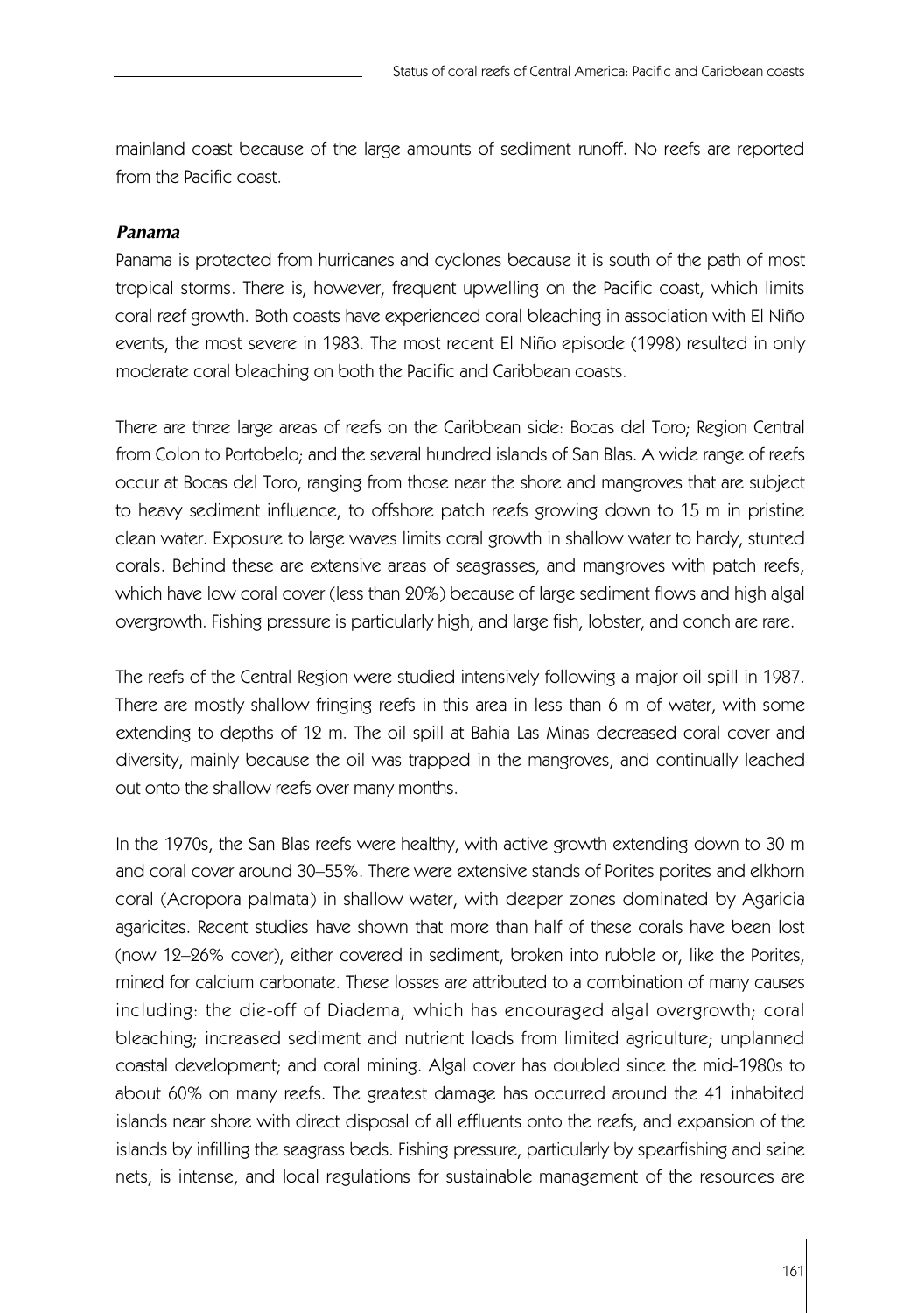mainland coast because of the large amounts of sediment runoff. No reefs are reported from the Pacific coast.

#### *Panama*

Panama is protected from hurricanes and cyclones because it is south of the path of most tropical storms. There is, however, frequent upwelling on the Pacific coast, which limits coral reef growth. Both coasts have experienced coral bleaching in association with El Niño events, the most severe in 1983. The most recent El Niño episode (1998) resulted in only moderate coral bleaching on both the Pacific and Caribbean coasts.

There are three large areas of reefs on the Caribbean side: Bocas del Toro; Region Central from Colon to Portobelo; and the several hundred islands of San Blas. A wide range of reefs occur at Bocas del Toro, ranging from those near the shore and mangroves that are subject to heavy sediment influence, to offshore patch reefs growing down to 15 m in pristine clean water. Exposure to large waves limits coral growth in shallow water to hardy, stunted corals. Behind these are extensive areas of seagrasses, and mangroves with patch reefs, which have low coral cover (less than 20%) because of large sediment flows and high algal overgrowth. Fishing pressure is particularly high, and large fish, lobster, and conch are rare.

The reefs of the Central Region were studied intensively following a major oil spill in 1987. There are mostly shallow fringing reefs in this area in less than 6 m of water, with some extending to depths of 12 m. The oil spill at Bahia Las Minas decreased coral cover and diversity, mainly because the oil was trapped in the mangroves, and continually leached out onto the shallow reefs over many months.

In the 1970s, the San Blas reefs were healthy, with active growth extending down to 30 m and coral cover around 30–55%. There were extensive stands of Porites porites and elkhorn coral (Acropora palmata) in shallow water, with deeper zones dominated by Agaricia agaricites. Recent studies have shown that more than half of these corals have been lost (now 12–26% cover), either covered in sediment, broken into rubble or, like the Porites, mined for calcium carbonate. These losses are attributed to a combination of many causes including: the die-off of Diadema, which has encouraged algal overgrowth; coral bleaching; increased sediment and nutrient loads from limited agriculture; unplanned coastal development; and coral mining. Algal cover has doubled since the mid-1980s to about 60% on many reefs. The greatest damage has occurred around the 41 inhabited islands near shore with direct disposal of all effluents onto the reefs, and expansion of the islands by infilling the seagrass beds. Fishing pressure, particularly by spearfishing and seine nets, is intense, and local regulations for sustainable management of the resources are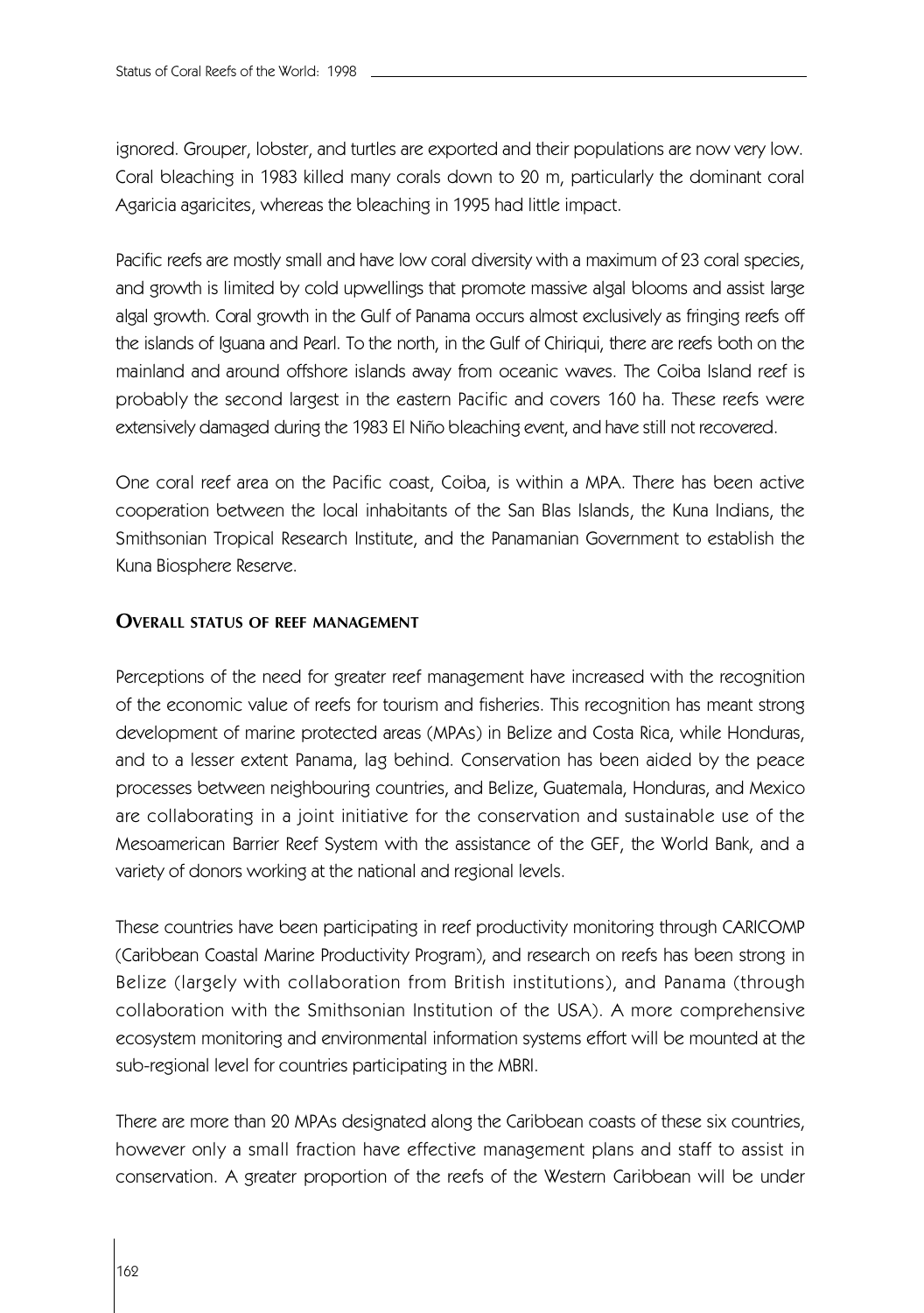ignored. Grouper, lobster, and turtles are exported and their populations are now very low. Coral bleaching in 1983 killed many corals down to 20 m, particularly the dominant coral Agaricia agaricites, whereas the bleaching in 1995 had little impact.

Pacific reefs are mostly small and have low coral diversity with a maximum of 23 coral species, and growth is limited by cold upwellings that promote massive algal blooms and assist large algal growth. Coral growth in the Gulf of Panama occurs almost exclusively as fringing reefs off the islands of Iguana and Pearl. To the north, in the Gulf of Chiriqui, there are reefs both on the mainland and around offshore islands away from oceanic waves. The Coiba Island reef is probably the second largest in the eastern Pacific and covers 160 ha. These reefs were extensively damaged during the 1983 El Niño bleaching event, and have still not recovered.

One coral reef area on the Pacific coast, Coiba, is within a MPA. There has been active cooperation between the local inhabitants of the San Blas Islands, the Kuna Indians, the Smithsonian Tropical Research Institute, and the Panamanian Government to establish the Kuna Biosphere Reserve.

## Overall status of reef management

Perceptions of the need for greater reef management have increased with the recognition of the economic value of reefs for tourism and fisheries. This recognition has meant strong development of marine protected areas (MPAs) in Belize and Costa Rica, while Honduras, and to a lesser extent Panama, lag behind. Conservation has been aided by the peace processes between neighbouring countries, and Belize, Guatemala, Honduras, and Mexico are collaborating in a joint initiative for the conservation and sustainable use of the Mesoamerican Barrier Reef System with the assistance of the GEF, the World Bank, and a variety of donors working at the national and regional levels.

These countries have been participating in reef productivity monitoring through CARICOMP (Caribbean Coastal Marine Productivity Program), and research on reefs has been strong in Belize (largely with collaboration from British institutions), and Panama (through collaboration with the Smithsonian Institution of the USA). A more comprehensive ecosystem monitoring and environmental information systems effort will be mounted at the sub-regional level for countries participating in the MBRI.

There are more than 20 MPAs designated along the Caribbean coasts of these six countries, however only a small fraction have effective management plans and staff to assist in conservation. A greater proportion of the reefs of the Western Caribbean will be under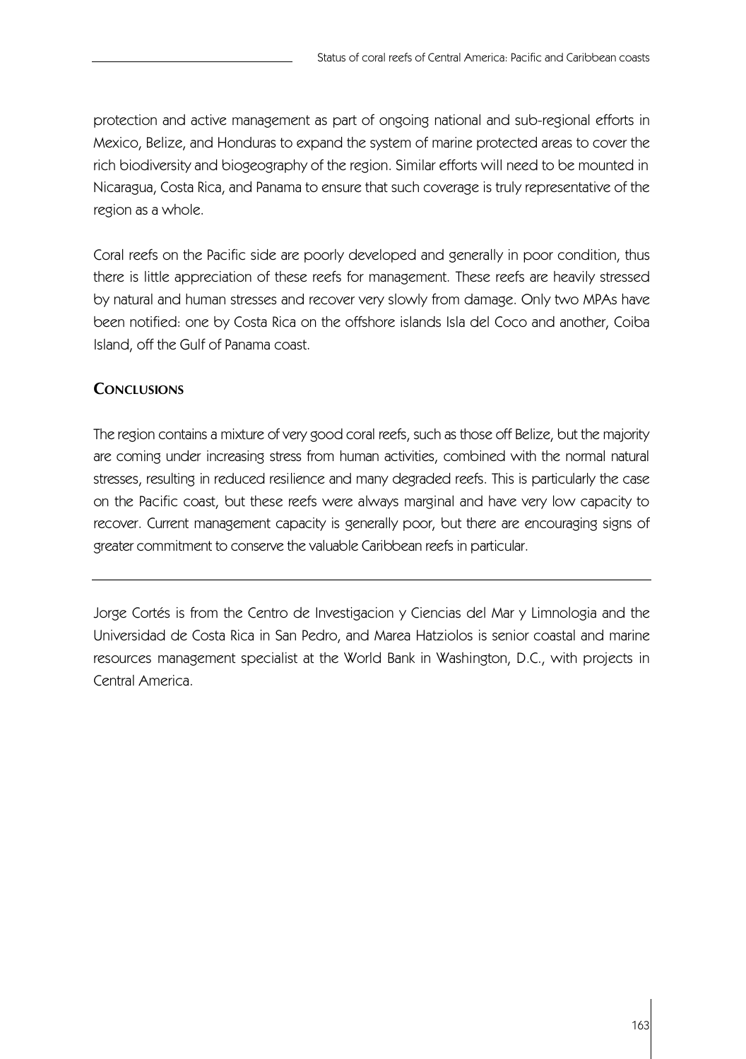protection and active management as part of ongoing national and sub-regional efforts in Mexico, Belize, and Honduras to expand the system of marine protected areas to cover the rich biodiversity and biogeography of the region. Similar efforts will need to be mounted in Nicaragua, Costa Rica, and Panama to ensure that such coverage is truly representative of the region as a whole.

Coral reefs on the Pacific side are poorly developed and generally in poor condition, thus there is little appreciation of these reefs for management. These reefs are heavily stressed by natural and human stresses and recover very slowly from damage. Only two MPAs have been notified: one by Costa Rica on the offshore islands Isla del Coco and another, Coiba Island, off the Gulf of Panama coast.

## Conclusions

The region contains a mixture of very good coral reefs, such as those off Belize, but the majority are coming under increasing stress from human activities, combined with the normal natural stresses, resulting in reduced resilience and many degraded reefs. This is particularly the case on the Pacific coast, but these reefs were always marginal and have very low capacity to recover. Current management capacity is generally poor, but there are encouraging signs of greater commitment to conserve the valuable Caribbean reefs in particular.

---

Jorge Cortés is from the Centro de Investigacion y Ciencias del Mar y Limnologia and the Universidad de Costa Rica in San Pedro, and Marea Hatziolos is senior coastal and marine resources management specialist at the World Bank in Washington, D.C., with projects in Central America.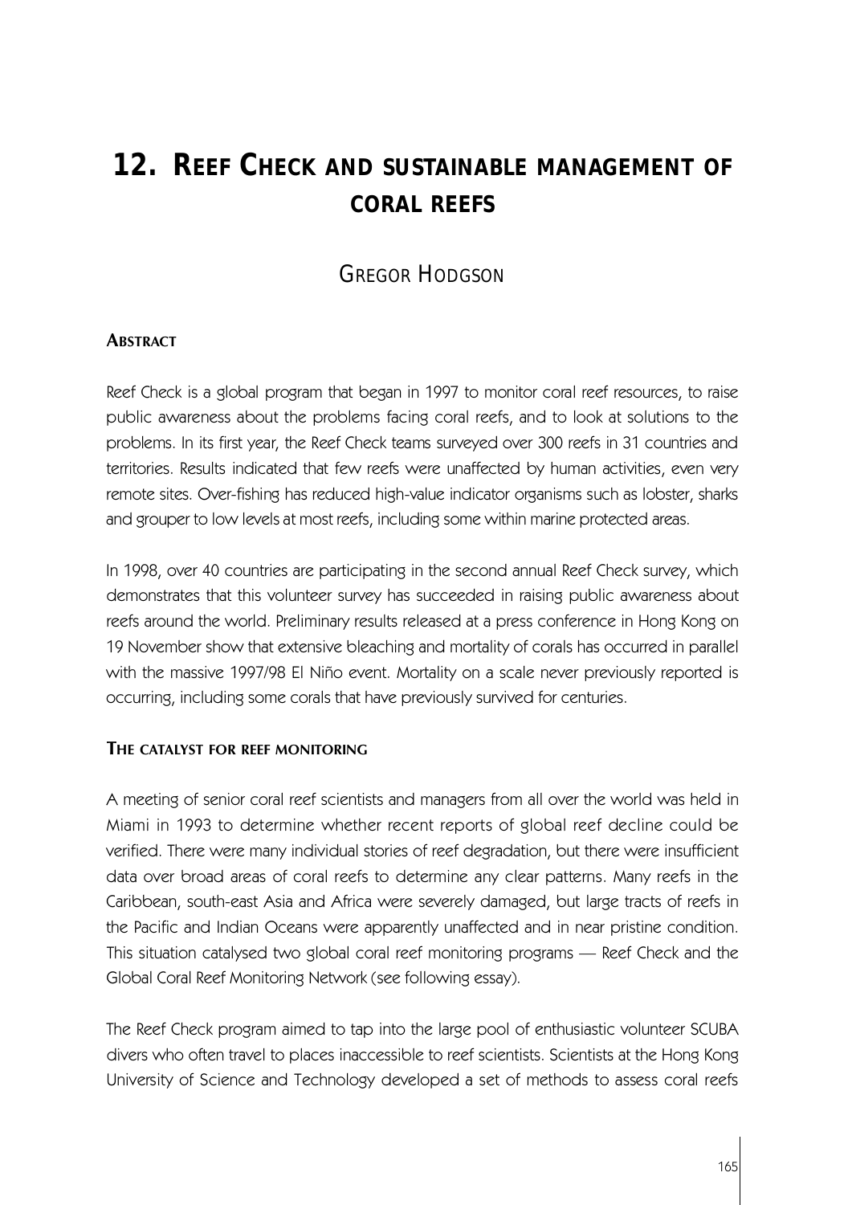# 12. Reef Check and sustainable management of coral reefs

## Gregor Hodgson

### Abstract

Reef Check is a global program that began in 1997 to monitor coral reef resources, to raise public awareness about the problems facing coral reefs, and to look at solutions to the problems. In its first year, the Reef Check teams surveyed over 300 reefs in 31 countries and territories. Results indicated that few reefs were unaffected by human activities, even very remote sites. Over-fishing has reduced high-value indicator organisms such as lobster, sharks and grouper to low levels at most reefs, including some within marine protected areas.

In 1998, over 40 countries are participating in the second annual Reef Check survey, which demonstrates that this volunteer survey has succeeded in raising public awareness about reefs around the world. Preliminary results released at a press conference in Hong Kong on 19 November show that extensive bleaching and mortality of corals has occurred in parallel with the massive 1997/98 El Niño event. Mortality on a scale never previously reported is occurring, including some corals that have previously survived for centuries.

### The catalyst for reef monitoring

A meeting of senior coral reef scientists and managers from all over the world was held in Miami in 1993 to determine whether recent reports of global reef decline could be verified. There were many individual stories of reef degradation, but there were insufficient data over broad areas of coral reefs to determine any clear patterns. Many reefs in the Caribbean, south-east Asia and Africa were severely damaged, but large tracts of reefs in the Pacific and Indian Oceans were apparently unaffected and in near pristine condition. This situation catalysed two global coral reef monitoring programs — Reef Check and the Global Coral Reef Monitoring Network (see following essay).

The Reef Check program aimed to tap into the large pool of enthusiastic volunteer SCUBA divers who often travel to places inaccessible to reef scientists. Scientists at the Hong Kong University of Science and Technology developed a set of methods to assess coral reefs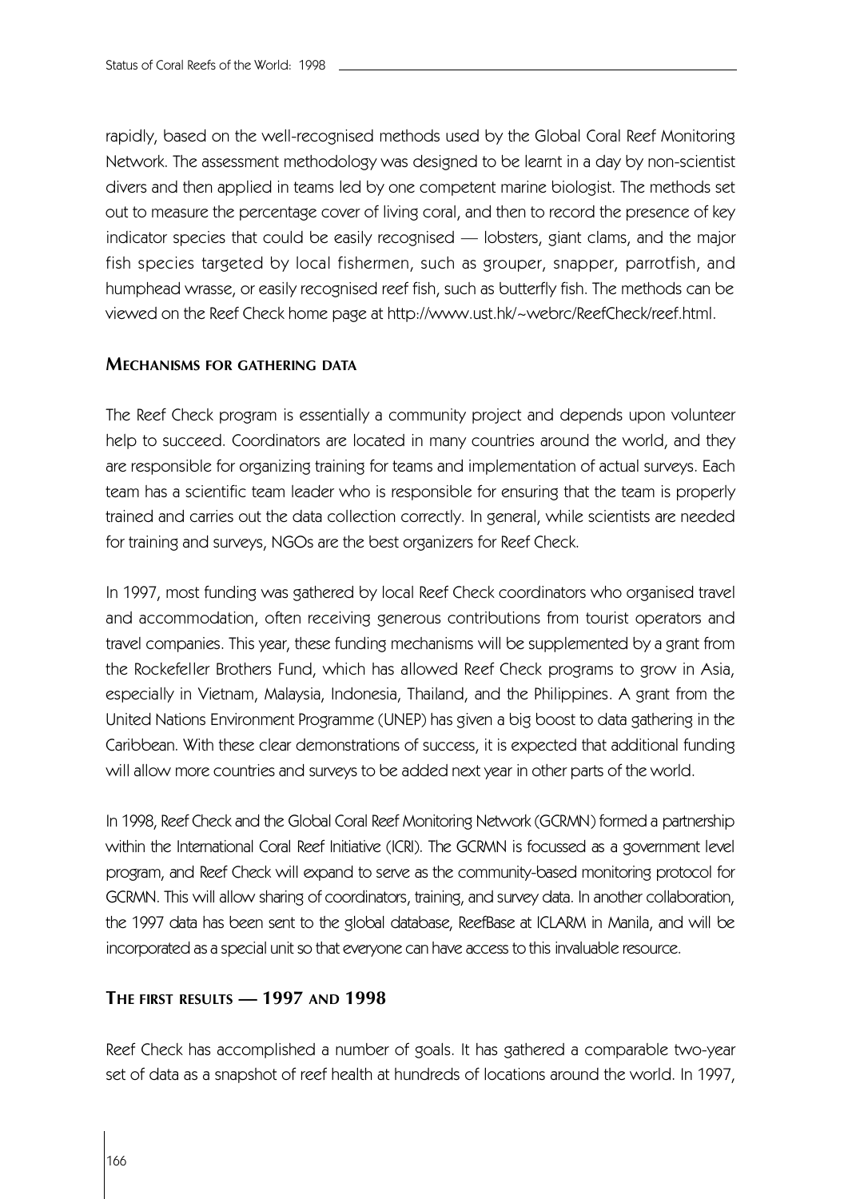rapidly, based on the well-recognised methods used by the Global Coral Reef Monitoring Network. The assessment methodology was designed to be learnt in a day by non-scientist divers and then applied in teams led by one competent marine biologist. The methods set out to measure the percentage cover of living coral, and then to record the presence of key indicator species that could be easily recognised — lobsters, giant clams, and the major fish species targeted by local fishermen, such as grouper, snapper, parrotfish, and humphead wrasse, or easily recognised reef fish, such as butterfly fish. The methods can be viewed on the Reef Check home page at http://www.ust.hk/~webrc/ReefCheck/reef.html.

### Mechanisms for gathering data

The Reef Check program is essentially a community project and depends upon volunteer help to succeed. Coordinators are located in many countries around the world, and they are responsible for organizing training for teams and implementation of actual surveys. Each team has a scientific team leader who is responsible for ensuring that the team is properly trained and carries out the data collection correctly. In general, while scientists are needed for training and surveys, NGOs are the best organizers for Reef Check.

In 1997, most funding was gathered by local Reef Check coordinators who organised travel and accommodation, often receiving generous contributions from tourist operators and travel companies. This year, these funding mechanisms will be supplemented by a grant from the Rockefeller Brothers Fund, which has allowed Reef Check programs to grow in Asia, especially in Vietnam, Malaysia, Indonesia, Thailand, and the Philippines. A grant from the United Nations Environment Programme (UNEP) has given a big boost to data gathering in the Caribbean. With these clear demonstrations of success, it is expected that additional funding will allow more countries and surveys to be added next year in other parts of the world.

In 1998, Reef Check and the Global Coral Reef Monitoring Network (GCRMN) formed a partnership within the International Coral Reef Initiative (ICRI). The GCRMN is focussed as a government level program, and Reef Check will expand to serve as the community-based monitoring protocol for GCRMN. This will allow sharing of coordinators, training, and survey data. In another collaboration, the 1997 data has been sent to the global database, ReefBase at ICLARM in Manila, and will be incorporated as a special unit so that everyone can have access to this invaluable resource.

### The first results — 1997 and 1998

Reef Check has accomplished a number of goals. It has gathered a comparable two-year set of data as a snapshot of reef health at hundreds of locations around the world. In 1997,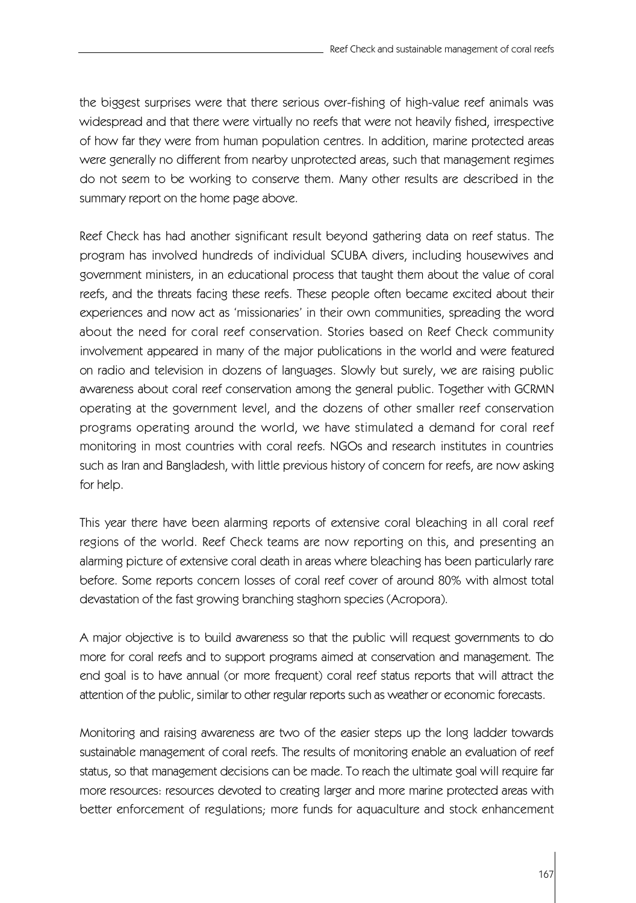the biggest surprises were that there serious over-fishing of high-value reef animals was widespread and that there were virtually no reefs that were not heavily fished, irrespective of how far they were from human population centres. In addition, marine protected areas were generally no different from nearby unprotected areas, such that management regimes do not seem to be working to conserve them. Many other results are described in the summary report on the home page above.

Reef Check has had another significant result beyond gathering data on reef status. The program has involved hundreds of individual SCUBA divers, including housewives and government ministers, in an educational process that taught them about the value of coral reefs, and the threats facing these reefs. These people often became excited about their experiences and now act as 'missionaries' in their own communities, spreading the word about the need for coral reef conservation. Stories based on Reef Check community involvement appeared in many of the major publications in the world and were featured on radio and television in dozens of languages. Slowly but surely, we are raising public awareness about coral reef conservation among the general public. Together with GCRMN operating at the government level, and the dozens of other smaller reef conservation programs operating around the world, we have stimulated a demand for coral reef monitoring in most countries with coral reefs. NGOs and research institutes in countries such as Iran and Bangladesh, with little previous history of concern for reefs, are now asking for help.

This year there have been alarming reports of extensive coral bleaching in all coral reef regions of the world. Reef Check teams are now reporting on this, and presenting an alarming picture of extensive coral death in areas where bleaching has been particularly rare before. Some reports concern losses of coral reef cover of around 80% with almost total devastation of the fast growing branching staghorn species (Acropora).

A major objective is to build awareness so that the public will request governments to do more for coral reefs and to support programs aimed at conservation and management. The end goal is to have annual (or more frequent) coral reef status reports that will attract the attention of the public, similar to other regular reports such as weather or economic forecasts.

Monitoring and raising awareness are two of the easier steps up the long ladder towards sustainable management of coral reefs. The results of monitoring enable an evaluation of reef status, so that management decisions can be made. To reach the ultimate goal will require far more resources: resources devoted to creating larger and more marine protected areas with better enforcement of regulations; more funds for aquaculture and stock enhancement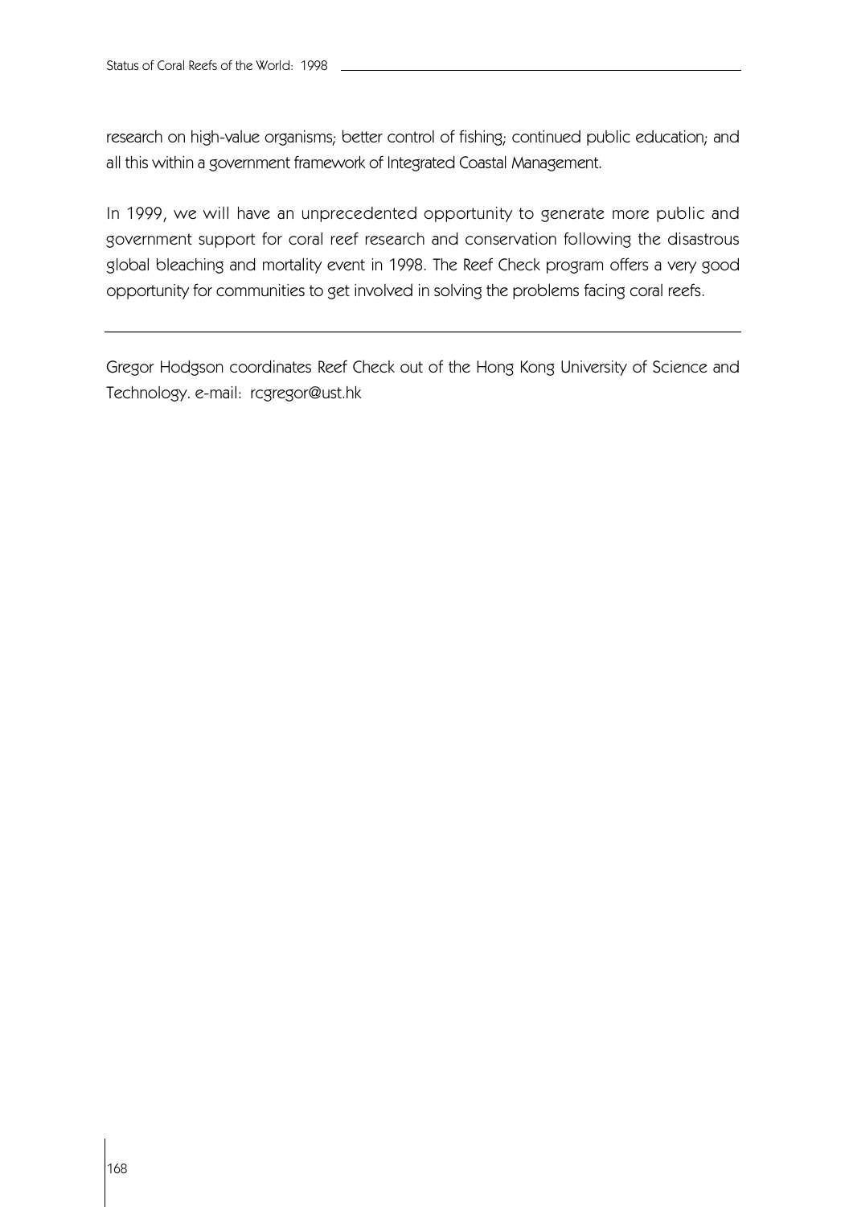research on high-value organisms; better control of fishing; continued public education; and all this within a government framework of Integrated Coastal Management.

In 1999, we will have an unprecedented opportunity to generate more public and government support for coral reef research and conservation following the disastrous global bleaching and mortality event in 1998. The Reef Check program offers a very good opportunity for communities to get involved in solving the problems facing coral reefs.

---

Gregor Hodgson coordinates Reef Check out of the Hong Kong University of Science and Technology. e-mail: rcgregor@ust.hk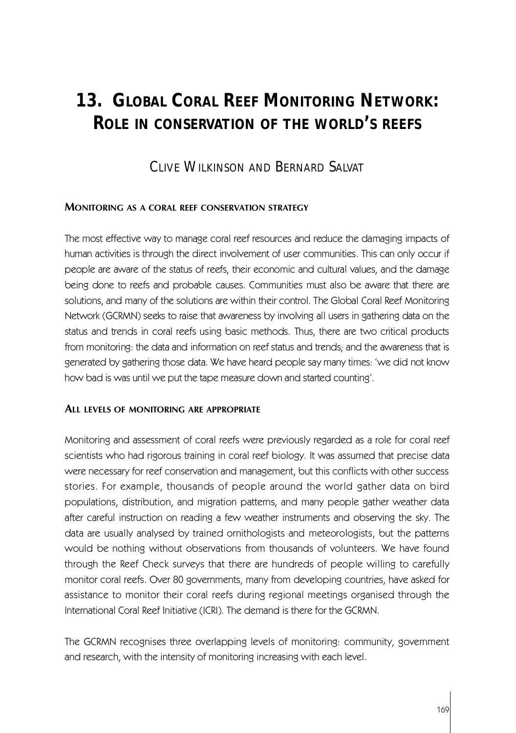# 13. Global Coral Reef Monitoring Network: Role in conservation of the world's reefs

Clive Wilkinson and Bernard Salvat

## Monitoring as a coral reef conservation strategy

The most effective way to manage coral reef resources and reduce the damaging impacts of human activities is through the direct involvement of user communities. This can only occur if people are aware of the status of reefs, their economic and cultural values, and the damage being done to reefs and probable causes. Communities must also be aware that there are solutions, and many of the solutions are within their control. The Global Coral Reef Monitoring Network (GCRMN) seeks to raise that awareness by involving all users in gathering data on the status and trends in coral reefs using basic methods. Thus, there are two critical products from monitoring: the data and information on reef status and trends; and the awareness that is generated by gathering those data. We have heard people say many times: 'we did not know how bad is was until we put the tape measure down and started counting'.

## All levels of monitoring are appropriate

Monitoring and assessment of coral reefs were previously regarded as a role for coral reef scientists who had rigorous training in coral reef biology. It was assumed that precise data were necessary for reef conservation and management, but this conflicts with other success stories. For example, thousands of people around the world gather data on bird populations, distribution, and migration patterns, and many people gather weather data after careful instruction on reading a few weather instruments and observing the sky. The data are usually analysed by trained ornithologists and meteorologists, but the patterns would be nothing without observations from thousands of volunteers. We have found through the Reef Check surveys that there are hundreds of people willing to carefully monitor coral reefs. Over 80 governments, many from developing countries, have asked for assistance to monitor their coral reefs during regional meetings organised through the International Coral Reef Initiative (ICRI). The demand is there for the GCRMN.

The GCRMN recognises three overlapping levels of monitoring: community, government and research, with the intensity of monitoring increasing with each level.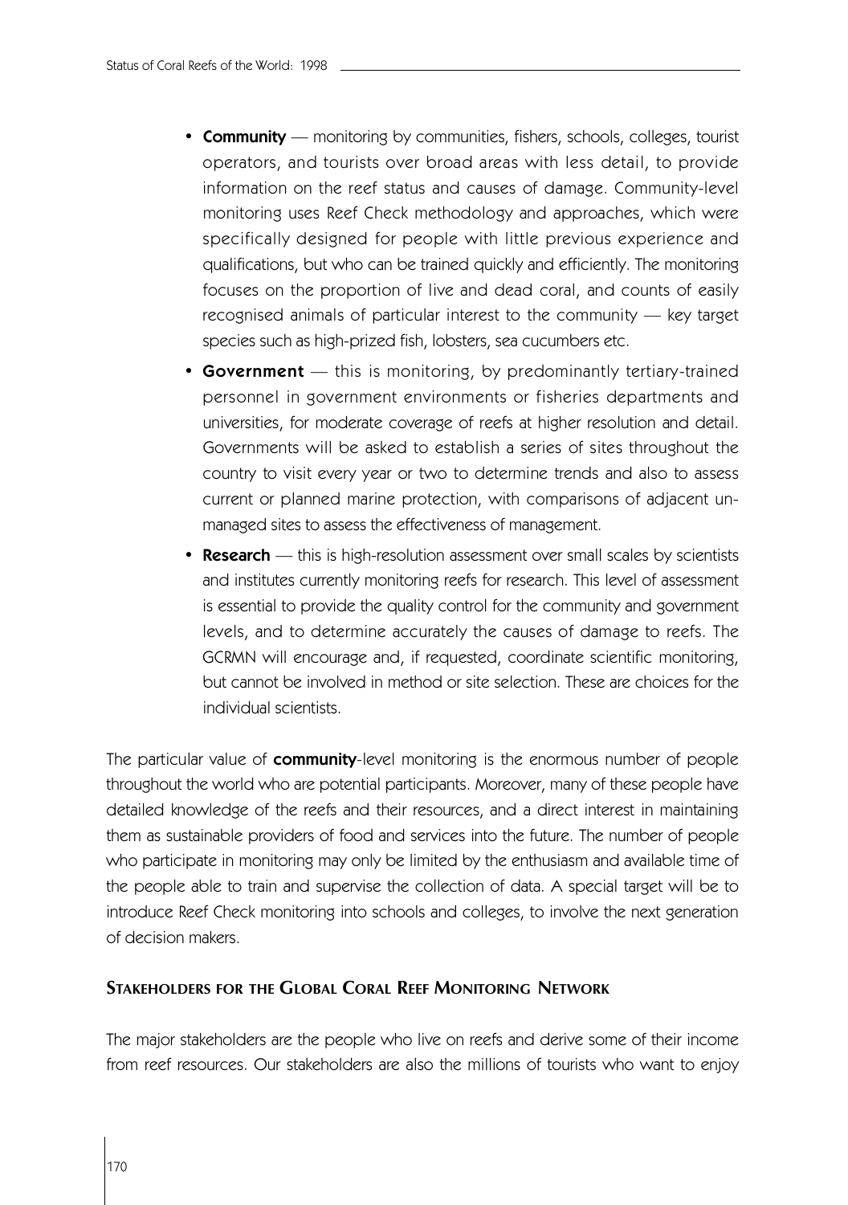- **Community** — monitoring by communities, fishers, schools, colleges, tourist operators, and tourists over broad areas with less detail, to provide information on the reef status and causes of damage. Community-level monitoring uses Reef Check methodology and approaches, which were specifically designed for people with little previous experience and qualifications, but who can be trained quickly and efficiently. The monitoring focuses on the proportion of live and dead coral, and counts of easily recognised animals of particular interest to the community — key target species such as high-prized fish, lobsters, sea cucumbers etc.
- **Government** — this is monitoring, by predominantly tertiary-trained personnel in government environments or fisheries departments and universities, for moderate coverage of reefs at higher resolution and detail. Governments will be asked to establish a series of sites throughout the country to visit every year or two to determine trends and also to assess current or planned marine protection, with comparisons of adjacent unmanaged sites to assess the effectiveness of management.
- **Research** — this is high-resolution assessment over small scales by scientists and institutes currently monitoring reefs for research. This level of assessment is essential to provide the quality control for the community and government levels, and to determine accurately the causes of damage to reefs. The GCRMN will encourage and, if requested, coordinate scientific monitoring, but cannot be involved in method or site selection. These are choices for the individual scientists.

The particular value of **community**-level monitoring is the enormous number of people throughout the world who are potential participants. Moreover, many of these people have detailed knowledge of the reefs and their resources, and a direct interest in maintaining them as sustainable providers of food and services into the future. The number of people who participate in monitoring may only be limited by the enthusiasm and available time of the people able to train and supervise the collection of data. A special target will be to introduce Reef Check monitoring into schools and colleges, to involve the next generation of decision makers.

## Stakeholders for the Global Coral Reef Monitoring Network

The major stakeholders are the people who live on reefs and derive some of their income from reef resources. Our stakeholders are also the millions of tourists who want to enjoy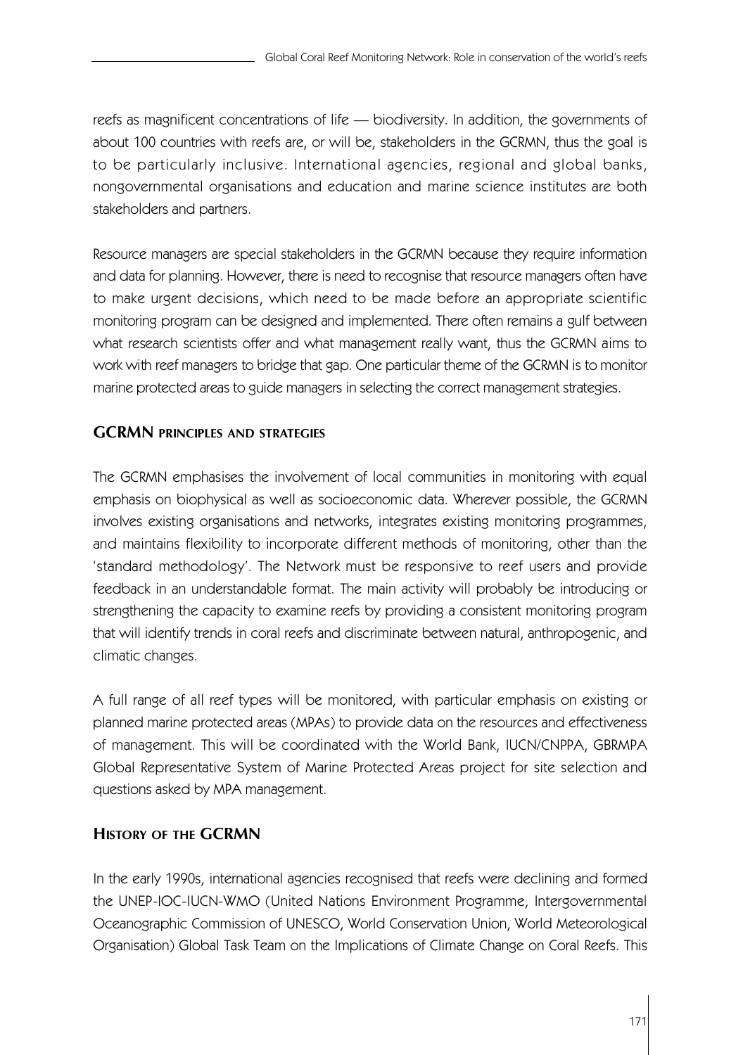reefs as magnificent concentrations of life — biodiversity. In addition, the governments of about 100 countries with reefs are, or will be, stakeholders in the GCRMN, thus the goal is to be particularly inclusive. International agencies, regional and global banks, nongovernmental organisations and education and marine science institutes are both stakeholders and partners.

Resource managers are special stakeholders in the GCRMN because they require information and data for planning. However, there is need to recognise that resource managers often have to make urgent decisions, which need to be made before an appropriate scientific monitoring program can be designed and implemented. There often remains a gulf between what research scientists offer and what management really want, thus the GCRMN aims to work with reef managers to bridge that gap. One particular theme of the GCRMN is to monitor marine protected areas to guide managers in selecting the correct management strategies.

## GCRMN principles and strategies

The GCRMN emphasises the involvement of local communities in monitoring with equal emphasis on biophysical as well as socioeconomic data. Wherever possible, the GCRMN involves existing organisations and networks, integrates existing monitoring programmes, and maintains flexibility to incorporate different methods of monitoring, other than the 'standard methodology'. The Network must be responsive to reef users and provide feedback in an understandable format. The main activity will probably be introducing or strengthening the capacity to examine reefs by providing a consistent monitoring program that will identify trends in coral reefs and discriminate between natural, anthropogenic, and climatic changes.

A full range of all reef types will be monitored, with particular emphasis on existing or planned marine protected areas (MPAs) to provide data on the resources and effectiveness of management. This will be coordinated with the World Bank, IUCN/CNPPA, GBRMPA Global Representative System of Marine Protected Areas project for site selection and questions asked by MPA management.

## History of the GCRMN

In the early 1990s, international agencies recognised that reefs were declining and formed the UNEP-IOC-IUCN-WMO (United Nations Environment Programme, Intergovernmental Oceanographic Commission of UNESCO, World Conservation Union, World Meteorological Organisation) Global Task Team on the Implications of Climate Change on Coral Reefs. This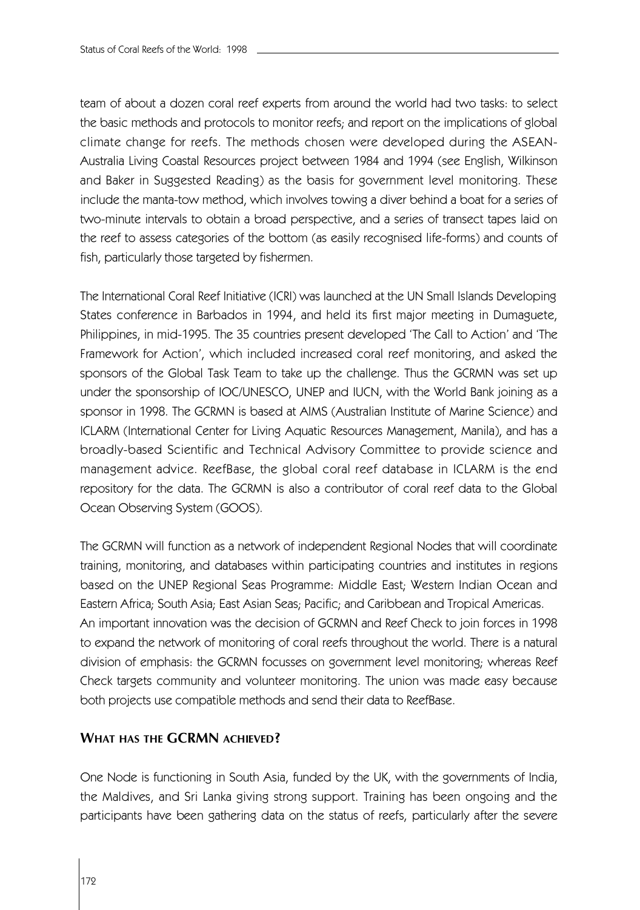team of about a dozen coral reef experts from around the world had two tasks: to select the basic methods and protocols to monitor reefs; and report on the implications of global climate change for reefs. The methods chosen were developed during the ASEAN-Australia Living Coastal Resources project between 1984 and 1994 (see English, Wilkinson and Baker in Suggested Reading) as the basis for government level monitoring. These include the manta-tow method, which involves towing a diver behind a boat for a series of two-minute intervals to obtain a broad perspective, and a series of transect tapes laid on the reef to assess categories of the bottom (as easily recognised life-forms) and counts of fish, particularly those targeted by fishermen.

The International Coral Reef Initiative (ICRI) was launched at the UN Small Islands Developing States conference in Barbados in 1994, and held its first major meeting in Dumaguete, Philippines, in mid-1995. The 35 countries present developed 'The Call to Action' and 'The Framework for Action', which included increased coral reef monitoring, and asked the sponsors of the Global Task Team to take up the challenge. Thus the GCRMN was set up under the sponsorship of IOC/UNESCO, UNEP and IUCN, with the World Bank joining as a sponsor in 1998. The GCRMN is based at AIMS (Australian Institute of Marine Science) and ICLARM (International Center for Living Aquatic Resources Management, Manila), and has a broadly-based Scientific and Technical Advisory Committee to provide science and management advice. ReefBase, the global coral reef database in ICLARM is the end repository for the data. The GCRMN is also a contributor of coral reef data to the Global Ocean Observing System (GOOS).

The GCRMN will function as a network of independent Regional Nodes that will coordinate training, monitoring, and databases within participating countries and institutes in regions based on the UNEP Regional Seas Programme: Middle East; Western Indian Ocean and Eastern Africa; South Asia; East Asian Seas; Pacific; and Caribbean and Tropical Americas.
An important innovation was the decision of GCRMN and Reef Check to join forces in 1998 to expand the network of monitoring of coral reefs throughout the world. There is a natural division of emphasis: the GCRMN focusses on government level monitoring; whereas Reef Check targets community and volunteer monitoring. The union was made easy because both projects use compatible methods and send their data to ReefBase.

## What has the GCRMN achieved?

One Node is functioning in South Asia, funded by the UK, with the governments of India, the Maldives, and Sri Lanka giving strong support. Training has been ongoing and the participants have been gathering data on the status of reefs, particularly after the severe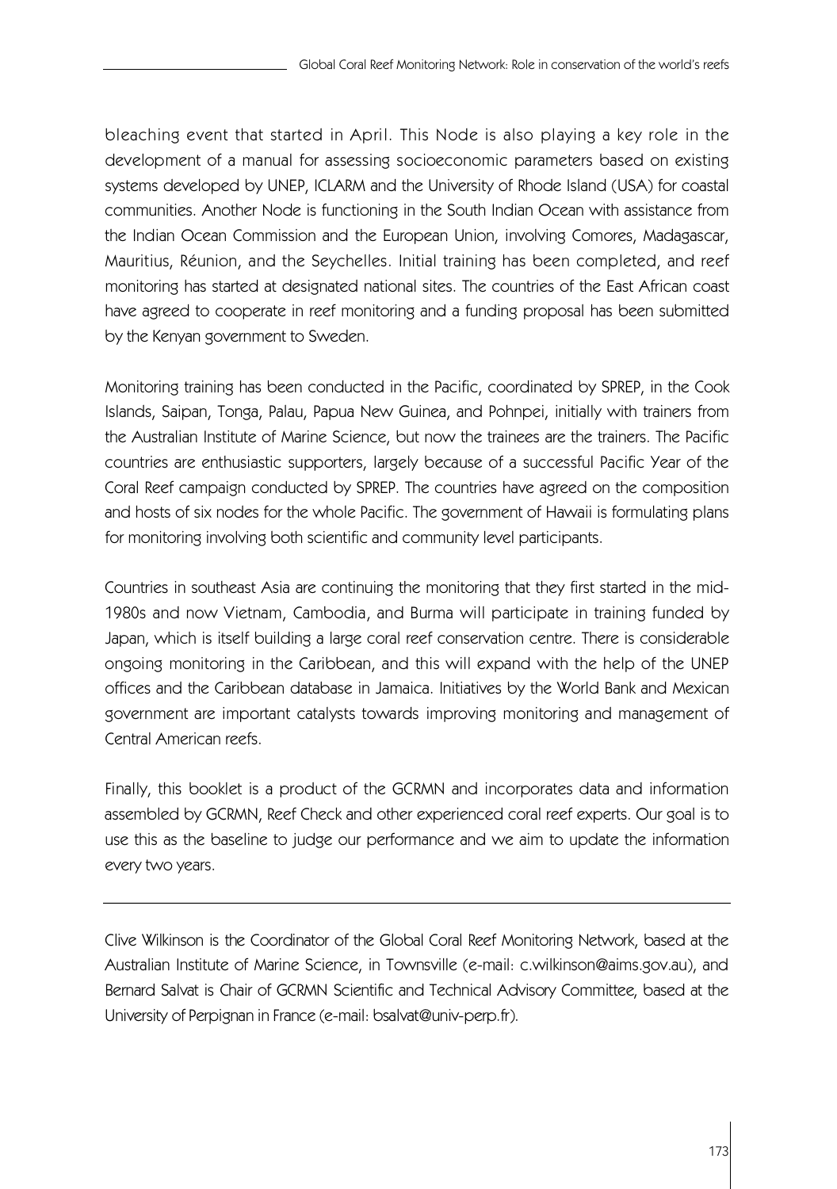bleaching event that started in April. This Node is also playing a key role in the development of a manual for assessing socioeconomic parameters based on existing systems developed by UNEP, ICLARM and the University of Rhode Island (USA) for coastal communities. Another Node is functioning in the South Indian Ocean with assistance from the Indian Ocean Commission and the European Union, involving Comores, Madagascar, Mauritius, Réunion, and the Seychelles. Initial training has been completed, and reef monitoring has started at designated national sites. The countries of the East African coast have agreed to cooperate in reef monitoring and a funding proposal has been submitted by the Kenyan government to Sweden.

Monitoring training has been conducted in the Pacific, coordinated by SPREP, in the Cook Islands, Saipan, Tonga, Palau, Papua New Guinea, and Pohnpei, initially with trainers from the Australian Institute of Marine Science, but now the trainees are the trainers. The Pacific countries are enthusiastic supporters, largely because of a successful Pacific Year of the Coral Reef campaign conducted by SPREP. The countries have agreed on the composition and hosts of six nodes for the whole Pacific. The government of Hawaii is formulating plans for monitoring involving both scientific and community level participants.

Countries in southeast Asia are continuing the monitoring that they first started in the mid-1980s and now Vietnam, Cambodia, and Burma will participate in training funded by Japan, which is itself building a large coral reef conservation centre. There is considerable ongoing monitoring in the Caribbean, and this will expand with the help of the UNEP offices and the Caribbean database in Jamaica. Initiatives by the World Bank and Mexican government are important catalysts towards improving monitoring and management of Central American reefs.

Finally, this booklet is a product of the GCRMN and incorporates data and information assembled by GCRMN, Reef Check and other experienced coral reef experts. Our goal is to use this as the baseline to judge our performance and we aim to update the information every two years.

---

Clive Wilkinson is the Coordinator of the Global Coral Reef Monitoring Network, based at the Australian Institute of Marine Science, in Townsville (e-mail: c.wilkinson@aims.gov.au), and Bernard Salvat is Chair of GCRMN Scientific and Technical Advisory Committee, based at the University of Perpignan in France (e-mail: bsalvat@univ-perp.fr).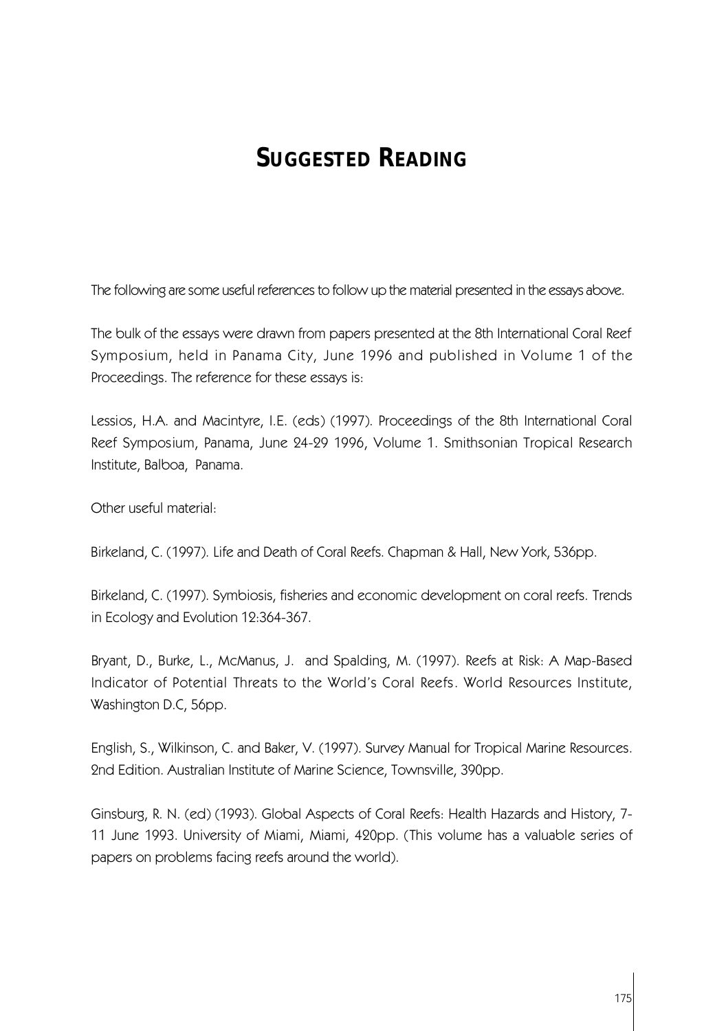# SUGGESTED READING

The following are some useful references to follow up the material presented in the essays above.

The bulk of the essays were drawn from papers presented at the 8th International Coral Reef Symposium, held in Panama City, June 1996 and published in Volume 1 of the Proceedings. The reference for these essays is:

Lessios, H.A. and Macintyre, I.E. (eds) (1997). Proceedings of the 8th International Coral Reef Symposium, Panama, June 24-29 1996, Volume 1. Smithsonian Tropical Research Institute, Balboa, Panama.

Other useful material:

Birkeland, C. (1997). Life and Death of Coral Reefs. Chapman & Hall, New York, 536pp.

Birkeland, C. (1997). Symbiosis, fisheries and economic development on coral reefs. Trends in Ecology and Evolution 12:364-367.

Bryant, D., Burke, L., McManus, J. and Spalding, M. (1997). Reefs at Risk: A Map-Based Indicator of Potential Threats to the World's Coral Reefs. World Resources Institute, Washington D.C, 56pp.

English, S., Wilkinson, C. and Baker, V. (1997). Survey Manual for Tropical Marine Resources. 2nd Edition. Australian Institute of Marine Science, Townsville, 390pp.

Ginsburg, R. N. (ed) (1993). Global Aspects of Coral Reefs: Health Hazards and History, 7-11 June 1993. University of Miami, Miami, 420pp. (This volume has a valuable series of papers on problems facing reefs around the world).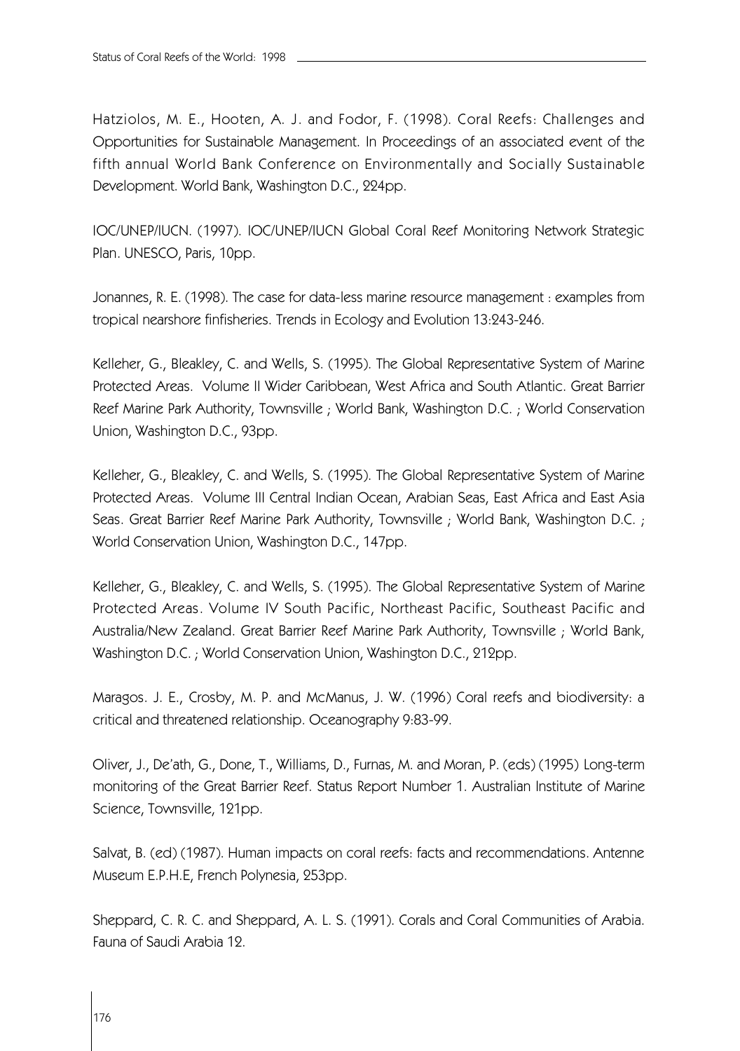Hatziolos, M. E., Hooten, A. J. and Fodor, F. (1998). Coral Reefs: Challenges and Opportunities for Sustainable Management. In Proceedings of an associated event of the fifth annual World Bank Conference on Environmentally and Socially Sustainable Development. World Bank, Washington D.C., 224pp.

IOC/UNEP/IUCN. (1997). IOC/UNEP/IUCN Global Coral Reef Monitoring Network Strategic Plan. UNESCO, Paris, 10pp.

Jonannes, R. E. (1998). The case for data-less marine resource management : examples from tropical nearshore finfisheries. Trends in Ecology and Evolution 13:243-246.

Kelleher, G., Bleakley, C. and Wells, S. (1995). The Global Representative System of Marine Protected Areas. Volume II Wider Caribbean, West Africa and South Atlantic. Great Barrier Reef Marine Park Authority, Townsville ; World Bank, Washington D.C. ; World Conservation Union, Washington D.C., 93pp.

Kelleher, G., Bleakley, C. and Wells, S. (1995). The Global Representative System of Marine Protected Areas. Volume III Central Indian Ocean, Arabian Seas, East Africa and East Asia Seas. Great Barrier Reef Marine Park Authority, Townsville ; World Bank, Washington D.C. ; World Conservation Union, Washington D.C., 147pp.

Kelleher, G., Bleakley, C. and Wells, S. (1995). The Global Representative System of Marine Protected Areas. Volume IV South Pacific, Northeast Pacific, Southeast Pacific and Australia/New Zealand. Great Barrier Reef Marine Park Authority, Townsville ; World Bank, Washington D.C. ; World Conservation Union, Washington D.C., 212pp.

Maragos. J. E., Crosby, M. P. and McManus, J. W. (1996) Coral reefs and biodiversity: a critical and threatened relationship. Oceanography 9:83-99.

Oliver, J., De'ath, G., Done, T., Williams, D., Furnas, M. and Moran, P. (eds) (1995) Long-term monitoring of the Great Barrier Reef. Status Report Number 1. Australian Institute of Marine Science, Townsville, 121pp.

Salvat, B. (ed) (1987). Human impacts on coral reefs: facts and recommendations. Antenne Museum E.P.H.E, French Polynesia, 253pp.

Sheppard, C. R. C. and Sheppard, A. L. S. (1991). Corals and Coral Communities of Arabia. Fauna of Saudi Arabia 12.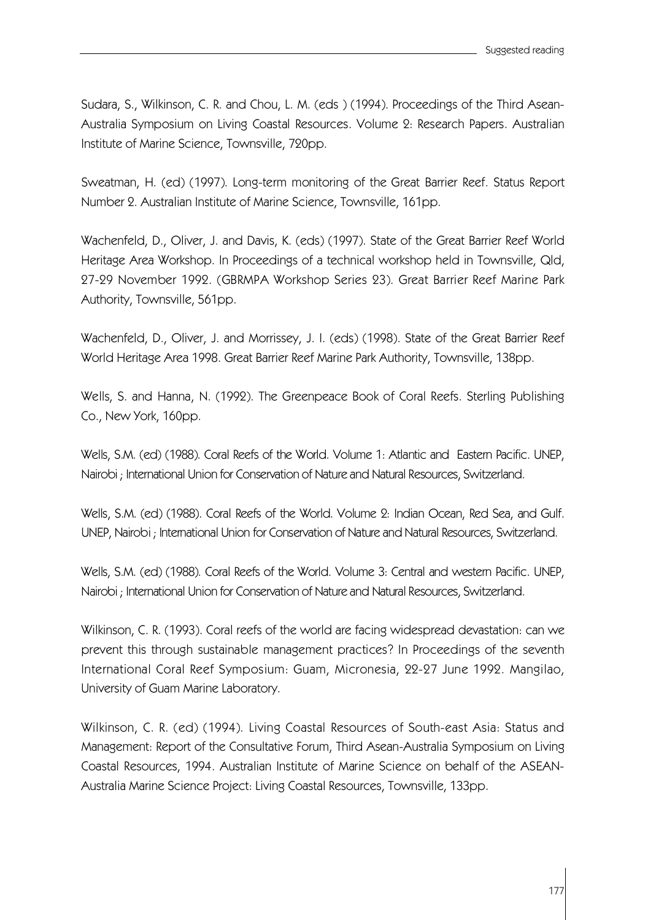Sudara, S., Wilkinson, C. R. and Chou, L. M. (eds ) (1994). Proceedings of the Third Asean-Australia Symposium on Living Coastal Resources. Volume 2: Research Papers. Australian Institute of Marine Science, Townsville, 720pp.

Sweatman, H. (ed) (1997). Long-term monitoring of the Great Barrier Reef. Status Report Number 2. Australian Institute of Marine Science, Townsville, 161pp.

Wachenfeld, D., Oliver, J. and Davis, K. (eds) (1997). State of the Great Barrier Reef World Heritage Area Workshop. In Proceedings of a technical workshop held in Townsville, Qld, 27-29 November 1992. (GBRMPA Workshop Series 23). Great Barrier Reef Marine Park Authority, Townsville, 561pp.

Wachenfeld, D., Oliver, J. and Morrissey, J. I. (eds) (1998). State of the Great Barrier Reef World Heritage Area 1998. Great Barrier Reef Marine Park Authority, Townsville, 138pp.

Wells, S. and Hanna, N. (1992). The Greenpeace Book of Coral Reefs. Sterling Publishing Co., New York, 160pp.

Wells, S.M. (ed) (1988). Coral Reefs of the World. Volume 1: Atlantic and Eastern Pacific. UNEP, Nairobi ; International Union for Conservation of Nature and Natural Resources, Switzerland.

Wells, S.M. (ed) (1988). Coral Reefs of the World. Volume 2: Indian Ocean, Red Sea, and Gulf. UNEP, Nairobi ; International Union for Conservation of Nature and Natural Resources, Switzerland.

Wells, S.M. (ed) (1988). Coral Reefs of the World. Volume 3: Central and western Pacific. UNEP, Nairobi ; International Union for Conservation of Nature and Natural Resources, Switzerland.

Wilkinson, C. R. (1993). Coral reefs of the world are facing widespread devastation: can we prevent this through sustainable management practices? In Proceedings of the seventh International Coral Reef Symposium: Guam, Micronesia, 22-27 June 1992. Mangilao, University of Guam Marine Laboratory.

Wilkinson, C. R. (ed) (1994). Living Coastal Resources of South-east Asia: Status and Management: Report of the Consultative Forum, Third Asean-Australia Symposium on Living Coastal Resources, 1994. Australian Institute of Marine Science on behalf of the ASEAN-Australia Marine Science Project: Living Coastal Resources, Townsville, 133pp.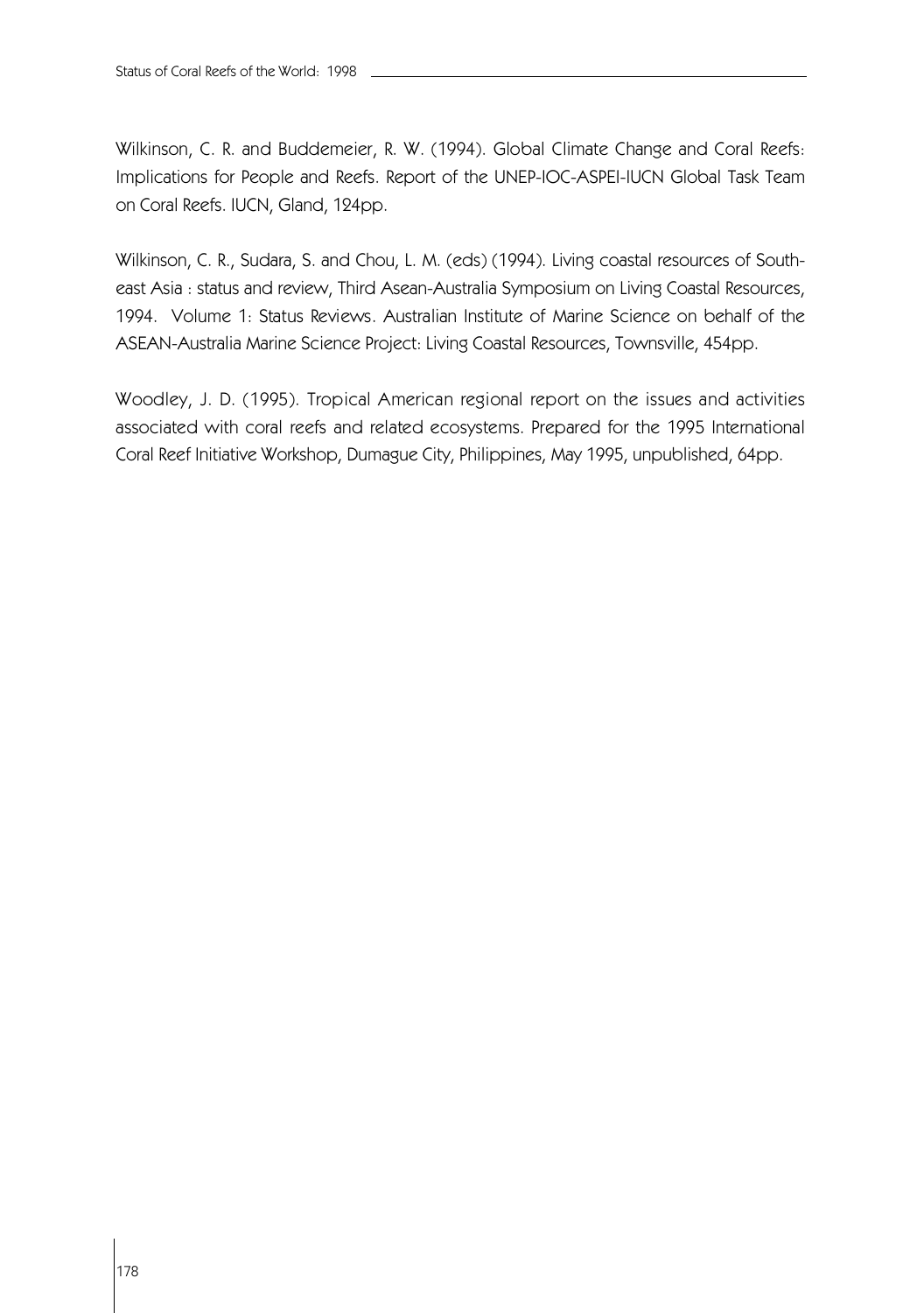Wilkinson, C. R. and Buddemeier, R. W. (1994). Global Climate Change and Coral Reefs: Implications for People and Reefs. Report of the UNEP-IOC-ASPEI-IUCN Global Task Team on Coral Reefs. IUCN, Gland, 124pp.

Wilkinson, C. R., Sudara, S. and Chou, L. M. (eds) (1994). Living coastal resources of South-east Asia : status and review, Third Asean-Australia Symposium on Living Coastal Resources, 1994. Volume 1: Status Reviews. Australian Institute of Marine Science on behalf of the ASEAN-Australia Marine Science Project: Living Coastal Resources, Townsville, 454pp.

Woodley, J. D. (1995). Tropical American regional report on the issues and activities associated with coral reefs and related ecosystems. Prepared for the 1995 International Coral Reef Initiative Workshop, Dumague City, Philippines, May 1995, unpublished, 64pp.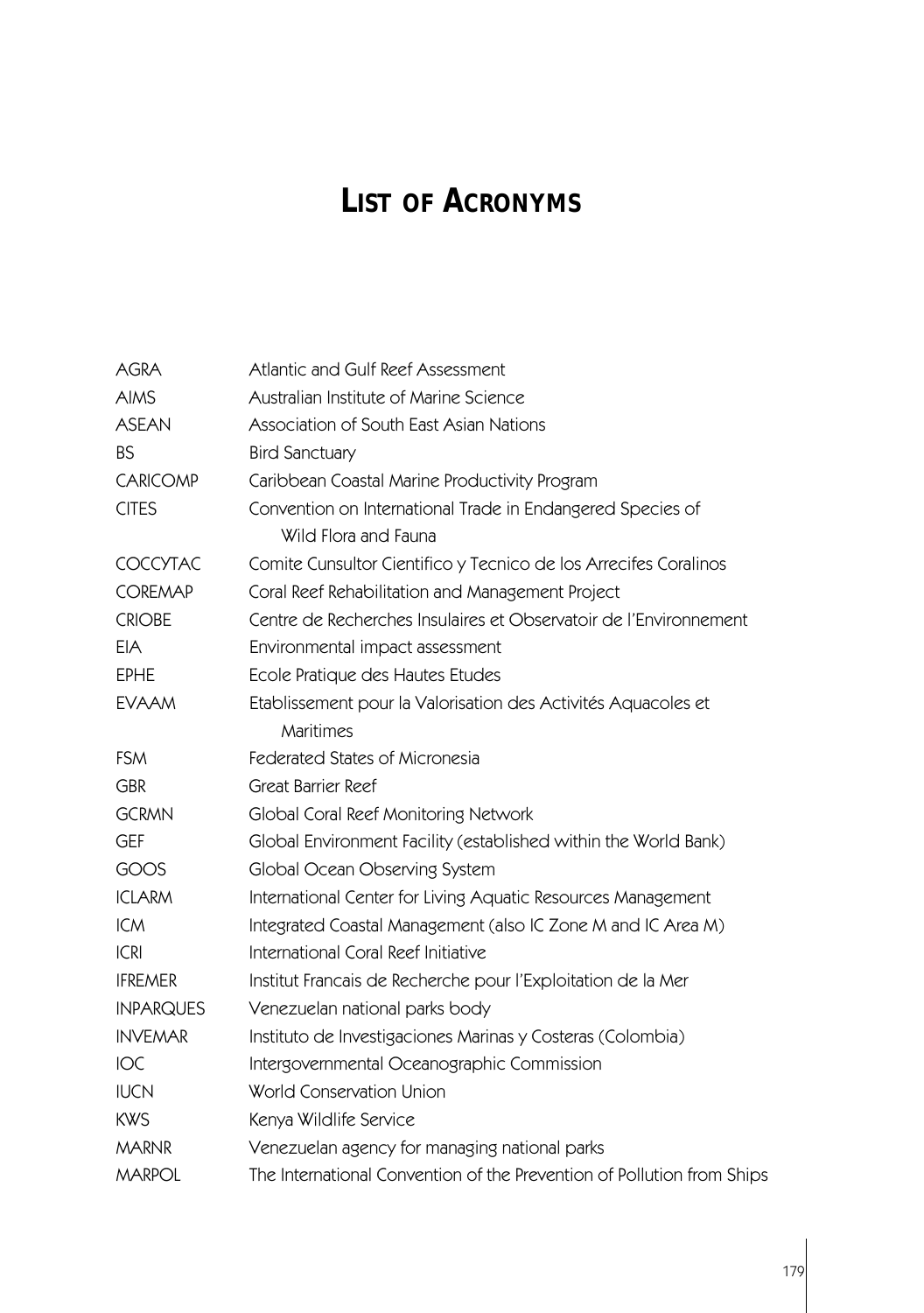# LIST OF ACRONYMS

| | |
|---|---|
| AGRA | Atlantic and Gulf Reef Assessment |
| AIMS | Australian Institute of Marine Science |
| ASEAN | Association of South East Asian Nations |
| BS | Bird Sanctuary |
| CARICOMP | Caribbean Coastal Marine Productivity Program |
| CITES | Convention on International Trade in Endangered Species of Wild Flora and Fauna |
| COCCYTAC | Comite Cunsultor Cientifico y Tecnico de los Arrecifes Coralinos |
| COREMAP | Coral Reef Rehabilitation and Management Project |
| CRIOBE | Centre de Recherches Insulaires et Observatoir de l'Environnement |
| EIA | Environmental impact assessment |
| EPHE | Ecole Pratique des Hautes Etudes |
| EVAAM | Etablissement pour la Valorisation des Activités Aquacoles et Maritimes |
| FSM | Federated States of Micronesia |
| GBR | Great Barrier Reef |
| GCRMN | Global Coral Reef Monitoring Network |
| GEF | Global Environment Facility (established within the World Bank) |
| GOOS | Global Ocean Observing System |
| ICLARM | International Center for Living Aquatic Resources Management |
| ICM | Integrated Coastal Management (also IC Zone M and IC Area M) |
| ICRI | International Coral Reef Initiative |
| IFREMER | Institut Francais de Recherche pour l'Exploitation de la Mer |
| INPARQUES | Venezuelan national parks body |
| INVEMAR | Instituto de Investigaciones Marinas y Costeras (Colombia) |
| IOC | Intergovernmental Oceanographic Commission |
| IUCN | World Conservation Union |
| KWS | Kenya Wildlife Service |
| MARNR | Venezuelan agency for managing national parks |
| MARPOL | The International Convention of the Prevention of Pollution from Ships |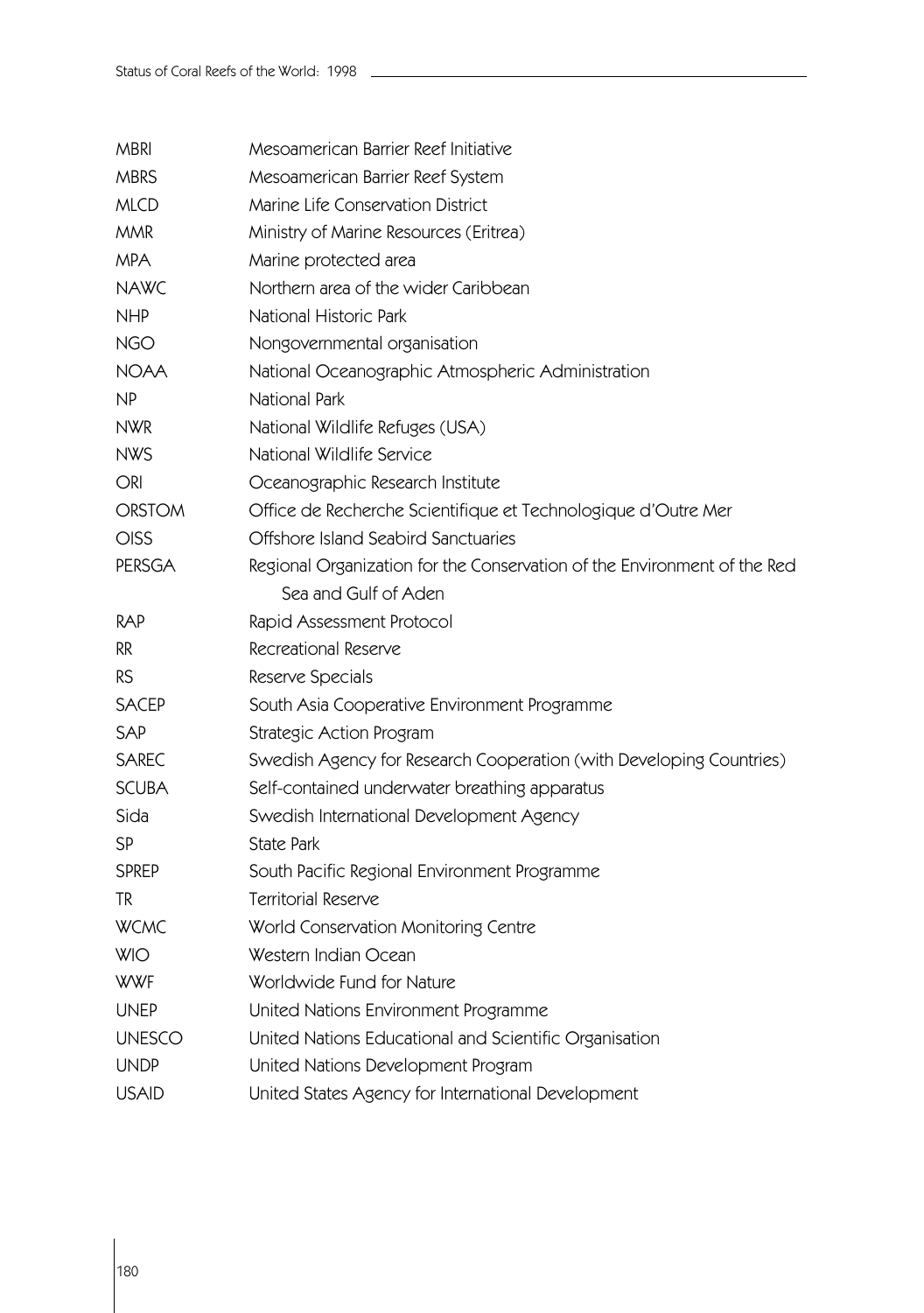| | |
|---|---|
| MBRI | Mesoamerican Barrier Reef Initiative |
| MBRS | Mesoamerican Barrier Reef System |
| MLCD | Marine Life Conservation District |
| MMR | Ministry of Marine Resources (Eritrea) |
| MPA | Marine protected area |
| NAWC | Northern area of the wider Caribbean |
| NHP | National Historic Park |
| NGO | Nongovernmental organisation |
| NOAA | National Oceanographic Atmospheric Administration |
| NP | National Park |
| NWR | National Wildlife Refuges (USA) |
| NWS | National Wildlife Service |
| ORI | Oceanographic Research Institute |
| ORSTOM | Office de Recherche Scientifique et Technologique d'Outre Mer |
| OISS | Offshore Island Seabird Sanctuaries |
| PERSGA | Regional Organization for the Conservation of the Environment of the Red Sea and Gulf of Aden |
| RAP | Rapid Assessment Protocol |
| RR | Recreational Reserve |
| RS | Reserve Specials |
| SACEP | South Asia Cooperative Environment Programme |
| SAP | Strategic Action Program |
| SAREC | Swedish Agency for Research Cooperation (with Developing Countries) |
| SCUBA | Self-contained underwater breathing apparatus |
| Sida | Swedish International Development Agency |
| SP | State Park |
| SPREP | South Pacific Regional Environment Programme |
| TR | Territorial Reserve |
| WCMC | World Conservation Monitoring Centre |
| WIO | Western Indian Ocean |
| WWF | Worldwide Fund for Nature |
| UNEP | United Nations Environment Programme |
| UNESCO | United Nations Educational and Scientific Organisation |
| UNDP | United Nations Development Program |
| USAID | United States Agency for International Development |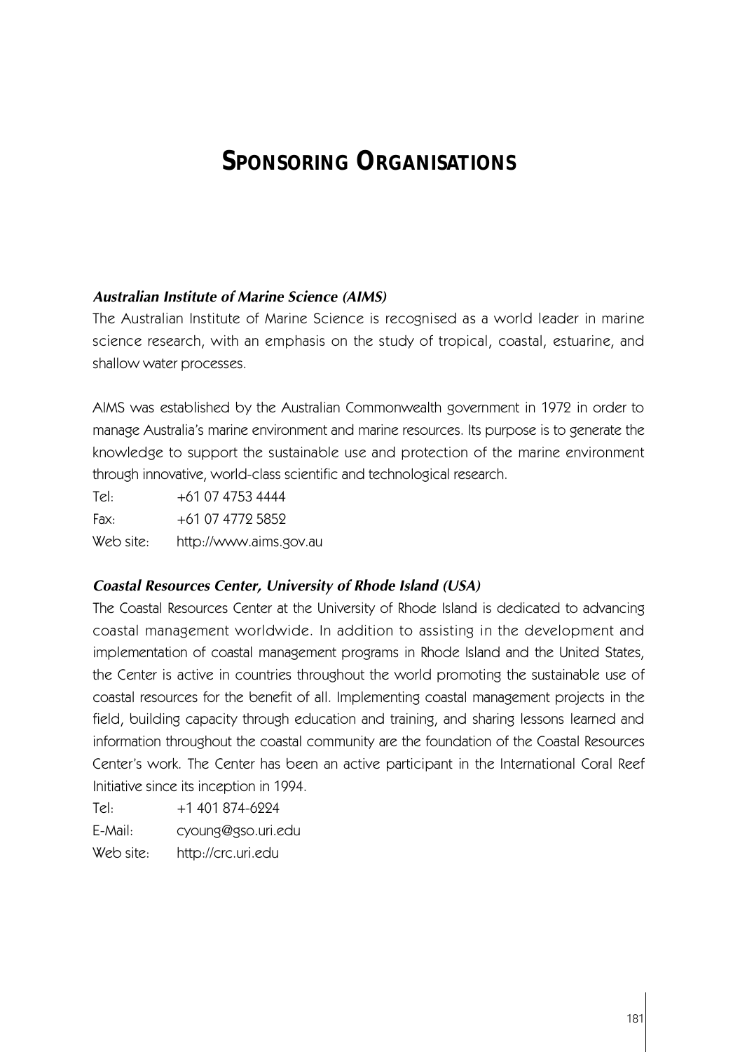# SPONSORING ORGANISATIONS

***Australian Institute of Marine Science (AIMS)***

The Australian Institute of Marine Science is recognised as a world leader in marine science research, with an emphasis on the study of tropical, coastal, estuarine, and shallow water processes.

AIMS was established by the Australian Commonwealth government in 1972 in order to manage Australia's marine environment and marine resources. Its purpose is to generate the knowledge to support the sustainable use and protection of the marine environment through innovative, world-class scientific and technological research.

Tel: +61 07 4753 4444
Fax: +61 07 4772 5852
Web site: http://www.aims.gov.au

***Coastal Resources Center, University of Rhode Island (USA)***

The Coastal Resources Center at the University of Rhode Island is dedicated to advancing coastal management worldwide. In addition to assisting in the development and implementation of coastal management programs in Rhode Island and the United States, the Center is active in countries throughout the world promoting the sustainable use of coastal resources for the benefit of all. Implementing coastal management projects in the field, building capacity through education and training, and sharing lessons learned and information throughout the coastal community are the foundation of the Coastal Resources Center's work. The Center has been an active participant in the International Coral Reef Initiative since its inception in 1994.

Tel: +1 401 874-6224
E-Mail: cyoung@gso.uri.edu
Web site: http://crc.uri.edu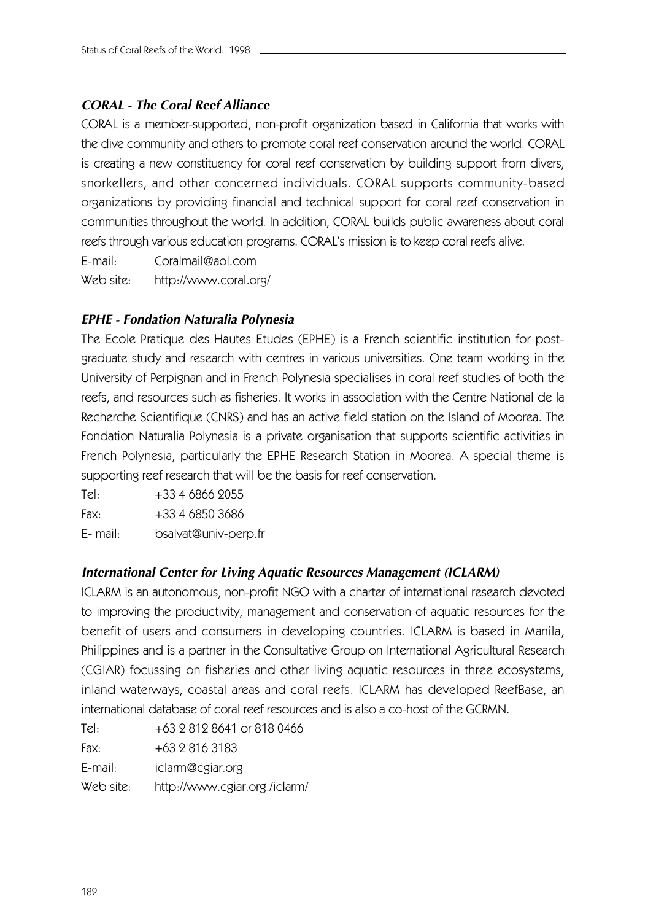### *CORAL - The Coral Reef Alliance*

CORAL is a member-supported, non-profit organization based in California that works with the dive community and others to promote coral reef conservation around the world. CORAL is creating a new constituency for coral reef conservation by building support from divers, snorkellers, and other concerned individuals. CORAL supports community-based organizations by providing financial and technical support for coral reef conservation in communities throughout the world. In addition, CORAL builds public awareness about coral reefs through various education programs. CORAL's mission is to keep coral reefs alive.

E-mail: Coralmail@aol.com
Web site: http://www.coral.org/

### *EPHE - Fondation Naturalia Polynesia*

The Ecole Pratique des Hautes Etudes (EPHE) is a French scientific institution for post-graduate study and research with centres in various universities. One team working in the University of Perpignan and in French Polynesia specialises in coral reef studies of both the reefs, and resources such as fisheries. It works in association with the Centre National de la Recherche Scientifique (CNRS) and has an active field station on the Island of Moorea. The Fondation Naturalia Polynesia is a private organisation that supports scientific activities in French Polynesia, particularly the EPHE Research Station in Moorea. A special theme is supporting reef research that will be the basis for reef conservation.

Tel: +33 4 6866 2055
Fax: +33 4 6850 3686
E- mail: bsalvat@univ-perp.fr

### *International Center for Living Aquatic Resources Management (ICLARM)*

ICLARM is an autonomous, non-profit NGO with a charter of international research devoted to improving the productivity, management and conservation of aquatic resources for the benefit of users and consumers in developing countries. ICLARM is based in Manila, Philippines and is a partner in the Consultative Group on International Agricultural Research (CGIAR) focussing on fisheries and other living aquatic resources in three ecosystems, inland waterways, coastal areas and coral reefs. ICLARM has developed ReefBase, an international database of coral reef resources and is also a co-host of the GCRMN.

Tel: +63 2 812 8641 or 818 0466
Fax: +63 2 816 3183
E-mail: iclarm@cgiar.org
Web site: http://www.cgiar.org./iclarm/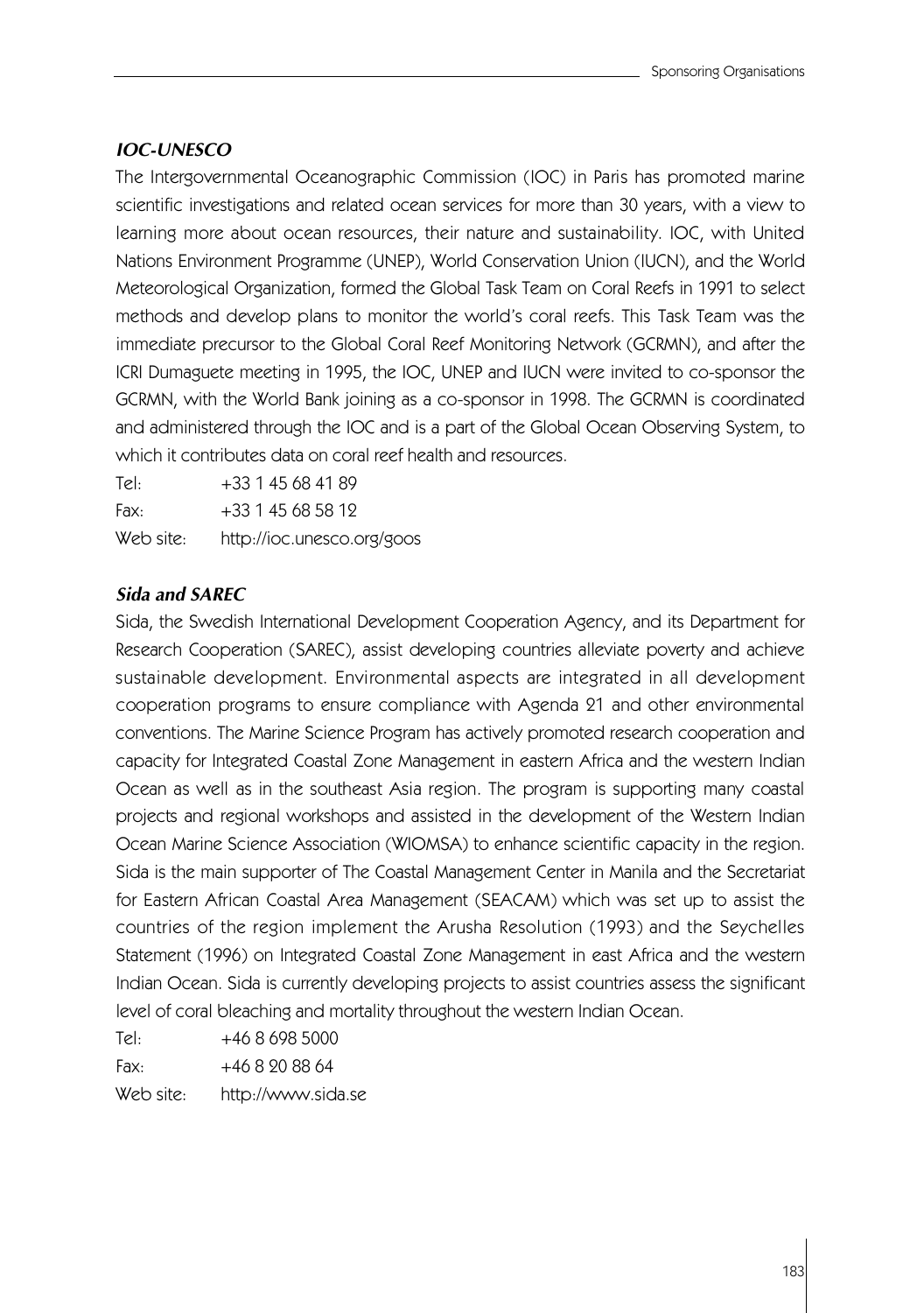### *IOC-UNESCO*

The Intergovernmental Oceanographic Commission (IOC) in Paris has promoted marine scientific investigations and related ocean services for more than 30 years, with a view to learning more about ocean resources, their nature and sustainability. IOC, with United Nations Environment Programme (UNEP), World Conservation Union (IUCN), and the World Meteorological Organization, formed the Global Task Team on Coral Reefs in 1991 to select methods and develop plans to monitor the world's coral reefs. This Task Team was the immediate precursor to the Global Coral Reef Monitoring Network (GCRMN), and after the ICRI Dumaguete meeting in 1995, the IOC, UNEP and IUCN were invited to co-sponsor the GCRMN, with the World Bank joining as a co-sponsor in 1998. The GCRMN is coordinated and administered through the IOC and is a part of the Global Ocean Observing System, to which it contributes data on coral reef health and resources.

Tel: +33 1 45 68 41 89
Fax: +33 1 45 68 58 12
Web site: http://ioc.unesco.org/goos

### *Sida and SAREC*

Sida, the Swedish International Development Cooperation Agency, and its Department for Research Cooperation (SAREC), assist developing countries alleviate poverty and achieve sustainable development. Environmental aspects are integrated in all development cooperation programs to ensure compliance with Agenda 21 and other environmental conventions. The Marine Science Program has actively promoted research cooperation and capacity for Integrated Coastal Zone Management in eastern Africa and the western Indian Ocean as well as in the southeast Asia region. The program is supporting many coastal projects and regional workshops and assisted in the development of the Western Indian Ocean Marine Science Association (WIOMSA) to enhance scientific capacity in the region. Sida is the main supporter of The Coastal Management Center in Manila and the Secretariat for Eastern African Coastal Area Management (SEACAM) which was set up to assist the countries of the region implement the Arusha Resolution (1993) and the Seychelles Statement (1996) on Integrated Coastal Zone Management in east Africa and the western Indian Ocean. Sida is currently developing projects to assist countries assess the significant level of coral bleaching and mortality throughout the western Indian Ocean.

Tel: +46 8 698 5000
Fax: +46 8 20 88 64
Web site: http://www.sida.se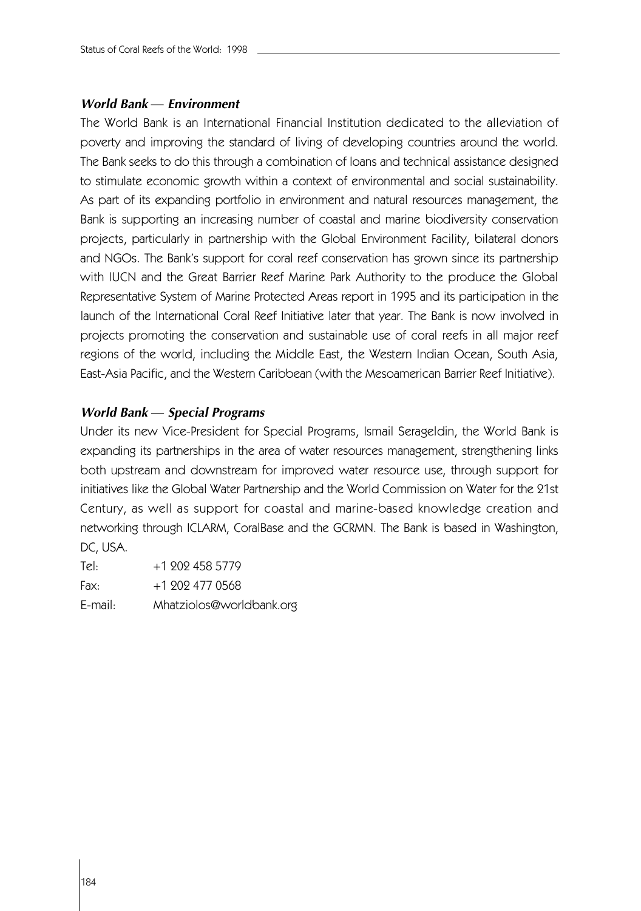***World Bank — Environment***

The World Bank is an International Financial Institution dedicated to the alleviation of poverty and improving the standard of living of developing countries around the world. The Bank seeks to do this through a combination of loans and technical assistance designed to stimulate economic growth within a context of environmental and social sustainability. As part of its expanding portfolio in environment and natural resources management, the Bank is supporting an increasing number of coastal and marine biodiversity conservation projects, particularly in partnership with the Global Environment Facility, bilateral donors and NGOs. The Bank's support for coral reef conservation has grown since its partnership with IUCN and the Great Barrier Reef Marine Park Authority to the produce the Global Representative System of Marine Protected Areas report in 1995 and its participation in the launch of the International Coral Reef Initiative later that year. The Bank is now involved in projects promoting the conservation and sustainable use of coral reefs in all major reef regions of the world, including the Middle East, the Western Indian Ocean, South Asia, East-Asia Pacific, and the Western Caribbean (with the Mesoamerican Barrier Reef Initiative).

***World Bank — Special Programs***

Under its new Vice-President for Special Programs, Ismail Serageldin, the World Bank is expanding its partnerships in the area of water resources management, strengthening links both upstream and downstream for improved water resource use, through support for initiatives like the Global Water Partnership and the World Commission on Water for the 21st Century, as well as support for coastal and marine-based knowledge creation and networking through ICLARM, CoralBase and the GCRMN. The Bank is based in Washington, DC, USA.

Tel: +1 202 458 5779

Fax: +1 202 477 0568

E-mail: Mhatziolos@worldbank.org